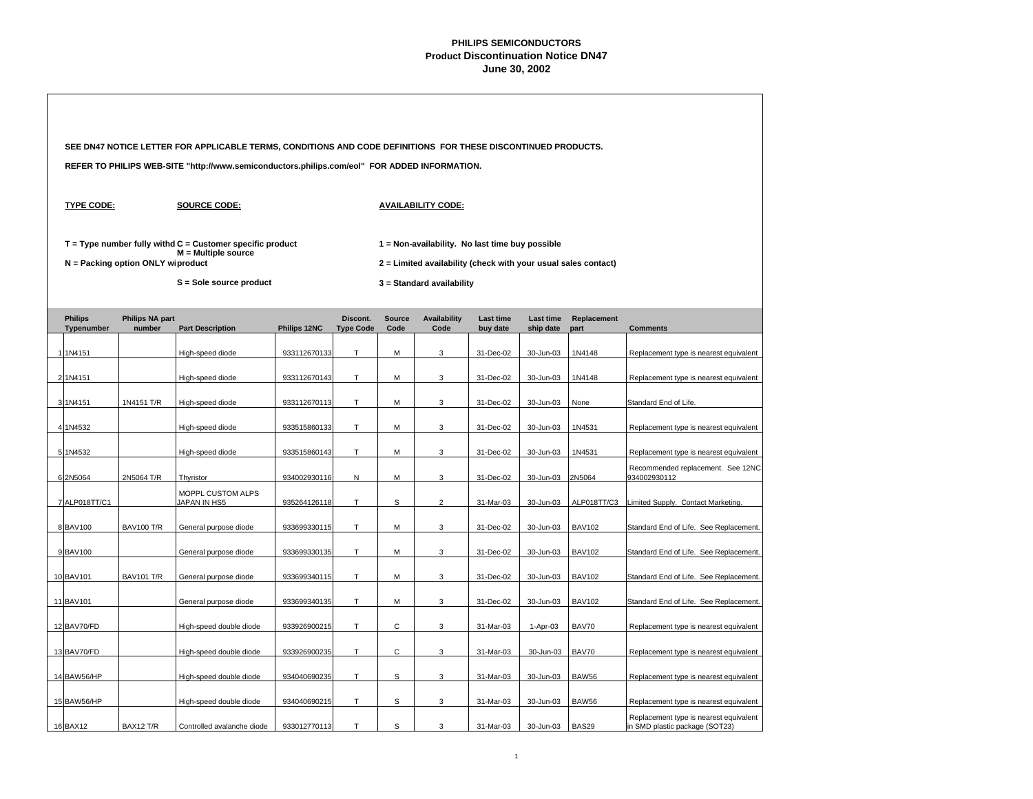# PHILIPS SEMICONDUCTORS
## Product Discontinuation Notice DN47
### June 30, 2002

**SEE DN47 NOTICE LETTER FOR APPLICABLE TERMS, CONDITIONS AND CODE DEFINITIONS FOR THESE DISCONTINUED PRODUCTS.**

**REFER TO PHILIPS WEB-SITE "http://www.semiconductors.philips.com/eol" FOR ADDED INFORMATION.**

**TYPE CODE:**

**T = Type number fully withd**

**N = Packing option ONLY wi**

**SOURCE CODE:**

**C = Customer specific product**

**M = Multiple source product**

**S = Sole source product**

**AVAILABILITY CODE:**

**1 = Non-availability. No last time buy possible**

**2 = Limited availability (check with your usual sales contact)**

**3 = Standard availability**

| | Philips Typenumber | Philips NA part number | Part Description | Philips 12NC | Discont. Type Code | Source Code | Availability Code | Last time buy date | Last time ship date | Replacement part | Comments |
|---|---|---|---|---|---|---|---|---|---|---|---|
| 1 | 1N4151 | | High-speed diode | 933112670133 | T | M | 3 | 31-Dec-02 | 30-Jun-03 | 1N4148 | Replacement type is nearest equivalent |
| 2 | 1N4151 | | High-speed diode | 933112670143 | T | M | 3 | 31-Dec-02 | 30-Jun-03 | 1N4148 | Replacement type is nearest equivalent |
| 3 | 1N4151 | 1N4151 T/R | High-speed diode | 933112670113 | T | M | 3 | 31-Dec-02 | 30-Jun-03 | None | Standard End of Life. |
| 4 | 1N4532 | | High-speed diode | 933515860133 | T | M | 3 | 31-Dec-02 | 30-Jun-03 | 1N4531 | Replacement type is nearest equivalent |
| 5 | 1N4532 | | High-speed diode | 933515860143 | T | M | 3 | 31-Dec-02 | 30-Jun-03 | 1N4531 | Replacement type is nearest equivalent |
| 6 | 2N5064 | 2N5064 T/R | Thyristor | 934002930116 | N | M | 3 | 31-Dec-02 | 30-Jun-03 | 2N5064 | Recommended replacement. See 12NC 934002930112 |
| 7 | ALP018TT/C1 | | MOPPL CUSTOM ALPS JAPAN IN HS5 | 935264126118 | T | S | 2 | 31-Mar-03 | 30-Jun-03 | ALP018TT/C3 | Limited Supply. Contact Marketing. |
| 8 | BAV100 | BAV100 T/R | General purpose diode | 933699330115 | T | M | 3 | 31-Dec-02 | 30-Jun-03 | BAV102 | Standard End of Life. See Replacement. |
| 9 | BAV100 | | General purpose diode | 933699330135 | T | M | 3 | 31-Dec-02 | 30-Jun-03 | BAV102 | Standard End of Life. See Replacement. |
| 10 | BAV101 | BAV101 T/R | General purpose diode | 933699340115 | T | M | 3 | 31-Dec-02 | 30-Jun-03 | BAV102 | Standard End of Life. See Replacement. |
| 11 | BAV101 | | General purpose diode | 933699340135 | T | M | 3 | 31-Dec-02 | 30-Jun-03 | BAV102 | Standard End of Life. See Replacement. |
| 12 | BAV70/FD | | High-speed double diode | 933926900215 | T | C | 3 | 31-Mar-03 | 1-Apr-03 | BAV70 | Replacement type is nearest equivalent |
| 13 | BAV70/FD | | High-speed double diode | 933926900235 | T | C | 3 | 31-Mar-03 | 30-Jun-03 | BAV70 | Replacement type is nearest equivalent |
| 14 | BAW56/HP | | High-speed double diode | 934040690235 | T | S | 3 | 31-Mar-03 | 30-Jun-03 | BAW56 | Replacement type is nearest equivalent |
| 15 | BAW56/HP | | High-speed double diode | 934040690215 | T | S | 3 | 31-Mar-03 | 30-Jun-03 | BAW56 | Replacement type is nearest equivalent |
| 16 | BAX12 | BAX12 T/R | Controlled avalanche diode | 933012770113 | T | S | 3 | 31-Mar-03 | 30-Jun-03 | BAS29 | Replacement type is nearest equivalent in SMD plastic package (SOT23) |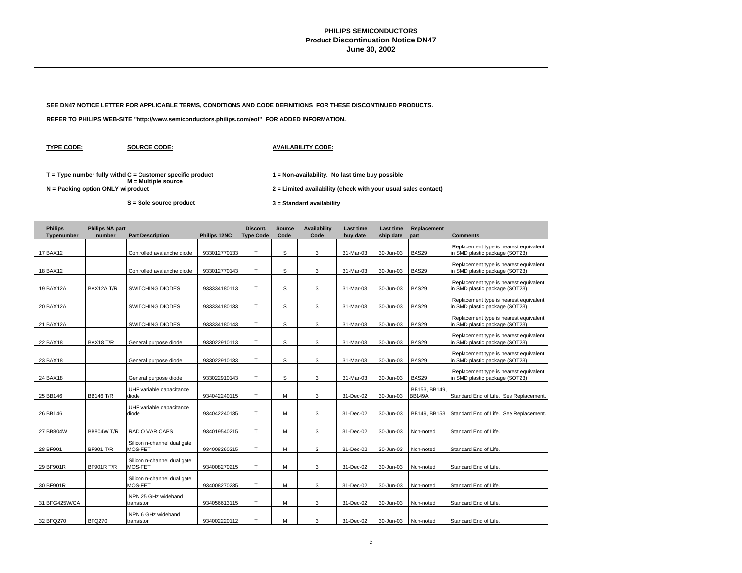**PHILIPS SEMICONDUCTORS**
**Product Discontinuation Notice DN47**
**June 30, 2002**

**SEE DN47 NOTICE LETTER FOR APPLICABLE TERMS, CONDITIONS AND CODE DEFINITIONS FOR THESE DISCONTINUED PRODUCTS.**

**REFER TO PHILIPS WEB-SITE "http://www.semiconductors.philips.com/eol" FOR ADDED INFORMATION.**

**TYPE CODE:**

**T = Type number fully withd**
**N = Packing option ONLY wi**

**SOURCE CODE:**

**C = Customer specific product**
**M = Multiple source product**
**S = Sole source product**

**AVAILABILITY CODE:**

**1 = Non-availability. No last time buy possible**
**2 = Limited availability (check with your usual sales contact)**
**3 = Standard availability**

| | Philips Typenumber | Philips NA part number | Part Description | Philips 12NC | Discont. Type Code | Source Code | Availability Code | Last time buy date | Last time ship date | Replacement part | Comments |
|---|---|---|---|---|---|---|---|---|---|---|---|
| 17 | BAX12 | | Controlled avalanche diode | 933012770133 | T | S | 3 | 31-Mar-03 | 30-Jun-03 | BAS29 | Replacement type is nearest equivalent in SMD plastic package (SOT23) |
| 18 | BAX12 | | Controlled avalanche diode | 933012770143 | T | S | 3 | 31-Mar-03 | 30-Jun-03 | BAS29 | Replacement type is nearest equivalent in SMD plastic package (SOT23) |
| 19 | BAX12A | BAX12A T/R | SWITCHING DIODES | 933334180113 | T | S | 3 | 31-Mar-03 | 30-Jun-03 | BAS29 | Replacement type is nearest equivalent in SMD plastic package (SOT23) |
| 20 | BAX12A | | SWITCHING DIODES | 933334180133 | T | S | 3 | 31-Mar-03 | 30-Jun-03 | BAS29 | Replacement type is nearest equivalent in SMD plastic package (SOT23) |
| 21 | BAX12A | | SWITCHING DIODES | 933334180143 | T | S | 3 | 31-Mar-03 | 30-Jun-03 | BAS29 | Replacement type is nearest equivalent in SMD plastic package (SOT23) |
| 22 | BAX18 | BAX18 T/R | General purpose diode | 933022910113 | T | S | 3 | 31-Mar-03 | 30-Jun-03 | BAS29 | Replacement type is nearest equivalent in SMD plastic package (SOT23) |
| 23 | BAX18 | | General purpose diode | 933022910133 | T | S | 3 | 31-Mar-03 | 30-Jun-03 | BAS29 | Replacement type is nearest equivalent in SMD plastic package (SOT23) |
| 24 | BAX18 | | General purpose diode | 933022910143 | T | S | 3 | 31-Mar-03 | 30-Jun-03 | BAS29 | Replacement type is nearest equivalent in SMD plastic package (SOT23) |
| 25 | BB146 | BB146 T/R | UHF variable capacitance diode | 934042240115 | T | M | 3 | 31-Dec-02 | 30-Jun-03 | BB153, BB149, BB149A | Standard End of Life. See Replacement. |
| 26 | BB146 | | UHF variable capacitance diode | 934042240135 | T | M | 3 | 31-Dec-02 | 30-Jun-03 | BB149, BB153 | Standard End of Life. See Replacement. |
| 27 | BB804W | BB804W T/R | RADIO VARICAPS | 934019540215 | T | M | 3 | 31-Dec-02 | 30-Jun-03 | Non-noted | Standard End of Life. |
| 28 | BF901 | BF901 T/R | Silicon n-channel dual gate MOS-FET | 934008260215 | T | M | 3 | 31-Dec-02 | 30-Jun-03 | Non-noted | Standard End of Life. |
| 29 | BF901R | BF901R T/R | Silicon n-channel dual gate MOS-FET | 934008270215 | T | M | 3 | 31-Dec-02 | 30-Jun-03 | Non-noted | Standard End of Life. |
| 30 | BF901R | | Silicon n-channel dual gate MOS-FET | 934008270235 | T | M | 3 | 31-Dec-02 | 30-Jun-03 | Non-noted | Standard End of Life. |
| 31 | BFG425W/CA | | NPN 25 GHz wideband transistor | 934056613115 | T | M | 3 | 31-Dec-02 | 30-Jun-03 | Non-noted | Standard End of Life. |
| 32 | BFQ270 | BFQ270 | NPN 6 GHz wideband transistor | 934002220112 | T | M | 3 | 31-Dec-02 | 30-Jun-03 | Non-noted | Standard End of Life. |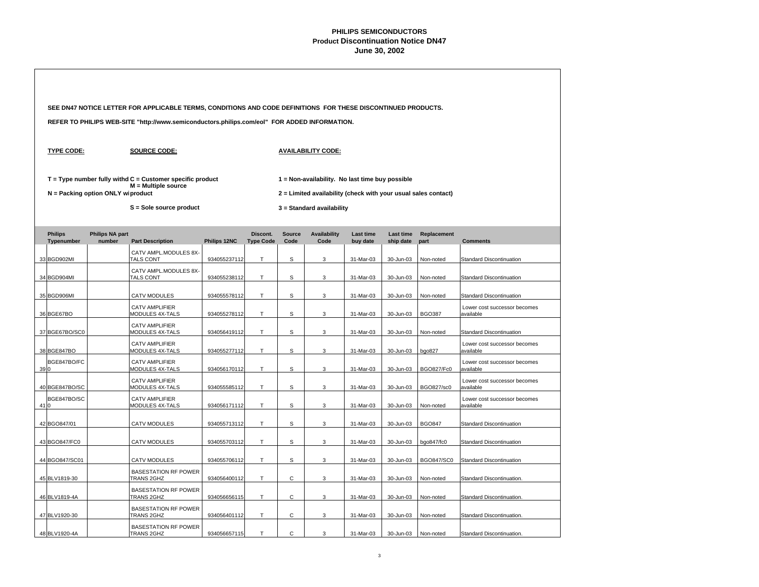# PHILIPS SEMICONDUCTORS
## Product Discontinuation Notice DN47
### June 30, 2002

**SEE DN47 NOTICE LETTER FOR APPLICABLE TERMS, CONDITIONS AND CODE DEFINITIONS FOR THESE DISCONTINUED PRODUCTS.**

**REFER TO PHILIPS WEB-SITE "http://www.semiconductors.philips.com/eol" FOR ADDED INFORMATION.**

**TYPE CODE:**

**T = Type number fully withd**

**N = Packing option ONLY wi**

**SOURCE CODE:**

**C = Customer specific product**

**M = Multiple source product**

**S = Sole source product**

**AVAILABILITY CODE:**

**1 = Non-availability. No last time buy possible**

**2 = Limited availability (check with your usual sales contact)**

**3 = Standard availability**

| | Philips Typenumber | Philips NA part number | Part Description | Philips 12NC | Discont. Type Code | Source Code | Availability Code | Last time buy date | Last time ship date | Replacement part | Comments |
|---|---|---|---|---|---|---|---|---|---|---|---|
| 33 | BGD902MI | | CATV AMPL.MODULES 8X-TALS CONT | 934055237112 | T | S | 3 | 31-Mar-03 | 30-Jun-03 | Non-noted | Standard Discontinuation |
| 34 | BGD904MI | | CATV AMPL.MODULES 8X-TALS CONT | 934055238112 | T | S | 3 | 31-Mar-03 | 30-Jun-03 | Non-noted | Standard Discontinuation |
| 35 | BGD906MI | | CATV MODULES | 934055578112 | T | S | 3 | 31-Mar-03 | 30-Jun-03 | Non-noted | Standard Discontinuation |
| 36 | BGE67BO | | CATV AMPLIFIER MODULES 4X-TALS | 934055278112 | T | S | 3 | 31-Mar-03 | 30-Jun-03 | BGO387 | Lower cost successor becomes available |
| 37 | BGE67BO/SC0 | | CATV AMPLIFIER MODULES 4X-TALS | 934056419112 | T | S | 3 | 31-Mar-03 | 30-Jun-03 | Non-noted | Standard Discontinuation |
| 38 | BGE847BO | | CATV AMPLIFIER MODULES 4X-TALS | 934055277112 | T | S | 3 | 31-Mar-03 | 30-Jun-03 | bgo827 | Lower cost successor becomes available |
| 39 | BGE847BO/FC0 | | CATV AMPLIFIER MODULES 4X-TALS | 934056170112 | T | S | 3 | 31-Mar-03 | 30-Jun-03 | BGO827/Fc0 | Lower cost successor becomes available |
| 40 | BGE847BO/SC | | CATV AMPLIFIER MODULES 4X-TALS | 934055585112 | T | S | 3 | 31-Mar-03 | 30-Jun-03 | BGO827/sc0 | Lower cost successor becomes available |
| 41 | BGE847BO/SC0 | | CATV AMPLIFIER MODULES 4X-TALS | 934056171112 | T | S | 3 | 31-Mar-03 | 30-Jun-03 | Non-noted | Lower cost successor becomes available |
| 42 | BGO847/01 | | CATV MODULES | 934055713112 | T | S | 3 | 31-Mar-03 | 30-Jun-03 | BGO847 | Standard Discontinuation |
| 43 | BGO847/FC0 | | CATV MODULES | 934055703112 | T | S | 3 | 31-Mar-03 | 30-Jun-03 | bgo847/fc0 | Standard Discontinuation |
| 44 | BGO847/SC01 | | CATV MODULES | 934055706112 | T | S | 3 | 31-Mar-03 | 30-Jun-03 | BGO847/SC0 | Standard Discontinuation |
| 45 | BLV1819-30 | | BASESTATION RF POWER TRANS 2GHZ | 934056400112 | T | C | 3 | 31-Mar-03 | 30-Jun-03 | Non-noted | Standard Discontinuation. |
| 46 | BLV1819-4A | | BASESTATION RF POWER TRANS 2GHZ | 934056656115 | T | C | 3 | 31-Mar-03 | 30-Jun-03 | Non-noted | Standard Discontinuation. |
| 47 | BLV1920-30 | | BASESTATION RF POWER TRANS 2GHZ | 934056401112 | T | C | 3 | 31-Mar-03 | 30-Jun-03 | Non-noted | Standard Discontinuation. |
| 48 | BLV1920-4A | | BASESTATION RF POWER TRANS 2GHZ | 934056657115 | T | C | 3 | 31-Mar-03 | 30-Jun-03 | Non-noted | Standard Discontinuation. |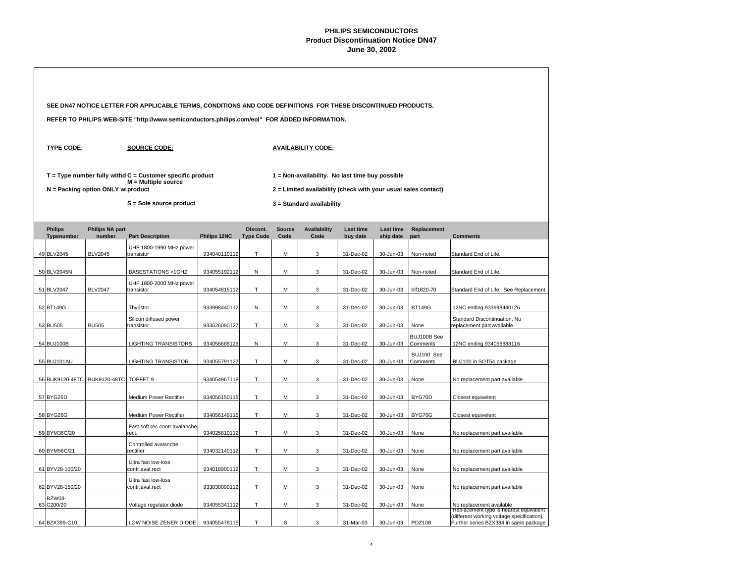**PHILIPS SEMICONDUCTORS**
**Product Discontinuation Notice DN47**
**June 30, 2002**

**SEE DN47 NOTICE LETTER FOR APPLICABLE TERMS, CONDITIONS AND CODE DEFINITIONS FOR THESE DISCONTINUED PRODUCTS.**

**REFER TO PHILIPS WEB-SITE "http://www.semiconductors.philips.com/eol" FOR ADDED INFORMATION.**

**TYPE CODE:**

**T = Type number fully withd**
**N = Packing option ONLY wi**

**SOURCE CODE:**

**C = Customer specific product**
**M = Multiple source product**
**S = Sole source product**

**AVAILABILITY CODE:**

**1 = Non-availability. No last time buy possible**
**2 = Limited availability (check with your usual sales contact)**
**3 = Standard availability**

| | Philips Typenumber | Philips NA part number | Part Description | Philips 12NC | Discont. Type Code | Source Code | Availability Code | Last time buy date | Last time ship date | Replacement part | Comments |
|---|---|---|---|---|---|---|---|---|---|---|---|
| 49 | BLV2045 | BLV2045 | UHF 1800-1990 MHz power transistor | 934040110112 | T | M | 3 | 31-Dec-02 | 30-Jun-03 | Non-noted | Standard End of Life. |
| 50 | BLV2045N | | BASESTATIONS >1GHZ | 934055192112 | N | M | 3 | 31-Dec-02 | 30-Jun-03 | Non-noted | Standard End of Life. |
| 51 | BLV2047 | BLV2047 | UHF 1800-2000 MHz power transistor | 934054815112 | T | M | 3 | 31-Dec-02 | 30-Jun-03 | blf1820-70 | Standard End of Life. See Replacement. |
| 52 | BT149G | | Thyristor | 933998440112 | N | M | 3 | 31-Dec-02 | 30-Jun-03 | BT149G | 12NC ending 933998440126 |
| 53 | BU505 | BU505 | Silicon diffused power transistor | 933626090127 | T | M | 3 | 31-Dec-02 | 30-Jun-03 | None | Standard Discontinuation. No replacement part available |
| 54 | BUJ100B | | LIGHTING TRANSISTORS | 934056688126 | N | M | 3 | 31-Dec-02 | 30-Jun-03 | BUJ100B See Comments | 12NC ending 934056688116 |
| 55 | BUJ101AU | | LIGHTING TRANSISTOR | 934055791127 | T | M | 3 | 31-Dec-02 | 30-Jun-03 | BUJ100 See Comments | BUJ100 in SOT54 package |
| 56 | BUK9120-48TC | BUK9120-48TC | TOPFET 9 | 934054967118 | T | M | 3 | 31-Dec-02 | 30-Jun-03 | None | No replacement part available |
| 57 | BYG26D | | Medium Power Rectifier | 934056150115 | T | M | 3 | 31-Dec-02 | 30-Jun-03 | BYG70D | Closest equivelent |
| 58 | BYG26G | | Medium Power Rectifier | 934056149115 | T | M | 3 | 31-Dec-02 | 30-Jun-03 | BYG70G | Closest equivelent |
| 59 | BYM36C/20 | | Fast soft rec.contr.avalanche rect. | 934025810112 | T | M | 3 | 31-Dec-02 | 30-Jun-03 | None | No replacement part available |
| 60 | BYM56C/21 | | Controlled avalanche rectifier | 934032140112 | T | M | 3 | 31-Dec-02 | 30-Jun-03 | None | No replacement part available |
| 61 | BYV28-100/20 | | Ultra fast low-loss contr.aval.rect | 934018900112 | T | M | 3 | 31-Dec-02 | 30-Jun-03 | None | No replacement part available |
| 62 | BYV28-150/20 | | Ultra fast low-loss contr.aval.rect | 933830090112 | T | M | 3 | 31-Dec-02 | 30-Jun-03 | None | No replacement part available |
| 63 | BZW03-C200/20 | | Voltage regulator diode | 934055341112 | T | M | 3 | 31-Dec-02 | 30-Jun-03 | None | No replacement available |
| 64 | BZX399-C10 | | LOW NOISE ZENER DIODE | 934055478115 | T | S | 3 | 31-Mar-03 | 30-Jun-03 | PDZ10B | Replacement type is nearest equivalent (different working voltage specification). Further series BZX384 in same package |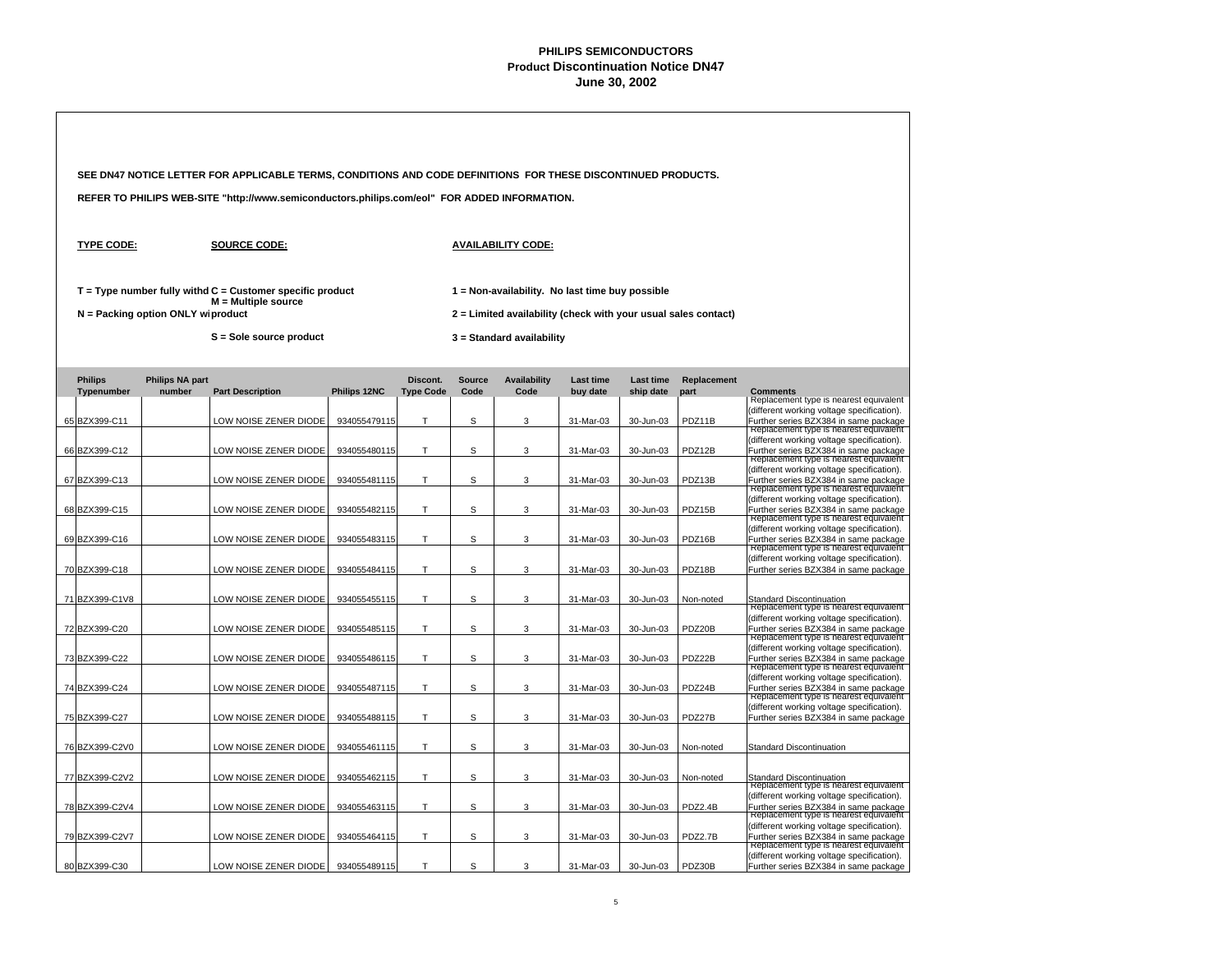# PHILIPS SEMICONDUCTORS
## Product Discontinuation Notice DN47
### June 30, 2002

**SEE DN47 NOTICE LETTER FOR APPLICABLE TERMS, CONDITIONS AND CODE DEFINITIONS FOR THESE DISCONTINUED PRODUCTS.**

**REFER TO PHILIPS WEB-SITE "http://www.semiconductors.philips.com/eol" FOR ADDED INFORMATION.**

**TYPE CODE:**

**T = Type number fully withd**

**N = Packing option ONLY wi**

**SOURCE CODE:**

**C = Customer specific product**

**M = Multiple source product**

**S = Sole source product**

**AVAILABILITY CODE:**

**1 = Non-availability. No last time buy possible**

**2 = Limited availability (check with your usual sales contact)**

**3 = Standard availability**

| | Philips Typenumber | Philips NA part number | Part Description | Philips 12NC | Discont. Type Code | Source Code | Availability Code | Last time buy date | Last time ship date | Replacement part | Comments |
|---|---|---|---|---|---|---|---|---|---|---|---|
| 65 | BZX399-C11 | | LOW NOISE ZENER DIODE | 934055479115 | T | S | 3 | 31-Mar-03 | 30-Jun-03 | PDZ11B | Replacement type is nearest equivalent (different working voltage specification). Further series BZX384 in same package |
| 66 | BZX399-C12 | | LOW NOISE ZENER DIODE | 934055480115 | T | S | 3 | 31-Mar-03 | 30-Jun-03 | PDZ12B | Replacement type is nearest equivalent (different working voltage specification). Further series BZX384 in same package |
| 67 | BZX399-C13 | | LOW NOISE ZENER DIODE | 934055481115 | T | S | 3 | 31-Mar-03 | 30-Jun-03 | PDZ13B | Replacement type is nearest equivalent (different working voltage specification). Further series BZX384 in same package |
| 68 | BZX399-C15 | | LOW NOISE ZENER DIODE | 934055482115 | T | S | 3 | 31-Mar-03 | 30-Jun-03 | PDZ15B | Replacement type is nearest equivalent (different working voltage specification). Further series BZX384 in same package |
| 69 | BZX399-C16 | | LOW NOISE ZENER DIODE | 934055483115 | T | S | 3 | 31-Mar-03 | 30-Jun-03 | PDZ16B | Replacement type is nearest equivalent (different working voltage specification). Further series BZX384 in same package |
| 70 | BZX399-C18 | | LOW NOISE ZENER DIODE | 934055484115 | T | S | 3 | 31-Mar-03 | 30-Jun-03 | PDZ18B | Replacement type is nearest equivalent (different working voltage specification). Further series BZX384 in same package |
| 71 | BZX399-C1V8 | | LOW NOISE ZENER DIODE | 934055455115 | T | S | 3 | 31-Mar-03 | 30-Jun-03 | Non-noted | Standard Discontinuation |
| 72 | BZX399-C20 | | LOW NOISE ZENER DIODE | 934055485115 | T | S | 3 | 31-Mar-03 | 30-Jun-03 | PDZ20B | Replacement type is nearest equivalent (different working voltage specification). Further series BZX384 in same package |
| 73 | BZX399-C22 | | LOW NOISE ZENER DIODE | 934055486115 | T | S | 3 | 31-Mar-03 | 30-Jun-03 | PDZ22B | Replacement type is nearest equivalent (different working voltage specification). Further series BZX384 in same package |
| 74 | BZX399-C24 | | LOW NOISE ZENER DIODE | 934055487115 | T | S | 3 | 31-Mar-03 | 30-Jun-03 | PDZ24B | Replacement type is nearest equivalent (different working voltage specification). Further series BZX384 in same package |
| 75 | BZX399-C27 | | LOW NOISE ZENER DIODE | 934055488115 | T | S | 3 | 31-Mar-03 | 30-Jun-03 | PDZ27B | Replacement type is nearest equivalent (different working voltage specification). Further series BZX384 in same package |
| 76 | BZX399-C2V0 | | LOW NOISE ZENER DIODE | 934055461115 | T | S | 3 | 31-Mar-03 | 30-Jun-03 | Non-noted | Standard Discontinuation |
| 77 | BZX399-C2V2 | | LOW NOISE ZENER DIODE | 934055462115 | T | S | 3 | 31-Mar-03 | 30-Jun-03 | Non-noted | Standard Discontinuation |
| 78 | BZX399-C2V4 | | LOW NOISE ZENER DIODE | 934055463115 | T | S | 3 | 31-Mar-03 | 30-Jun-03 | PDZ2.4B | Replacement type is nearest equivalent (different working voltage specification). Further series BZX384 in same package |
| 79 | BZX399-C2V7 | | LOW NOISE ZENER DIODE | 934055464115 | T | S | 3 | 31-Mar-03 | 30-Jun-03 | PDZ2.7B | Replacement type is nearest equivalent (different working voltage specification). Further series BZX384 in same package |
| 80 | BZX399-C30 | | LOW NOISE ZENER DIODE | 934055489115 | T | S | 3 | 31-Mar-03 | 30-Jun-03 | PDZ30B | Replacement type is nearest equivalent (different working voltage specification). Further series BZX384 in same package |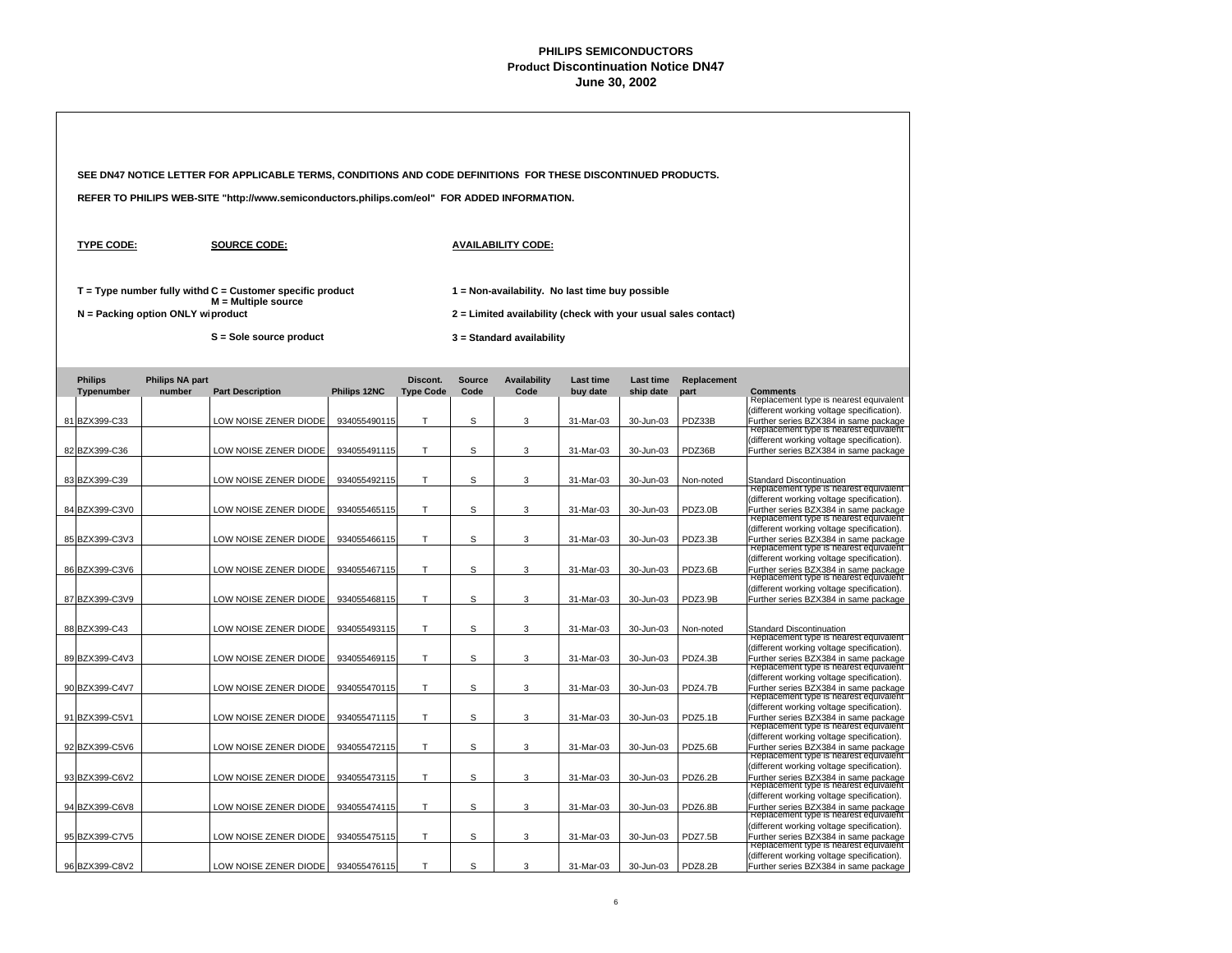**PHILIPS SEMICONDUCTORS**
**Product Discontinuation Notice DN47**
**June 30, 2002**

**SEE DN47 NOTICE LETTER FOR APPLICABLE TERMS, CONDITIONS AND CODE DEFINITIONS FOR THESE DISCONTINUED PRODUCTS.**

**REFER TO PHILIPS WEB-SITE "http://www.semiconductors.philips.com/eol" FOR ADDED INFORMATION.**

**TYPE CODE:**

**T = Type number fully withd**

**N = Packing option ONLY wi**

**SOURCE CODE:**

**C = Customer specific product**

**M = Multiple source product**

**S = Sole source product**

**AVAILABILITY CODE:**

**1 = Non-availability. No last time buy possible**

**2 = Limited availability (check with your usual sales contact)**

**3 = Standard availability**

| | Philips Typenumber | Philips NA part number | Part Description | Philips 12NC | Discont. Type Code | Source Code | Availability Code | Last time buy date | Last time ship date | Replacement part | Comments |
|---|---|---|---|---|---|---|---|---|---|---|---|
| 81 | BZX399-C33 | | LOW NOISE ZENER DIODE | 934055490115 | T | S | 3 | 31-Mar-03 | 30-Jun-03 | PDZ33B | Replacement type is nearest equivalent (different working voltage specification). Further series BZX384 in same package |
| 82 | BZX399-C36 | | LOW NOISE ZENER DIODE | 934055491115 | T | S | 3 | 31-Mar-03 | 30-Jun-03 | PDZ36B | Replacement type is nearest equivalent (different working voltage specification). Further series BZX384 in same package |
| 83 | BZX399-C39 | | LOW NOISE ZENER DIODE | 934055492115 | T | S | 3 | 31-Mar-03 | 30-Jun-03 | Non-noted | Standard Discontinuation |
| 84 | BZX399-C3V0 | | LOW NOISE ZENER DIODE | 934055465115 | T | S | 3 | 31-Mar-03 | 30-Jun-03 | PDZ3.0B | Replacement type is nearest equivalent (different working voltage specification). Further series BZX384 in same package |
| 85 | BZX399-C3V3 | | LOW NOISE ZENER DIODE | 934055466115 | T | S | 3 | 31-Mar-03 | 30-Jun-03 | PDZ3.3B | Replacement type is nearest equivalent (different working voltage specification). Further series BZX384 in same package |
| 86 | BZX399-C3V6 | | LOW NOISE ZENER DIODE | 934055467115 | T | S | 3 | 31-Mar-03 | 30-Jun-03 | PDZ3.6B | Replacement type is nearest equivalent (different working voltage specification). Further series BZX384 in same package |
| 87 | BZX399-C3V9 | | LOW NOISE ZENER DIODE | 934055468115 | T | S | 3 | 31-Mar-03 | 30-Jun-03 | PDZ3.9B | Replacement type is nearest equivalent (different working voltage specification). Further series BZX384 in same package |
| 88 | BZX399-C43 | | LOW NOISE ZENER DIODE | 934055493115 | T | S | 3 | 31-Mar-03 | 30-Jun-03 | Non-noted | Standard Discontinuation |
| 89 | BZX399-C4V3 | | LOW NOISE ZENER DIODE | 934055469115 | T | S | 3 | 31-Mar-03 | 30-Jun-03 | PDZ4.3B | Replacement type is nearest equivalent (different working voltage specification). Further series BZX384 in same package |
| 90 | BZX399-C4V7 | | LOW NOISE ZENER DIODE | 934055470115 | T | S | 3 | 31-Mar-03 | 30-Jun-03 | PDZ4.7B | Replacement type is nearest equivalent (different working voltage specification). Further series BZX384 in same package |
| 91 | BZX399-C5V1 | | LOW NOISE ZENER DIODE | 934055471115 | T | S | 3 | 31-Mar-03 | 30-Jun-03 | PDZ5.1B | Replacement type is nearest equivalent (different working voltage specification). Further series BZX384 in same package |
| 92 | BZX399-C5V6 | | LOW NOISE ZENER DIODE | 934055472115 | T | S | 3 | 31-Mar-03 | 30-Jun-03 | PDZ5.6B | Replacement type is nearest equivalent (different working voltage specification). Further series BZX384 in same package |
| 93 | BZX399-C6V2 | | LOW NOISE ZENER DIODE | 934055473115 | T | S | 3 | 31-Mar-03 | 30-Jun-03 | PDZ6.2B | Replacement type is nearest equivalent (different working voltage specification). Further series BZX384 in same package |
| 94 | BZX399-C6V8 | | LOW NOISE ZENER DIODE | 934055474115 | T | S | 3 | 31-Mar-03 | 30-Jun-03 | PDZ6.8B | Replacement type is nearest equivalent (different working voltage specification). Further series BZX384 in same package |
| 95 | BZX399-C7V5 | | LOW NOISE ZENER DIODE | 934055475115 | T | S | 3 | 31-Mar-03 | 30-Jun-03 | PDZ7.5B | Replacement type is nearest equivalent (different working voltage specification). Further series BZX384 in same package |
| 96 | BZX399-C8V2 | | LOW NOISE ZENER DIODE | 934055476115 | T | S | 3 | 31-Mar-03 | 30-Jun-03 | PDZ8.2B | Replacement type is nearest equivalent (different working voltage specification). Further series BZX384 in same package |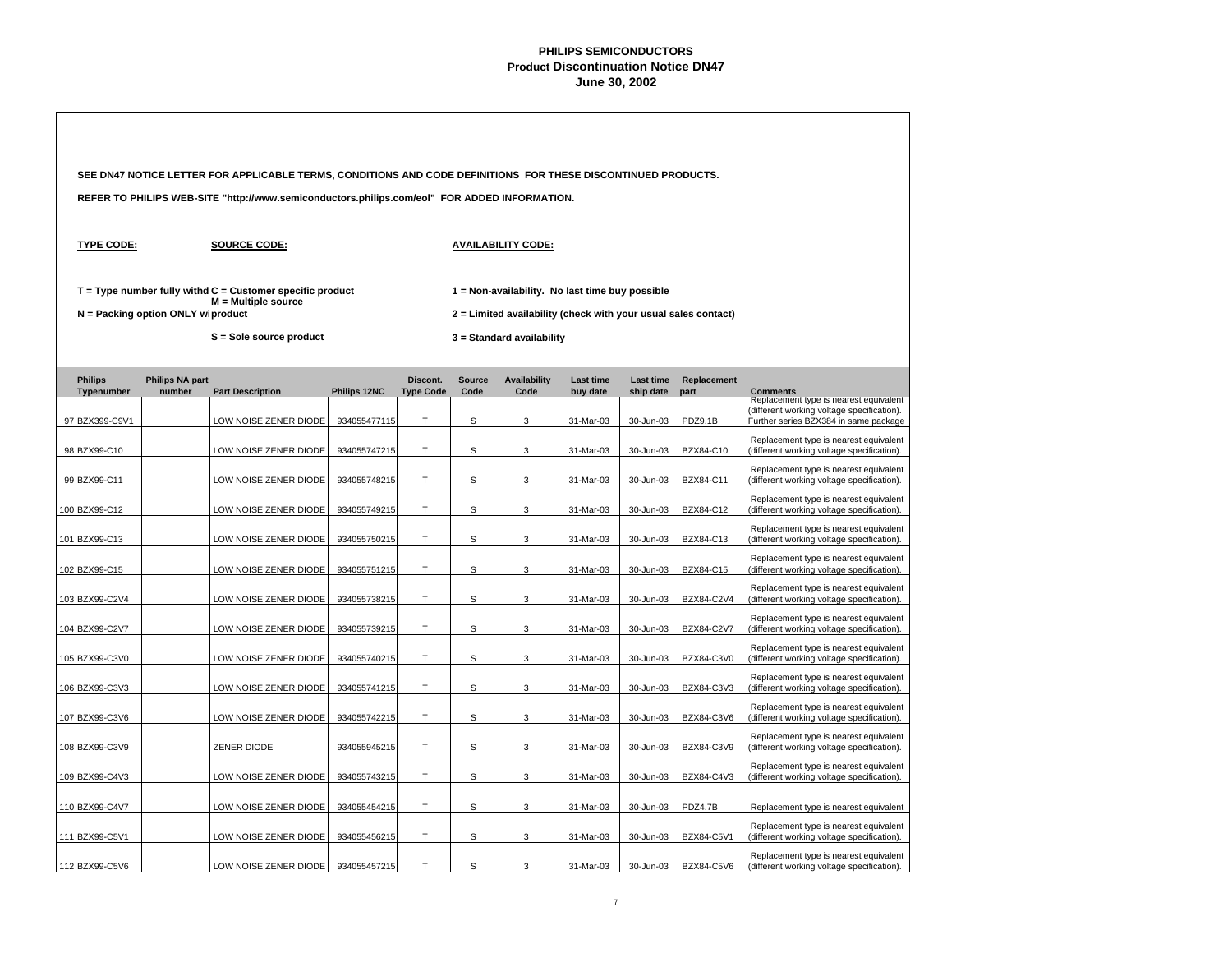# PHILIPS SEMICONDUCTORS
## Product Discontinuation Notice DN47
### June 30, 2002

**SEE DN47 NOTICE LETTER FOR APPLICABLE TERMS, CONDITIONS AND CODE DEFINITIONS FOR THESE DISCONTINUED PRODUCTS.**

**REFER TO PHILIPS WEB-SITE "http://www.semiconductors.philips.com/eol" FOR ADDED INFORMATION.**

**TYPE CODE:**

T = Type number fully withd

N = Packing option ONLY wi

**SOURCE CODE:**

C = Customer specific product

M = Multiple source product

S = Sole source product

**AVAILABILITY CODE:**

1 = Non-availability. No last time buy possible

2 = Limited availability (check with your usual sales contact)

3 = Standard availability

| | Philips Typenumber | Philips NA part number | Part Description | Philips 12NC | Discont. Type Code | Source Code | Availability Code | Last time buy date | Last time ship date | Replacement part | Comments |
|---|---|---|---|---|---|---|---|---|---|---|---|
| 97 | BZX399-C9V1 | | LOW NOISE ZENER DIODE | 934055477115 | T | S | 3 | 31-Mar-03 | 30-Jun-03 | PDZ9.1B | Replacement type is nearest equivalent (different working voltage specification). Further series BZX384 in same package |
| 98 | BZX99-C10 | | LOW NOISE ZENER DIODE | 934055747215 | T | S | 3 | 31-Mar-03 | 30-Jun-03 | BZX84-C10 | Replacement type is nearest equivalent (different working voltage specification). |
| 99 | BZX99-C11 | | LOW NOISE ZENER DIODE | 934055748215 | T | S | 3 | 31-Mar-03 | 30-Jun-03 | BZX84-C11 | Replacement type is nearest equivalent (different working voltage specification). |
| 100 | BZX99-C12 | | LOW NOISE ZENER DIODE | 934055749215 | T | S | 3 | 31-Mar-03 | 30-Jun-03 | BZX84-C12 | Replacement type is nearest equivalent (different working voltage specification). |
| 101 | BZX99-C13 | | LOW NOISE ZENER DIODE | 934055750215 | T | S | 3 | 31-Mar-03 | 30-Jun-03 | BZX84-C13 | Replacement type is nearest equivalent (different working voltage specification). |
| 102 | BZX99-C15 | | LOW NOISE ZENER DIODE | 934055751215 | T | S | 3 | 31-Mar-03 | 30-Jun-03 | BZX84-C15 | Replacement type is nearest equivalent (different working voltage specification). |
| 103 | BZX99-C2V4 | | LOW NOISE ZENER DIODE | 934055738215 | T | S | 3 | 31-Mar-03 | 30-Jun-03 | BZX84-C2V4 | Replacement type is nearest equivalent (different working voltage specification). |
| 104 | BZX99-C2V7 | | LOW NOISE ZENER DIODE | 934055739215 | T | S | 3 | 31-Mar-03 | 30-Jun-03 | BZX84-C2V7 | Replacement type is nearest equivalent (different working voltage specification). |
| 105 | BZX99-C3V0 | | LOW NOISE ZENER DIODE | 934055740215 | T | S | 3 | 31-Mar-03 | 30-Jun-03 | BZX84-C3V0 | Replacement type is nearest equivalent (different working voltage specification). |
| 106 | BZX99-C3V3 | | LOW NOISE ZENER DIODE | 934055741215 | T | S | 3 | 31-Mar-03 | 30-Jun-03 | BZX84-C3V3 | Replacement type is nearest equivalent (different working voltage specification). |
| 107 | BZX99-C3V6 | | LOW NOISE ZENER DIODE | 934055742215 | T | S | 3 | 31-Mar-03 | 30-Jun-03 | BZX84-C3V6 | Replacement type is nearest equivalent (different working voltage specification). |
| 108 | BZX99-C3V9 | | ZENER DIODE | 934055945215 | T | S | 3 | 31-Mar-03 | 30-Jun-03 | BZX84-C3V9 | Replacement type is nearest equivalent (different working voltage specification). |
| 109 | BZX99-C4V3 | | LOW NOISE ZENER DIODE | 934055743215 | T | S | 3 | 31-Mar-03 | 30-Jun-03 | BZX84-C4V3 | Replacement type is nearest equivalent (different working voltage specification). |
| 110 | BZX99-C4V7 | | LOW NOISE ZENER DIODE | 934055454215 | T | S | 3 | 31-Mar-03 | 30-Jun-03 | PDZ4.7B | Replacement type is nearest equivalent |
| 111 | BZX99-C5V1 | | LOW NOISE ZENER DIODE | 934055456215 | T | S | 3 | 31-Mar-03 | 30-Jun-03 | BZX84-C5V1 | Replacement type is nearest equivalent (different working voltage specification). |
| 112 | BZX99-C5V6 | | LOW NOISE ZENER DIODE | 934055457215 | T | S | 3 | 31-Mar-03 | 30-Jun-03 | BZX84-C5V6 | Replacement type is nearest equivalent (different working voltage specification). |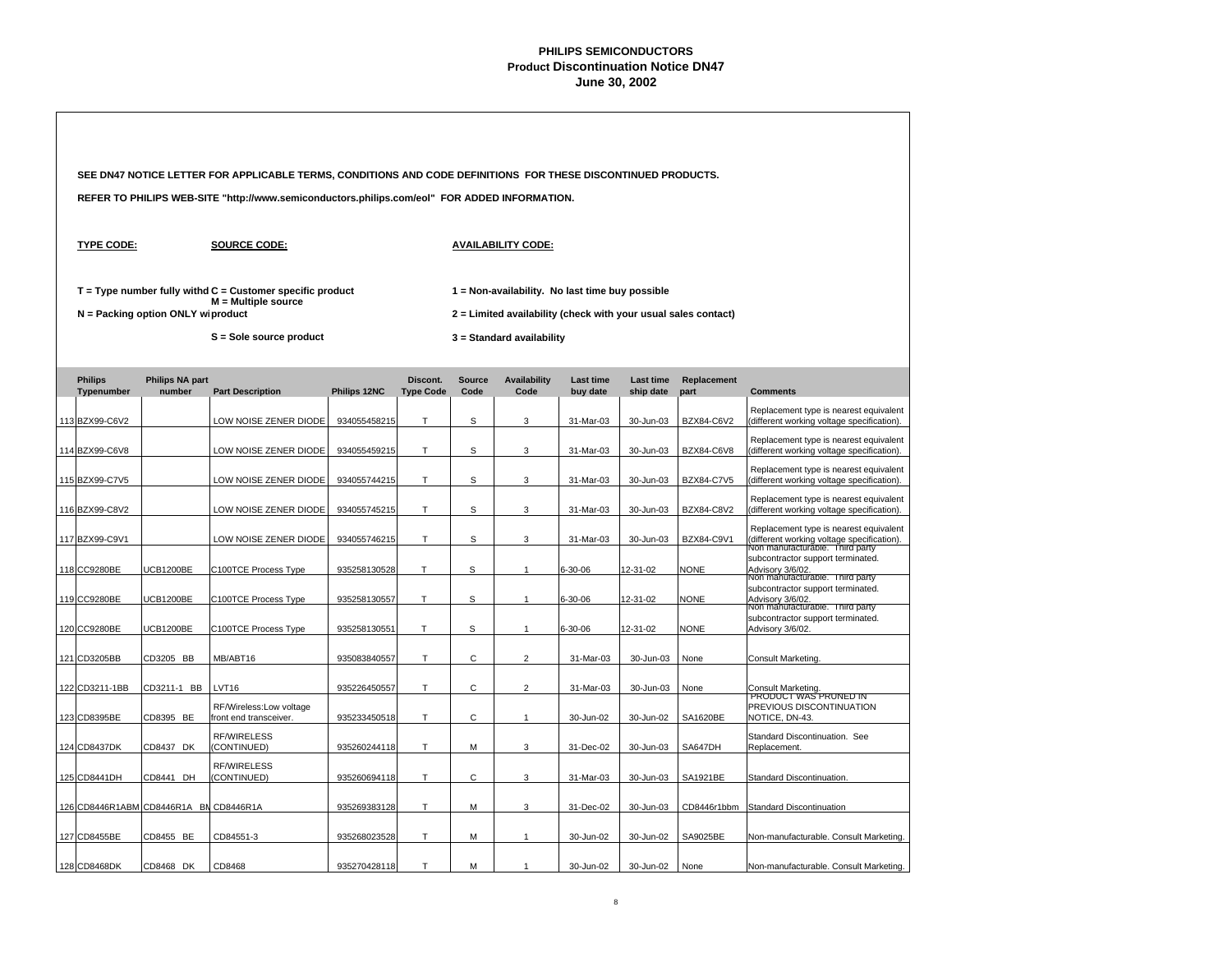# PHILIPS SEMICONDUCTORS
## Product Discontinuation Notice DN47
### June 30, 2002

**SEE DN47 NOTICE LETTER FOR APPLICABLE TERMS, CONDITIONS AND CODE DEFINITIONS FOR THESE DISCONTINUED PRODUCTS.**

**REFER TO PHILIPS WEB-SITE "http://www.semiconductors.philips.com/eol" FOR ADDED INFORMATION.**

**TYPE CODE:**

**T = Type number fully withd**

**N = Packing option ONLY wi**

**SOURCE CODE:**

**C = Customer specific product**

**M = Multiple source product**

**S = Sole source product**

**AVAILABILITY CODE:**

**1 = Non-availability. No last time buy possible**

**2 = Limited availability (check with your usual sales contact)**

**3 = Standard availability**

| | Philips Typenumber | Philips NA part number | Part Description | Philips 12NC | Discont. Type Code | Source Code | Availability Code | Last time buy date | Last time ship date | Replacement part | Comments |
|---|---|---|---|---|---|---|---|---|---|---|---|
| 113 | BZX99-C6V2 | | LOW NOISE ZENER DIODE | 934055458215 | T | S | 3 | 31-Mar-03 | 30-Jun-03 | BZX84-C6V2 | Replacement type is nearest equivalent (different working voltage specification). |
| 114 | BZX99-C6V8 | | LOW NOISE ZENER DIODE | 934055459215 | T | S | 3 | 31-Mar-03 | 30-Jun-03 | BZX84-C6V8 | Replacement type is nearest equivalent (different working voltage specification). |
| 115 | BZX99-C7V5 | | LOW NOISE ZENER DIODE | 934055744215 | T | S | 3 | 31-Mar-03 | 30-Jun-03 | BZX84-C7V5 | Replacement type is nearest equivalent (different working voltage specification). |
| 116 | BZX99-C8V2 | | LOW NOISE ZENER DIODE | 934055745215 | T | S | 3 | 31-Mar-03 | 30-Jun-03 | BZX84-C8V2 | Replacement type is nearest equivalent (different working voltage specification). |
| 117 | BZX99-C9V1 | | LOW NOISE ZENER DIODE | 934055746215 | T | S | 3 | 31-Mar-03 | 30-Jun-03 | BZX84-C9V1 | Replacement type is nearest equivalent (different working voltage specification). |
| 118 | CC9280BE | UCB1200BE | C100TCE Process Type | 935258130528 | T | S | 1 | 6-30-06 | 12-31-02 | NONE | Non manufacturable. Third party subcontractor support terminated. Advisory 3/6/02. |
| 119 | CC9280BE | UCB1200BE | C100TCE Process Type | 935258130557 | T | S | 1 | 6-30-06 | 12-31-02 | NONE | Non manufacturable. Third party subcontractor support terminated. Advisory 3/6/02. |
| 120 | CC9280BE | UCB1200BE | C100TCE Process Type | 935258130551 | T | S | 1 | 6-30-06 | 12-31-02 | NONE | Non manufacturable. Third party subcontractor support terminated. Advisory 3/6/02. |
| 121 | CD3205BB | CD3205 BB | MB/ABT16 | 935083840557 | T | C | 2 | 31-Mar-03 | 30-Jun-03 | None | Consult Marketing. |
| 122 | CD3211-1BB | CD3211-1 BB | LVT16 | 935226450557 | T | C | 2 | 31-Mar-03 | 30-Jun-03 | None | Consult Marketing. |
| 123 | CD8395BE | CD8395 BE | RF/Wireless:Low voltage front end transceiver. | 935233450518 | T | C | 1 | 30-Jun-02 | 30-Jun-02 | SA1620BE | PRODUCT WAS PRUNED IN PREVIOUS DISCONTINUATION NOTICE, DN-43. |
| 124 | CD8437DK | CD8437 DK | RF/WIRELESS (CONTINUED) | 935260244118 | T | M | 3 | 31-Dec-02 | 30-Jun-03 | SA647DH | Standard Discontinuation. See Replacement. |
| 125 | CD8441DH | CD8441 DH | RF/WIRELESS (CONTINUED) | 935260694118 | T | C | 3 | 31-Mar-03 | 30-Jun-03 | SA1921BE | Standard Discontinuation. |
| 126 | CD8446R1ABM | CD8446R1A BM | CD8446R1A | 935269383128 | T | M | 3 | 31-Dec-02 | 30-Jun-03 | CD8446r1bbm | Standard Discontinuation |
| 127 | CD8455BE | CD8455 BE | CD84551-3 | 935268023528 | T | M | 1 | 30-Jun-02 | 30-Jun-02 | SA9025BE | Non-manufacturable. Consult Marketing. |
| 128 | CD8468DK | CD8468 DK | CD8468 | 935270428118 | T | M | 1 | 30-Jun-02 | 30-Jun-02 | None | Non-manufacturable. Consult Marketing. |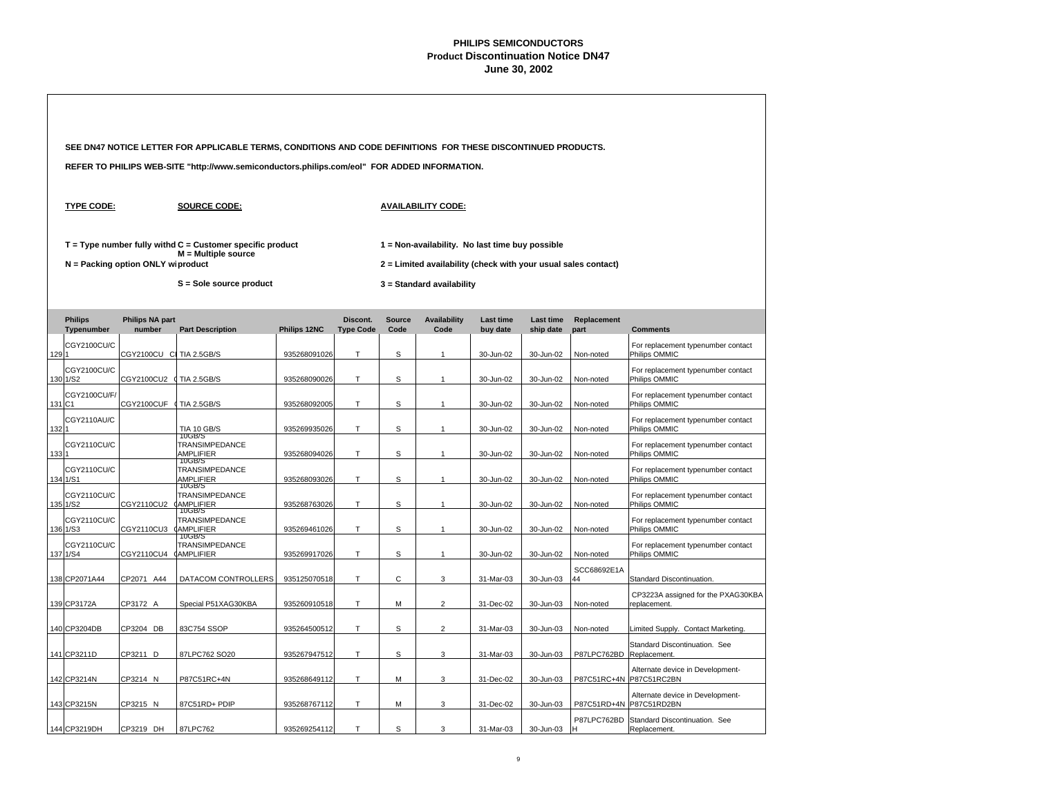# PHILIPS SEMICONDUCTORS
## Product Discontinuation Notice DN47
### June 30, 2002

**SEE DN47 NOTICE LETTER FOR APPLICABLE TERMS, CONDITIONS AND CODE DEFINITIONS FOR THESE DISCONTINUED PRODUCTS.**

**REFER TO PHILIPS WEB-SITE "http://www.semiconductors.philips.com/eol" FOR ADDED INFORMATION.**

**TYPE CODE:**

T = Type number fully withd
N = Packing option ONLY wi

**SOURCE CODE:**

C = Customer specific product
M = Multiple source product
S = Sole source product

**AVAILABILITY CODE:**

1 = Non-availability. No last time buy possible
2 = Limited availability (check with your usual sales contact)
3 = Standard availability

| | Philips Typenumber | Philips NA part number | Part Description | Philips 12NC | Discont. Type Code | Source Code | Availability Code | Last time buy date | Last time ship date | Replacement part | Comments |
|---|---|---|---|---|---|---|---|---|---|---|---|
| 129 | CGY2100CU/C1 | CGY2100CU C | TIA 2.5GB/S | 935268091026 | T | S | 1 | 30-Jun-02 | 30-Jun-02 | Non-noted | For replacement typenumber contact Philips OMMIC |
| 130 | CGY2100CU/C1/S2 | CGY2100CU2 ( | TIA 2.5GB/S | 935268090026 | T | S | 1 | 30-Jun-02 | 30-Jun-02 | Non-noted | For replacement typenumber contact Philips OMMIC |
| 131 | CGY2100CU/F/C1 | CGY2100CUF ( | TIA 2.5GB/S | 935268092005 | T | S | 1 | 30-Jun-02 | 30-Jun-02 | Non-noted | For replacement typenumber contact Philips OMMIC |
| 132 | CGY2110AU/C1 | | TIA 10 GB/S | 935269935026 | T | S | 1 | 30-Jun-02 | 30-Jun-02 | Non-noted | For replacement typenumber contact Philips OMMIC |
| 133 | CGY2110CU/C1 | | 10GB/S TRANSIMPEDANCE AMPLIFIER | 935268094026 | T | S | 1 | 30-Jun-02 | 30-Jun-02 | Non-noted | For replacement typenumber contact Philips OMMIC |
| 134 | CGY2110CU/C1/S1 | | 10GB/S TRANSIMPEDANCE AMPLIFIER | 935268093026 | T | S | 1 | 30-Jun-02 | 30-Jun-02 | Non-noted | For replacement typenumber contact Philips OMMIC |
| 135 | CGY2110CU/C1/S2 | CGY2110CU2 ( | 10GB/S TRANSIMPEDANCE AMPLIFIER | 935268763026 | T | S | 1 | 30-Jun-02 | 30-Jun-02 | Non-noted | For replacement typenumber contact Philips OMMIC |
| 136 | CGY2110CU/C1/S3 | CGY2110CU3 ( | 10GB/S TRANSIMPEDANCE AMPLIFIER | 935269461026 | T | S | 1 | 30-Jun-02 | 30-Jun-02 | Non-noted | For replacement typenumber contact Philips OMMIC |
| 137 | CGY2110CU/C1/S4 | CGY2110CU4 ( | 10GB/S TRANSIMPEDANCE AMPLIFIER | 935269917026 | T | S | 1 | 30-Jun-02 | 30-Jun-02 | Non-noted | For replacement typenumber contact Philips OMMIC |
| 138 | CP2071A44 | CP2071 A44 | DATACOM CONTROLLERS | 935125070518 | T | C | 3 | 31-Mar-03 | 30-Jun-03 | SCC68692E1A44 | Standard Discontinuation. |
| 139 | CP3172A | CP3172 A | Special P51XAG30KBA | 935260910518 | T | M | 2 | 31-Dec-02 | 30-Jun-03 | Non-noted | CP3223A assigned for the PXAG30KBA replacement. |
| 140 | CP3204DB | CP3204 DB | 83C754 SSOP | 935264500512 | T | S | 2 | 31-Mar-03 | 30-Jun-03 | Non-noted | Limited Supply. Contact Marketing. |
| 141 | CP3211D | CP3211 D | 87LPC762 SO20 | 935267947512 | T | S | 3 | 31-Mar-03 | 30-Jun-03 | P87LPC762BD | Standard Discontinuation. See Replacement. |
| 142 | CP3214N | CP3214 N | P87C51RC+4N | 935268649112 | T | M | 3 | 31-Dec-02 | 30-Jun-03 | P87C51RC+4N | Alternate device in Development-P87C51RC2BN |
| 143 | CP3215N | CP3215 N | 87C51RD+ PDIP | 935268767112 | T | M | 3 | 31-Dec-02 | 30-Jun-03 | P87C51RD+4N | Alternate device in Development-P87C51RD2BN |
| 144 | CP3219DH | CP3219 DH | 87LPC762 | 935269254112 | T | S | 3 | 31-Mar-03 | 30-Jun-03 | P87LPC762BDH | Standard Discontinuation. See Replacement. |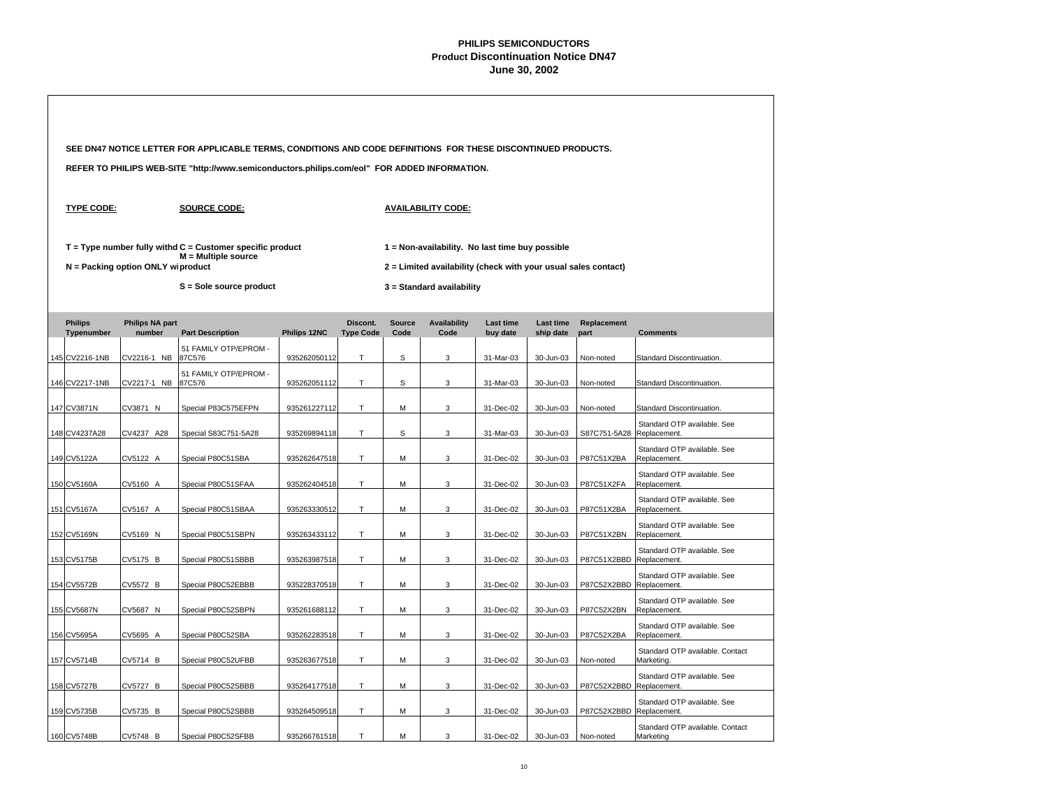# PHILIPS SEMICONDUCTORS
## Product Discontinuation Notice DN47
## June 30, 2002

**SEE DN47 NOTICE LETTER FOR APPLICABLE TERMS, CONDITIONS AND CODE DEFINITIONS FOR THESE DISCONTINUED PRODUCTS.**

**REFER TO PHILIPS WEB-SITE "http://www.semiconductors.philips.com/eol" FOR ADDED INFORMATION.**

**TYPE CODE:**

**T = Type number fully withd**

**N = Packing option ONLY wi**

**SOURCE CODE:**

**C = Customer specific product**

**M = Multiple source product**

**S = Sole source product**

**AVAILABILITY CODE:**

**1 = Non-availability. No last time buy possible**

**2 = Limited availability (check with your usual sales contact)**

**3 = Standard availability**

| | Philips Typenumber | Philips NA part number | Part Description | Philips 12NC | Discont. Type Code | Source Code | Availability Code | Last time buy date | Last time ship date | Replacement part | Comments |
|---|---|---|---|---|---|---|---|---|---|---|---|
| 145 | CV2216-1NB | CV2216-1 NB | 51 FAMILY OTP/EPROM - 87C576 | 935262050112 | T | S | 3 | 31-Mar-03 | 30-Jun-03 | Non-noted | Standard Discontinuation. |
| 146 | CV2217-1NB | CV2217-1 NB | 51 FAMILY OTP/EPROM - 87C576 | 935262051112 | T | S | 3 | 31-Mar-03 | 30-Jun-03 | Non-noted | Standard Discontinuation. |
| 147 | CV3871N | CV3871 N | Special P83C575EFPN | 935261227112 | T | M | 3 | 31-Dec-02 | 30-Jun-03 | Non-noted | Standard Discontinuation. |
| 148 | CV4237A28 | CV4237 A28 | Special S83C751-5A28 | 935269894118 | T | S | 3 | 31-Mar-03 | 30-Jun-03 | S87C751-5A28 | Standard OTP available. See Replacement. |
| 149 | CV5122A | CV5122 A | Special P80C51SBA | 935262647518 | T | M | 3 | 31-Dec-02 | 30-Jun-03 | P87C51X2BA | Standard OTP available. See Replacement. |
| 150 | CV5160A | CV5160 A | Special P80C51SFAA | 935262404518 | T | M | 3 | 31-Dec-02 | 30-Jun-03 | P87C51X2FA | Standard OTP available. See Replacement. |
| 151 | CV5167A | CV5167 A | Special P80C51SBAA | 935263330512 | T | M | 3 | 31-Dec-02 | 30-Jun-03 | P87C51X2BA | Standard OTP available. See Replacement. |
| 152 | CV5169N | CV5169 N | Special P80C51SBPN | 935263433112 | T | M | 3 | 31-Dec-02 | 30-Jun-03 | P87C51X2BN | Standard OTP available. See Replacement. |
| 153 | CV5175B | CV5175 B | Special P80C51SBBB | 935263987518 | T | M | 3 | 31-Dec-02 | 30-Jun-03 | P87C51X2BBD | Standard OTP available. See Replacement. |
| 154 | CV5572B | CV5572 B | Special P80C52EBBB | 935228370518 | T | M | 3 | 31-Dec-02 | 30-Jun-03 | P87C52X2BBD | Standard OTP available. See Replacement. |
| 155 | CV5687N | CV5687 N | Special P80C52SBPN | 935261688112 | T | M | 3 | 31-Dec-02 | 30-Jun-03 | P87C52X2BN | Standard OTP available. See Replacement. |
| 156 | CV5695A | CV5695 A | Special P80C52SBA | 935262283518 | T | M | 3 | 31-Dec-02 | 30-Jun-03 | P87C52X2BA | Standard OTP available. See Replacement. |
| 157 | CV5714B | CV5714 B | Special P80C52UFBB | 935263677518 | T | M | 3 | 31-Dec-02 | 30-Jun-03 | Non-noted | Standard OTP available. Contact Marketing. |
| 158 | CV5727B | CV5727 B | Special P80C52SBBB | 935264177518 | T | M | 3 | 31-Dec-02 | 30-Jun-03 | P87C52X2BBD | Standard OTP available. See Replacement. |
| 159 | CV5735B | CV5735 B | Special P80C52SBBB | 935264509518 | T | M | 3 | 31-Dec-02 | 30-Jun-03 | P87C52X2BBD | Standard OTP available. See Replacement. |
| 160 | CV5748B | CV5748 B | Special P80C52SFBB | 935266761518 | T | M | 3 | 31-Dec-02 | 30-Jun-03 | Non-noted | Standard OTP available. Contact Marketing |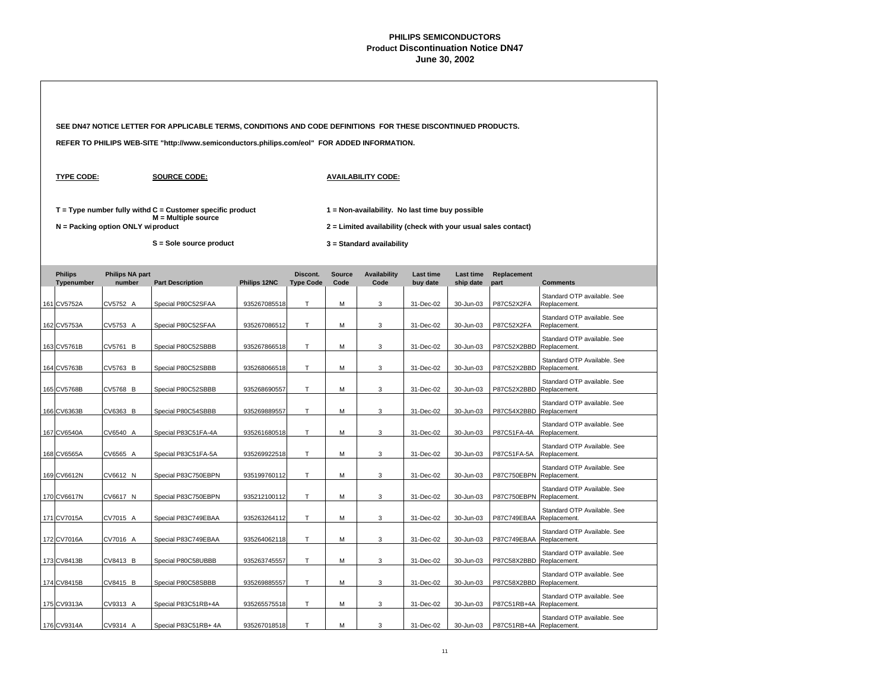**PHILIPS SEMICONDUCTORS**
**Product Discontinuation Notice DN47**
**June 30, 2002**

**SEE DN47 NOTICE LETTER FOR APPLICABLE TERMS, CONDITIONS AND CODE DEFINITIONS FOR THESE DISCONTINUED PRODUCTS.**

**REFER TO PHILIPS WEB-SITE "http://www.semiconductors.philips.com/eol" FOR ADDED INFORMATION.**

**TYPE CODE:**

**T = Type number fully withd**

**N = Packing option ONLY wi**

**SOURCE CODE:**

**C = Customer specific product**

**M = Multiple source product**

**S = Sole source product**

**AVAILABILITY CODE:**

**1 = Non-availability. No last time buy possible**

**2 = Limited availability (check with your usual sales contact)**

**3 = Standard availability**

| | Philips Typenumber | Philips NA part number | Part Description | Philips 12NC | Discont. Type Code | Source Code | Availability Code | Last time buy date | Last time ship date | Replacement part | Comments |
|---|---|---|---|---|---|---|---|---|---|---|---|
| 161 | CV5752A | CV5752 A | Special P80C52SFAA | 935267085518 | T | M | 3 | 31-Dec-02 | 30-Jun-03 | P87C52X2FA | Standard OTP available. See Replacement. |
| 162 | CV5753A | CV5753 A | Special P80C52SFAA | 935267086512 | T | M | 3 | 31-Dec-02 | 30-Jun-03 | P87C52X2FA | Standard OTP available. See Replacement. |
| 163 | CV5761B | CV5761 B | Special P80C52SBBB | 935267866518 | T | M | 3 | 31-Dec-02 | 30-Jun-03 | P87C52X2BBD | Standard OTP available. See Replacement. |
| 164 | CV5763B | CV5763 B | Special P80C52SBBB | 935268066518 | T | M | 3 | 31-Dec-02 | 30-Jun-03 | P87C52X2BBD | Standard OTP Available. See Replacement. |
| 165 | CV5768B | CV5768 B | Special P80C52SBBB | 935268690557 | T | M | 3 | 31-Dec-02 | 30-Jun-03 | P87C52X2BBD | Standard OTP available. See Replacement. |
| 166 | CV6363B | CV6363 B | Special P80C54SBBB | 935269889557 | T | M | 3 | 31-Dec-02 | 30-Jun-03 | P87C54X2BBD | Standard OTP available. See Replacement |
| 167 | CV6540A | CV6540 A | Special P83C51FA-4A | 935261680518 | T | M | 3 | 31-Dec-02 | 30-Jun-03 | P87C51FA-4A | Standard OTP available. See Replacement. |
| 168 | CV6565A | CV6565 A | Special P83C51FA-5A | 935269922518 | T | M | 3 | 31-Dec-02 | 30-Jun-03 | P87C51FA-5A | Standard OTP Available. See Replacement. |
| 169 | CV6612N | CV6612 N | Special P83C750EBPN | 935199760112 | T | M | 3 | 31-Dec-02 | 30-Jun-03 | P87C750EBPN | Standard OTP Available. See Replacement. |
| 170 | CV6617N | CV6617 N | Special P83C750EBPN | 935212100112 | T | M | 3 | 31-Dec-02 | 30-Jun-03 | P87C750EBPN | Standard OTP Available. See Replacement. |
| 171 | CV7015A | CV7015 A | Special P83C749EBAA | 935263264112 | T | M | 3 | 31-Dec-02 | 30-Jun-03 | P87C749EBAA | Standard OTP Available. See Replacement. |
| 172 | CV7016A | CV7016 A | Special P83C749EBAA | 935264062118 | T | M | 3 | 31-Dec-02 | 30-Jun-03 | P87C749EBAA | Standard OTP Available. See Replacement. |
| 173 | CV8413B | CV8413 B | Special P80C58UBBB | 935263745557 | T | M | 3 | 31-Dec-02 | 30-Jun-03 | P87C58X2BBD | Standard OTP available. See Replacement. |
| 174 | CV8415B | CV8415 B | Special P80C58SBBB | 935269885557 | T | M | 3 | 31-Dec-02 | 30-Jun-03 | P87C58X2BBD | Standard OTP available. See Replacement. |
| 175 | CV9313A | CV9313 A | Special P83C51RB+4A | 935265575518 | T | M | 3 | 31-Dec-02 | 30-Jun-03 | P87C51RB+4A | Standard OTP available. See Replacement. |
| 176 | CV9314A | CV9314 A | Special P83C51RB+ 4A | 935267018518 | T | M | 3 | 31-Dec-02 | 30-Jun-03 | P87C51RB+4A | Standard OTP available. See Replacement. |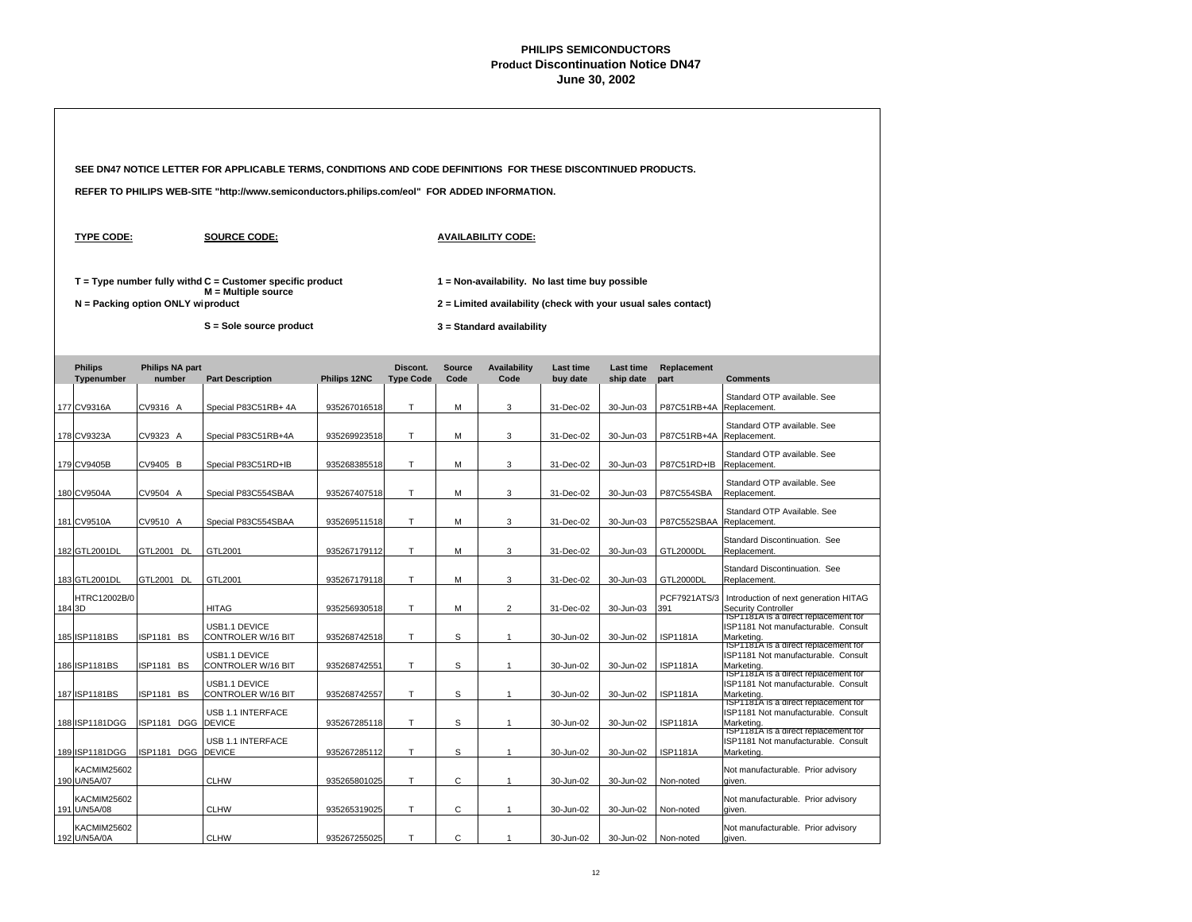# PHILIPS SEMICONDUCTORS
## Product Discontinuation Notice DN47
### June 30, 2002

**SEE DN47 NOTICE LETTER FOR APPLICABLE TERMS, CONDITIONS AND CODE DEFINITIONS FOR THESE DISCONTINUED PRODUCTS.**

**REFER TO PHILIPS WEB-SITE "http://www.semiconductors.philips.com/eol" FOR ADDED INFORMATION.**

**TYPE CODE:**

**T = Type number fully withd**

**N = Packing option ONLY wi**

**SOURCE CODE:**

**C = Customer specific product**

**M = Multiple source product**

**S = Sole source product**

**AVAILABILITY CODE:**

**1 = Non-availability. No last time buy possible**

**2 = Limited availability (check with your usual sales contact)**

**3 = Standard availability**

| | Philips Typenumber | Philips NA part number | Part Description | Philips 12NC | Discont. Type Code | Source Code | Availability Code | Last time buy date | Last time ship date | Replacement part | Comments |
|---|---|---|---|---|---|---|---|---|---|---|---|
| 177 | CV9316A | CV9316 A | Special P83C51RB+ 4A | 935267016518 | T | M | 3 | 31-Dec-02 | 30-Jun-03 | P87C51RB+4A | Standard OTP available. See Replacement. |
| 178 | CV9323A | CV9323 A | Special P83C51RB+4A | 935269923518 | T | M | 3 | 31-Dec-02 | 30-Jun-03 | P87C51RB+4A | Standard OTP available. See Replacement. |
| 179 | CV9405B | CV9405 B | Special P83C51RD+IB | 935268385518 | T | M | 3 | 31-Dec-02 | 30-Jun-03 | P87C51RD+IB | Standard OTP available. See Replacement. |
| 180 | CV9504A | CV9504 A | Special P83C554SBAA | 935267407518 | T | M | 3 | 31-Dec-02 | 30-Jun-03 | P87C554SBA | Standard OTP available. See Replacement. |
| 181 | CV9510A | CV9510 A | Special P83C554SBAA | 935269511518 | T | M | 3 | 31-Dec-02 | 30-Jun-03 | P87C552SBAA | Standard OTP Available. See Replacement. |
| 182 | GTL2001DL | GTL2001 DL | GTL2001 | 935267179112 | T | M | 3 | 31-Dec-02 | 30-Jun-03 | GTL2000DL | Standard Discontinuation. See Replacement. |
| 183 | GTL2001DL | GTL2001 DL | GTL2001 | 935267179118 | T | M | 3 | 31-Dec-02 | 30-Jun-03 | GTL2000DL | Standard Discontinuation. See Replacement. |
| 184 | HTRC12002B/03D | | HITAG | 935256930518 | T | M | 2 | 31-Dec-02 | 30-Jun-03 | PCF7921ATS/3391 | Introduction of next generation HITAG Security Controller |
| 185 | ISP1181BS | ISP1181 BS | USB1.1 DEVICE CONTROLER W/16 BIT | 935268742518 | T | S | 1 | 30-Jun-02 | 30-Jun-02 | ISP1181A | ISP1181A is a direct replacement for ISP1181 Not manufacturable. Consult Marketing. |
| 186 | ISP1181BS | ISP1181 BS | USB1.1 DEVICE CONTROLER W/16 BIT | 935268742551 | T | S | 1 | 30-Jun-02 | 30-Jun-02 | ISP1181A | ISP1181A is a direct replacement for ISP1181 Not manufacturable. Consult Marketing. |
| 187 | ISP1181BS | ISP1181 BS | USB1.1 DEVICE CONTROLER W/16 BIT | 935268742557 | T | S | 1 | 30-Jun-02 | 30-Jun-02 | ISP1181A | ISP1181A is a direct replacement for ISP1181 Not manufacturable. Consult Marketing. |
| 188 | ISP1181DGG | ISP1181 DGG | USB 1.1 INTERFACE DEVICE | 935267285118 | T | S | 1 | 30-Jun-02 | 30-Jun-02 | ISP1181A | ISP1181A is a direct replacement for ISP1181 Not manufacturable. Consult Marketing. |
| 189 | ISP1181DGG | ISP1181 DGG | USB 1.1 INTERFACE DEVICE | 935267285112 | T | S | 1 | 30-Jun-02 | 30-Jun-02 | ISP1181A | ISP1181A is a direct replacement for ISP1181 Not manufacturable. Consult Marketing. |
| 190 | KACMIM25602U/N5A/07 | | CLHW | 935265801025 | T | C | 1 | 30-Jun-02 | 30-Jun-02 | Non-noted | Not manufacturable. Prior advisory given. |
| 191 | KACMIM25602U/N5A/08 | | CLHW | 935265319025 | T | C | 1 | 30-Jun-02 | 30-Jun-02 | Non-noted | Not manufacturable. Prior advisory given. |
| 192 | KACMIM25602U/N5A/0A | | CLHW | 935267255025 | T | C | 1 | 30-Jun-02 | 30-Jun-02 | Non-noted | Not manufacturable. Prior advisory given. |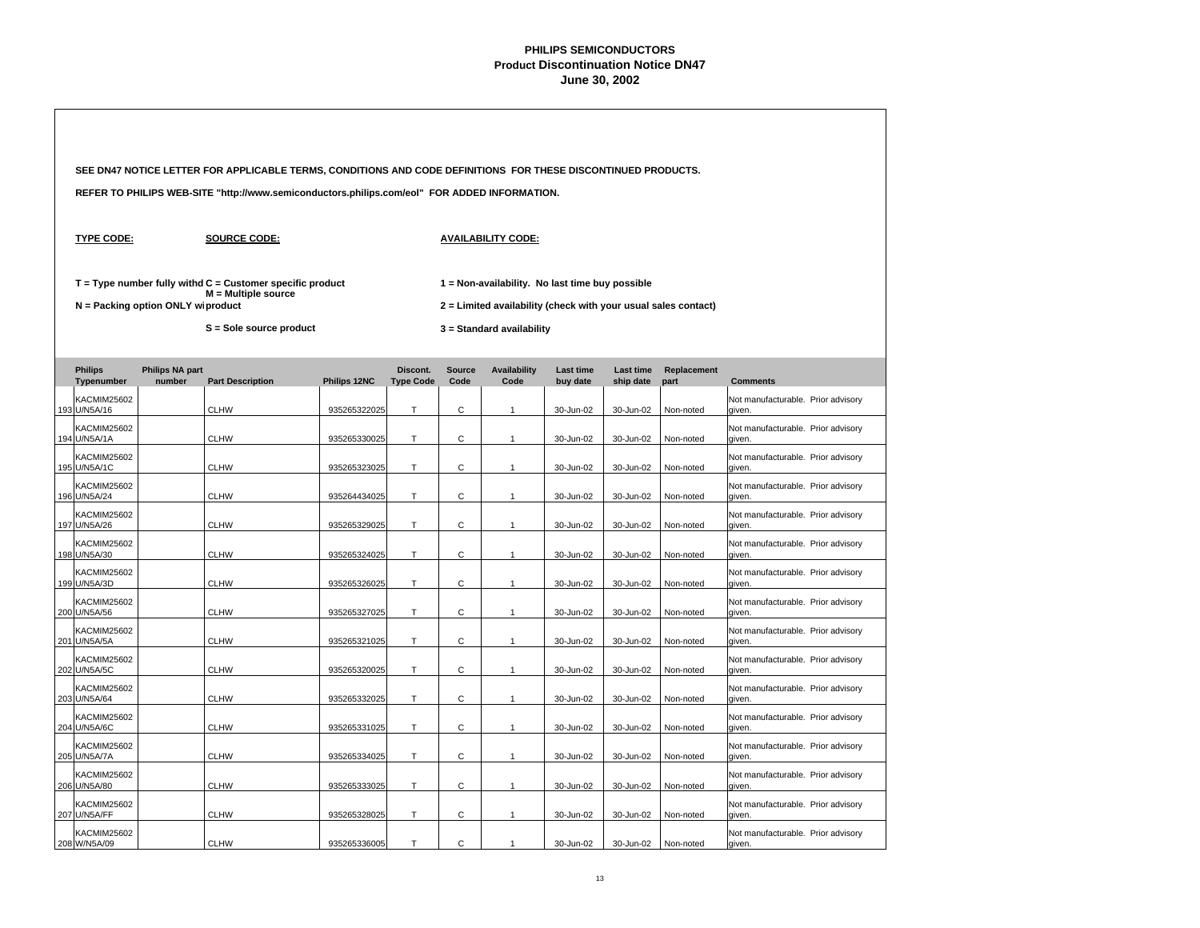# PHILIPS SEMICONDUCTORS
## Product Discontinuation Notice DN47
## June 30, 2002

**SEE DN47 NOTICE LETTER FOR APPLICABLE TERMS, CONDITIONS AND CODE DEFINITIONS FOR THESE DISCONTINUED PRODUCTS.**

**REFER TO PHILIPS WEB-SITE "http://www.semiconductors.philips.com/eol" FOR ADDED INFORMATION.**

**TYPE CODE:**

**T = Type number fully withd**

**N = Packing option ONLY wi**

**SOURCE CODE:**

**C = Customer specific product**

**M = Multiple source product**

**S = Sole source product**

**AVAILABILITY CODE:**

**1 = Non-availability. No last time buy possible**

**2 = Limited availability (check with your usual sales contact)**

**3 = Standard availability**

| | Philips Typenumber | Philips NA part number | Part Description | Philips 12NC | Discont. Type Code | Source Code | Availability Code | Last time buy date | Last time ship date | Replacement part | Comments |
|---|---|---|---|---|---|---|---|---|---|---|---|
| 193 | KACMIM25602U/N5A/16 | | CLHW | 935265322025 | T | C | 1 | 30-Jun-02 | 30-Jun-02 | Non-noted | Not manufacturable. Prior advisory given. |
| 194 | KACMIM25602U/N5A/1A | | CLHW | 935265330025 | T | C | 1 | 30-Jun-02 | 30-Jun-02 | Non-noted | Not manufacturable. Prior advisory given. |
| 195 | KACMIM25602U/N5A/1C | | CLHW | 935265323025 | T | C | 1 | 30-Jun-02 | 30-Jun-02 | Non-noted | Not manufacturable. Prior advisory given. |
| 196 | KACMIM25602U/N5A/24 | | CLHW | 935264434025 | T | C | 1 | 30-Jun-02 | 30-Jun-02 | Non-noted | Not manufacturable. Prior advisory given. |
| 197 | KACMIM25602U/N5A/26 | | CLHW | 935265329025 | T | C | 1 | 30-Jun-02 | 30-Jun-02 | Non-noted | Not manufacturable. Prior advisory given. |
| 198 | KACMIM25602U/N5A/30 | | CLHW | 935265324025 | T | C | 1 | 30-Jun-02 | 30-Jun-02 | Non-noted | Not manufacturable. Prior advisory given. |
| 199 | KACMIM25602U/N5A/3D | | CLHW | 935265326025 | T | C | 1 | 30-Jun-02 | 30-Jun-02 | Non-noted | Not manufacturable. Prior advisory given. |
| 200 | KACMIM25602U/N5A/56 | | CLHW | 935265327025 | T | C | 1 | 30-Jun-02 | 30-Jun-02 | Non-noted | Not manufacturable. Prior advisory given. |
| 201 | KACMIM25602U/N5A/5A | | CLHW | 935265321025 | T | C | 1 | 30-Jun-02 | 30-Jun-02 | Non-noted | Not manufacturable. Prior advisory given. |
| 202 | KACMIM25602U/N5A/5C | | CLHW | 935265320025 | T | C | 1 | 30-Jun-02 | 30-Jun-02 | Non-noted | Not manufacturable. Prior advisory given. |
| 203 | KACMIM25602U/N5A/64 | | CLHW | 935265332025 | T | C | 1 | 30-Jun-02 | 30-Jun-02 | Non-noted | Not manufacturable. Prior advisory given. |
| 204 | KACMIM25602U/N5A/6C | | CLHW | 935265331025 | T | C | 1 | 30-Jun-02 | 30-Jun-02 | Non-noted | Not manufacturable. Prior advisory given. |
| 205 | KACMIM25602U/N5A/7A | | CLHW | 935265334025 | T | C | 1 | 30-Jun-02 | 30-Jun-02 | Non-noted | Not manufacturable. Prior advisory given. |
| 206 | KACMIM25602U/N5A/80 | | CLHW | 935265333025 | T | C | 1 | 30-Jun-02 | 30-Jun-02 | Non-noted | Not manufacturable. Prior advisory given. |
| 207 | KACMIM25602U/N5A/FF | | CLHW | 935265328025 | T | C | 1 | 30-Jun-02 | 30-Jun-02 | Non-noted | Not manufacturable. Prior advisory given. |
| 208 | KACMIM25602W/N5A/09 | | CLHW | 935265336005 | T | C | 1 | 30-Jun-02 | 30-Jun-02 | Non-noted | Not manufacturable. Prior advisory given. |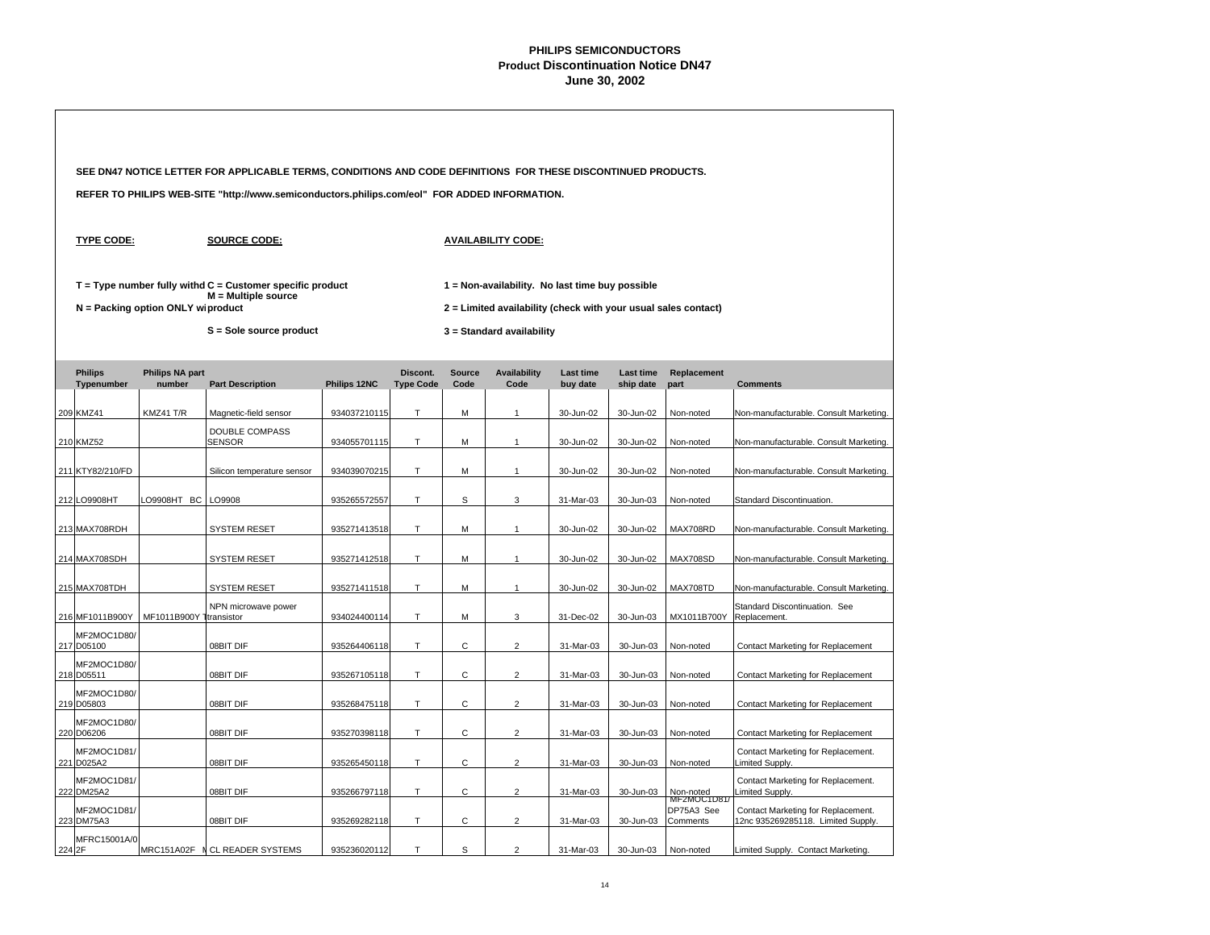# PHILIPS SEMICONDUCTORS
## Product Discontinuation Notice DN47
### June 30, 2002

**SEE DN47 NOTICE LETTER FOR APPLICABLE TERMS, CONDITIONS AND CODE DEFINITIONS FOR THESE DISCONTINUED PRODUCTS.**

**REFER TO PHILIPS WEB-SITE "http://semiconductors.philips.com/eol" FOR ADDED INFORMATION.**

**TYPE CODE:**

**T = Type number fully withd**

**N = Packing option ONLY wi**

**SOURCE CODE:**

**C = Customer specific product**

**M = Multiple source product**

**S = Sole source product**

**AVAILABILITY CODE:**

**1 = Non-availability. No last time buy possible**

**2 = Limited availability (check with your usual sales contact)**

**3 = Standard availability**

| | Philips Typenumber | Philips NA part number | Part Description | Philips 12NC | Discont. Type Code | Source Code | Availability Code | Last time buy date | Last time ship date | Replacement part | Comments |
|---|---|---|---|---|---|---|---|---|---|---|---|
| 209 | KMZ41 | KMZ41 T/R | Magnetic-field sensor | 934037210115 | T | M | 1 | 30-Jun-02 | 30-Jun-02 | Non-noted | Non-manufacturable. Consult Marketing. |
| 210 | KMZ52 | | DOUBLE COMPASS SENSOR | 934055701115 | T | M | 1 | 30-Jun-02 | 30-Jun-02 | Non-noted | Non-manufacturable. Consult Marketing. |
| 211 | KTY82/210/FD | | Silicon temperature sensor | 934039070215 | T | M | 1 | 30-Jun-02 | 30-Jun-02 | Non-noted | Non-manufacturable. Consult Marketing. |
| 212 | LO9908HT | LO9908HT BC | LO9908 | 935265572557 | T | S | 3 | 31-Mar-03 | 30-Jun-03 | Non-noted | Standard Discontinuation. |
| 213 | MAX708RDH | | SYSTEM RESET | 935271413518 | T | M | 1 | 30-Jun-02 | 30-Jun-02 | MAX708RD | Non-manufacturable. Consult Marketing. |
| 214 | MAX708SDH | | SYSTEM RESET | 935271412518 | T | M | 1 | 30-Jun-02 | 30-Jun-02 | MAX708SD | Non-manufacturable. Consult Marketing. |
| 215 | MAX708TDH | | SYSTEM RESET | 935271411518 | T | M | 1 | 30-Jun-02 | 30-Jun-02 | MAX708TD | Non-manufacturable. Consult Marketing. |
| 216 | MF1011B900Y | MF1011B900Y T | NPN microwave power transistor | 934024400114 | T | M | 3 | 31-Dec-02 | 30-Jun-03 | MX1011B700Y | Standard Discontinuation. See Replacement. |
| 217 | MF2MOC1D80/D05100 | | 08BIT DIF | 935264406118 | T | C | 2 | 31-Mar-03 | 30-Jun-03 | Non-noted | Contact Marketing for Replacement |
| 218 | MF2MOC1D80/D05511 | | 08BIT DIF | 935267105118 | T | C | 2 | 31-Mar-03 | 30-Jun-03 | Non-noted | Contact Marketing for Replacement |
| 219 | MF2MOC1D80/D05803 | | 08BIT DIF | 935268475118 | T | C | 2 | 31-Mar-03 | 30-Jun-03 | Non-noted | Contact Marketing for Replacement |
| 220 | MF2MOC1D80/D06206 | | 08BIT DIF | 935270398118 | T | C | 2 | 31-Mar-03 | 30-Jun-03 | Non-noted | Contact Marketing for Replacement |
| 221 | MF2MOC1D81/D025A2 | | 08BIT DIF | 935265450118 | T | C | 2 | 31-Mar-03 | 30-Jun-03 | Non-noted | Contact Marketing for Replacement. Limited Supply. |
| 222 | MF2MOC1D81/DM25A2 | | 08BIT DIF | 935266797118 | T | C | 2 | 31-Mar-03 | 30-Jun-03 | Non-noted | Contact Marketing for Replacement. Limited Supply. |
| 223 | MF2MOC1D81/DM75A3 | | 08BIT DIF | 935269282118 | T | C | 2 | 31-Mar-03 | 30-Jun-03 | MF2MOC1D81/DP75A3 See Comments | Contact Marketing for Replacement. 12nc 935269285118. Limited Supply. |
| 224 | MFRC15001A/02F | MRC151A02F N | CL READER SYSTEMS | 935236020112 | T | S | 2 | 31-Mar-03 | 30-Jun-03 | Non-noted | Limited Supply. Contact Marketing. |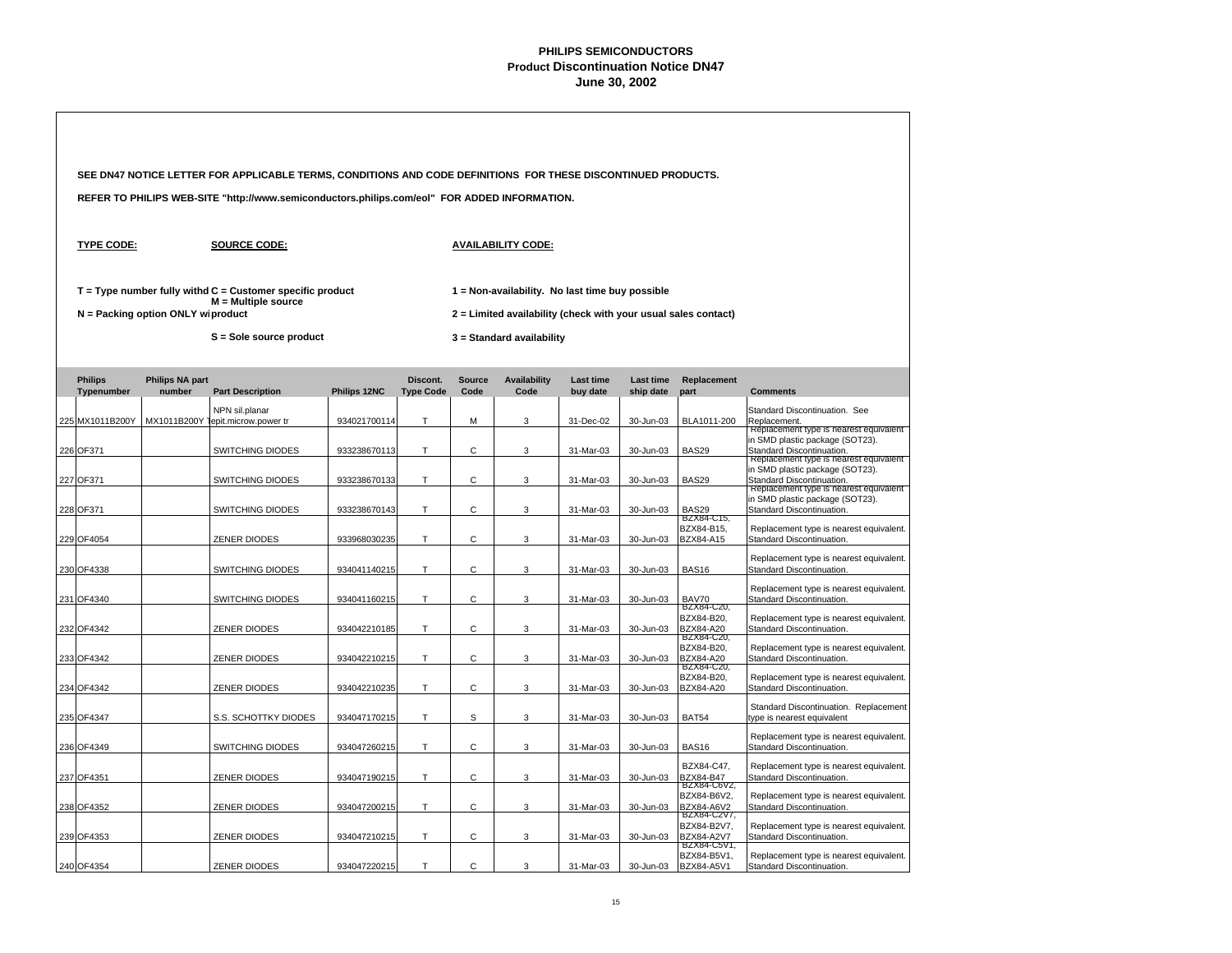# PHILIPS SEMICONDUCTORS
## Product Discontinuation Notice DN47
### June 30, 2002

**SEE DN47 NOTICE LETTER FOR APPLICABLE TERMS, CONDITIONS AND CODE DEFINITIONS FOR THESE DISCONTINUED PRODUCTS.**

**REFER TO PHILIPS WEB-SITE "http://www.semiconductors.philips.com/eol" FOR ADDED INFORMATION.**

**TYPE CODE:**

T = Type number fully withd
N = Packing option ONLY wi

**SOURCE CODE:**

C = Customer specific product
M = Multiple source product
S = Sole source product

**AVAILABILITY CODE:**

1 = Non-availability. No last time buy possible
2 = Limited availability (check with your usual sales contact)
3 = Standard availability

| | Philips Typenumber | Philips NA part number | Part Description | Philips 12NC | Discont. Type Code | Source Code | Availability Code | Last time buy date | Last time ship date | Replacement part | Comments |
|---|---|---|---|---|---|---|---|---|---|---|---|
| 225 | MX1011B200Y | MX1011B200Y | NPN sil.planar epit.microw.power tr | 934021700114 | T | M | 3 | 31-Dec-02 | 30-Jun-03 | BLA1011-200 | Standard Discontinuation. See Replacement. |
| 226 | OF371 | | SWITCHING DIODES | 933238670113 | T | C | 3 | 31-Mar-03 | 30-Jun-03 | BAS29 | Replacement type is nearest equivalent in SMD plastic package (SOT23). Standard Discontinuation. |
| 227 | OF371 | | SWITCHING DIODES | 933238670133 | T | C | 3 | 31-Mar-03 | 30-Jun-03 | BAS29 | Replacement type is nearest equivalent in SMD plastic package (SOT23). Standard Discontinuation. |
| 228 | OF371 | | SWITCHING DIODES | 933238670143 | T | C | 3 | 31-Mar-03 | 30-Jun-03 | BAS29 | Replacement type is nearest equivalent in SMD plastic package (SOT23). Standard Discontinuation. |
| 229 | OF4054 | | ZENER DIODES | 933968030235 | T | C | 3 | 31-Mar-03 | 30-Jun-03 | BZX84-C15, BZX84-B15, BZX84-A15 | Replacement type is nearest equivalent. Standard Discontinuation. |
| 230 | OF4338 | | SWITCHING DIODES | 934041140215 | T | C | 3 | 31-Mar-03 | 30-Jun-03 | BAS16 | Replacement type is nearest equivalent. Standard Discontinuation. |
| 231 | OF4340 | | SWITCHING DIODES | 934041160215 | T | C | 3 | 31-Mar-03 | 30-Jun-03 | BAV70 | Replacement type is nearest equivalent. Standard Discontinuation. |
| 232 | OF4342 | | ZENER DIODES | 934042210185 | T | C | 3 | 31-Mar-03 | 30-Jun-03 | BZX84-C20, BZX84-B20, BZX84-A20 | Replacement type is nearest equivalent. Standard Discontinuation. |
| 233 | OF4342 | | ZENER DIODES | 934042210215 | T | C | 3 | 31-Mar-03 | 30-Jun-03 | BZX84-C20, BZX84-B20, BZX84-A20 | Replacement type is nearest equivalent. Standard Discontinuation. |
| 234 | OF4342 | | ZENER DIODES | 934042210235 | T | C | 3 | 31-Mar-03 | 30-Jun-03 | BZX84-C20, BZX84-B20, BZX84-A20 | Replacement type is nearest equivalent. Standard Discontinuation. |
| 235 | OF4347 | | S.S. SCHOTTKY DIODES | 934047170215 | T | S | 3 | 31-Mar-03 | 30-Jun-03 | BAT54 | Standard Discontinuation. Replacement type is nearest equivalent |
| 236 | OF4349 | | SWITCHING DIODES | 934047260215 | T | C | 3 | 31-Mar-03 | 30-Jun-03 | BAS16 | Replacement type is nearest equivalent. Standard Discontinuation. |
| 237 | OF4351 | | ZENER DIODES | 934047190215 | T | C | 3 | 31-Mar-03 | 30-Jun-03 | BZX84-C47, BZX84-B47 | Replacement type is nearest equivalent. Standard Discontinuation. |
| 238 | OF4352 | | ZENER DIODES | 934047200215 | T | C | 3 | 31-Mar-03 | 30-Jun-03 | BZX84-C6V2, BZX84-B6V2, BZX84-A6V2 | Replacement type is nearest equivalent. Standard Discontinuation. |
| 239 | OF4353 | | ZENER DIODES | 934047210215 | T | C | 3 | 31-Mar-03 | 30-Jun-03 | BZX84-C2V7, BZX84-B2V7, BZX84-A2V7 | Replacement type is nearest equivalent. Standard Discontinuation. |
| 240 | OF4354 | | ZENER DIODES | 934047220215 | T | C | 3 | 31-Mar-03 | 30-Jun-03 | BZX84-C5V1, BZX84-B5V1, BZX84-A5V1 | Replacement type is nearest equivalent. Standard Discontinuation. |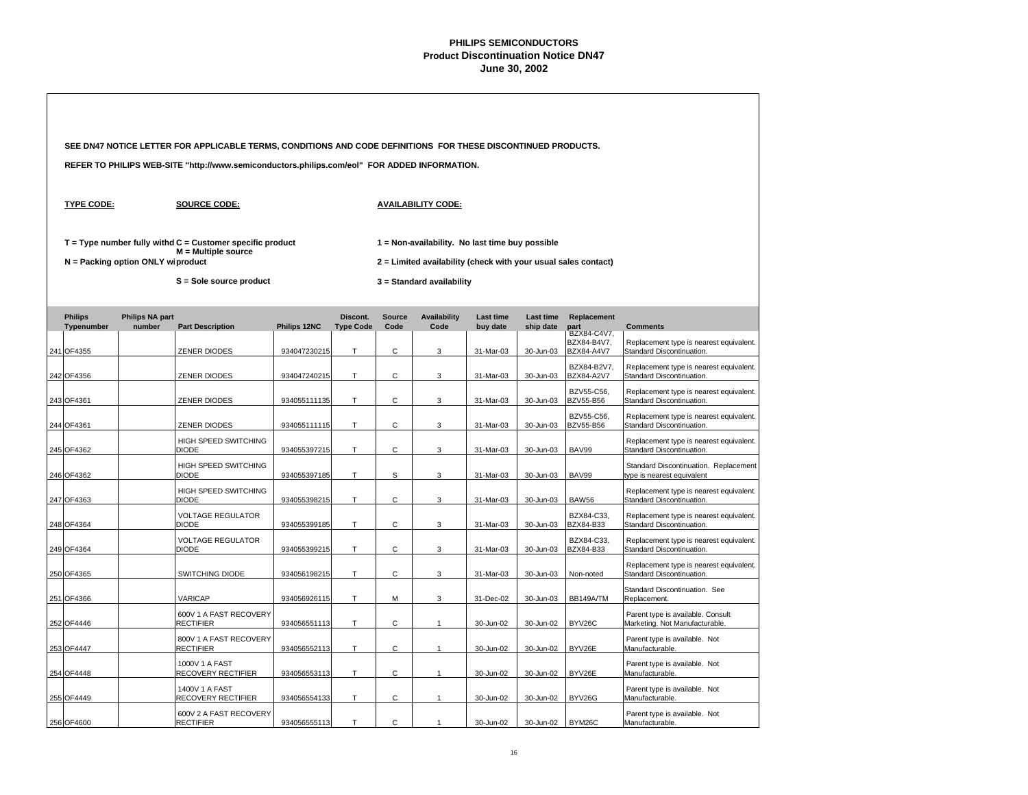**PHILIPS SEMICONDUCTORS**
**Product Discontinuation Notice DN47**
**June 30, 2002**

**SEE DN47 NOTICE LETTER FOR APPLICABLE TERMS, CONDITIONS AND CODE DEFINITIONS FOR THESE DISCONTINUED PRODUCTS.**

**REFER TO PHILIPS WEB-SITE "http://www.semiconductors.philips.com/eol" FOR ADDED INFORMATION.**

**TYPE CODE:**

**T = Type number fully withd**
**N = Packing option ONLY wi**

**SOURCE CODE:**

**C = Customer specific product**
**M = Multiple source product**
**S = Sole source product**

**AVAILABILITY CODE:**

**1 = Non-availability. No last time buy possible**
**2 = Limited availability (check with your usual sales contact)**
**3 = Standard availability**

| | Philips Typenumber | Philips NA part number | Part Description | Philips 12NC | Discont. Type Code | Source Code | Availability Code | Last time buy date | Last time ship date | Replacement part | Comments |
|---|---|---|---|---|---|---|---|---|---|---|---|
| 241 | OF4355 | | ZENER DIODES | 934047230215 | T | C | 3 | 31-Mar-03 | 30-Jun-03 | BZX84-C4V7, BZX84-B4V7, BZX84-A4V7 | Replacement type is nearest equivalent. Standard Discontinuation. |
| 242 | OF4356 | | ZENER DIODES | 934047240215 | T | C | 3 | 31-Mar-03 | 30-Jun-03 | BZX84-B2V7, BZX84-A2V7 | Replacement type is nearest equivalent. Standard Discontinuation. |
| 243 | OF4361 | | ZENER DIODES | 934055111135 | T | C | 3 | 31-Mar-03 | 30-Jun-03 | BZV55-C56, BZV55-B56 | Replacement type is nearest equivalent. Standard Discontinuation. |
| 244 | OF4361 | | ZENER DIODES | 934055111115 | T | C | 3 | 31-Mar-03 | 30-Jun-03 | BZV55-C56, BZV55-B56 | Replacement type is nearest equivalent. Standard Discontinuation. |
| 245 | OF4362 | | HIGH SPEED SWITCHING DIODE | 934055397215 | T | C | 3 | 31-Mar-03 | 30-Jun-03 | BAV99 | Replacement type is nearest equivalent. Standard Discontinuation. |
| 246 | OF4362 | | HIGH SPEED SWITCHING DIODE | 934055397185 | T | S | 3 | 31-Mar-03 | 30-Jun-03 | BAV99 | Standard Discontinuation. Replacement type is nearest equivalent |
| 247 | OF4363 | | HIGH SPEED SWITCHING DIODE | 934055398215 | T | C | 3 | 31-Mar-03 | 30-Jun-03 | BAW56 | Replacement type is nearest equivalent. Standard Discontinuation. |
| 248 | OF4364 | | VOLTAGE REGULATOR DIODE | 934055399185 | T | C | 3 | 31-Mar-03 | 30-Jun-03 | BZX84-C33, BZX84-B33 | Replacement type is nearest equivalent. Standard Discontinuation. |
| 249 | OF4364 | | VOLTAGE REGULATOR DIODE | 934055399215 | T | C | 3 | 31-Mar-03 | 30-Jun-03 | BZX84-C33, BZX84-B33 | Replacement type is nearest equivalent. Standard Discontinuation. |
| 250 | OF4365 | | SWITCHING DIODE | 934056198215 | T | C | 3 | 31-Mar-03 | 30-Jun-03 | Non-noted | Replacement type is nearest equivalent. Standard Discontinuation. |
| 251 | OF4366 | | VARICAP | 934056926115 | T | M | 3 | 31-Dec-02 | 30-Jun-03 | BB149A/TM | Standard Discontinuation. See Replacement. |
| 252 | OF4446 | | 600V 1 A FAST RECOVERY RECTIFIER | 934056551113 | T | C | 1 | 30-Jun-02 | 30-Jun-02 | BYV26C | Parent type is available. Consult Marketing. Not Manufacturable. |
| 253 | OF4447 | | 800V 1 A FAST RECOVERY RECTIFIER | 934056552113 | T | C | 1 | 30-Jun-02 | 30-Jun-02 | BYV26E | Parent type is available. Not Manufacturable. |
| 254 | OF4448 | | 1000V 1 A FAST RECOVERY RECTIFIER | 934056553113 | T | C | 1 | 30-Jun-02 | 30-Jun-02 | BYV26E | Parent type is available. Not Manufacturable. |
| 255 | OF4449 | | 1400V 1 A FAST RECOVERY RECTIFIER | 934056554133 | T | C | 1 | 30-Jun-02 | 30-Jun-02 | BYV26G | Parent type is available. Not Manufacturable. |
| 256 | OF4600 | | 600V 2 A FAST RECOVERY RECTIFIER | 934056555113 | T | C | 1 | 30-Jun-02 | 30-Jun-02 | BYM26C | Parent type is available. Not Manufacturable. |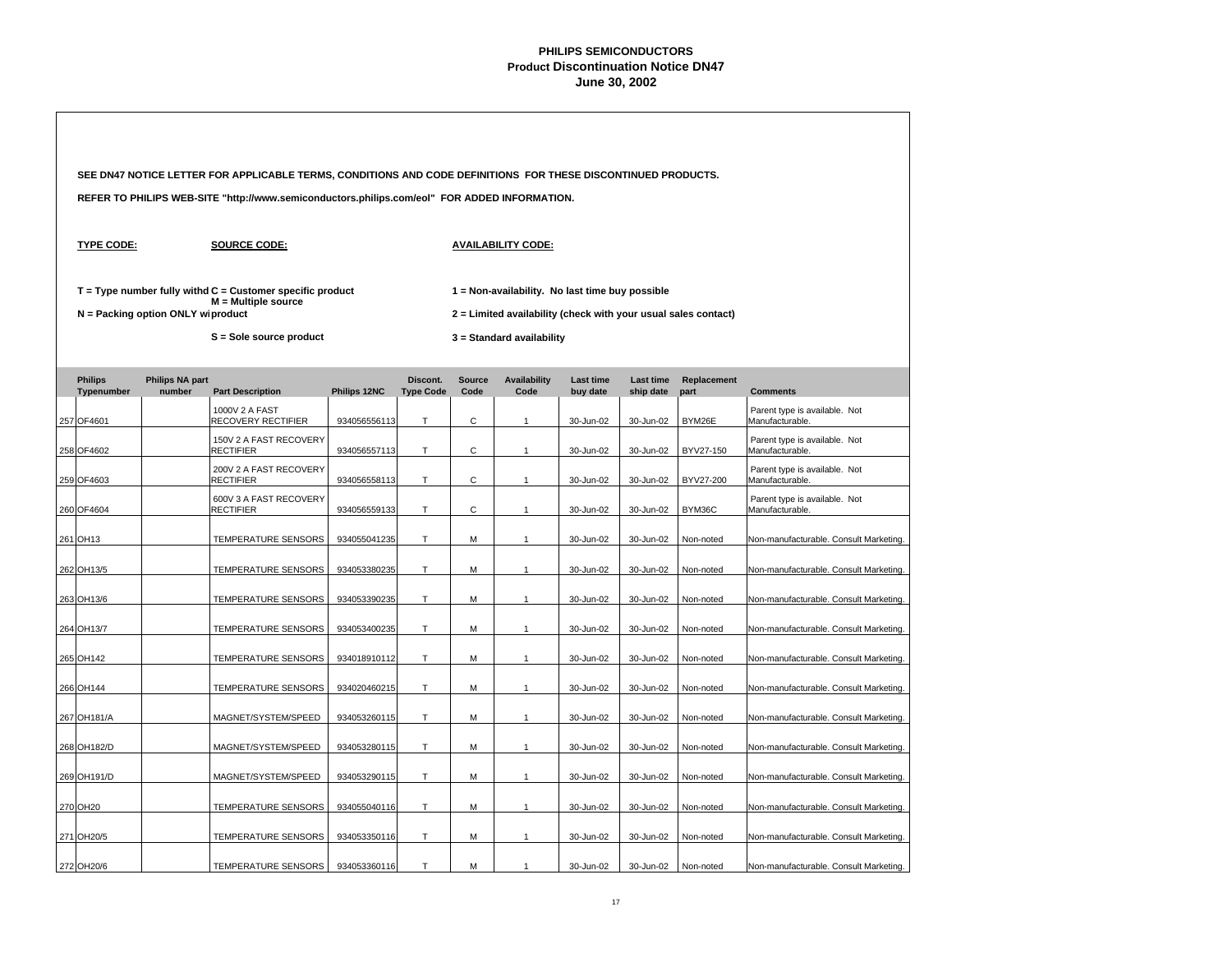**PHILIPS SEMICONDUCTORS**
**Product Discontinuation Notice DN47**
**June 30, 2002**

**SEE DN47 NOTICE LETTER FOR APPLICABLE TERMS, CONDITIONS AND CODE DEFINITIONS FOR THESE DISCONTINUED PRODUCTS.**

**REFER TO PHILIPS WEB-SITE "http://www.semiconductors.philips.com/eol" FOR ADDED INFORMATION.**

**TYPE CODE:**

**T = Type number fully withd**
**N = Packing option ONLY wi**

**SOURCE CODE:**

**C = Customer specific product**
**M = Multiple source product**
**S = Sole source product**

**AVAILABILITY CODE:**

**1 = Non-availability. No last time buy possible**
**2 = Limited availability (check with your usual sales contact)**
**3 = Standard availability**

| | Philips Typenumber | Philips NA part number | Part Description | Philips 12NC | Discont. Type Code | Source Code | Availability Code | Last time buy date | Last time ship date | Replacement part | Comments |
|---|---|---|---|---|---|---|---|---|---|---|---|
| 257 | OF4601 | | 1000V 2 A FAST RECOVERY RECTIFIER | 934056556113 | T | C | 1 | 30-Jun-02 | 30-Jun-02 | BYM26E | Parent type is available. Not Manufacturable. |
| 258 | OF4602 | | 150V 2 A FAST RECOVERY RECTIFIER | 934056557113 | T | C | 1 | 30-Jun-02 | 30-Jun-02 | BYV27-150 | Parent type is available. Not Manufacturable. |
| 259 | OF4603 | | 200V 2 A FAST RECOVERY RECTIFIER | 934056558113 | T | C | 1 | 30-Jun-02 | 30-Jun-02 | BYV27-200 | Parent type is available. Not Manufacturable. |
| 260 | OF4604 | | 600V 3 A FAST RECOVERY RECTIFIER | 934056559133 | T | C | 1 | 30-Jun-02 | 30-Jun-02 | BYM36C | Parent type is available. Not Manufacturable. |
| 261 | OH13 | | TEMPERATURE SENSORS | 934055041235 | T | M | 1 | 30-Jun-02 | 30-Jun-02 | Non-noted | Non-manufacturable. Consult Marketing. |
| 262 | OH13/5 | | TEMPERATURE SENSORS | 934053380235 | T | M | 1 | 30-Jun-02 | 30-Jun-02 | Non-noted | Non-manufacturable. Consult Marketing. |
| 263 | OH13/6 | | TEMPERATURE SENSORS | 934053390235 | T | M | 1 | 30-Jun-02 | 30-Jun-02 | Non-noted | Non-manufacturable. Consult Marketing. |
| 264 | OH13/7 | | TEMPERATURE SENSORS | 934053400235 | T | M | 1 | 30-Jun-02 | 30-Jun-02 | Non-noted | Non-manufacturable. Consult Marketing. |
| 265 | OH142 | | TEMPERATURE SENSORS | 934018910112 | T | M | 1 | 30-Jun-02 | 30-Jun-02 | Non-noted | Non-manufacturable. Consult Marketing. |
| 266 | OH144 | | TEMPERATURE SENSORS | 934020460215 | T | M | 1 | 30-Jun-02 | 30-Jun-02 | Non-noted | Non-manufacturable. Consult Marketing. |
| 267 | OH181/A | | MAGNET/SYSTEM/SPEED | 934053260115 | T | M | 1 | 30-Jun-02 | 30-Jun-02 | Non-noted | Non-manufacturable. Consult Marketing. |
| 268 | OH182/D | | MAGNET/SYSTEM/SPEED | 934053280115 | T | M | 1 | 30-Jun-02 | 30-Jun-02 | Non-noted | Non-manufacturable. Consult Marketing. |
| 269 | OH191/D | | MAGNET/SYSTEM/SPEED | 934053290115 | T | M | 1 | 30-Jun-02 | 30-Jun-02 | Non-noted | Non-manufacturable. Consult Marketing. |
| 270 | OH20 | | TEMPERATURE SENSORS | 934055040116 | T | M | 1 | 30-Jun-02 | 30-Jun-02 | Non-noted | Non-manufacturable. Consult Marketing. |
| 271 | OH20/5 | | TEMPERATURE SENSORS | 934053350116 | T | M | 1 | 30-Jun-02 | 30-Jun-02 | Non-noted | Non-manufacturable. Consult Marketing. |
| 272 | OH20/6 | | TEMPERATURE SENSORS | 934053360116 | T | M | 1 | 30-Jun-02 | 30-Jun-02 | Non-noted | Non-manufacturable. Consult Marketing. |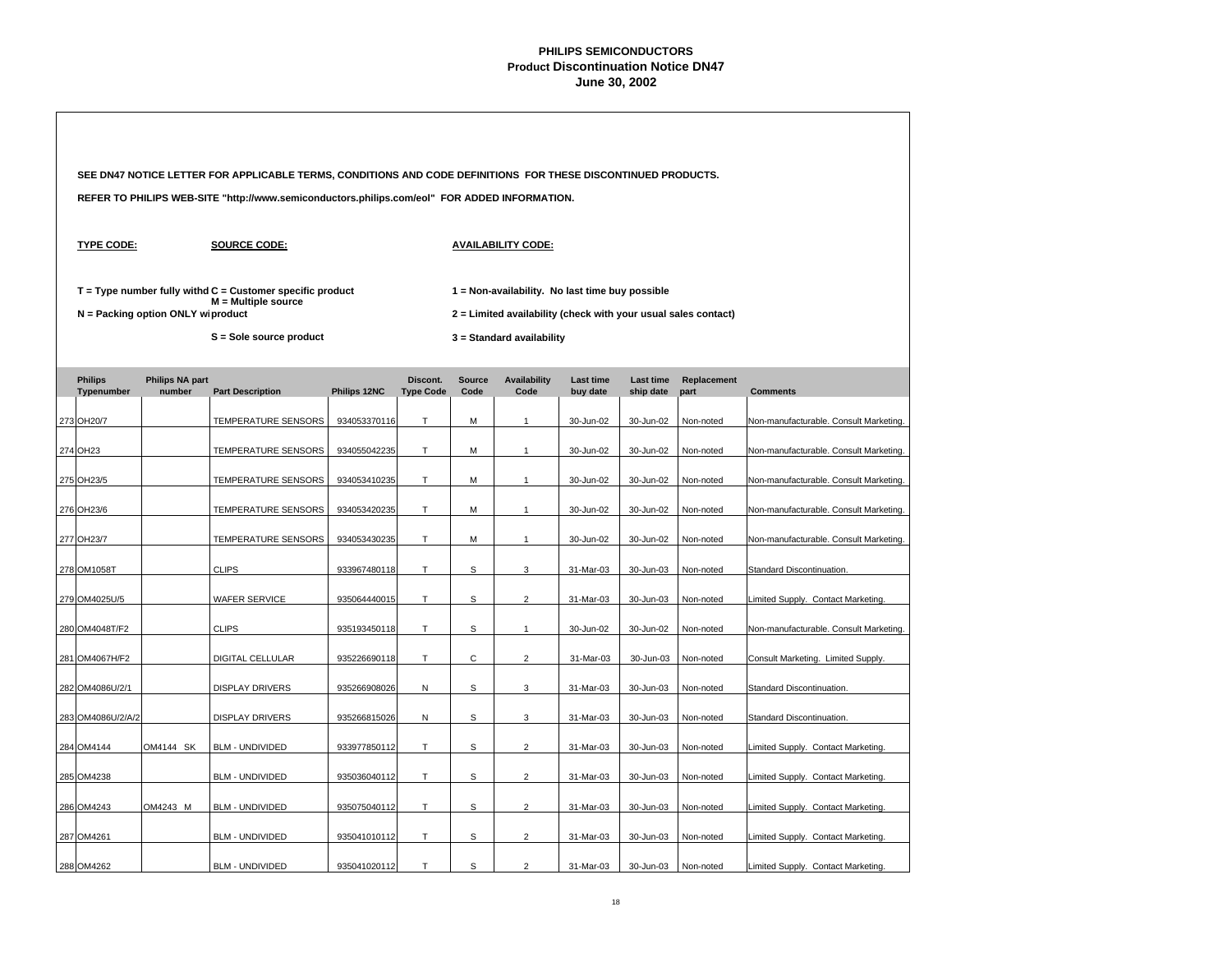# PHILIPS SEMICONDUCTORS
## Product Discontinuation Notice DN47
### June 30, 2002

**SEE DN47 NOTICE LETTER FOR APPLICABLE TERMS, CONDITIONS AND CODE DEFINITIONS FOR THESE DISCONTINUED PRODUCTS.**

**REFER TO PHILIPS WEB-SITE "http://www.semiconductors.philips.com/eol" FOR ADDED INFORMATION.**

**TYPE CODE:**

**T = Type number fully withd**

**N = Packing option ONLY wi**

**SOURCE CODE:**

**C = Customer specific product**

**M = Multiple source product**

**S = Sole source product**

**AVAILABILITY CODE:**

**1 = Non-availability. No last time buy possible**

**2 = Limited availability (check with your usual sales contact)**

**3 = Standard availability**

| | Philips Typenumber | Philips NA part number | Part Description | Philips 12NC | Discont. Type Code | Source Code | Availability Code | Last time buy date | Last time ship date | Replacement part | Comments |
|---|---|---|---|---|---|---|---|---|---|---|---|
| 273 | OH20/7 | | TEMPERATURE SENSORS | 934053370116 | T | M | 1 | 30-Jun-02 | 30-Jun-02 | Non-noted | Non-manufacturable. Consult Marketing. |
| 274 | OH23 | | TEMPERATURE SENSORS | 934055042235 | T | M | 1 | 30-Jun-02 | 30-Jun-02 | Non-noted | Non-manufacturable. Consult Marketing. |
| 275 | OH23/5 | | TEMPERATURE SENSORS | 934053410235 | T | M | 1 | 30-Jun-02 | 30-Jun-02 | Non-noted | Non-manufacturable. Consult Marketing. |
| 276 | OH23/6 | | TEMPERATURE SENSORS | 934053420235 | T | M | 1 | 30-Jun-02 | 30-Jun-02 | Non-noted | Non-manufacturable. Consult Marketing. |
| 277 | OH23/7 | | TEMPERATURE SENSORS | 934053430235 | T | M | 1 | 30-Jun-02 | 30-Jun-02 | Non-noted | Non-manufacturable. Consult Marketing. |
| 278 | OM1058T | | CLIPS | 933967480118 | T | S | 3 | 31-Mar-03 | 30-Jun-03 | Non-noted | Standard Discontinuation. |
| 279 | OM4025U/5 | | WAFER SERVICE | 935064440015 | T | S | 2 | 31-Mar-03 | 30-Jun-03 | Non-noted | Limited Supply. Contact Marketing. |
| 280 | OM4048T/F2 | | CLIPS | 935193450118 | T | S | 1 | 30-Jun-02 | 30-Jun-02 | Non-noted | Non-manufacturable. Consult Marketing. |
| 281 | OM4067H/F2 | | DIGITAL CELLULAR | 935226690118 | T | C | 2 | 31-Mar-03 | 30-Jun-03 | Non-noted | Consult Marketing. Limited Supply. |
| 282 | OM4086U/2/1 | | DISPLAY DRIVERS | 935266908026 | N | S | 3 | 31-Mar-03 | 30-Jun-03 | Non-noted | Standard Discontinuation. |
| 283 | OM4086U/2/A/2 | | DISPLAY DRIVERS | 935266815026 | N | S | 3 | 31-Mar-03 | 30-Jun-03 | Non-noted | Standard Discontinuation. |
| 284 | OM4144 | OM4144 SK | BLM - UNDIVIDED | 933977850112 | T | S | 2 | 31-Mar-03 | 30-Jun-03 | Non-noted | Limited Supply. Contact Marketing. |
| 285 | OM4238 | | BLM - UNDIVIDED | 935036040112 | T | S | 2 | 31-Mar-03 | 30-Jun-03 | Non-noted | Limited Supply. Contact Marketing. |
| 286 | OM4243 | OM4243 M | BLM - UNDIVIDED | 935075040112 | T | S | 2 | 31-Mar-03 | 30-Jun-03 | Non-noted | Limited Supply. Contact Marketing. |
| 287 | OM4261 | | BLM - UNDIVIDED | 935041010112 | T | S | 2 | 31-Mar-03 | 30-Jun-03 | Non-noted | Limited Supply. Contact Marketing. |
| 288 | OM4262 | | BLM - UNDIVIDED | 935041020112 | T | S | 2 | 31-Mar-03 | 30-Jun-03 | Non-noted | Limited Supply. Contact Marketing. |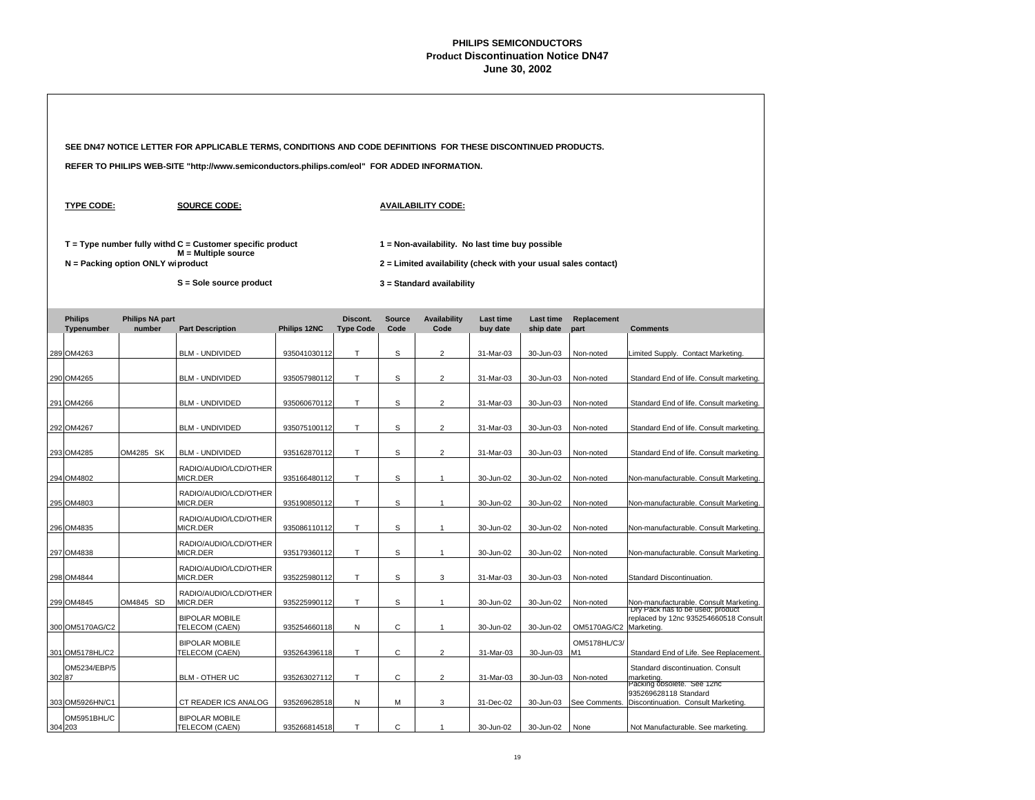# PHILIPS SEMICONDUCTORS
## Product Discontinuation Notice DN47
### June 30, 2002

**SEE DN47 NOTICE LETTER FOR APPLICABLE TERMS, CONDITIONS AND CODE DEFINITIONS FOR THESE DISCONTINUED PRODUCTS.**

**REFER TO PHILIPS WEB-SITE "http://www.semiconductors.philips.com/eol" FOR ADDED INFORMATION.**

**TYPE CODE:**

T = Type number fully withd
N = Packing option ONLY wi

**SOURCE CODE:**

C = Customer specific product
M = Multiple source product
S = Sole source product

**AVAILABILITY CODE:**

1 = Non-availability. No last time buy possible
2 = Limited availability (check with your usual sales contact)
3 = Standard availability

| | Philips Typenumber | Philips NA part number | Part Description | Philips 12NC | Discont. Type Code | Source Code | Availability Code | Last time buy date | Last time ship date | Replacement part | Comments |
|---|---|---|---|---|---|---|---|---|---|---|---|
| 289 | OM4263 | | BLM - UNDIVIDED | 935041030112 | T | S | 2 | 31-Mar-03 | 30-Jun-03 | Non-noted | Limited Supply. Contact Marketing. |
| 290 | OM4265 | | BLM - UNDIVIDED | 935057980112 | T | S | 2 | 31-Mar-03 | 30-Jun-03 | Non-noted | Standard End of life. Consult marketing. |
| 291 | OM4266 | | BLM - UNDIVIDED | 935060670112 | T | S | 2 | 31-Mar-03 | 30-Jun-03 | Non-noted | Standard End of life. Consult marketing. |
| 292 | OM4267 | | BLM - UNDIVIDED | 935075100112 | T | S | 2 | 31-Mar-03 | 30-Jun-03 | Non-noted | Standard End of life. Consult marketing. |
| 293 | OM4285 | OM4285 SK | BLM - UNDIVIDED | 935162870112 | T | S | 2 | 31-Mar-03 | 30-Jun-03 | Non-noted | Standard End of life. Consult marketing. |
| 294 | OM4802 | | RADIO/AUDIO/LCD/OTHER MICR.DER | 935166480112 | T | S | 1 | 30-Jun-02 | 30-Jun-02 | Non-noted | Non-manufacturable. Consult Marketing. |
| 295 | OM4803 | | RADIO/AUDIO/LCD/OTHER MICR.DER | 935190850112 | T | S | 1 | 30-Jun-02 | 30-Jun-02 | Non-noted | Non-manufacturable. Consult Marketing. |
| 296 | OM4835 | | RADIO/AUDIO/LCD/OTHER MICR.DER | 935086110112 | T | S | 1 | 30-Jun-02 | 30-Jun-02 | Non-noted | Non-manufacturable. Consult Marketing. |
| 297 | OM4838 | | RADIO/AUDIO/LCD/OTHER MICR.DER | 935179360112 | T | S | 1 | 30-Jun-02 | 30-Jun-02 | Non-noted | Non-manufacturable. Consult Marketing. |
| 298 | OM4844 | | RADIO/AUDIO/LCD/OTHER MICR.DER | 935225980112 | T | S | 3 | 31-Mar-03 | 30-Jun-03 | Non-noted | Standard Discontinuation. |
| 299 | OM4845 | OM4845 SD | RADIO/AUDIO/LCD/OTHER MICR.DER | 935225990112 | T | S | 1 | 30-Jun-02 | 30-Jun-02 | Non-noted | Non-manufacturable. Consult Marketing. |
| 300 | OM5170AG/C2 | | BIPOLAR MOBILE TELECOM (CAEN) | 935254660118 | N | C | 1 | 30-Jun-02 | 30-Jun-02 | OM5170AG/C2 | Dry Pack has to be used; product replaced by 12nc 935254660518 Consult Marketing. |
| 301 | OM5178HL/C2 | | BIPOLAR MOBILE TELECOM (CAEN) | 935264396118 | T | C | 2 | 31-Mar-03 | 30-Jun-03 | OM5178HL/C3/M1 | Standard End of Life. See Replacement. |
| 302 | OM5234/EBP/587 | | BLM - OTHER UC | 935263027112 | T | C | 2 | 31-Mar-03 | 30-Jun-03 | Non-noted | Standard discontinuation. Consult marketing. |
| 303 | OM5926HN/C1 | | CT READER ICS ANALOG | 935269628518 | N | M | 3 | 31-Dec-02 | 30-Jun-03 | See Comments. | Packing obsolete. See 12nc 935269628118 Standard Discontinuation. Consult Marketing. |
| 304 | OM5951BHL/C203 | | BIPOLAR MOBILE TELECOM (CAEN) | 935266814518 | T | C | 1 | 30-Jun-02 | 30-Jun-02 | None | Not Manufacturable. See marketing. |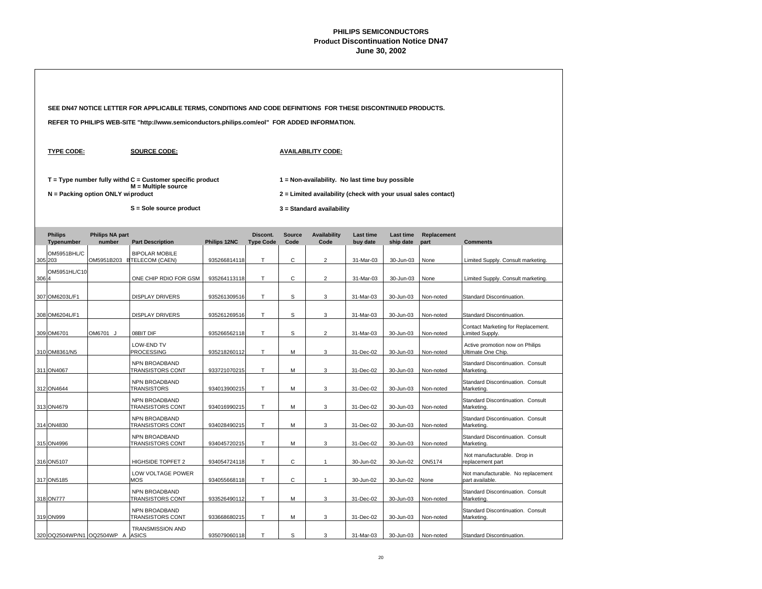**PHILIPS SEMICONDUCTORS**
**Product Discontinuation Notice DN47**
**June 30, 2002**

**SEE DN47 NOTICE LETTER FOR APPLICABLE TERMS, CONDITIONS AND CODE DEFINITIONS FOR THESE DISCONTINUED PRODUCTS.**

**REFER TO PHILIPS WEB-SITE "http://www.semiconductors.philips.com/eol" FOR ADDED INFORMATION.**

**TYPE CODE:**

T = Type number fully withd

N = Packing option ONLY wi

**SOURCE CODE:**

C = Customer specific product

M = Multiple source product

S = Sole source product

**AVAILABILITY CODE:**

1 = Non-availability. No last time buy possible

2 = Limited availability (check with your usual sales contact)

3 = Standard availability

| | Philips Typenumber | Philips NA part number | Part Description | Philips 12NC | Discont. Type Code | Source Code | Availability Code | Last time buy date | Last time ship date | Replacement part | Comments |
|---|---|---|---|---|---|---|---|---|---|---|---|
| 305 | OM5951BHL/C203 | OM5951B203 B | BIPOLAR MOBILE TELECOM (CAEN) | 935266814118 | T | C | 2 | 31-Mar-03 | 30-Jun-03 | None | Limited Supply. Consult marketing. |
| 306 | OM5951HL/C104 | | ONE CHIP RDIO FOR GSM | 935264113118 | T | C | 2 | 31-Mar-03 | 30-Jun-03 | None | Limited Supply. Consult marketing. |
| 307 | OM6203L/F1 | | DISPLAY DRIVERS | 935261309516 | T | S | 3 | 31-Mar-03 | 30-Jun-03 | Non-noted | Standard Discontinuation. |
| 308 | OM6204L/F1 | | DISPLAY DRIVERS | 935261269516 | T | S | 3 | 31-Mar-03 | 30-Jun-03 | Non-noted | Standard Discontinuation. |
| 309 | OM6701 | OM6701 J | 08BIT DIF | 935266562118 | T | S | 2 | 31-Mar-03 | 30-Jun-03 | Non-noted | Contact Marketing for Replacement. Limited Supply. |
| 310 | OM8361/N5 | | LOW-END TV PROCESSING | 935218260112 | T | M | 3 | 31-Dec-02 | 30-Jun-03 | Non-noted | Active promotion now on Philips Ultimate One Chip. |
| 311 | ON4067 | | NPN BROADBAND TRANSISTORS CONT | 933721070215 | T | M | 3 | 31-Dec-02 | 30-Jun-03 | Non-noted | Standard Discontinuation. Consult Marketing. |
| 312 | ON4644 | | NPN BROADBAND TRANSISTORS | 934013900215 | T | M | 3 | 31-Dec-02 | 30-Jun-03 | Non-noted | Standard Discontinuation. Consult Marketing. |
| 313 | ON4679 | | NPN BROADBAND TRANSISTORS CONT | 934016990215 | T | M | 3 | 31-Dec-02 | 30-Jun-03 | Non-noted | Standard Discontinuation. Consult Marketing. |
| 314 | ON4830 | | NPN BROADBAND TRANSISTORS CONT | 934028490215 | T | M | 3 | 31-Dec-02 | 30-Jun-03 | Non-noted | Standard Discontinuation. Consult Marketing. |
| 315 | ON4996 | | NPN BROADBAND TRANSISTORS CONT | 934045720215 | T | M | 3 | 31-Dec-02 | 30-Jun-03 | Non-noted | Standard Discontinuation. Consult Marketing. |
| 316 | ON5107 | | HIGHSIDE TOPFET 2 | 934054724118 | T | C | 1 | 30-Jun-02 | 30-Jun-02 | ON5174 | Not manufacturable. Drop in replacement part |
| 317 | ON5185 | | LOW VOLTAGE POWER MOS | 934055668118 | T | C | 1 | 30-Jun-02 | 30-Jun-02 | None | Not manufacturable. No replacement part available. |
| 318 | ON777 | | NPN BROADBAND TRANSISTORS CONT | 933526490112 | T | M | 3 | 31-Dec-02 | 30-Jun-03 | Non-noted | Standard Discontinuation. Consult Marketing. |
| 319 | ON999 | | NPN BROADBAND TRANSISTORS CONT | 933668680215 | T | M | 3 | 31-Dec-02 | 30-Jun-03 | Non-noted | Standard Discontinuation. Consult Marketing. |
| 320 | OQ2504WP/N1 | OQ2504WP A | TRANSMISSION AND ASICS | 935079060118 | T | S | 3 | 31-Mar-03 | 30-Jun-03 | Non-noted | Standard Discontinuation. |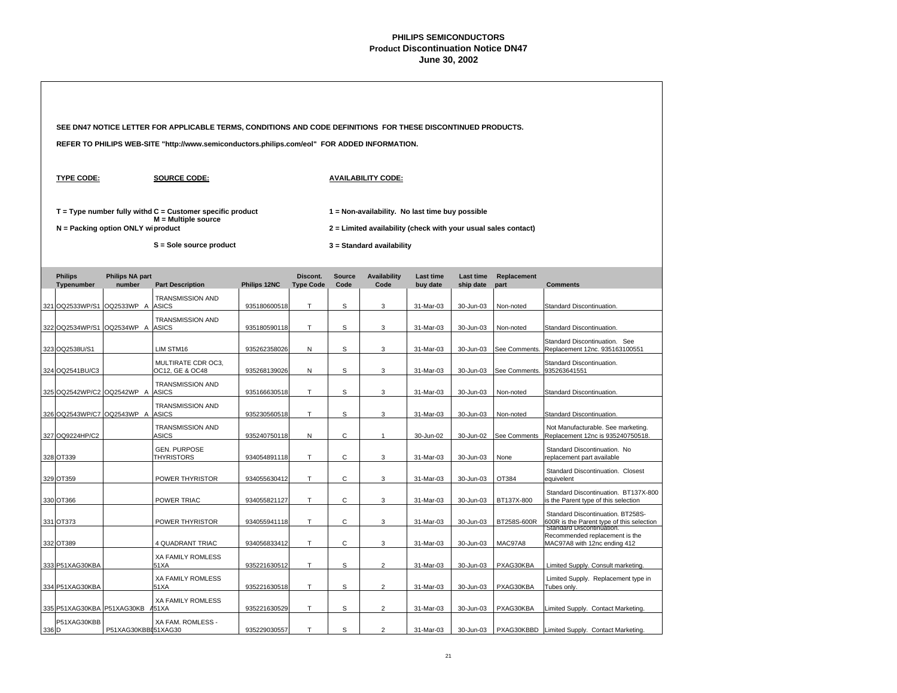# PHILIPS SEMICONDUCTORS
## Product Discontinuation Notice DN47
### June 30, 2002

**SEE DN47 NOTICE LETTER FOR APPLICABLE TERMS, CONDITIONS AND CODE DEFINITIONS FOR THESE DISCONTINUED PRODUCTS.**

**REFER TO PHILIPS WEB-SITE "http://www.semiconductors.philips.com/eol" FOR ADDED INFORMATION.**

**TYPE CODE:**

**T = Type number fully withd**

**N = Packing option ONLY wi**

**SOURCE CODE:**

**C = Customer specific product**

**M = Multiple source product**

**S = Sole source product**

**AVAILABILITY CODE:**

**1 = Non-availability. No last time buy possible**

**2 = Limited availability (check with your usual sales contact)**

**3 = Standard availability**

| | Philips Typenumber | Philips NA part number | Part Description | Philips 12NC | Discont. Type Code | Source Code | Availability Code | Last time buy date | Last time ship date | Replacement part | Comments |
|---|---|---|---|---|---|---|---|---|---|---|---|
| 321 | OQ2533WP/S1 | OQ2533WP A | TRANSMISSION AND ASICS | 935180600518 | T | S | 3 | 31-Mar-03 | 30-Jun-03 | Non-noted | Standard Discontinuation. |
| 322 | OQ2534WP/S1 | OQ2534WP A | TRANSMISSION AND ASICS | 935180590118 | T | S | 3 | 31-Mar-03 | 30-Jun-03 | Non-noted | Standard Discontinuation. |
| 323 | OQ2538U/S1 | | LIM STM16 | 935262358026 | N | S | 3 | 31-Mar-03 | 30-Jun-03 | See Comments. | Standard Discontinuation. See Replacement 12nc. 935163100551 |
| 324 | OQ2541BU/C3 | | MULTIRATE CDR OC3, OC12, GE & OC48 | 935268139026 | N | S | 3 | 31-Mar-03 | 30-Jun-03 | See Comments. | Standard Discontinuation. 935263641551 |
| 325 | OQ2542WP/C2 | OQ2542WP A | TRANSMISSION AND ASICS | 935166630518 | T | S | 3 | 31-Mar-03 | 30-Jun-03 | Non-noted | Standard Discontinuation. |
| 326 | OQ2543WP/C7 | OQ2543WP A | TRANSMISSION AND ASICS | 935230560518 | T | S | 3 | 31-Mar-03 | 30-Jun-03 | Non-noted | Standard Discontinuation. |
| 327 | OQ9224HP/C2 | | TRANSMISSION AND ASICS | 935240750118 | N | C | 1 | 30-Jun-02 | 30-Jun-02 | See Comments | Not Manufacturable. See marketing. Replacement 12nc is 935240750518. |
| 328 | OT339 | | GEN. PURPOSE THYRISTORS | 934054891118 | T | C | 3 | 31-Mar-03 | 30-Jun-03 | None | Standard Discontinuation. No replacement part available |
| 329 | OT359 | | POWER THYRISTOR | 934055630412 | T | C | 3 | 31-Mar-03 | 30-Jun-03 | OT384 | Standard Discontinuation. Closest equivelent |
| 330 | OT366 | | POWER TRIAC | 934055821127 | T | C | 3 | 31-Mar-03 | 30-Jun-03 | BT137X-800 | Standard Discontinuation. BT137X-800 is the Parent type of this selection |
| 331 | OT373 | | POWER THYRISTOR | 934055941118 | T | C | 3 | 31-Mar-03 | 30-Jun-03 | BT258S-600R | Standard Discontinuation. BT258S-600R is the Parent type of this selection |
| 332 | OT389 | | 4 QUADRANT TRIAC | 934056833412 | T | C | 3 | 31-Mar-03 | 30-Jun-03 | MAC97A8 | Standard Discontinuation. Recommended replacement is the MAC97A8 with 12nc ending 412 |
| 333 | P51XAG30KBA | | XA FAMILY ROMLESS 51XA | 935221630512 | T | S | 2 | 31-Mar-03 | 30-Jun-03 | PXAG30KBA | Limited Supply. Consult marketing. |
| 334 | P51XAG30KBA | | XA FAMILY ROMLESS 51XA | 935221630518 | T | S | 2 | 31-Mar-03 | 30-Jun-03 | PXAG30KBA | Limited Supply. Replacement type in Tubes only. |
| 335 | P51XAG30KBA | P51XAG30KB A | XA FAMILY ROMLESS 51XA | 935221630529 | T | S | 2 | 31-Mar-03 | 30-Jun-03 | PXAG30KBA | Limited Supply. Contact Marketing. |
| 336 | P51XAG30KBBD | P51XAG30KBBI | XA FAM. ROMLESS - 51XAG30 | 935229030557 | T | S | 2 | 31-Mar-03 | 30-Jun-03 | PXAG30KBBD | Limited Supply. Contact Marketing. |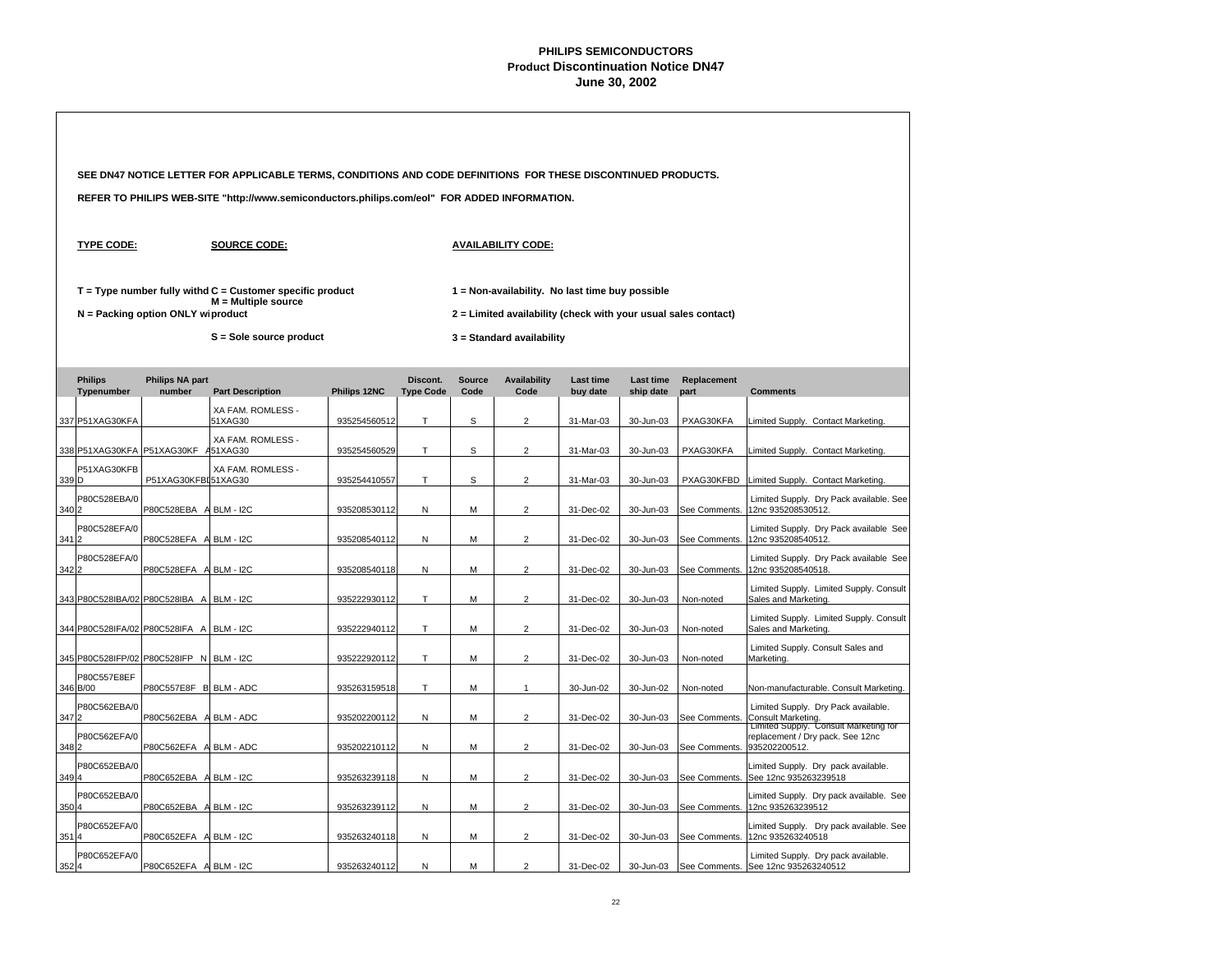# PHILIPS SEMICONDUCTORS
## Product Discontinuation Notice DN47
### June 30, 2002

**SEE DN47 NOTICE LETTER FOR APPLICABLE TERMS, CONDITIONS AND CODE DEFINITIONS FOR THESE DISCONTINUED PRODUCTS.**

**REFER TO PHILIPS WEB-SITE "http://www.semiconductors.philips.com/eol" FOR ADDED INFORMATION.**

**TYPE CODE:**

**T = Type number fully withd**

**N = Packing option ONLY wi**

**SOURCE CODE:**

**C = Customer specific product**

**M = Multiple source product**

**S = Sole source product**

**AVAILABILITY CODE:**

**1 = Non-availability. No last time buy possible**

**2 = Limited availability (check with your usual sales contact)**

**3 = Standard availability**

| | Philips Typenumber | Philips NA part number | Part Description | Philips 12NC | Discont. Type Code | Source Code | Availability Code | Last time buy date | Last time ship date | Replacement part | Comments |
|---|---|---|---|---|---|---|---|---|---|---|---|
| 337 | P51XAG30KFA | | XA FAM. ROMLESS - 51XAG30 | 935254560512 | T | S | 2 | 31-Mar-03 | 30-Jun-03 | PXAG30KFA | Limited Supply. Contact Marketing. |
| 338 | P51XAG30KFA | P51XAG30KF A | XA FAM. ROMLESS - 51XAG30 | 935254560529 | T | S | 2 | 31-Mar-03 | 30-Jun-03 | PXAG30KFA | Limited Supply. Contact Marketing. |
| 339 | P51XAG30KFBD | P51XAG30KFBD | XA FAM. ROMLESS - 51XAG30 | 935254410557 | T | S | 2 | 31-Mar-03 | 30-Jun-03 | PXAG30KFBD | Limited Supply. Contact Marketing. |
| 340 | P80C528EBA/02 | P80C528EBA A | BLM - I2C | 935208530112 | N | M | 2 | 31-Dec-02 | 30-Jun-03 | See Comments. | Limited Supply. Dry Pack available. See 12nc 935208530512. |
| 341 | P80C528EFA/02 | P80C528EFA A | BLM - I2C | 935208540112 | N | M | 2 | 31-Dec-02 | 30-Jun-03 | See Comments. | Limited Supply. Dry Pack available See 12nc 935208540512. |
| 342 | P80C528EFA/02 | P80C528EFA A | BLM - I2C | 935208540118 | N | M | 2 | 31-Dec-02 | 30-Jun-03 | See Comments. | Limited Supply. Dry Pack available See 12nc 935208540518. |
| 343 | P80C528IBA/02 | P80C528IBA A | BLM - I2C | 935222930112 | T | M | 2 | 31-Dec-02 | 30-Jun-03 | Non-noted | Limited Supply. Limited Supply. Consult Sales and Marketing. |
| 344 | P80C528IFA/02 | P80C528IFA A | BLM - I2C | 935222940112 | T | M | 2 | 31-Dec-02 | 30-Jun-03 | Non-noted | Limited Supply. Limited Supply. Consult Sales and Marketing. |
| 345 | P80C528IFP/02 | P80C528IFP N | BLM - I2C | 935222920112 | T | M | 2 | 31-Dec-02 | 30-Jun-03 | Non-noted | Limited Supply. Consult Sales and Marketing. |
| 346 | P80C557E8EFB/00 | P80C557E8F B | BLM - ADC | 935263159518 | T | M | 1 | 30-Jun-02 | 30-Jun-02 | Non-noted | Non-manufacturable. Consult Marketing. |
| 347 | P80C562EBA/02 | P80C562EBA A | BLM - ADC | 935202200112 | N | M | 2 | 31-Dec-02 | 30-Jun-03 | See Comments. | Limited Supply. Dry Pack available. Consult Marketing. |
| 348 | P80C562EFA/02 | P80C562EFA A | BLM - ADC | 935202210112 | N | M | 2 | 31-Dec-02 | 30-Jun-03 | See Comments. | Limited Supply. Consult Marketing for replacement / Dry pack. See 12nc 935202200512. |
| 349 | P80C652EBA/04 | P80C652EBA A | BLM - I2C | 935263239118 | N | M | 2 | 31-Dec-02 | 30-Jun-03 | See Comments. | Limited Supply. Dry pack available. See 12nc 935263239518 |
| 350 | P80C652EBA/04 | P80C652EBA A | BLM - I2C | 935263239112 | N | M | 2 | 31-Dec-02 | 30-Jun-03 | See Comments. | Limited Supply. Dry pack available. See 12nc 935263239512 |
| 351 | P80C652EFA/04 | P80C652EFA A | BLM - I2C | 935263240118 | N | M | 2 | 31-Dec-02 | 30-Jun-03 | See Comments. | Limited Supply. Dry pack available. See 12nc 935263240518 |
| 352 | P80C652EFA/04 | P80C652EFA A | BLM - I2C | 935263240112 | N | M | 2 | 31-Dec-02 | 30-Jun-03 | See Comments. | Limited Supply. Dry pack available. See 12nc 935263240512 |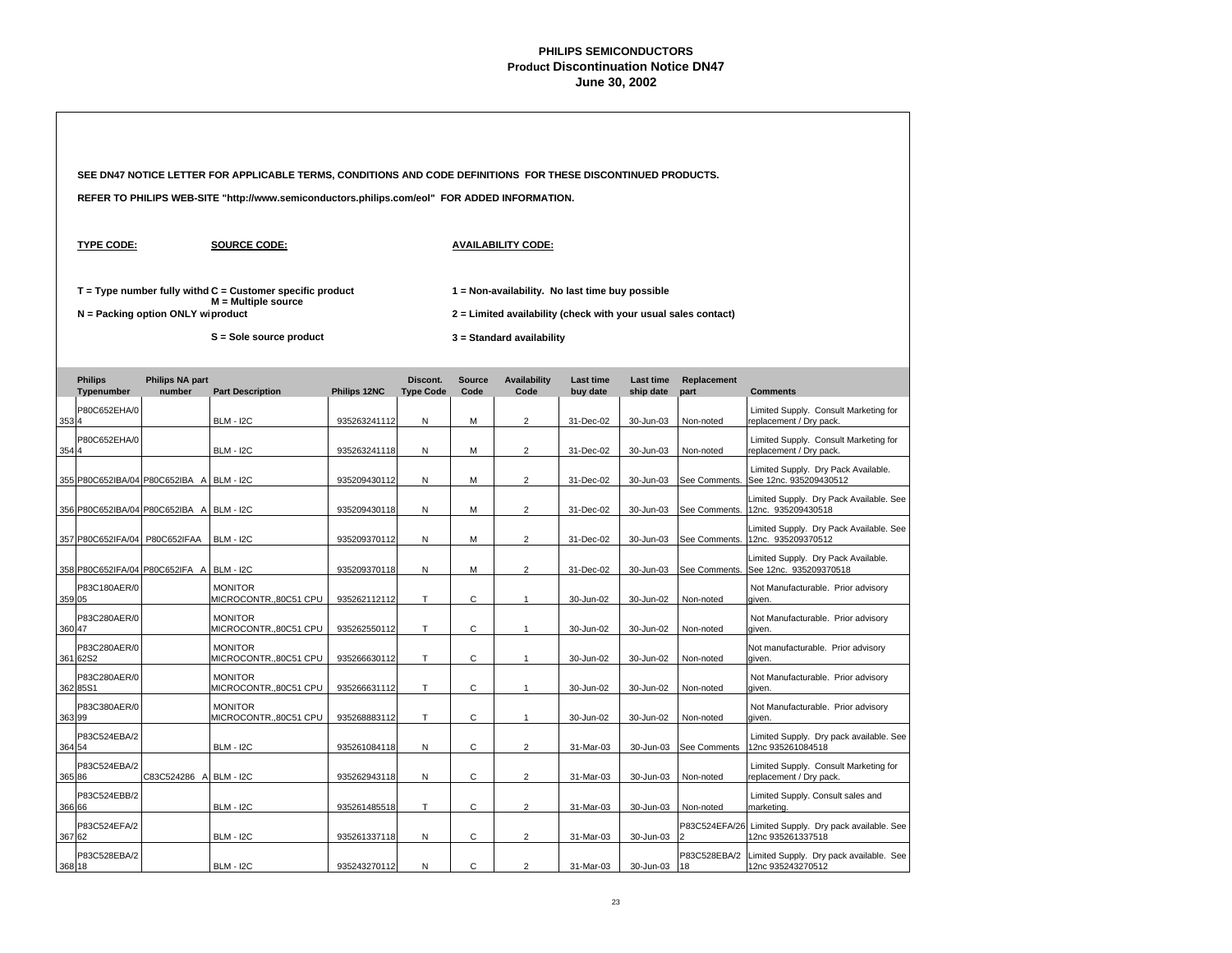# PHILIPS SEMICONDUCTORS
## Product Discontinuation Notice DN47
### June 30, 2002

**SEE DN47 NOTICE LETTER FOR APPLICABLE TERMS, CONDITIONS AND CODE DEFINITIONS FOR THESE DISCONTINUED PRODUCTS.**

**REFER TO PHILIPS WEB-SITE "http://www.semiconductors.philips.com/eol" FOR ADDED INFORMATION.**

**TYPE CODE:**

T = Type number fully withd
N = Packing option ONLY wi

**SOURCE CODE:**

C = Customer specific product
M = Multiple source product
S = Sole source product

**AVAILABILITY CODE:**

1 = Non-availability. No last time buy possible
2 = Limited availability (check with your usual sales contact)
3 = Standard availability

| | Philips Typenumber | Philips NA part number | Part Description | Philips 12NC | Discont. Type Code | Source Code | Availability Code | Last time buy date | Last time ship date | Replacement part | Comments |
|---|---|---|---|---|---|---|---|---|---|---|---|
| 353 | P80C652EHA/04 | | BLM - I2C | 935263241112 | N | M | 2 | 31-Dec-02 | 30-Jun-03 | Non-noted | Limited Supply. Consult Marketing for replacement / Dry pack. |
| 354 | P80C652EHA/04 | | BLM - I2C | 935263241118 | N | M | 2 | 31-Dec-02 | 30-Jun-03 | Non-noted | Limited Supply. Consult Marketing for replacement / Dry pack. |
| 355 | P80C652IBA/04 | P80C652IBA A | BLM - I2C | 935209430112 | N | M | 2 | 31-Dec-02 | 30-Jun-03 | See Comments. | Limited Supply. Dry Pack Available. See 12nc. 935209430512 |
| 356 | P80C652IBA/04 | P80C652IBA A | BLM - I2C | 935209430118 | N | M | 2 | 31-Dec-02 | 30-Jun-03 | See Comments. | Limited Supply. Dry Pack Available. See 12nc. 935209430518 |
| 357 | P80C652IFA/04 | P80C652IFAA | BLM - I2C | 935209370112 | N | M | 2 | 31-Dec-02 | 30-Jun-03 | See Comments. | Limited Supply. Dry Pack Available. See 12nc. 935209370512 |
| 358 | P80C652IFA/04 | P80C652IFA A | BLM - I2C | 935209370118 | N | M | 2 | 31-Dec-02 | 30-Jun-03 | See Comments. | Limited Supply. Dry Pack Available. See 12nc. 935209370518 |
| 359 | P83C180AER/005 | | MONITOR MICROCONTR.,80C51 CPU | 935262112112 | T | C | 1 | 30-Jun-02 | 30-Jun-02 | Non-noted | Not Manufacturable. Prior advisory given. |
| 360 | P83C280AER/047 | | MONITOR MICROCONTR.,80C51 CPU | 935262550112 | T | C | 1 | 30-Jun-02 | 30-Jun-02 | Non-noted | Not Manufacturable. Prior advisory given. |
| 361 | P83C280AER/062S2 | | MONITOR MICROCONTR.,80C51 CPU | 935266630112 | T | C | 1 | 30-Jun-02 | 30-Jun-02 | Non-noted | Not manufacturable. Prior advisory given. |
| 362 | P83C280AER/085S1 | | MONITOR MICROCONTR.,80C51 CPU | 935266631112 | T | C | 1 | 30-Jun-02 | 30-Jun-02 | Non-noted | Not Manufacturable. Prior advisory given. |
| 363 | P83C380AER/099 | | MONITOR MICROCONTR.,80C51 CPU | 935268883112 | T | C | 1 | 30-Jun-02 | 30-Jun-02 | Non-noted | Not Manufacturable. Prior advisory given. |
| 364 | P83C524EBA/254 | | BLM - I2C | 935261084118 | N | C | 2 | 31-Mar-03 | 30-Jun-03 | See Comments | Limited Supply. Dry pack available. See 12nc 935261084518 |
| 365 | P83C524EBA/286 | C83C524286 A | BLM - I2C | 935262943118 | N | C | 2 | 31-Mar-03 | 30-Jun-03 | Non-noted | Limited Supply. Consult Marketing for replacement / Dry pack. |
| 366 | P83C524EBB/266 | | BLM - I2C | 935261485518 | T | C | 2 | 31-Mar-03 | 30-Jun-03 | Non-noted | Limited Supply. Consult sales and marketing. |
| 367 | P83C524EFA/262 | | BLM - I2C | 935261337118 | N | C | 2 | 31-Mar-03 | 30-Jun-03 | P83C524EFA/262 | Limited Supply. Dry pack available. See 12nc 935261337518 |
| 368 | P83C528EBA/218 | | BLM - I2C | 935243270112 | N | C | 2 | 31-Mar-03 | 30-Jun-03 | P83C528EBA/218 | Limited Supply. Dry pack available. See 12nc 935243270512 |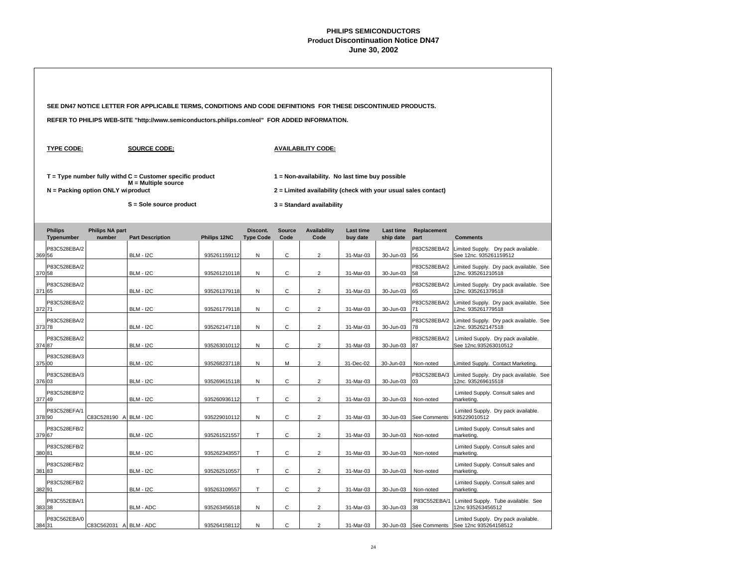# PHILIPS SEMICONDUCTORS
## Product Discontinuation Notice DN47
### June 30, 2002

**SEE DN47 NOTICE LETTER FOR APPLICABLE TERMS, CONDITIONS AND CODE DEFINITIONS FOR THESE DISCONTINUED PRODUCTS.**

**REFER TO PHILIPS WEB-SITE "http://www.semiconductors.philips.com/eol" FOR ADDED INFORMATION.**

**TYPE CODE:**

**T = Type number fully withd**

**N = Packing option ONLY wi**

**SOURCE CODE:**

**C = Customer specific product**

**M = Multiple source product**

**S = Sole source product**

**AVAILABILITY CODE:**

**1 = Non-availability. No last time buy possible**

**2 = Limited availability (check with your usual sales contact)**

**3 = Standard availability**

| | Philips Typenumber | Philips NA part number | Part Description | Philips 12NC | Discont. Type Code | Source Code | Availability Code | Last time buy date | Last time ship date | Replacement part | Comments |
|---|---|---|---|---|---|---|---|---|---|---|---|
| 369 | P83C528EBA/256 | | BLM - I2C | 935261159112 | N | C | 2 | 31-Mar-03 | 30-Jun-03 | P83C528EBA/256 | Limited Supply. Dry pack available. See 12nc. 935261159512 |
| 370 | P83C528EBA/258 | | BLM - I2C | 935261210118 | N | C | 2 | 31-Mar-03 | 30-Jun-03 | P83C528EBA/258 | Limited Supply. Dry pack available. See 12nc. 935261210518 |
| 371 | P83C528EBA/265 | | BLM - I2C | 935261379118 | N | C | 2 | 31-Mar-03 | 30-Jun-03 | P83C528EBA/265 | Limited Supply. Dry pack available. See 12nc. 935261379518 |
| 372 | P83C528EBA/271 | | BLM - I2C | 935261779118 | N | C | 2 | 31-Mar-03 | 30-Jun-03 | P83C528EBA/271 | Limited Supply. Dry pack available. See 12nc. 935261779518 |
| 373 | P83C528EBA/278 | | BLM - I2C | 935262147118 | N | C | 2 | 31-Mar-03 | 30-Jun-03 | P83C528EBA/278 | Limited Supply. Dry pack available. See 12nc. 935262147518 |
| 374 | P83C528EBA/287 | | BLM - I2C | 935263010112 | N | C | 2 | 31-Mar-03 | 30-Jun-03 | P83C528EBA/287 | Limited Supply. Dry pack available. See 12nc.935263010512 |
| 375 | P83C528EBA/300 | | BLM - I2C | 935268237118 | N | M | 2 | 31-Dec-02 | 30-Jun-03 | Non-noted | Limited Supply. Contact Marketing. |
| 376 | P83C528EBA/303 | | BLM - I2C | 935269615118 | N | C | 2 | 31-Mar-03 | 30-Jun-03 | P83C528EBA/303 | Limited Supply. Dry pack available. See 12nc. 935269615518 |
| 377 | P83C528EBP/249 | | BLM - I2C | 935260936112 | T | C | 2 | 31-Mar-03 | 30-Jun-03 | Non-noted | Limited Supply. Consult sales and marketing. |
| 378 | P83C528EFA/190 | C83C528190 A | BLM - I2C | 935229010112 | N | C | 2 | 31-Mar-03 | 30-Jun-03 | See Comments | Limited Supply. Dry pack available. 935229010512 |
| 379 | P83C528EFB/267 | | BLM - I2C | 935261521557 | T | C | 2 | 31-Mar-03 | 30-Jun-03 | Non-noted | Limited Supply. Consult sales and marketing. |
| 380 | P83C528EFB/281 | | BLM - I2C | 935262343557 | T | C | 2 | 31-Mar-03 | 30-Jun-03 | Non-noted | Limited Supply. Consult sales and marketing. |
| 381 | P83C528EFB/283 | | BLM - I2C | 935262510557 | T | C | 2 | 31-Mar-03 | 30-Jun-03 | Non-noted | Limited Supply. Consult sales and marketing. |
| 382 | P83C528EFB/291 | | BLM - I2C | 935263109557 | T | C | 2 | 31-Mar-03 | 30-Jun-03 | Non-noted | Limited Supply. Consult sales and marketing. |
| 383 | P83C552EBA/138 | | BLM - ADC | 935263456518 | N | C | 2 | 31-Mar-03 | 30-Jun-03 | P83C552EBA/138 | Limited Supply. Tube available. See 12nc 935263456512 |
| 384 | P83C562EBA/031 | C83C562031 A | BLM - ADC | 935264158112 | N | C | 2 | 31-Mar-03 | 30-Jun-03 | See Comments | Limited Supply. Dry pack available. See 12nc 935264158512 |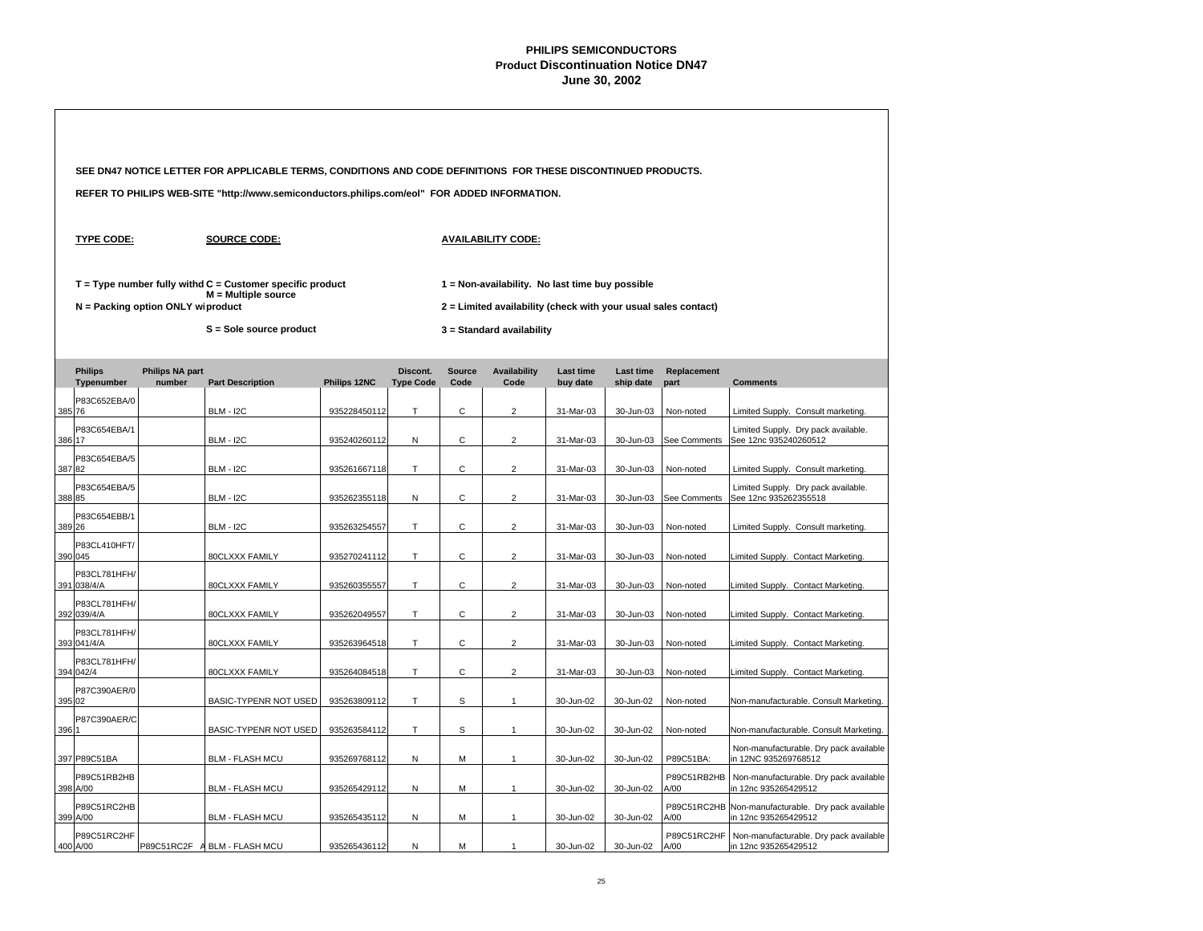# PHILIPS SEMICONDUCTORS
## Product Discontinuation Notice DN47
### June 30, 2002

**SEE DN47 NOTICE LETTER FOR APPLICABLE TERMS, CONDITIONS AND CODE DEFINITIONS FOR THESE DISCONTINUED PRODUCTS.**

**REFER TO PHILIPS WEB-SITE "http://www.semiconductors.philips.com/eol" FOR ADDED INFORMATION.**

**TYPE CODE:**

T = Type number fully withd
N = Packing option ONLY wi

**SOURCE CODE:**

C = Customer specific product
M = Multiple source product
S = Sole source product

**AVAILABILITY CODE:**

1 = Non-availability. No last time buy possible
2 = Limited availability (check with your usual sales contact)
3 = Standard availability

| | Philips Typenumber | Philips NA part number | Part Description | Philips 12NC | Discont. Type Code | Source Code | Availability Code | Last time buy date | Last time ship date | Replacement part | Comments |
|---|---|---|---|---|---|---|---|---|---|---|---|
| 385 | P83C652EBA/076 | | BLM - I2C | 935228450112 | T | C | 2 | 31-Mar-03 | 30-Jun-03 | Non-noted | Limited Supply. Consult marketing. |
| 386 | P83C654EBA/117 | | BLM - I2C | 935240260112 | N | C | 2 | 31-Mar-03 | 30-Jun-03 | See Comments | Limited Supply. Dry pack available. See 12nc 935240260512 |
| 387 | P83C654EBA/582 | | BLM - I2C | 935261667118 | T | C | 2 | 31-Mar-03 | 30-Jun-03 | Non-noted | Limited Supply. Consult marketing. |
| 388 | P83C654EBA/585 | | BLM - I2C | 935262355118 | N | C | 2 | 31-Mar-03 | 30-Jun-03 | See Comments | Limited Supply. Dry pack available. See 12nc 935262355518 |
| 389 | P83C654EBB/126 | | BLM - I2C | 935263254557 | T | C | 2 | 31-Mar-03 | 30-Jun-03 | Non-noted | Limited Supply. Consult marketing. |
| 390 | P83CL410HFT/045 | | 80CLXXX FAMILY | 935270241112 | T | C | 2 | 31-Mar-03 | 30-Jun-03 | Non-noted | Limited Supply. Contact Marketing. |
| 391 | P83CL781HFH/038/4/A | | 80CLXXX FAMILY | 935260355557 | T | C | 2 | 31-Mar-03 | 30-Jun-03 | Non-noted | Limited Supply. Contact Marketing. |
| 392 | P83CL781HFH/039/4/A | | 80CLXXX FAMILY | 935262049557 | T | C | 2 | 31-Mar-03 | 30-Jun-03 | Non-noted | Limited Supply. Contact Marketing. |
| 393 | P83CL781HFH/041/4/A | | 80CLXXX FAMILY | 935263964518 | T | C | 2 | 31-Mar-03 | 30-Jun-03 | Non-noted | Limited Supply. Contact Marketing. |
| 394 | P83CL781HFH/042/4 | | 80CLXXX FAMILY | 935264084518 | T | C | 2 | 31-Mar-03 | 30-Jun-03 | Non-noted | Limited Supply. Contact Marketing. |
| 395 | P87C390AER/002 | | BASIC-TYPENR NOT USED | 935263809112 | T | S | 1 | 30-Jun-02 | 30-Jun-02 | Non-noted | Non-manufacturable. Consult Marketing. |
| 396 | P87C390AER/C1 | | BASIC-TYPENR NOT USED | 935263584112 | T | S | 1 | 30-Jun-02 | 30-Jun-02 | Non-noted | Non-manufacturable. Consult Marketing. |
| 397 | P89C51BA | | BLM - FLASH MCU | 935269768112 | N | M | 1 | 30-Jun-02 | 30-Jun-02 | P89C51BA: | Non-manufacturable. Dry pack available in 12NC 935269768512 |
| 398 | P89C51RB2HBA/00 | | BLM - FLASH MCU | 935265429112 | N | M | 1 | 30-Jun-02 | 30-Jun-02 | P89C51RB2HBA/00 | Non-manufacturable. Dry pack available in 12nc 935265429512 |
| 399 | P89C51RC2HBA/00 | | BLM - FLASH MCU | 935265435112 | N | M | 1 | 30-Jun-02 | 30-Jun-02 | P89C51RC2HBA/00 | Non-manufacturable. Dry pack available in 12nc 935265429512 |
| 400 | P89C51RC2HFA/00 | P89C51RC2F A | BLM - FLASH MCU | 935265436112 | N | M | 1 | 30-Jun-02 | 30-Jun-02 | P89C51RC2HFA/00 | Non-manufacturable. Dry pack available in 12nc 935265429512 |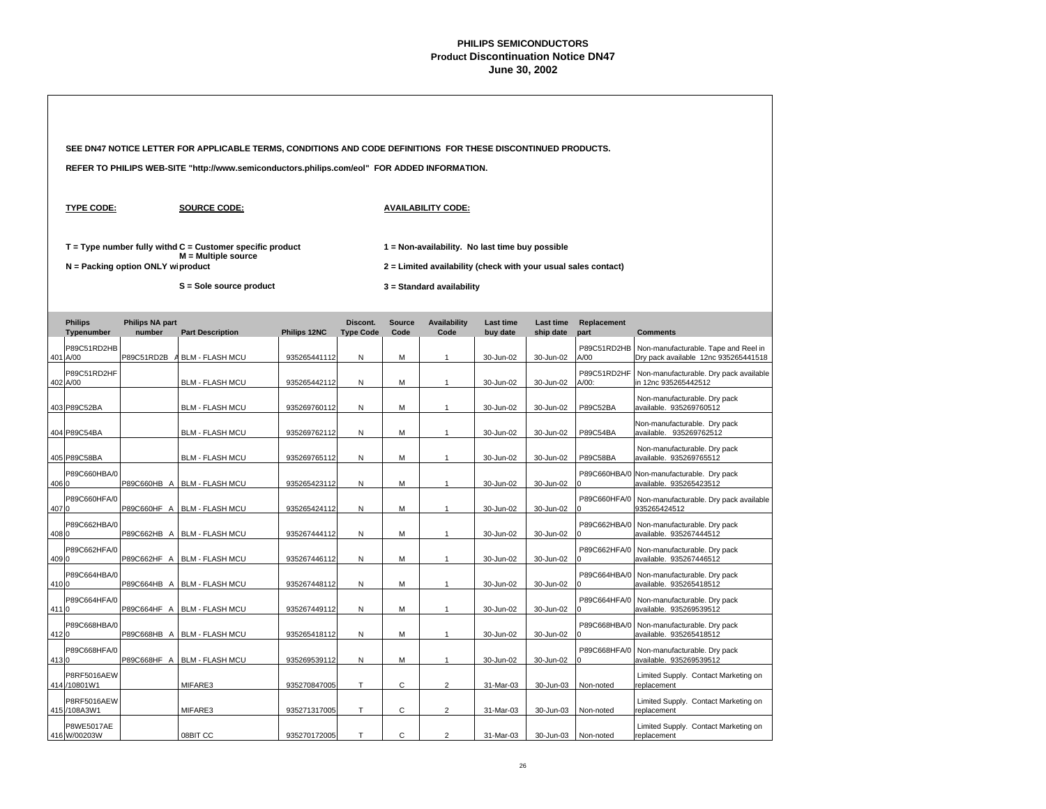# PHILIPS SEMICONDUCTORS
## Product Discontinuation Notice DN47
### June 30, 2002

**SEE DN47 NOTICE LETTER FOR APPLICABLE TERMS, CONDITIONS AND CODE DEFINITIONS FOR THESE DISCONTINUED PRODUCTS.**

**REFER TO PHILIPS WEB-SITE "http://www.semiconductors.philips.com/eol" FOR ADDED INFORMATION.**

**TYPE CODE:**

**T = Type number fully withd**

**N = Packing option ONLY wi**

**SOURCE CODE:**

**C = Customer specific product**

**M = Multiple source product**

**S = Sole source product**

**AVAILABILITY CODE:**

**1 = Non-availability. No last time buy possible**

**2 = Limited availability (check with your usual sales contact)**

**3 = Standard availability**

| | Philips Typenumber | Philips NA part number | Part Description | Philips 12NC | Discont. Type Code | Source Code | Availability Code | Last time buy date | Last time ship date | Replacement part | Comments |
|---|---|---|---|---|---|---|---|---|---|---|---|
| 401 | P89C51RD2HBA/00 | P89C51RD2B A | BLM - FLASH MCU | 935265441112 | N | M | 1 | 30-Jun-02 | 30-Jun-02 | P89C51RD2HBA/00 | Non-manufacturable. Tape and Reel in Dry pack available 12nc 935265441518 |
| 402 | P89C51RD2HFA/00 | | BLM - FLASH MCU | 935265442112 | N | M | 1 | 30-Jun-02 | 30-Jun-02 | P89C51RD2HFA/00: | Non-manufacturable. Dry pack available in 12nc 935265442512 |
| 403 | P89C52BA | | BLM - FLASH MCU | 935269760112 | N | M | 1 | 30-Jun-02 | 30-Jun-02 | P89C52BA | Non-manufacturable. Dry pack available. 935269760512 |
| 404 | P89C54BA | | BLM - FLASH MCU | 935269762112 | N | M | 1 | 30-Jun-02 | 30-Jun-02 | P89C54BA | Non-manufacturable. Dry pack available. 935269762512 |
| 405 | P89C58BA | | BLM - FLASH MCU | 935269765112 | N | M | 1 | 30-Jun-02 | 30-Jun-02 | P89C58BA | Non-manufacturable. Dry pack available. 935269765512 |
| 406 | P89C660HBA/00 | P89C660HB A | BLM - FLASH MCU | 935265423112 | N | M | 1 | 30-Jun-02 | 30-Jun-02 | P89C660HBA/00 | Non-manufacturable. Dry pack available. 935265423512 |
| 407 | P89C660HFA/00 | P89C660HF A | BLM - FLASH MCU | 935265424112 | N | M | 1 | 30-Jun-02 | 30-Jun-02 | P89C660HFA/00 | Non-manufacturable. Dry pack available 935265424512 |
| 408 | P89C662HBA/00 | P89C662HB A | BLM - FLASH MCU | 935267444112 | N | M | 1 | 30-Jun-02 | 30-Jun-02 | P89C662HBA/00 | Non-manufacturable. Dry pack available. 935267444512 |
| 409 | P89C662HFA/00 | P89C662HF A | BLM - FLASH MCU | 935267446112 | N | M | 1 | 30-Jun-02 | 30-Jun-02 | P89C662HFA/00 | Non-manufacturable. Dry pack available. 935267446512 |
| 410 | P89C664HBA/00 | P89C664HB A | BLM - FLASH MCU | 935267448112 | N | M | 1 | 30-Jun-02 | 30-Jun-02 | P89C664HBA/00 | Non-manufacturable. Dry pack available. 935265418512 |
| 411 | P89C664HFA/00 | P89C664HF A | BLM - FLASH MCU | 935267449112 | N | M | 1 | 30-Jun-02 | 30-Jun-02 | P89C664HFA/00 | Non-manufacturable. Dry pack available. 935269539512 |
| 412 | P89C668HBA/00 | P89C668HB A | BLM - FLASH MCU | 935265418112 | N | M | 1 | 30-Jun-02 | 30-Jun-02 | P89C668HBA/00 | Non-manufacturable. Dry pack available. 935265418512 |
| 413 | P89C668HFA/00 | P89C668HF A | BLM - FLASH MCU | 935269539112 | N | M | 1 | 30-Jun-02 | 30-Jun-02 | P89C668HFA/00 | Non-manufacturable. Dry pack available. 935269539512 |
| 414 | P8RF5016AEW/10801W1 | | MIFARE3 | 935270847005 | T | C | 2 | 31-Mar-03 | 30-Jun-03 | Non-noted | Limited Supply. Contact Marketing on replacement |
| 415 | P8RF5016AEW/108A3W1 | | MIFARE3 | 935271317005 | T | C | 2 | 31-Mar-03 | 30-Jun-03 | Non-noted | Limited Supply. Contact Marketing on replacement |
| 416 | P8WE5017AEW/00203W | | 08BIT CC | 935270172005 | T | C | 2 | 31-Mar-03 | 30-Jun-03 | Non-noted | Limited Supply. Contact Marketing on replacement |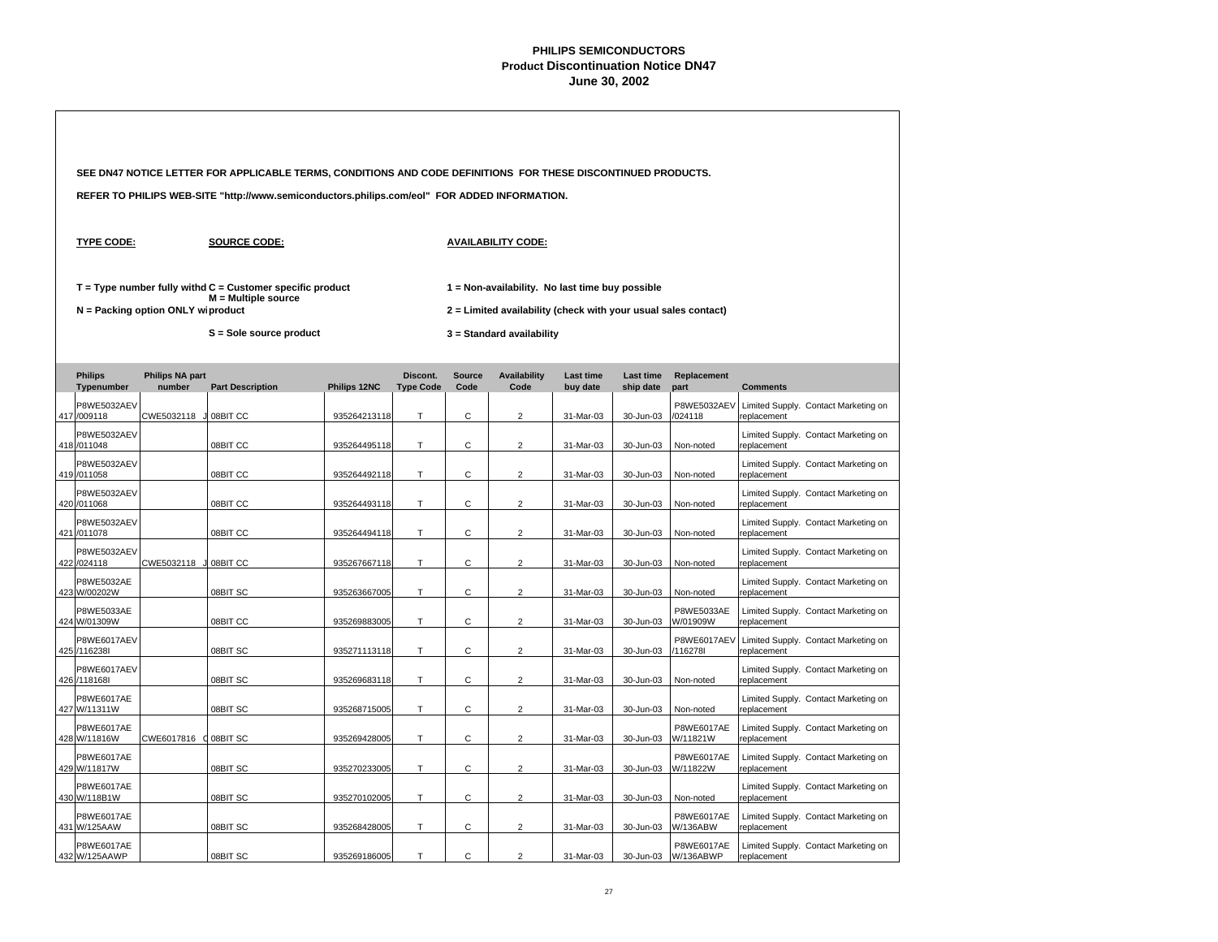# PHILIPS SEMICONDUCTORS
## Product Discontinuation Notice DN47
### June 30, 2002

**SEE DN47 NOTICE LETTER FOR APPLICABLE TERMS, CONDITIONS AND CODE DEFINITIONS FOR THESE DISCONTINUED PRODUCTS.**

**REFER TO PHILIPS WEB-SITE "http://www.semiconductors.philips.com/eol" FOR ADDED INFORMATION.**

**TYPE CODE:**

**T = Type number fully withd**

**N = Packing option ONLY wi**

**SOURCE CODE:**

**C = Customer specific product**

**M = Multiple source product**

**S = Sole source product**

**AVAILABILITY CODE:**

**1 = Non-availability. No last time buy possible**

**2 = Limited availability (check with your usual sales contact)**

**3 = Standard availability**

| | Philips Typenumber | Philips NA part number | Part Description | Philips 12NC | Discont. Type Code | Source Code | Availability Code | Last time buy date | Last time ship date | Replacement part | Comments |
|---|---|---|---|---|---|---|---|---|---|---|---|
| 417 | P8WE5032AEV/009118 | CWE5032118 J | 08BIT CC | 935264213118 | T | C | 2 | 31-Mar-03 | 30-Jun-03 | P8WE5032AEV/024118 | Limited Supply. Contact Marketing on replacement |
| 418 | P8WE5032AEV/011048 | | 08BIT CC | 935264495118 | T | C | 2 | 31-Mar-03 | 30-Jun-03 | Non-noted | Limited Supply. Contact Marketing on replacement |
| 419 | P8WE5032AEV/011058 | | 08BIT CC | 935264492118 | T | C | 2 | 31-Mar-03 | 30-Jun-03 | Non-noted | Limited Supply. Contact Marketing on replacement |
| 420 | P8WE5032AEV/011068 | | 08BIT CC | 935264493118 | T | C | 2 | 31-Mar-03 | 30-Jun-03 | Non-noted | Limited Supply. Contact Marketing on replacement |
| 421 | P8WE5032AEV/011078 | | 08BIT CC | 935264494118 | T | C | 2 | 31-Mar-03 | 30-Jun-03 | Non-noted | Limited Supply. Contact Marketing on replacement |
| 422 | P8WE5032AEV/024118 | CWE5032118 J | 08BIT CC | 935267667118 | T | C | 2 | 31-Mar-03 | 30-Jun-03 | Non-noted | Limited Supply. Contact Marketing on replacement |
| 423 | P8WE5032AEW/00202W | | 08BIT SC | 935263667005 | T | C | 2 | 31-Mar-03 | 30-Jun-03 | Non-noted | Limited Supply. Contact Marketing on replacement |
| 424 | P8WE5033AEW/01309W | | 08BIT CC | 935269883005 | T | C | 2 | 31-Mar-03 | 30-Jun-03 | P8WE5033AEW/01909W | Limited Supply. Contact Marketing on replacement |
| 425 | P8WE6017AEV/116238I | | 08BIT SC | 935271113118 | T | C | 2 | 31-Mar-03 | 30-Jun-03 | P8WE6017AEV/116278I | Limited Supply. Contact Marketing on replacement |
| 426 | P8WE6017AEV/118168I | | 08BIT SC | 935269683118 | T | C | 2 | 31-Mar-03 | 30-Jun-03 | Non-noted | Limited Supply. Contact Marketing on replacement |
| 427 | P8WE6017AEW/11311W | | 08BIT SC | 935268715005 | T | C | 2 | 31-Mar-03 | 30-Jun-03 | Non-noted | Limited Supply. Contact Marketing on replacement |
| 428 | P8WE6017AEW/11816W | CWE6017816 C | 08BIT SC | 935269428005 | T | C | 2 | 31-Mar-03 | 30-Jun-03 | P8WE6017AEW/11821W | Limited Supply. Contact Marketing on replacement |
| 429 | P8WE6017AEW/11817W | | 08BIT SC | 935270233005 | T | C | 2 | 31-Mar-03 | 30-Jun-03 | P8WE6017AEW/11822W | Limited Supply. Contact Marketing on replacement |
| 430 | P8WE6017AEW/118B1W | | 08BIT SC | 935270102005 | T | C | 2 | 31-Mar-03 | 30-Jun-03 | Non-noted | Limited Supply. Contact Marketing on replacement |
| 431 | P8WE6017AEW/125AAW | | 08BIT SC | 935268428005 | T | C | 2 | 31-Mar-03 | 30-Jun-03 | P8WE6017AEW/136ABW | Limited Supply. Contact Marketing on replacement |
| 432 | P8WE6017AEW/125AAWP | | 08BIT SC | 935269186005 | T | C | 2 | 31-Mar-03 | 30-Jun-03 | P8WE6017AEW/136ABWP | Limited Supply. Contact Marketing on replacement |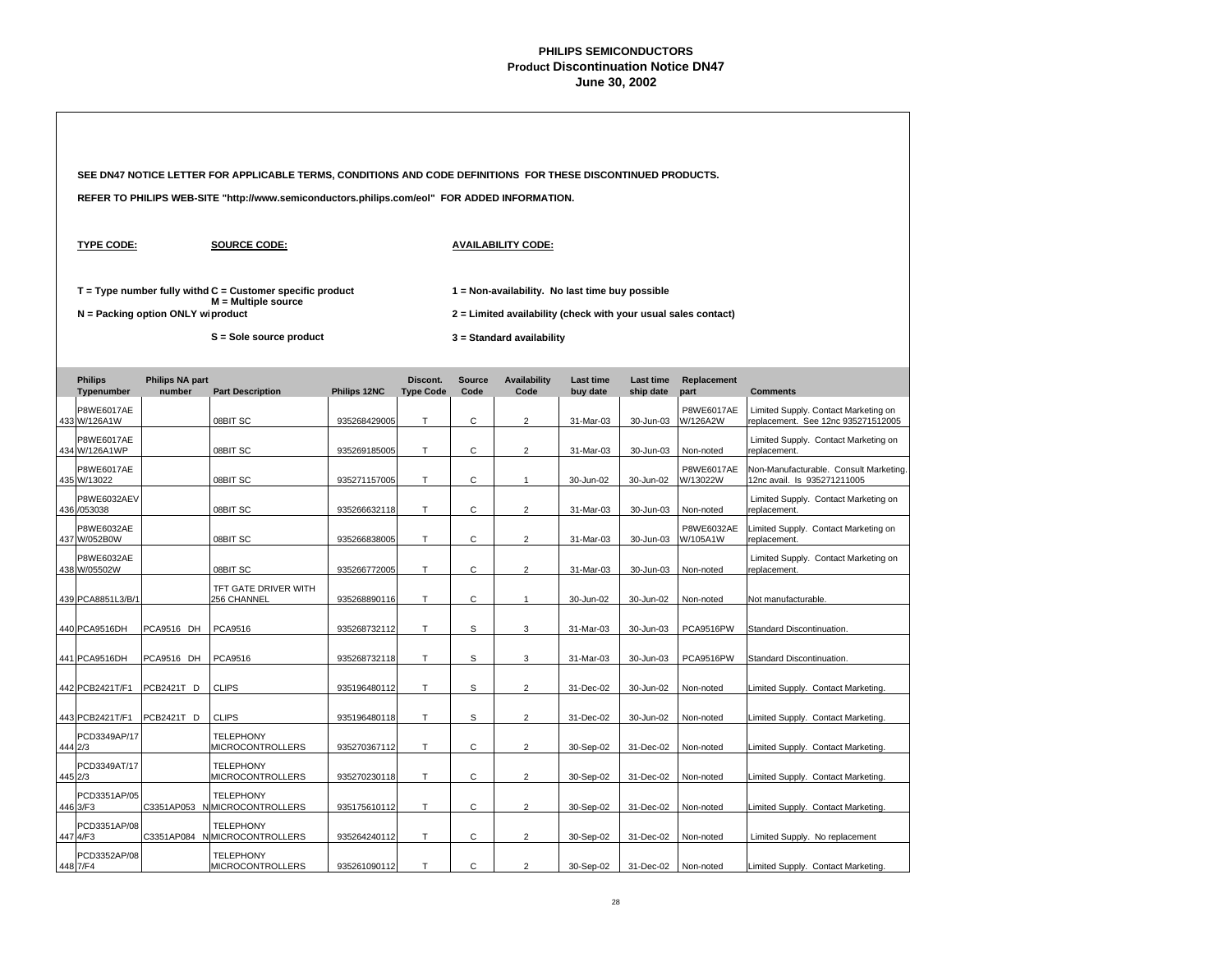**PHILIPS SEMICONDUCTORS**
**Product Discontinuation Notice DN47**
**June 30, 2002**

**SEE DN47 NOTICE LETTER FOR APPLICABLE TERMS, CONDITIONS AND CODE DEFINITIONS FOR THESE DISCONTINUED PRODUCTS.**

**REFER TO PHILIPS WEB-SITE "http://www.semiconductors.philips.com/eol" FOR ADDED INFORMATION.**

**TYPE CODE:**

T = Type number fully withd
N = Packing option ONLY wi

**SOURCE CODE:**

C = Customer specific product
M = Multiple source product
S = Sole source product

**AVAILABILITY CODE:**

1 = Non-availability. No last time buy possible
2 = Limited availability (check with your usual sales contact)
3 = Standard availability

| | Philips Typenumber | Philips NA part number | Part Description | Philips 12NC | Discont. Type Code | Source Code | Availability Code | Last time buy date | Last time ship date | Replacement part | Comments |
|---|---|---|---|---|---|---|---|---|---|---|---|
| 433 | P8WE6017AE W/126A1W | | 08BIT SC | 935268429005 | T | C | 2 | 31-Mar-03 | 30-Jun-03 | P8WE6017AE W/126A2W | Limited Supply. Contact Marketing on replacement. See 12nc 935271512005 |
| 434 | P8WE6017AE W/126A1WP | | 08BIT SC | 935269185005 | T | C | 2 | 31-Mar-03 | 30-Jun-03 | Non-noted | Limited Supply. Contact Marketing on replacement. |
| 435 | P8WE6017AE W/13022 | | 08BIT SC | 935271157005 | T | C | 1 | 30-Jun-02 | 30-Jun-02 | P8WE6017AE W/13022W | Non-Manufacturable. Consult Marketing. 12nc avail. Is 935271211005 |
| 436 | P8WE6032AEV /053038 | | 08BIT SC | 935266632118 | T | C | 2 | 31-Mar-03 | 30-Jun-03 | Non-noted | Limited Supply. Contact Marketing on replacement. |
| 437 | P8WE6032AE W/052B0W | | 08BIT SC | 935266838005 | T | C | 2 | 31-Mar-03 | 30-Jun-03 | P8WE6032AE W/105A1W | Limited Supply. Contact Marketing on replacement. |
| 438 | P8WE6032AE W/05502W | | 08BIT SC | 935266772005 | T | C | 2 | 31-Mar-03 | 30-Jun-03 | Non-noted | Limited Supply. Contact Marketing on replacement. |
| 439 | PCA8851L3/B/1 | | TFT GATE DRIVER WITH 256 CHANNEL | 935268890116 | T | C | 1 | 30-Jun-02 | 30-Jun-02 | Non-noted | Not manufacturable. |
| 440 | PCA9516DH | PCA9516 DH | PCA9516 | 935268732112 | T | S | 3 | 31-Mar-03 | 30-Jun-03 | PCA9516PW | Standard Discontinuation. |
| 441 | PCA9516DH | PCA9516 DH | PCA9516 | 935268732118 | T | S | 3 | 31-Mar-03 | 30-Jun-03 | PCA9516PW | Standard Discontinuation. |
| 442 | PCB2421T/F1 | PCB2421T D | CLIPS | 935196480112 | T | S | 2 | 31-Dec-02 | 30-Jun-02 | Non-noted | Limited Supply. Contact Marketing. |
| 443 | PCB2421T/F1 | PCB2421T D | CLIPS | 935196480118 | T | S | 2 | 31-Dec-02 | 30-Jun-02 | Non-noted | Limited Supply. Contact Marketing. |
| 444 | PCD3349AP/17 2/3 | | TELEPHONY MICROCONTROLLERS | 935270367112 | T | C | 2 | 30-Sep-02 | 31-Dec-02 | Non-noted | Limited Supply. Contact Marketing. |
| 445 | PCD3349AT/17 2/3 | | TELEPHONY MICROCONTROLLERS | 935270230118 | T | C | 2 | 30-Sep-02 | 31-Dec-02 | Non-noted | Limited Supply. Contact Marketing. |
| 446 | PCD3351AP/05 3/F3 | C3351AP053 N | TELEPHONY MICROCONTROLLERS | 935175610112 | T | C | 2 | 30-Sep-02 | 31-Dec-02 | Non-noted | Limited Supply. Contact Marketing. |
| 447 | PCD3351AP/08 4/F3 | C3351AP084 N | TELEPHONY MICROCONTROLLERS | 935264240112 | T | C | 2 | 30-Sep-02 | 31-Dec-02 | Non-noted | Limited Supply. No replacement |
| 448 | PCD3352AP/08 7/F4 | | TELEPHONY MICROCONTROLLERS | 935261090112 | T | C | 2 | 30-Sep-02 | 31-Dec-02 | Non-noted | Limited Supply. Contact Marketing. |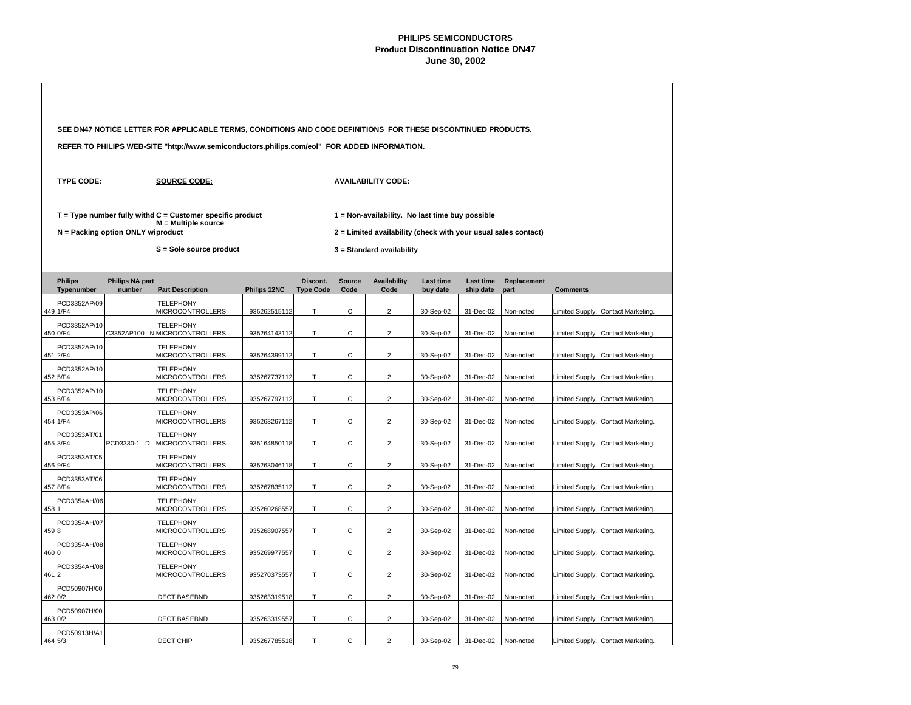# PHILIPS SEMICONDUCTORS
## Product Discontinuation Notice DN47
### June 30, 2002

**SEE DN47 NOTICE LETTER FOR APPLICABLE TERMS, CONDITIONS AND CODE DEFINITIONS FOR THESE DISCONTINUED PRODUCTS.**

**REFER TO PHILIPS WEB-SITE "http://www.semiconductors.philips.com/eol" FOR ADDED INFORMATION.**

**TYPE CODE:**

**T = Type number fully withd**

**N = Packing option ONLY wi**

**SOURCE CODE:**

**C = Customer specific product**

**M = Multiple source product**

**S = Sole source product**

**AVAILABILITY CODE:**

**1 = Non-availability. No last time buy possible**

**2 = Limited availability (check with your usual sales contact)**

**3 = Standard availability**

| | Philips Typenumber | Philips NA part number | Part Description | Philips 12NC | Discont. Type Code | Source Code | Availability Code | Last time buy date | Last time ship date | Replacement part | Comments |
|---|---|---|---|---|---|---|---|---|---|---|---|
| 449 | PCD3352AP/091/F4 | | TELEPHONY MICROCONTROLLERS | 935262515112 | T | C | 2 | 30-Sep-02 | 31-Dec-02 | Non-noted | Limited Supply. Contact Marketing. |
| 450 | PCD3352AP/100/F4 | C3352AP100 N | TELEPHONY MICROCONTROLLERS | 935264143112 | T | C | 2 | 30-Sep-02 | 31-Dec-02 | Non-noted | Limited Supply. Contact Marketing. |
| 451 | PCD3352AP/102/F4 | | TELEPHONY MICROCONTROLLERS | 935264399112 | T | C | 2 | 30-Sep-02 | 31-Dec-02 | Non-noted | Limited Supply. Contact Marketing. |
| 452 | PCD3352AP/105/F4 | | TELEPHONY MICROCONTROLLERS | 935267737112 | T | C | 2 | 30-Sep-02 | 31-Dec-02 | Non-noted | Limited Supply. Contact Marketing. |
| 453 | PCD3352AP/106/F4 | | TELEPHONY MICROCONTROLLERS | 935267797112 | T | C | 2 | 30-Sep-02 | 31-Dec-02 | Non-noted | Limited Supply. Contact Marketing. |
| 454 | PCD3353AP/061/F4 | | TELEPHONY MICROCONTROLLERS | 935263267112 | T | C | 2 | 30-Sep-02 | 31-Dec-02 | Non-noted | Limited Supply. Contact Marketing. |
| 455 | PCD3353AT/013/F4 | PCD3330-1 D | TELEPHONY MICROCONTROLLERS | 935164850118 | T | C | 2 | 30-Sep-02 | 31-Dec-02 | Non-noted | Limited Supply. Contact Marketing. |
| 456 | PCD3353AT/059/F4 | | TELEPHONY MICROCONTROLLERS | 935263046118 | T | C | 2 | 30-Sep-02 | 31-Dec-02 | Non-noted | Limited Supply. Contact Marketing. |
| 457 | PCD3353AT/068/F4 | | TELEPHONY MICROCONTROLLERS | 935267835112 | T | C | 2 | 30-Sep-02 | 31-Dec-02 | Non-noted | Limited Supply. Contact Marketing. |
| 458 | PCD3354AH/061 | | TELEPHONY MICROCONTROLLERS | 935260268557 | T | C | 2 | 30-Sep-02 | 31-Dec-02 | Non-noted | Limited Supply. Contact Marketing. |
| 459 | PCD3354AH/078 | | TELEPHONY MICROCONTROLLERS | 935268907557 | T | C | 2 | 30-Sep-02 | 31-Dec-02 | Non-noted | Limited Supply. Contact Marketing. |
| 460 | PCD3354AH/080 | | TELEPHONY MICROCONTROLLERS | 935269977557 | T | C | 2 | 30-Sep-02 | 31-Dec-02 | Non-noted | Limited Supply. Contact Marketing. |
| 461 | PCD3354AH/082 | | TELEPHONY MICROCONTROLLERS | 935270373557 | T | C | 2 | 30-Sep-02 | 31-Dec-02 | Non-noted | Limited Supply. Contact Marketing. |
| 462 | PCD50907H/000/2 | | DECT BASEBND | 935263319518 | T | C | 2 | 30-Sep-02 | 31-Dec-02 | Non-noted | Limited Supply. Contact Marketing. |
| 463 | PCD50907H/000/2 | | DECT BASEBND | 935263319557 | T | C | 2 | 30-Sep-02 | 31-Dec-02 | Non-noted | Limited Supply. Contact Marketing. |
| 464 | PCD50913H/A15/3 | | DECT CHIP | 935267785518 | T | C | 2 | 30-Sep-02 | 31-Dec-02 | Non-noted | Limited Supply. Contact Marketing. |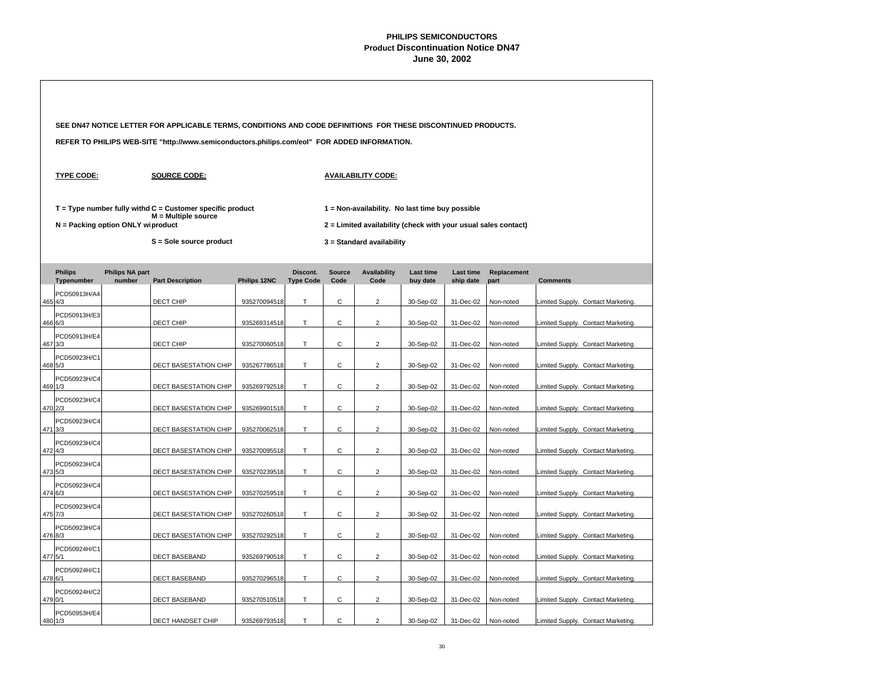# PHILIPS SEMICONDUCTORS
## Product Discontinuation Notice DN47
## June 30, 2002

**SEE DN47 NOTICE LETTER FOR APPLICABLE TERMS, CONDITIONS AND CODE DEFINITIONS FOR THESE DISCONTINUED PRODUCTS.**

**REFER TO PHILIPS WEB-SITE "http://www.semiconductors.philips.com/eol" FOR ADDED INFORMATION.**

**TYPE CODE:**

T = Type number fully withd
N = Packing option ONLY wi

**SOURCE CODE:**

C = Customer specific product
M = Multiple source product
S = Sole source product

**AVAILABILITY CODE:**

1 = Non-availability. No last time buy possible
2 = Limited availability (check with your usual sales contact)
3 = Standard availability

| | Philips Typenumber | Philips NA part number | Part Description | Philips 12NC | Discont. Type Code | Source Code | Availability Code | Last time buy date | Last time ship date | Replacement part | Comments |
|---|---|---|---|---|---|---|---|---|---|---|---|
| 465 | PCD50913H/A44/3 | | DECT CHIP | 935270094518 | T | C | 2 | 30-Sep-02 | 31-Dec-02 | Non-noted | Limited Supply. Contact Marketing. |
| 466 | PCD50913H/E36/3 | | DECT CHIP | 935269314518 | T | C | 2 | 30-Sep-02 | 31-Dec-02 | Non-noted | Limited Supply. Contact Marketing. |
| 467 | PCD50913H/E43/3 | | DECT CHIP | 935270060518 | T | C | 2 | 30-Sep-02 | 31-Dec-02 | Non-noted | Limited Supply. Contact Marketing. |
| 468 | PCD50923H/C15/3 | | DECT BASESTATION CHIP | 935267786518 | T | C | 2 | 30-Sep-02 | 31-Dec-02 | Non-noted | Limited Supply. Contact Marketing. |
| 469 | PCD50923H/C41/3 | | DECT BASESTATION CHIP | 935269792518 | T | C | 2 | 30-Sep-02 | 31-Dec-02 | Non-noted | Limited Supply. Contact Marketing. |
| 470 | PCD50923H/C42/3 | | DECT BASESTATION CHIP | 935269901518 | T | C | 2 | 30-Sep-02 | 31-Dec-02 | Non-noted | Limited Supply. Contact Marketing. |
| 471 | PCD50923H/C43/3 | | DECT BASESTATION CHIP | 935270062518 | T | C | 2 | 30-Sep-02 | 31-Dec-02 | Non-noted | Limited Supply. Contact Marketing. |
| 472 | PCD50923H/C44/3 | | DECT BASESTATION CHIP | 935270095518 | T | C | 2 | 30-Sep-02 | 31-Dec-02 | Non-noted | Limited Supply. Contact Marketing. |
| 473 | PCD50923H/C45/3 | | DECT BASESTATION CHIP | 935270239518 | T | C | 2 | 30-Sep-02 | 31-Dec-02 | Non-noted | Limited Supply. Contact Marketing. |
| 474 | PCD50923H/C46/3 | | DECT BASESTATION CHIP | 935270259518 | T | C | 2 | 30-Sep-02 | 31-Dec-02 | Non-noted | Limited Supply. Contact Marketing. |
| 475 | PCD50923H/C47/3 | | DECT BASESTATION CHIP | 935270260518 | T | C | 2 | 30-Sep-02 | 31-Dec-02 | Non-noted | Limited Supply. Contact Marketing. |
| 476 | PCD50923H/C48/3 | | DECT BASESTATION CHIP | 935270292518 | T | C | 2 | 30-Sep-02 | 31-Dec-02 | Non-noted | Limited Supply. Contact Marketing. |
| 477 | PCD50924H/C15/1 | | DECT BASEBAND | 935269790518 | T | C | 2 | 30-Sep-02 | 31-Dec-02 | Non-noted | Limited Supply. Contact Marketing. |
| 478 | PCD50924H/C16/1 | | DECT BASEBAND | 935270296518 | T | C | 2 | 30-Sep-02 | 31-Dec-02 | Non-noted | Limited Supply. Contact Marketing. |
| 479 | PCD50924H/C20/1 | | DECT BASEBAND | 935270510518 | T | C | 2 | 30-Sep-02 | 31-Dec-02 | Non-noted | Limited Supply. Contact Marketing. |
| 480 | PCD50953H/E41/3 | | DECT HANDSET CHIP | 935269793518 | T | C | 2 | 30-Sep-02 | 31-Dec-02 | Non-noted | Limited Supply. Contact Marketing. |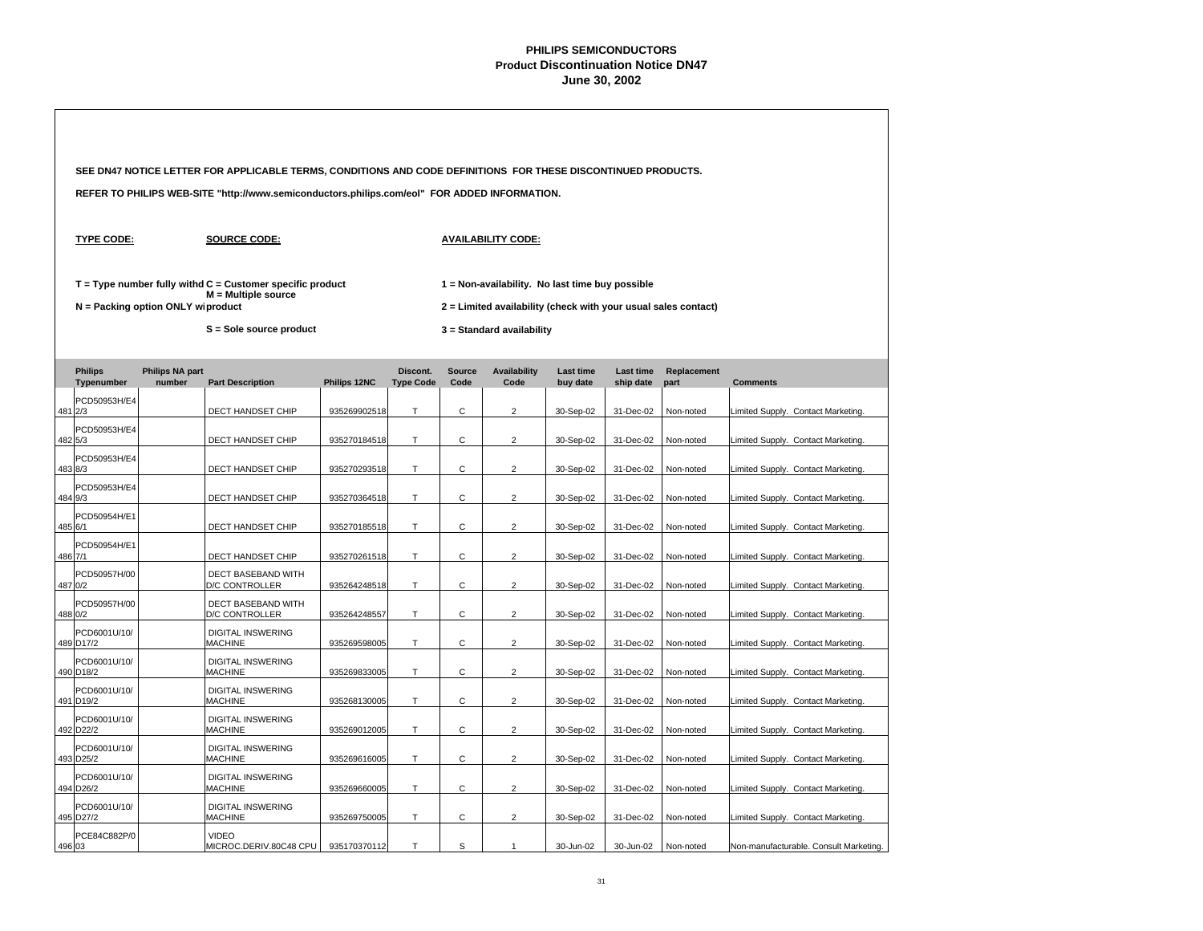# PHILIPS SEMICONDUCTORS
## Product Discontinuation Notice DN47
### June 30, 2002

**SEE DN47 NOTICE LETTER FOR APPLICABLE TERMS, CONDITIONS AND CODE DEFINITIONS FOR THESE DISCONTINUED PRODUCTS.**

**REFER TO PHILIPS WEB-SITE "http://www.semiconductors.philips.com/eol" FOR ADDED INFORMATION.**

**TYPE CODE:**

T = Type number fully withd
N = Packing option ONLY wi

**SOURCE CODE:**

C = Customer specific product
M = Multiple source product
S = Sole source product

**AVAILABILITY CODE:**

1 = Non-availability. No last time buy possible
2 = Limited availability (check with your usual sales contact)
3 = Standard availability

| | Philips Typenumber | Philips NA part number | Part Description | Philips 12NC | Discont. Type Code | Source Code | Availability Code | Last time buy date | Last time ship date | Replacement part | Comments |
|---|---|---|---|---|---|---|---|---|---|---|---|
| 481 | PCD50953H/E42/3 | | DECT HANDSET CHIP | 935269902518 | T | C | 2 | 30-Sep-02 | 31-Dec-02 | Non-noted | Limited Supply. Contact Marketing. |
| 482 | PCD50953H/E45/3 | | DECT HANDSET CHIP | 935270184518 | T | C | 2 | 30-Sep-02 | 31-Dec-02 | Non-noted | Limited Supply. Contact Marketing. |
| 483 | PCD50953H/E48/3 | | DECT HANDSET CHIP | 935270293518 | T | C | 2 | 30-Sep-02 | 31-Dec-02 | Non-noted | Limited Supply. Contact Marketing. |
| 484 | PCD50953H/E49/3 | | DECT HANDSET CHIP | 935270364518 | T | C | 2 | 30-Sep-02 | 31-Dec-02 | Non-noted | Limited Supply. Contact Marketing. |
| 485 | PCD50954H/E16/1 | | DECT HANDSET CHIP | 935270185518 | T | C | 2 | 30-Sep-02 | 31-Dec-02 | Non-noted | Limited Supply. Contact Marketing. |
| 486 | PCD50954H/E17/1 | | DECT HANDSET CHIP | 935270261518 | T | C | 2 | 30-Sep-02 | 31-Dec-02 | Non-noted | Limited Supply. Contact Marketing. |
| 487 | PCD50957H/000/2 | | DECT BASEBAND WITH D/C CONTROLLER | 935264248518 | T | C | 2 | 30-Sep-02 | 31-Dec-02 | Non-noted | Limited Supply. Contact Marketing. |
| 488 | PCD50957H/000/2 | | DECT BASEBAND WITH D/C CONTROLLER | 935264248557 | T | C | 2 | 30-Sep-02 | 31-Dec-02 | Non-noted | Limited Supply. Contact Marketing. |
| 489 | PCD6001U/10/D17/2 | | DIGITAL INSWERING MACHINE | 935269598005 | T | C | 2 | 30-Sep-02 | 31-Dec-02 | Non-noted | Limited Supply. Contact Marketing. |
| 490 | PCD6001U/10/D18/2 | | DIGITAL INSWERING MACHINE | 935269833005 | T | C | 2 | 30-Sep-02 | 31-Dec-02 | Non-noted | Limited Supply. Contact Marketing. |
| 491 | PCD6001U/10/D19/2 | | DIGITAL INSWERING MACHINE | 935268130005 | T | C | 2 | 30-Sep-02 | 31-Dec-02 | Non-noted | Limited Supply. Contact Marketing. |
| 492 | PCD6001U/10/D22/2 | | DIGITAL INSWERING MACHINE | 935269012005 | T | C | 2 | 30-Sep-02 | 31-Dec-02 | Non-noted | Limited Supply. Contact Marketing. |
| 493 | PCD6001U/10/D25/2 | | DIGITAL INSWERING MACHINE | 935269616005 | T | C | 2 | 30-Sep-02 | 31-Dec-02 | Non-noted | Limited Supply. Contact Marketing. |
| 494 | PCD6001U/10/D26/2 | | DIGITAL INSWERING MACHINE | 935269660005 | T | C | 2 | 30-Sep-02 | 31-Dec-02 | Non-noted | Limited Supply. Contact Marketing. |
| 495 | PCD6001U/10/D27/2 | | DIGITAL INSWERING MACHINE | 935269750005 | T | C | 2 | 30-Sep-02 | 31-Dec-02 | Non-noted | Limited Supply. Contact Marketing. |
| 496 | PCE84C882P/003 | | VIDEO MICROC.DERIV.80C48 CPU | 935170370112 | T | S | 1 | 30-Jun-02 | 30-Jun-02 | Non-noted | Non-manufacturable. Consult Marketing. |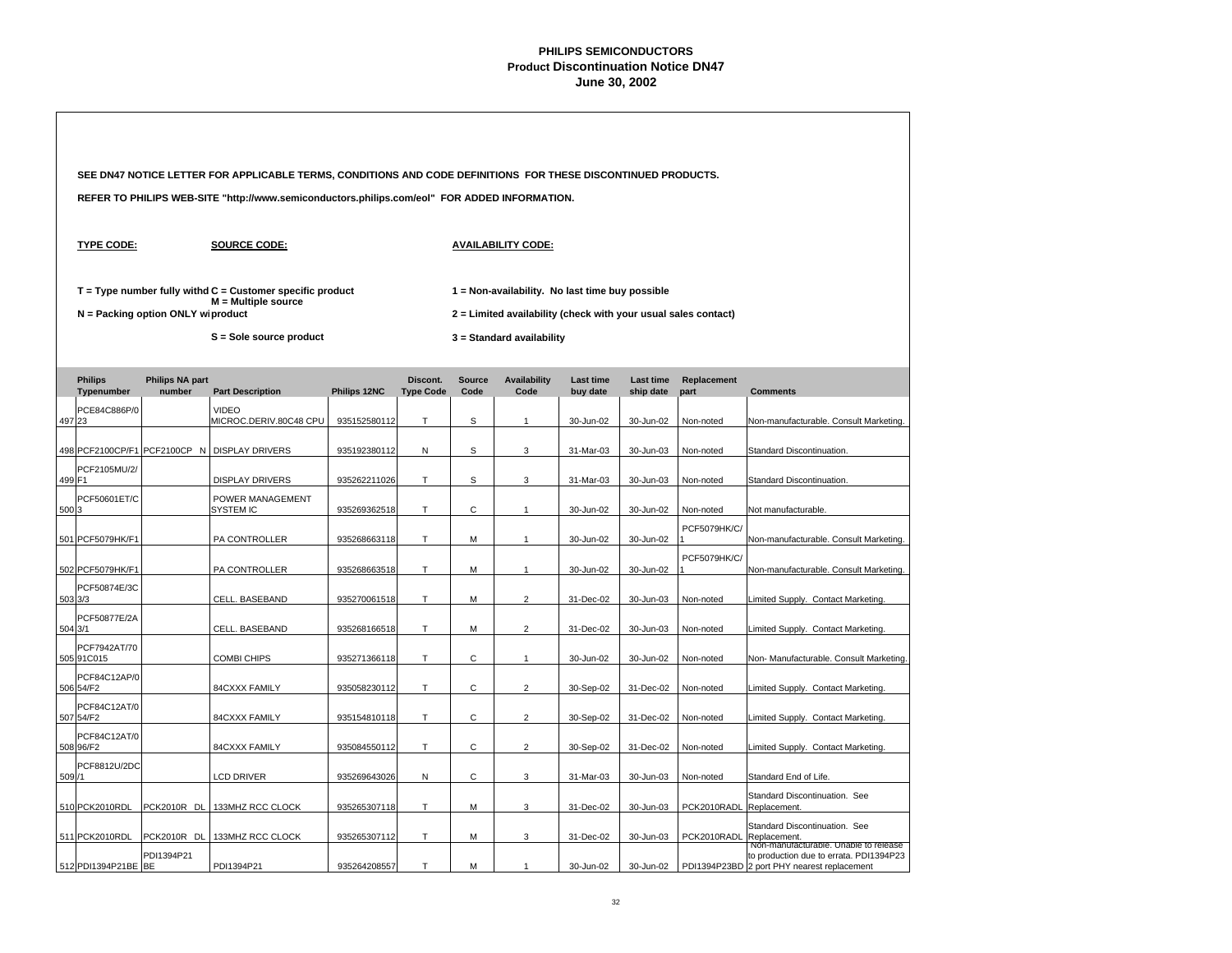# PHILIPS SEMICONDUCTORS
## Product Discontinuation Notice DN47
### June 30, 2002

**SEE DN47 NOTICE LETTER FOR APPLICABLE TERMS, CONDITIONS AND CODE DEFINITIONS FOR THESE DISCONTINUED PRODUCTS.**

**REFER TO PHILIPS WEB-SITE "http://www.semiconductors.philips.com/eol" FOR ADDED INFORMATION.**

**TYPE CODE:**

T = Type number fully withd
N = Packing option ONLY wi

**SOURCE CODE:**

C = Customer specific product
M = Multiple source product
S = Sole source product

**AVAILABILITY CODE:**

1 = Non-availability. No last time buy possible
2 = Limited availability (check with your usual sales contact)
3 = Standard availability

| | Philips Typenumber | Philips NA part number | Part Description | Philips 12NC | Discont. Type Code | Source Code | Availability Code | Last time buy date | Last time ship date | Replacement part | Comments |
|---|---|---|---|---|---|---|---|---|---|---|---|
| 497 | PCE84C886P/023 | | VIDEO MICROC.DERIV.80C48 CPU | 935152580112 | T | S | 1 | 30-Jun-02 | 30-Jun-02 | Non-noted | Non-manufacturable. Consult Marketing. |
| 498 | PCF2100CP/F1 | PCF2100CP N | DISPLAY DRIVERS | 935192380112 | N | S | 3 | 31-Mar-03 | 30-Jun-03 | Non-noted | Standard Discontinuation. |
| 499 | PCF2105MU/2/F1 | | DISPLAY DRIVERS | 935262211026 | T | S | 3 | 31-Mar-03 | 30-Jun-03 | Non-noted | Standard Discontinuation. |
| 500 | PCF50601ET/C3 | | POWER MANAGEMENT SYSTEM IC | 935269362518 | T | C | 1 | 30-Jun-02 | 30-Jun-02 | Non-noted | Not manufacturable. |
| 501 | PCF5079HK/F1 | | PA CONTROLLER | 935268663118 | T | M | 1 | 30-Jun-02 | 30-Jun-02 | PCF5079HK/C/1 | Non-manufacturable. Consult Marketing. |
| 502 | PCF5079HK/F1 | | PA CONTROLLER | 935268663518 | T | M | 1 | 30-Jun-02 | 30-Jun-02 | PCF5079HK/C/1 | Non-manufacturable. Consult Marketing. |
| 503 | PCF50874E/3C3/3 | | CELL. BASEBAND | 935270061518 | T | M | 2 | 31-Dec-02 | 30-Jun-03 | Non-noted | Limited Supply. Contact Marketing. |
| 504 | PCF50877E/2A3/1 | | CELL. BASEBAND | 935268166518 | T | M | 2 | 31-Dec-02 | 30-Jun-03 | Non-noted | Limited Supply. Contact Marketing. |
| 505 | PCF7942AT/7091C015 | | COMBI CHIPS | 935271366118 | T | C | 1 | 30-Jun-02 | 30-Jun-02 | Non-noted | Non- Manufacturable. Consult Marketing. |
| 506 | PCF84C12AP/054/F2 | | 84CXXX FAMILY | 935058230112 | T | C | 2 | 30-Sep-02 | 31-Dec-02 | Non-noted | Limited Supply. Contact Marketing. |
| 507 | PCF84C12AT/054/F2 | | 84CXXX FAMILY | 935154810118 | T | C | 2 | 30-Sep-02 | 31-Dec-02 | Non-noted | Limited Supply. Contact Marketing. |
| 508 | PCF84C12AT/096/F2 | | 84CXXX FAMILY | 935084550112 | T | C | 2 | 30-Sep-02 | 31-Dec-02 | Non-noted | Limited Supply. Contact Marketing. |
| 509 | PCF8812U/2DC/1 | | LCD DRIVER | 935269643026 | N | C | 3 | 31-Mar-03 | 30-Jun-03 | Non-noted | Standard End of Life. |
| 510 | PCK2010RDL | PCK2010R DL | 133MHZ RCC CLOCK | 935265307118 | T | M | 3 | 31-Dec-02 | 30-Jun-03 | PCK2010RADL | Standard Discontinuation. See Replacement. |
| 511 | PCK2010RDL | PCK2010R DL | 133MHZ RCC CLOCK | 935265307112 | T | M | 3 | 31-Dec-02 | 30-Jun-03 | PCK2010RADL | Standard Discontinuation. See Replacement. |
| 512 | PDI1394P21BE | PDI1394P21BE | PDI1394P21 | 935264208557 | T | M | 1 | 30-Jun-02 | 30-Jun-02 | PDI1394P23BD | Non-manufacturable. Unable to release to production due to errata. PDI1394P23 2 port PHY nearest replacement |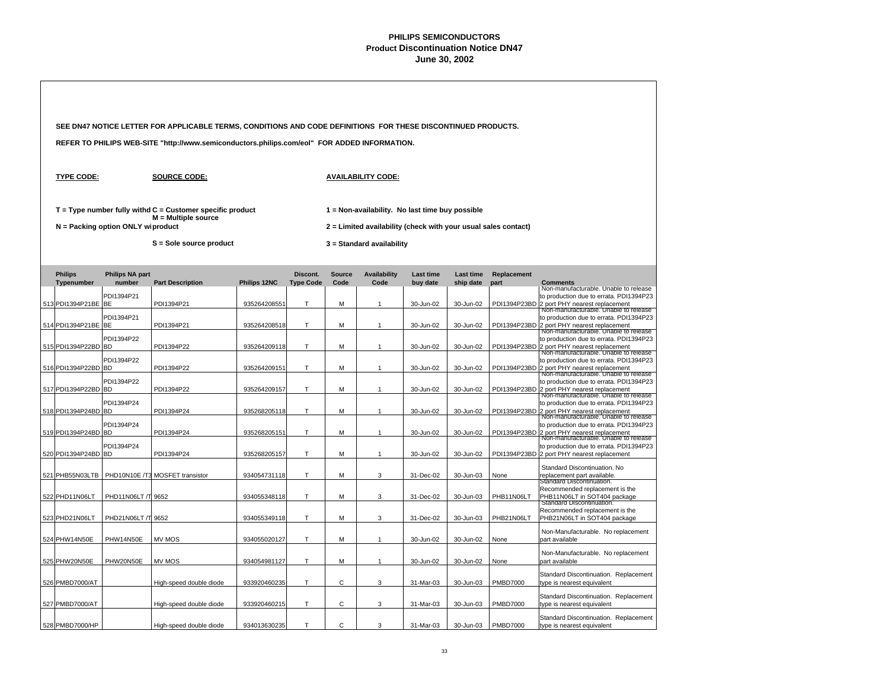**PHILIPS SEMICONDUCTORS**
**Product Discontinuation Notice DN47**
**June 30, 2002**

**SEE DN47 NOTICE LETTER FOR APPLICABLE TERMS, CONDITIONS AND CODE DEFINITIONS FOR THESE DISCONTINUED PRODUCTS.**

**REFER TO PHILIPS WEB-SITE "http://www.semiconductors.philips.com/eol" FOR ADDED INFORMATION.**

**TYPE CODE:**

**T = Type number fully withd**

**N = Packing option ONLY wi**

**SOURCE CODE:**

**C = Customer specific product**

**M = Multiple source product**

**S = Sole source product**

**AVAILABILITY CODE:**

**1 = Non-availability. No last time buy possible**

**2 = Limited availability (check with your usual sales contact)**

**3 = Standard availability**

| | Philips Typenumber | Philips NA part number | Part Description | Philips 12NC | Discont. Type Code | Source Code | Availability Code | Last time buy date | Last time ship date | Replacement part | Comments |
|---|---|---|---|---|---|---|---|---|---|---|---|
| 513 | PDI1394P21BE | PDI1394P21BE | PDI1394P21 | 935264208551 | T | M | 1 | 30-Jun-02 | 30-Jun-02 | PDI1394P23BD | Non-manufacturable. Unable to release to production due to errata. PDI1394P23 2 port PHY nearest replacement |
| 514 | PDI1394P21BE | PDI1394P21BE | PDI1394P21 | 935264208518 | T | M | 1 | 30-Jun-02 | 30-Jun-02 | PDI1394P23BD | Non-manufacturable. Unable to release to production due to errata. PDI1394P23 2 port PHY nearest replacement |
| 515 | PDI1394P22BD | PDI1394P22BD | PDI1394P22 | 935264209118 | T | M | 1 | 30-Jun-02 | 30-Jun-02 | PDI1394P23BD | Non-manufacturable. Unable to release to production due to errata. PDI1394P23 2 port PHY nearest replacement |
| 516 | PDI1394P22BD | PDI1394P22BD | PDI1394P22 | 935264209151 | T | M | 1 | 30-Jun-02 | 30-Jun-02 | PDI1394P23BD | Non-manufacturable. Unable to release to production due to errata. PDI1394P23 2 port PHY nearest replacement |
| 517 | PDI1394P22BD | PDI1394P22BD | PDI1394P22 | 935264209157 | T | M | 1 | 30-Jun-02 | 30-Jun-02 | PDI1394P23BD | Non-manufacturable. Unable to release to production due to errata. PDI1394P23 2 port PHY nearest replacement |
| 518 | PDI1394P24BD | PDI1394P24BD | PDI1394P24 | 935268205118 | T | M | 1 | 30-Jun-02 | 30-Jun-02 | PDI1394P23BD | Non-manufacturable. Unable to release to production due to errata. PDI1394P23 2 port PHY nearest replacement |
| 519 | PDI1394P24BD | PDI1394P24BD | PDI1394P24 | 935268205151 | T | M | 1 | 30-Jun-02 | 30-Jun-02 | PDI1394P23BD | Non-manufacturable. Unable to release to production due to errata. PDI1394P23 2 port PHY nearest replacement |
| 520 | PDI1394P24BD | PDI1394P24BD | PDI1394P24 | 935268205157 | T | M | 1 | 30-Jun-02 | 30-Jun-02 | PDI1394P23BD | Non-manufacturable. Unable to release to production due to errata. PDI1394P23 2 port PHY nearest replacement |
| 521 | PHB55N03LTB | PHD10N10E /T3 | MOSFET transistor | 934054731118 | T | M | 3 | 31-Dec-02 | 30-Jun-03 | None | Standard Discontinuation. No replacement part available. |
| 522 | PHD11N06LT | PHD11N06LT /T | 9652 | 934055348118 | T | M | 3 | 31-Dec-02 | 30-Jun-03 | PHB11N06LT | Standard Discontinuation. Recommended replacement is the PHB11N06LT in SOT404 package |
| 523 | PHD21N06LT | PHD21N06LT /T | 9652 | 934055349118 | T | M | 3 | 31-Dec-02 | 30-Jun-03 | PHB21N06LT | Standard Discontinuation. Recommended replacement is the PHB21N06LT in SOT404 package |
| 524 | PHW14N50E | PHW14N50E | MV MOS | 934055020127 | T | M | 1 | 30-Jun-02 | 30-Jun-02 | None | Non-Manufacturable. No replacement part available |
| 525 | PHW20N50E | PHW20N50E | MV MOS | 934054981127 | T | M | 1 | 30-Jun-02 | 30-Jun-02 | None | Non-Manufacturable. No replacement part available |
| 526 | PMBD7000/AT | | High-speed double diode | 933920460235 | T | C | 3 | 31-Mar-03 | 30-Jun-03 | PMBD7000 | Standard Discontinuation. Replacement type is nearest equivalent |
| 527 | PMBD7000/AT | | High-speed double diode | 933920460215 | T | C | 3 | 31-Mar-03 | 30-Jun-03 | PMBD7000 | Standard Discontinuation. Replacement type is nearest equivalent |
| 528 | PMBD7000/HP | | High-speed double diode | 934013630235 | T | C | 3 | 31-Mar-03 | 30-Jun-03 | PMBD7000 | Standard Discontinuation. Replacement type is nearest equivalent |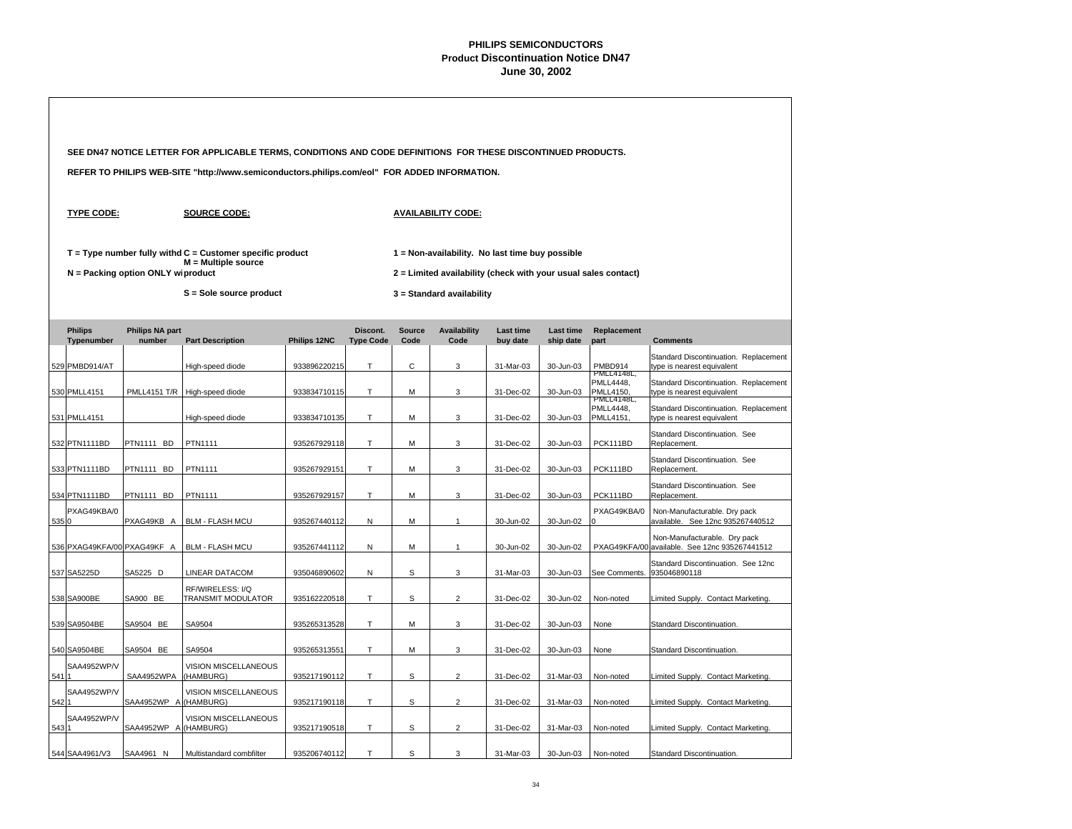# PHILIPS SEMICONDUCTORS
## Product Discontinuation Notice DN47
### June 30, 2002

**SEE DN47 NOTICE LETTER FOR APPLICABLE TERMS, CONDITIONS AND CODE DEFINITIONS FOR THESE DISCONTINUED PRODUCTS.**

**REFER TO PHILIPS WEB-SITE "http://www.semiconductors.philips.com/eol" FOR ADDED INFORMATION.**

**TYPE CODE:**

T = Type number fully withd
N = Packing option ONLY wi

**SOURCE CODE:**

C = Customer specific product
M = Multiple source product
S = Sole source product

**AVAILABILITY CODE:**

1 = Non-availability. No last time buy possible
2 = Limited availability (check with your usual sales contact)
3 = Standard availability

| | Philips Typenumber | Philips NA part number | Part Description | Philips 12NC | Discont. Type Code | Source Code | Availability Code | Last time buy date | Last time ship date | Replacement part | Comments |
|---|---|---|---|---|---|---|---|---|---|---|---|
| 529 | PMBD914/AT | | High-speed diode | 933896220215 | T | C | 3 | 31-Mar-03 | 30-Jun-03 | PMBD914 | Standard Discontinuation. Replacement type is nearest equivalent |
| 530 | PMLL4151 | PMLL4151 T/R | High-speed diode | 933834710115 | T | M | 3 | 31-Dec-02 | 30-Jun-03 | PMLL4148L, PMLL4448, PMLL4150, | Standard Discontinuation. Replacement type is nearest equivalent |
| 531 | PMLL4151 | | High-speed diode | 933834710135 | T | M | 3 | 31-Dec-02 | 30-Jun-03 | PMLL4148L, PMLL4448, PMLL4151, | Standard Discontinuation. Replacement type is nearest equivalent |
| 532 | PTN1111BD | PTN1111 BD | PTN1111 | 935267929118 | T | M | 3 | 31-Dec-02 | 30-Jun-03 | PCK111BD | Standard Discontinuation. See Replacement. |
| 533 | PTN1111BD | PTN1111 BD | PTN1111 | 935267929151 | T | M | 3 | 31-Dec-02 | 30-Jun-03 | PCK111BD | Standard Discontinuation. See Replacement. |
| 534 | PTN1111BD | PTN1111 BD | PTN1111 | 935267929157 | T | M | 3 | 31-Dec-02 | 30-Jun-03 | PCK111BD | Standard Discontinuation. See Replacement. |
| 535 | PXAG49KBA/00 | PXAG49KB A | BLM - FLASH MCU | 935267440112 | N | M | 1 | 30-Jun-02 | 30-Jun-02 | PXAG49KBA/00 | Non-Manufacturable. Dry pack available. See 12nc 935267440512 |
| 536 | PXAG49KFA/00 | PXAG49KF A | BLM - FLASH MCU | 935267441112 | N | M | 1 | 30-Jun-02 | 30-Jun-02 | PXAG49KFA/00 | Non-Manufacturable. Dry pack available. See 12nc 935267441512 |
| 537 | SA5225D | SA5225 D | LINEAR DATACOM | 935046890602 | N | S | 3 | 31-Mar-03 | 30-Jun-03 | See Comments. | Standard Discontinuation. See 12nc 935046890118 |
| 538 | SA900BE | SA900 BE | RF/WIRELESS: I/Q TRANSMIT MODULATOR | 935162220518 | T | S | 2 | 31-Dec-02 | 30-Jun-02 | Non-noted | Limited Supply. Contact Marketing. |
| 539 | SA9504BE | SA9504 BE | SA9504 | 935265313528 | T | M | 3 | 31-Dec-02 | 30-Jun-03 | None | Standard Discontinuation. |
| 540 | SA9504BE | SA9504 BE | SA9504 | 935265313551 | T | M | 3 | 31-Dec-02 | 30-Jun-03 | None | Standard Discontinuation. |
| 541 | SAA4952WP/V1 | SAA4952WPA | VISION MISCELLANEOUS (HAMBURG) | 935217190112 | T | S | 2 | 31-Dec-02 | 31-Mar-03 | Non-noted | Limited Supply. Contact Marketing. |
| 542 | SAA4952WP/V1 | SAA4952WP A | VISION MISCELLANEOUS (HAMBURG) | 935217190118 | T | S | 2 | 31-Dec-02 | 31-Mar-03 | Non-noted | Limited Supply. Contact Marketing. |
| 543 | SAA4952WP/V1 | SAA4952WP A | VISION MISCELLANEOUS (HAMBURG) | 935217190518 | T | S | 2 | 31-Dec-02 | 31-Mar-03 | Non-noted | Limited Supply. Contact Marketing. |
| 544 | SAA4961/V3 | SAA4961 N | Multistandard combfilter | 935206740112 | T | S | 3 | 31-Mar-03 | 30-Jun-03 | Non-noted | Standard Discontinuation. |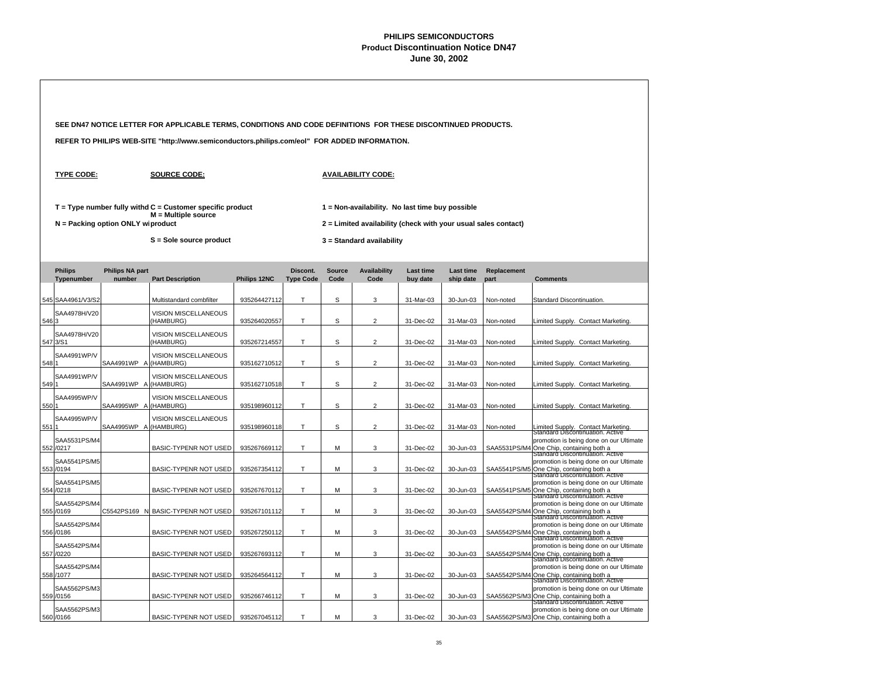# PHILIPS SEMICONDUCTORS
## Product Discontinuation Notice DN47
### June 30, 2002

**SEE DN47 NOTICE LETTER FOR APPLICABLE TERMS, CONDITIONS AND CODE DEFINITIONS FOR THESE DISCONTINUED PRODUCTS.**

**REFER TO PHILIPS WEB-SITE "http://www.semiconductors.philips.com/eol" FOR ADDED INFORMATION.**

**TYPE CODE:**

T = Type number fully withd
N = Packing option ONLY wi

**SOURCE CODE:**

C = Customer specific product
M = Multiple source product
S = Sole source product

**AVAILABILITY CODE:**

1 = Non-availability. No last time buy possible
2 = Limited availability (check with your usual sales contact)
3 = Standard availability

| | Philips Typenumber | Philips NA part number | Part Description | Philips 12NC | Discont. Type Code | Source Code | Availability Code | Last time buy date | Last time ship date | Replacement part | Comments |
|---|---|---|---|---|---|---|---|---|---|---|---|
| 545 | SAA4961/V3/S2 | | Multistandard combfilter | 935264427112 | T | S | 3 | 31-Mar-03 | 30-Jun-03 | Non-noted | Standard Discontinuation. |
| 546 | SAA4978H/V203 | | VISION MISCELLANEOUS (HAMBURG) | 935264020557 | T | S | 2 | 31-Dec-02 | 31-Mar-03 | Non-noted | Limited Supply. Contact Marketing. |
| 547 | SAA4978H/V203/S1 | | VISION MISCELLANEOUS (HAMBURG) | 935267214557 | T | S | 2 | 31-Dec-02 | 31-Mar-03 | Non-noted | Limited Supply. Contact Marketing. |
| 548 | SAA4991WP/V1 | SAA4991WP A | VISION MISCELLANEOUS (HAMBURG) | 935162710512 | T | S | 2 | 31-Dec-02 | 31-Mar-03 | Non-noted | Limited Supply. Contact Marketing. |
| 549 | SAA4991WP/V1 | SAA4991WP A | VISION MISCELLANEOUS (HAMBURG) | 935162710518 | T | S | 2 | 31-Dec-02 | 31-Mar-03 | Non-noted | Limited Supply. Contact Marketing. |
| 550 | SAA4995WP/V1 | SAA4995WP A | VISION MISCELLANEOUS (HAMBURG) | 935198960112 | T | S | 2 | 31-Dec-02 | 31-Mar-03 | Non-noted | Limited Supply. Contact Marketing. |
| 551 | SAA4995WP/V1 | SAA4995WP A | VISION MISCELLANEOUS (HAMBURG) | 935198960118 | T | S | 2 | 31-Dec-02 | 31-Mar-03 | Non-noted | Limited Supply. Contact Marketing. |
| 552 | SAA5531PS/M4/0217 | | BASIC-TYPENR NOT USED | 935267669112 | T | M | 3 | 31-Dec-02 | 30-Jun-03 | SAA5531PS/M4 | Standard Discontinuation. Active promotion is being done on our Ultimate One Chip, containing both a |
| 553 | SAA5541PS/M5/0194 | | BASIC-TYPENR NOT USED | 935267354112 | T | M | 3 | 31-Dec-02 | 30-Jun-03 | SAA5541PS/M5 | Standard Discontinuation. Active promotion is being done on our Ultimate One Chip, containing both a |
| 554 | SAA5541PS/M5/0218 | | BASIC-TYPENR NOT USED | 935267670112 | T | M | 3 | 31-Dec-02 | 30-Jun-03 | SAA5541PS/M5 | Standard Discontinuation. Active promotion is being done on our Ultimate One Chip, containing both a |
| 555 | SAA5542PS/M4/0169 | C5542PS169 N | BASIC-TYPENR NOT USED | 935267101112 | T | M | 3 | 31-Dec-02 | 30-Jun-03 | SAA5542PS/M4 | Standard Discontinuation. Active promotion is being done on our Ultimate One Chip, containing both a |
| 556 | SAA5542PS/M4/0186 | | BASIC-TYPENR NOT USED | 935267250112 | T | M | 3 | 31-Dec-02 | 30-Jun-03 | SAA5542PS/M4 | Standard Discontinuation. Active promotion is being done on our Ultimate One Chip, containing both a |
| 557 | SAA5542PS/M4/0220 | | BASIC-TYPENR NOT USED | 935267693112 | T | M | 3 | 31-Dec-02 | 30-Jun-03 | SAA5542PS/M4 | Standard Discontinuation. Active promotion is being done on our Ultimate One Chip, containing both a |
| 558 | SAA5542PS/M4/1077 | | BASIC-TYPENR NOT USED | 935264564112 | T | M | 3 | 31-Dec-02 | 30-Jun-03 | SAA5542PS/M4 | Standard Discontinuation. Active promotion is being done on our Ultimate One Chip, containing both a |
| 559 | SAA5562PS/M3/0156 | | BASIC-TYPENR NOT USED | 935266746112 | T | M | 3 | 31-Dec-02 | 30-Jun-03 | SAA5562PS/M3 | Standard Discontinuation. Active promotion is being done on our Ultimate One Chip, containing both a |
| 560 | SAA5562PS/M3/0166 | | BASIC-TYPENR NOT USED | 935267045112 | T | M | 3 | 31-Dec-02 | 30-Jun-03 | SAA5562PS/M3 | Standard Discontinuation. Active promotion is being done on our Ultimate One Chip, containing both a |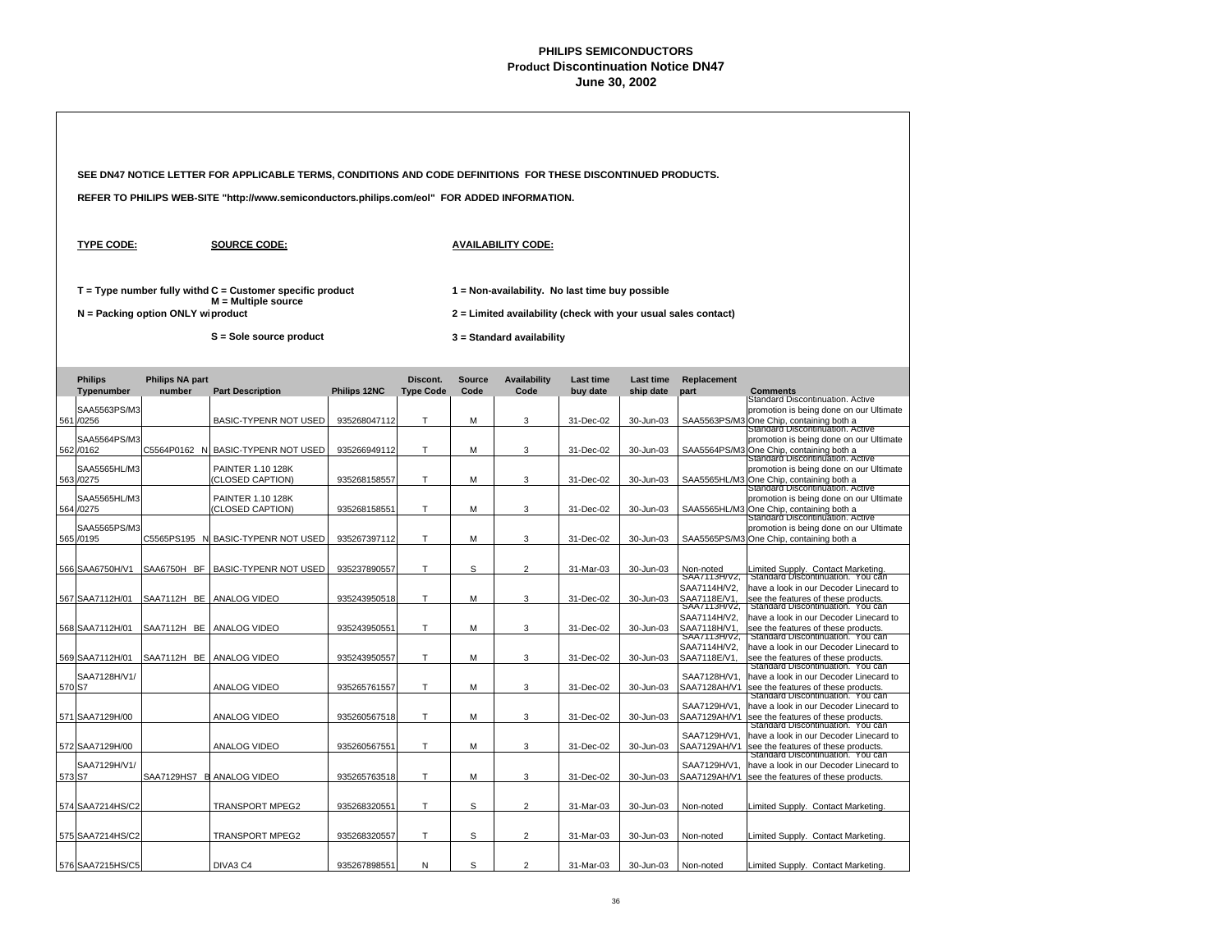# PHILIPS SEMICONDUCTORS
## Product Discontinuation Notice DN47
### June 30, 2002

**SEE DN47 NOTICE LETTER FOR APPLICABLE TERMS, CONDITIONS AND CODE DEFINITIONS FOR THESE DISCONTINUED PRODUCTS.**

**REFER TO PHILIPS WEB-SITE "http://www.semiconductors.philips.com/eol" FOR ADDED INFORMATION.**

**TYPE CODE:**
- T = Type number fully withd
- N = Packing option ONLY wi

**SOURCE CODE:**
- C = Customer specific product
- M = Multiple source product
- S = Sole source product

**AVAILABILITY CODE:**
- 1 = Non-availability. No last time buy possible
- 2 = Limited availability (check with your usual sales contact)
- 3 = Standard availability

| | Philips Typenumber | Philips NA part number | Part Description | Philips 12NC | Discont. Type Code | Source Code | Availability Code | Last time buy date | Last time ship date | Replacement part | Comments |
|---|---|---|---|---|---|---|---|---|---|---|---|
| 561 | SAA5563PS/M3/0256 | | BASIC-TYPENR NOT USED | 935268047112 | T | M | 3 | 31-Dec-02 | 30-Jun-03 | SAA5563PS/M3 | Standard Discontinuation. Active promotion is being done on our Ultimate One Chip, containing both a |
| 562 | SAA5564PS/M3/0162 | C5564P0162 N | BASIC-TYPENR NOT USED | 935266949112 | T | M | 3 | 31-Dec-02 | 30-Jun-03 | SAA5564PS/M3 | Standard Discontinuation. Active promotion is being done on our Ultimate One Chip, containing both a |
| 563 | SAA5565HL/M3/0275 | | PAINTER 1.10 128K (CLOSED CAPTION) | 935268158557 | T | M | 3 | 31-Dec-02 | 30-Jun-03 | SAA5565HL/M3 | Standard Discontinuation. Active promotion is being done on our Ultimate One Chip, containing both a |
| 564 | SAA5565HL/M3/0275 | | PAINTER 1.10 128K (CLOSED CAPTION) | 935268158551 | T | M | 3 | 31-Dec-02 | 30-Jun-03 | SAA5565HL/M3 | Standard Discontinuation. Active promotion is being done on our Ultimate One Chip, containing both a |
| 565 | SAA5565PS/M3/0195 | C5565PS195 N | BASIC-TYPENR NOT USED | 935267397112 | T | M | 3 | 31-Dec-02 | 30-Jun-03 | SAA5565PS/M3 | Standard Discontinuation. Active promotion is being done on our Ultimate One Chip, containing both a |
| 566 | SAA6750H/V1 | SAA6750H BF | BASIC-TYPENR NOT USED | 935237890557 | T | S | 2 | 31-Mar-03 | 30-Jun-03 | Non-noted | Limited Supply. Contact Marketing. |
| 567 | SAA7112H/01 | SAA7112H BE | ANALOG VIDEO | 935243950518 | T | M | 3 | 31-Dec-02 | 30-Jun-03 | SAA7113H/V2, SAA7114H/V2, SAA7118E/V1, | Standard Discontinuation. You can have a look in our Decoder Linecard to see the features of these products. |
| 568 | SAA7112H/01 | SAA7112H BE | ANALOG VIDEO | 935243950551 | T | M | 3 | 31-Dec-02 | 30-Jun-03 | SAA7113H/V2, SAA7114H/V2, SAA7118H/V1, | Standard Discontinuation. You can have a look in our Decoder Linecard to see the features of these products. |
| 569 | SAA7112H/01 | SAA7112H BE | ANALOG VIDEO | 935243950557 | T | M | 3 | 31-Dec-02 | 30-Jun-03 | SAA7113H/V2, SAA7114H/V2, SAA7118E/V1, | Standard Discontinuation. You can have a look in our Decoder Linecard to see the features of these products. |
| 570 | SAA7128H/V1/S7 | | ANALOG VIDEO | 935265761557 | T | M | 3 | 31-Dec-02 | 30-Jun-03 | SAA7128H/V1, SAA7128AH/V1 | Standard Discontinuation. You can have a look in our Decoder Linecard to see the features of these products. |
| 571 | SAA7129H/00 | | ANALOG VIDEO | 935260567518 | T | M | 3 | 31-Dec-02 | 30-Jun-03 | SAA7129H/V1, SAA7129AH/V1 | Standard Discontinuation. You can have a look in our Decoder Linecard to see the features of these products. |
| 572 | SAA7129H/00 | | ANALOG VIDEO | 935260567551 | T | M | 3 | 31-Dec-02 | 30-Jun-03 | SAA7129H/V1, SAA7129AH/V1 | Standard Discontinuation. You can have a look in our Decoder Linecard to see the features of these products. |
| 573 | SAA7129H/V1/S7 | SAA7129HS7 B | ANALOG VIDEO | 935265763518 | T | M | 3 | 31-Dec-02 | 30-Jun-03 | SAA7129H/V1, SAA7129AH/V1 | Standard Discontinuation. You can have a look in our Decoder Linecard to see the features of these products. |
| 574 | SAA7214HS/C2 | | TRANSPORT MPEG2 | 935268320551 | T | S | 2 | 31-Mar-03 | 30-Jun-03 | Non-noted | Limited Supply. Contact Marketing. |
| 575 | SAA7214HS/C2 | | TRANSPORT MPEG2 | 935268320557 | T | S | 2 | 31-Mar-03 | 30-Jun-03 | Non-noted | Limited Supply. Contact Marketing. |
| 576 | SAA7215HS/C5 | | DIVA3 C4 | 935267898551 | N | S | 2 | 31-Mar-03 | 30-Jun-03 | Non-noted | Limited Supply. Contact Marketing. |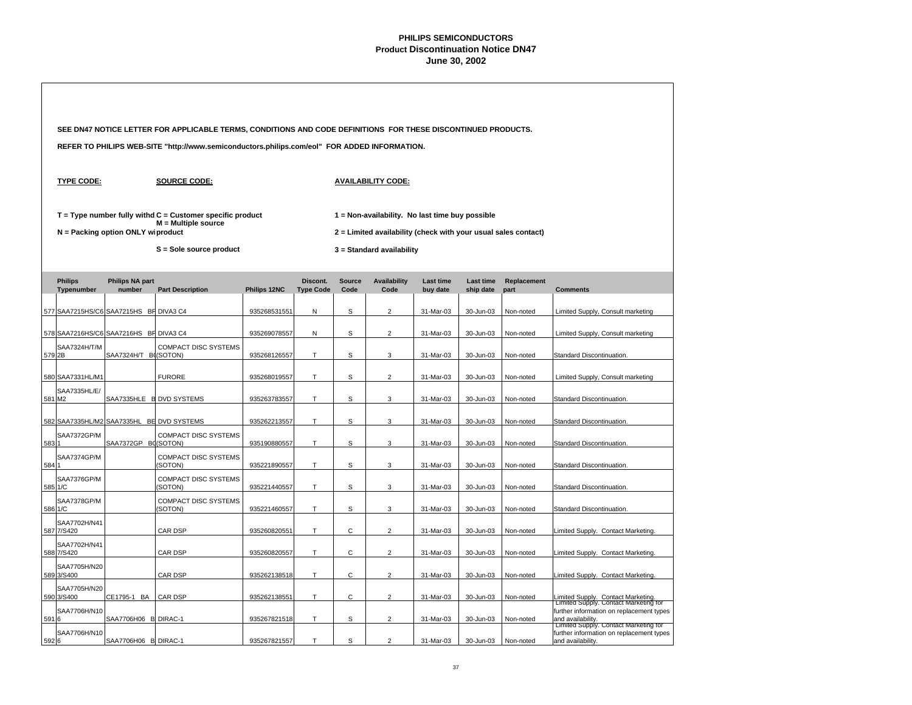# PHILIPS SEMICONDUCTORS
## Product Discontinuation Notice DN47
## June 30, 2002

**SEE DN47 NOTICE LETTER FOR APPLICABLE TERMS, CONDITIONS AND CODE DEFINITIONS FOR THESE DISCONTINUED PRODUCTS.**

**REFER TO PHILIPS WEB-SITE "http://www.semiconductors.philips.com/eol" FOR ADDED INFORMATION.**

**TYPE CODE:**

**T = Type number fully withd**

**N = Packing option ONLY wi**

**SOURCE CODE:**

**C = Customer specific product**

**M = Multiple source product**

**S = Sole source product**

**AVAILABILITY CODE:**

**1 = Non-availability. No last time buy possible**

**2 = Limited availability (check with your usual sales contact)**

**3 = Standard availability**

| | Philips Typenumber | Philips NA part number | Part Description | Philips 12NC | Discont. Type Code | Source Code | Availability Code | Last time buy date | Last time ship date | Replacement part | Comments |
|---|---|---|---|---|---|---|---|---|---|---|---|
| 577 | SAA7215HS/C6 | SAA7215HS BF | DIVA3 C4 | 935268531551 | N | S | 2 | 31-Mar-03 | 30-Jun-03 | Non-noted | Limited Supply, Consult marketing |
| 578 | SAA7216HS/C6 | SAA7216HS BF | DIVA3 C4 | 935269078557 | N | S | 2 | 31-Mar-03 | 30-Jun-03 | Non-noted | Limited Supply, Consult marketing |
| 579 | SAA7324H/T/M2B | SAA7324H/T B( | COMPACT DISC SYSTEMS (SOTON) | 935268126557 | T | S | 3 | 31-Mar-03 | 30-Jun-03 | Non-noted | Standard Discontinuation. |
| 580 | SAA7331HL/M1 | | FURORE | 935268019557 | T | S | 2 | 31-Mar-03 | 30-Jun-03 | Non-noted | Limited Supply, Consult marketing |
| 581 | SAA7335HL/E/M2 | SAA7335HLE B | DVD SYSTEMS | 935263783557 | T | S | 3 | 31-Mar-03 | 30-Jun-03 | Non-noted | Standard Discontinuation. |
| 582 | SAA7335HL/M2 | SAA7335HL BE | DVD SYSTEMS | 935262213557 | T | S | 3 | 31-Mar-03 | 30-Jun-03 | Non-noted | Standard Discontinuation. |
| 583 | SAA7372GP/M1 | SAA7372GP B( | COMPACT DISC SYSTEMS (SOTON) | 935190880557 | T | S | 3 | 31-Mar-03 | 30-Jun-03 | Non-noted | Standard Discontinuation. |
| 584 | SAA7374GP/M1 | | COMPACT DISC SYSTEMS (SOTON) | 935221890557 | T | S | 3 | 31-Mar-03 | 30-Jun-03 | Non-noted | Standard Discontinuation. |
| 585 | SAA7376GP/M1/C | | COMPACT DISC SYSTEMS (SOTON) | 935221440557 | T | S | 3 | 31-Mar-03 | 30-Jun-03 | Non-noted | Standard Discontinuation. |
| 586 | SAA7378GP/M1/C | | COMPACT DISC SYSTEMS (SOTON) | 935221460557 | T | S | 3 | 31-Mar-03 | 30-Jun-03 | Non-noted | Standard Discontinuation. |
| 587 | SAA7702H/417/S420 | | CAR DSP | 935260820551 | T | C | 2 | 31-Mar-03 | 30-Jun-03 | Non-noted | Limited Supply. Contact Marketing. |
| 588 | SAA7702H/417/S420 | | CAR DSP | 935260820557 | T | C | 2 | 31-Mar-03 | 30-Jun-03 | Non-noted | Limited Supply. Contact Marketing. |
| 589 | SAA7705H/203/S400 | | CAR DSP | 935262138518 | T | C | 2 | 31-Mar-03 | 30-Jun-03 | Non-noted | Limited Supply. Contact Marketing. |
| 590 | SAA7705H/203/S400 | CE1795-1 BA | CAR DSP | 935262138551 | T | C | 2 | 31-Mar-03 | 30-Jun-03 | Non-noted | Limited Supply. Contact Marketing. |
| 591 | SAA7706H/106 | SAA7706H06 B | DIRAC-1 | 935267821518 | T | S | 2 | 31-Mar-03 | 30-Jun-03 | Non-noted | Limited Supply. Contact Marketing for further information on replacement types and availability. |
| 592 | SAA7706H/106 | SAA7706H06 B | DIRAC-1 | 935267821557 | T | S | 2 | 31-Mar-03 | 30-Jun-03 | Non-noted | Limited Supply. Contact Marketing for further information on replacement types and availability. |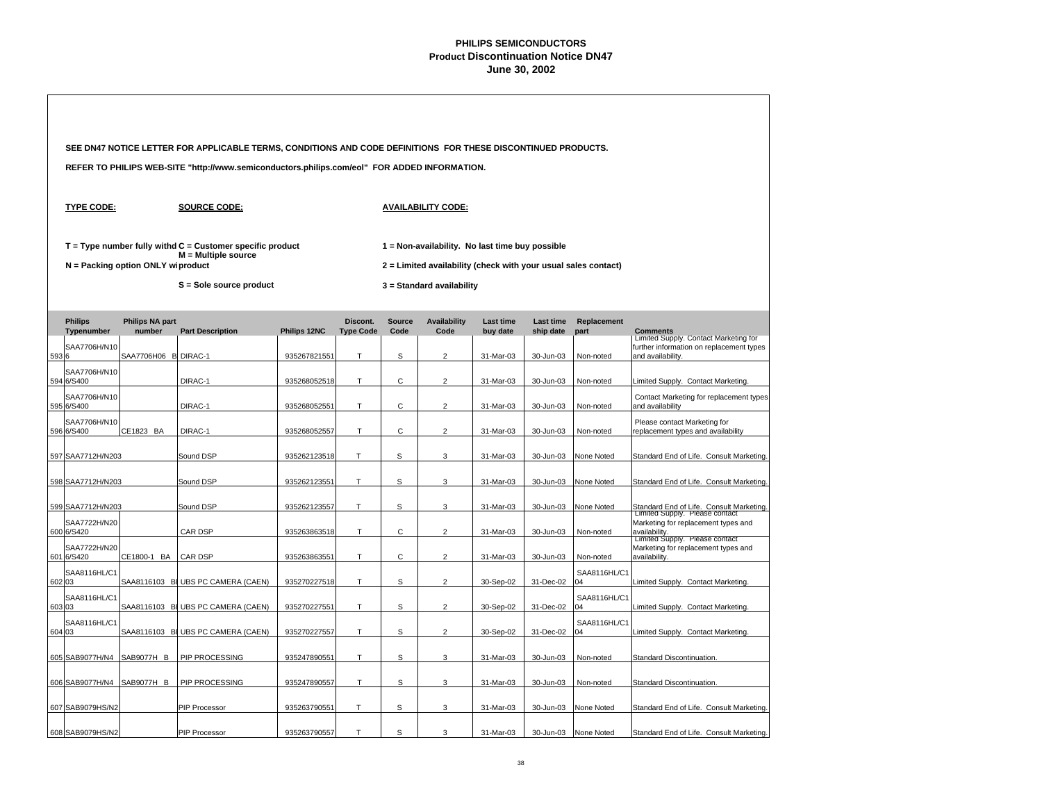# PHILIPS SEMICONDUCTORS
## Product Discontinuation Notice DN47
### June 30, 2002

**SEE DN47 NOTICE LETTER FOR APPLICABLE TERMS, CONDITIONS AND CODE DEFINITIONS FOR THESE DISCONTINUED PRODUCTS.**

**REFER TO PHILIPS WEB-SITE "http://www.semiconductors.philips.com/eol" FOR ADDED INFORMATION.**

**TYPE CODE:**

**T = Type number fully withd**
**N = Packing option ONLY wi**

**SOURCE CODE:**

**C = Customer specific product**
**M = Multiple source product**
**S = Sole source product**

**AVAILABILITY CODE:**

**1 = Non-availability. No last time buy possible**
**2 = Limited availability (check with your usual sales contact)**
**3 = Standard availability**

| | Philips Typenumber | Philips NA part number | Part Description | Philips 12NC | Discont. Type Code | Source Code | Availability Code | Last time buy date | Last time ship date | Replacement part | Comments |
|---|---|---|---|---|---|---|---|---|---|---|---|
| 593 | SAA7706H/N106 | SAA7706H06 B | DIRAC-1 | 935267821551 | T | S | 2 | 31-Mar-03 | 30-Jun-03 | Non-noted | Limited Supply. Contact Marketing for further information on replacement types and availability. |
| 594 | SAA7706H/N106/S400 | | DIRAC-1 | 935268052518 | T | C | 2 | 31-Mar-03 | 30-Jun-03 | Non-noted | Limited Supply. Contact Marketing. |
| 595 | SAA7706H/N106/S400 | | DIRAC-1 | 935268052551 | T | C | 2 | 31-Mar-03 | 30-Jun-03 | Non-noted | Contact Marketing for replacement types and availability |
| 596 | SAA7706H/N106/S400 | CE1823 BA | DIRAC-1 | 935268052557 | T | C | 2 | 31-Mar-03 | 30-Jun-03 | Non-noted | Please contact Marketing for replacement types and availability |
| 597 | SAA7712H/N203 | | Sound DSP | 935262123518 | T | S | 3 | 31-Mar-03 | 30-Jun-03 | None Noted | Standard End of Life. Consult Marketing. |
| 598 | SAA7712H/N203 | | Sound DSP | 935262123551 | T | S | 3 | 31-Mar-03 | 30-Jun-03 | None Noted | Standard End of Life. Consult Marketing. |
| 599 | SAA7712H/N203 | | Sound DSP | 935262123557 | T | S | 3 | 31-Mar-03 | 30-Jun-03 | None Noted | Standard End of Life. Consult Marketing. |
| 600 | SAA7722H/N206/S420 | | CAR DSP | 935263863518 | T | C | 2 | 31-Mar-03 | 30-Jun-03 | Non-noted | Limited Supply. Please contact Marketing for replacement types and availability. |
| 601 | SAA7722H/N206/S420 | CE1800-1 BA | CAR DSP | 935263863551 | T | C | 2 | 31-Mar-03 | 30-Jun-03 | Non-noted | Limited Supply. Please contact Marketing for replacement types and availability. |
| 602 | SAA8116HL/C103 | SAA8116103 B | UBS PC CAMERA (CAEN) | 935270227518 | T | S | 2 | 30-Sep-02 | 31-Dec-02 | SAA8116HL/C104 | Limited Supply. Contact Marketing. |
| 603 | SAA8116HL/C103 | SAA8116103 B | UBS PC CAMERA (CAEN) | 935270227551 | T | S | 2 | 30-Sep-02 | 31-Dec-02 | SAA8116HL/C104 | Limited Supply. Contact Marketing. |
| 604 | SAA8116HL/C103 | SAA8116103 B | UBS PC CAMERA (CAEN) | 935270227557 | T | S | 2 | 30-Sep-02 | 31-Dec-02 | SAA8116HL/C104 | Limited Supply. Contact Marketing. |
| 605 | SAB9077H/N4 | SAB9077H B | PIP PROCESSING | 935247890551 | T | S | 3 | 31-Mar-03 | 30-Jun-03 | Non-noted | Standard Discontinuation. |
| 606 | SAB9077H/N4 | SAB9077H B | PIP PROCESSING | 935247890557 | T | S | 3 | 31-Mar-03 | 30-Jun-03 | Non-noted | Standard Discontinuation. |
| 607 | SAB9079HS/N2 | | PIP Processor | 935263790551 | T | S | 3 | 31-Mar-03 | 30-Jun-03 | None Noted | Standard End of Life. Consult Marketing. |
| 608 | SAB9079HS/N2 | | PIP Processor | 935263790557 | T | S | 3 | 31-Mar-03 | 30-Jun-03 | None Noted | Standard End of Life. Consult Marketing. |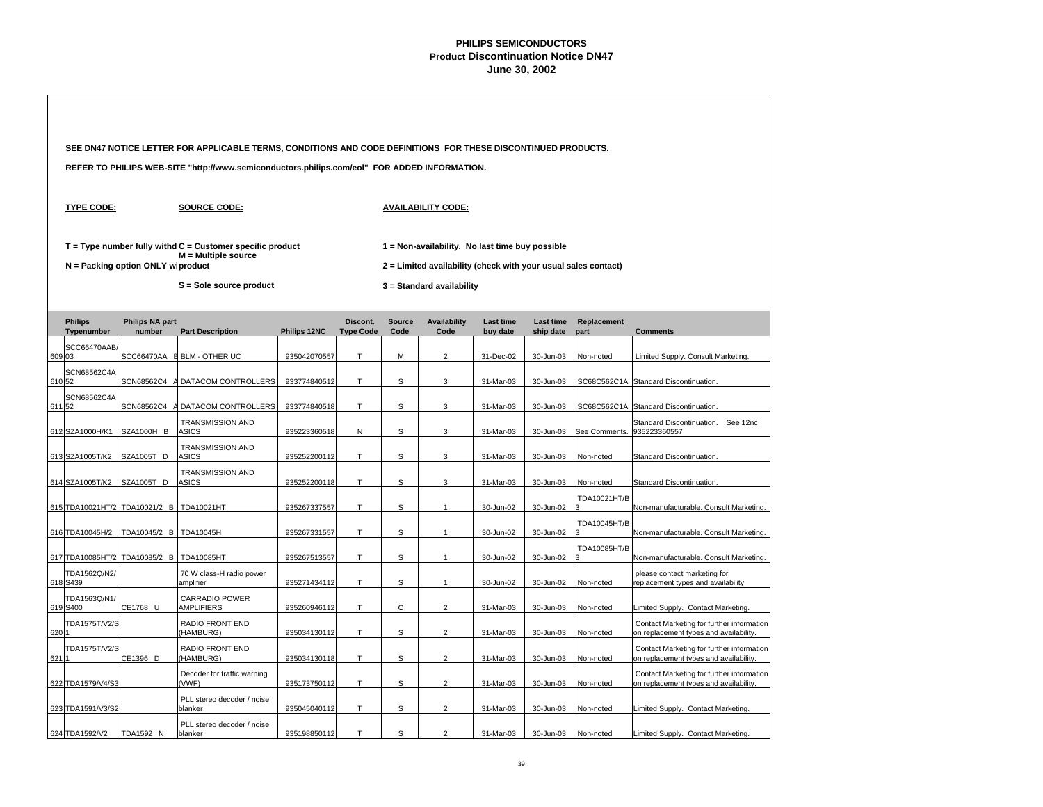# PHILIPS SEMICONDUCTORS
## Product Discontinuation Notice DN47
### June 30, 2002

**SEE DN47 NOTICE LETTER FOR APPLICABLE TERMS, CONDITIONS AND CODE DEFINITIONS FOR THESE DISCONTINUED PRODUCTS.**

**REFER TO PHILIPS WEB-SITE "http://www.semiconductors.philips.com/eol" FOR ADDED INFORMATION.**

**TYPE CODE:**

**T = Type number fully withd**

**N = Packing option ONLY wi**

**SOURCE CODE:**

**C = Customer specific product**

**M = Multiple source product**

**S = Sole source product**

**AVAILABILITY CODE:**

**1 = Non-availability. No last time buy possible**

**2 = Limited availability (check with your usual sales contact)**

**3 = Standard availability**

| | Philips Typenumber | Philips NA part number | Part Description | Philips 12NC | Discont. Type Code | Source Code | Availability Code | Last time buy date | Last time ship date | Replacement part | Comments |
|---|---|---|---|---|---|---|---|---|---|---|---|
| 609 | SCC66470AAB/03 | SCC66470AA B | BLM - OTHER UC | 935042070557 | T | M | 2 | 31-Dec-02 | 30-Jun-03 | Non-noted | Limited Supply. Consult Marketing. |
| 610 | SCN68562C4A52 | SCN68562C4 A | DATACOM CONTROLLERS | 933774840512 | T | S | 3 | 31-Mar-03 | 30-Jun-03 | SC68C562C1A | Standard Discontinuation. |
| 611 | SCN68562C4A52 | SCN68562C4 A | DATACOM CONTROLLERS | 933774840518 | T | S | 3 | 31-Mar-03 | 30-Jun-03 | SC68C562C1A | Standard Discontinuation. |
| 612 | SZA1000H/K1 | SZA1000H B | TRANSMISSION AND ASICS | 935223360518 | N | S | 3 | 31-Mar-03 | 30-Jun-03 | See Comments. | Standard Discontinuation. See 12nc 935223360557 |
| 613 | SZA1005T/K2 | SZA1005T D | TRANSMISSION AND ASICS | 935252200112 | T | S | 3 | 31-Mar-03 | 30-Jun-03 | Non-noted | Standard Discontinuation. |
| 614 | SZA1005T/K2 | SZA1005T D | TRANSMISSION AND ASICS | 935252200118 | T | S | 3 | 31-Mar-03 | 30-Jun-03 | Non-noted | Standard Discontinuation. |
| 615 | TDA10021HT/2 | TDA10021/2 B | TDA10021HT | 935267337557 | T | S | 1 | 30-Jun-02 | 30-Jun-02 | TDA10021HT/B3 | Non-manufacturable. Consult Marketing. |
| 616 | TDA10045H/2 | TDA10045/2 B | TDA10045H | 935267331557 | T | S | 1 | 30-Jun-02 | 30-Jun-02 | TDA10045HT/B3 | Non-manufacturable. Consult Marketing. |
| 617 | TDA10085HT/2 | TDA10085/2 B | TDA10085HT | 935267513557 | T | S | 1 | 30-Jun-02 | 30-Jun-02 | TDA10085HT/B3 | Non-manufacturable. Consult Marketing. |
| 618 | TDA1562Q/N2/S439 | | 70 W class-H radio power amplifier | 935271434112 | T | S | 1 | 30-Jun-02 | 30-Jun-02 | Non-noted | please contact marketing for replacement types and availability |
| 619 | TDA1563Q/N1/S400 | CE1768 U | CARRADIO POWER AMPLIFIERS | 935260946112 | T | C | 2 | 31-Mar-03 | 30-Jun-03 | Non-noted | Limited Supply. Contact Marketing. |
| 620 | TDA1575T/V2/S1 | | RADIO FRONT END (HAMBURG) | 935034130112 | T | S | 2 | 31-Mar-03 | 30-Jun-03 | Non-noted | Contact Marketing for further information on replacement types and availability. |
| 621 | TDA1575T/V2/S1 | CE1396 D | RADIO FRONT END (HAMBURG) | 935034130118 | T | S | 2 | 31-Mar-03 | 30-Jun-03 | Non-noted | Contact Marketing for further information on replacement types and availability. |
| 622 | TDA1579/V4/S3 | | Decoder for traffic warning (VWF) | 935173750112 | T | S | 2 | 31-Mar-03 | 30-Jun-03 | Non-noted | Contact Marketing for further information on replacement types and availability. |
| 623 | TDA1591/V3/S2 | | PLL stereo decoder / noise blanker | 935045040112 | T | S | 2 | 31-Mar-03 | 30-Jun-03 | Non-noted | Limited Supply. Contact Marketing. |
| 624 | TDA1592/V2 | TDA1592 N | PLL stereo decoder / noise blanker | 935198850112 | T | S | 2 | 31-Mar-03 | 30-Jun-03 | Non-noted | Limited Supply. Contact Marketing. |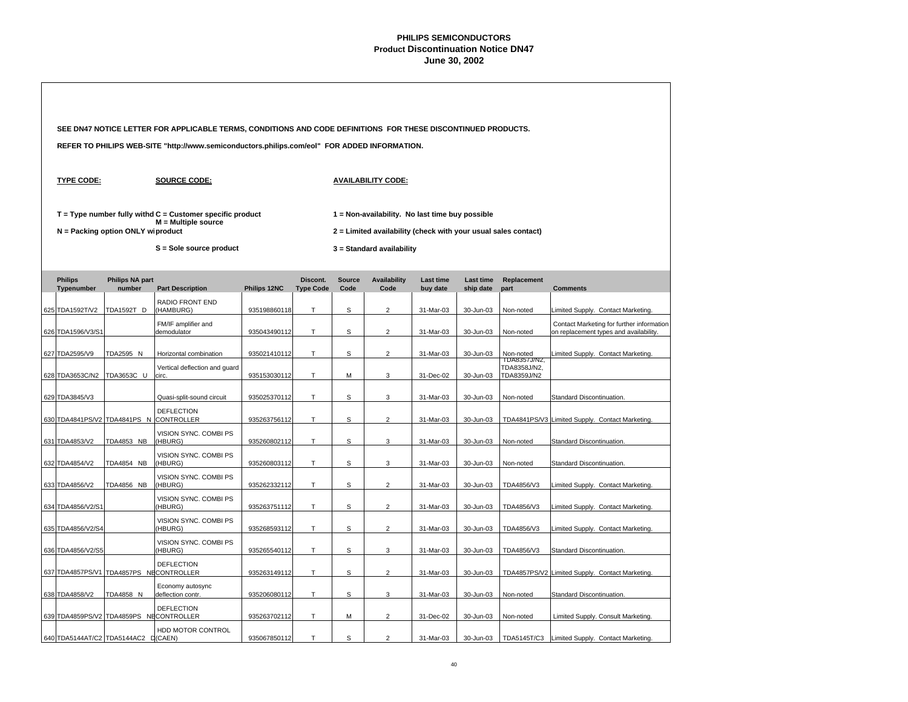# PHILIPS SEMICONDUCTORS
## Product Discontinuation Notice DN47
### June 30, 2002

**SEE DN47 NOTICE LETTER FOR APPLICABLE TERMS, CONDITIONS AND CODE DEFINITIONS FOR THESE DISCONTINUED PRODUCTS.**

**REFER TO PHILIPS WEB-SITE "http://semiconductors.philips.com/eol" FOR ADDED INFORMATION.**

**TYPE CODE:**

**T = Type number fully withd**

**N = Packing option ONLY wi**

**SOURCE CODE:**

**C = Customer specific product**

**M = Multiple source product**

**S = Sole source product**

**AVAILABILITY CODE:**

**1 = Non-availability. No last time buy possible**

**2 = Limited availability (check with your usual sales contact)**

**3 = Standard availability**

| | Philips Typenumber | Philips NA part number | Part Description | Philips 12NC | Discont. Type Code | Source Code | Availability Code | Last time buy date | Last time ship date | Replacement part | Comments |
|---|---|---|---|---|---|---|---|---|---|---|---|
| 625 | TDA1592T/V2 | TDA1592T D | RADIO FRONT END (HAMBURG) | 935198860118 | T | S | 2 | 31-Mar-03 | 30-Jun-03 | Non-noted | Limited Supply. Contact Marketing. |
| 626 | TDA1596/V3/S1 | | FM/IF amplifier and demodulator | 935043490112 | T | S | 2 | 31-Mar-03 | 30-Jun-03 | Non-noted | Contact Marketing for further information on replacement types and availability. |
| 627 | TDA2595/V9 | TDA2595 N | Horizontal combination | 935021410112 | T | S | 2 | 31-Mar-03 | 30-Jun-03 | Non-noted | Limited Supply. Contact Marketing. |
| 628 | TDA3653C/N2 | TDA3653C U | Vertical deflection and guard circ. | 935153030112 | T | M | 3 | 31-Dec-02 | 30-Jun-03 | TDA8357J/N2, TDA8358J/N2, TDA8359J/N2 | |
| 629 | TDA3845/V3 | | Quasi-split-sound circuit | 935025370112 | T | S | 3 | 31-Mar-03 | 30-Jun-03 | Non-noted | Standard Discontinuation. |
| 630 | TDA4841PS/V2 | TDA4841PS N | DEFLECTION CONTROLLER | 935263756112 | T | S | 2 | 31-Mar-03 | 30-Jun-03 | TDA4841PS/V3 | Limited Supply. Contact Marketing. |
| 631 | TDA4853/V2 | TDA4853 NB | VISION SYNC. COMBI PS (HBURG) | 935260802112 | T | S | 3 | 31-Mar-03 | 30-Jun-03 | Non-noted | Standard Discontinuation. |
| 632 | TDA4854/V2 | TDA4854 NB | VISION SYNC. COMBI PS (HBURG) | 935260803112 | T | S | 3 | 31-Mar-03 | 30-Jun-03 | Non-noted | Standard Discontinuation. |
| 633 | TDA4856/V2 | TDA4856 NB | VISION SYNC. COMBI PS (HBURG) | 935262332112 | T | S | 2 | 31-Mar-03 | 30-Jun-03 | TDA4856/V3 | Limited Supply. Contact Marketing. |
| 634 | TDA4856/V2/S1 | | VISION SYNC. COMBI PS (HBURG) | 935263751112 | T | S | 2 | 31-Mar-03 | 30-Jun-03 | TDA4856/V3 | Limited Supply. Contact Marketing. |
| 635 | TDA4856/V2/S4 | | VISION SYNC. COMBI PS (HBURG) | 935268593112 | T | S | 2 | 31-Mar-03 | 30-Jun-03 | TDA4856/V3 | Limited Supply. Contact Marketing. |
| 636 | TDA4856/V2/S5 | | VISION SYNC. COMBI PS (HBURG) | 935265540112 | T | S | 3 | 31-Mar-03 | 30-Jun-03 | TDA4856/V3 | Standard Discontinuation. |
| 637 | TDA4857PS/V1 | TDA4857PS NE | DEFLECTION CONTROLLER | 935263149112 | T | S | 2 | 31-Mar-03 | 30-Jun-03 | TDA4857PS/V2 | Limited Supply. Contact Marketing. |
| 638 | TDA4858/V2 | TDA4858 N | Economy autosync deflection contr. | 935206080112 | T | S | 3 | 31-Mar-03 | 30-Jun-03 | Non-noted | Standard Discontinuation. |
| 639 | TDA4859PS/V2 | TDA4859PS NE | DEFLECTION CONTROLLER | 935263702112 | T | M | 2 | 31-Dec-02 | 30-Jun-03 | Non-noted | Limited Supply. Consult Marketing. |
| 640 | TDA5144AT/C2 | TDA5144AC2 D | HDD MOTOR CONTROL (CAEN) | 935067850112 | T | S | 2 | 31-Mar-03 | 30-Jun-03 | TDA5145T/C3 | Limited Supply. Contact Marketing. |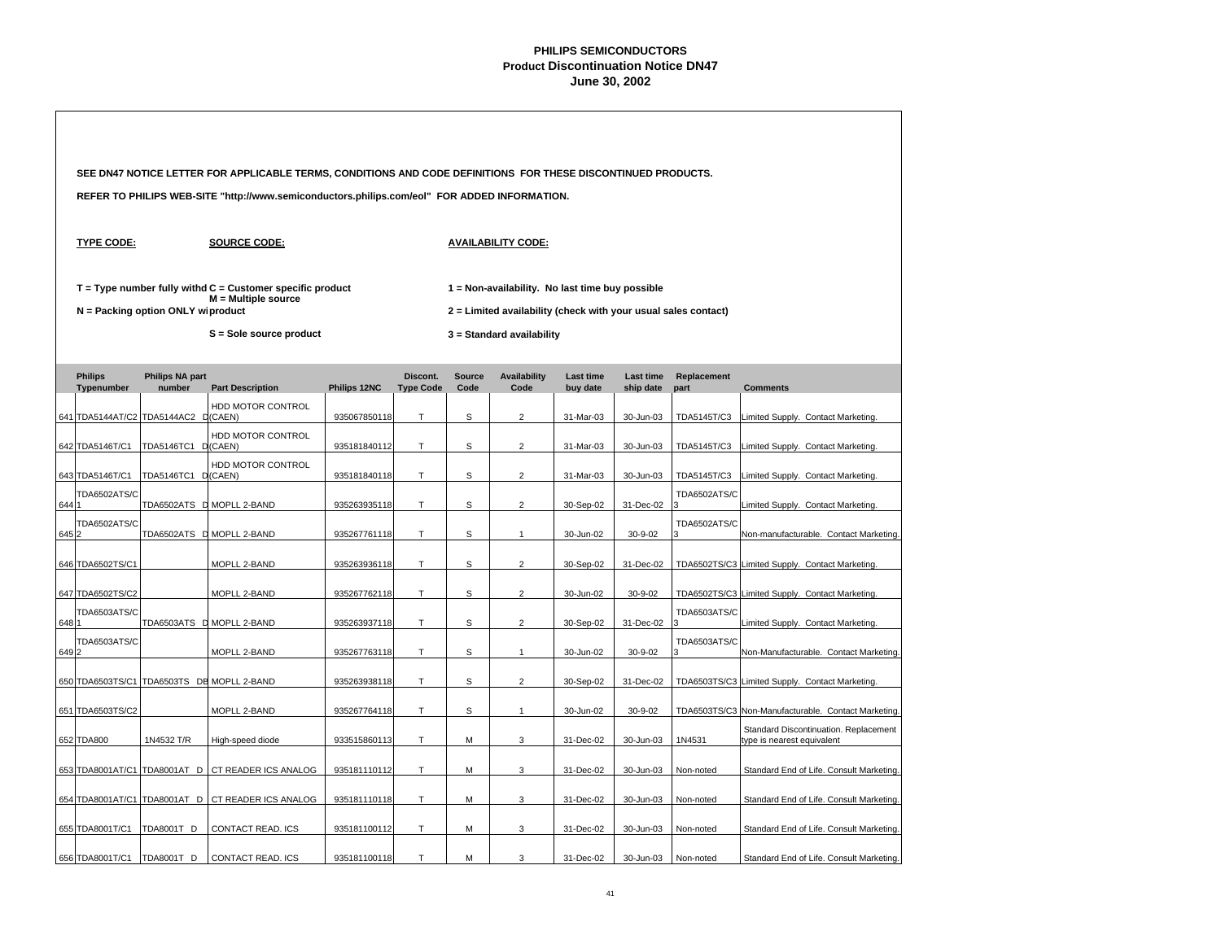# PHILIPS SEMICONDUCTORS
## Product Discontinuation Notice DN47
### June 30, 2002

**SEE DN47 NOTICE LETTER FOR APPLICABLE TERMS, CONDITIONS AND CODE DEFINITIONS FOR THESE DISCONTINUED PRODUCTS.**

**REFER TO PHILIPS WEB-SITE "http://www.semiconductors.philips.com/eol" FOR ADDED INFORMATION.**

**TYPE CODE:**

**T = Type number fully withd**

**N = Packing option ONLY wi**

**SOURCE CODE:**

**C = Customer specific product**

**M = Multiple source product**

**S = Sole source product**

**AVAILABILITY CODE:**

**1 = Non-availability. No last time buy possible**

**2 = Limited availability (check with your usual sales contact)**

**3 = Standard availability**

| | Philips Typenumber | Philips NA part number | Part Description | Philips 12NC | Discont. Type Code | Source Code | Availability Code | Last time buy date | Last time ship date | Replacement part | Comments |
|---|---|---|---|---|---|---|---|---|---|---|---|
| 641 | TDA5144AT/C2 | TDA5144AC2 D | HDD MOTOR CONTROL (CAEN) | 935067850118 | T | S | 2 | 31-Mar-03 | 30-Jun-03 | TDA5145T/C3 | Limited Supply. Contact Marketing. |
| 642 | TDA5146T/C1 | TDA5146TC1 D | HDD MOTOR CONTROL (CAEN) | 935181840112 | T | S | 2 | 31-Mar-03 | 30-Jun-03 | TDA5145T/C3 | Limited Supply. Contact Marketing. |
| 643 | TDA5146T/C1 | TDA5146TC1 D | HDD MOTOR CONTROL (CAEN) | 935181840118 | T | S | 2 | 31-Mar-03 | 30-Jun-03 | TDA5145T/C3 | Limited Supply. Contact Marketing. |
| 644 | TDA6502ATS/C1 | TDA6502ATS D | MOPLL 2-BAND | 935263935118 | T | S | 2 | 30-Sep-02 | 31-Dec-02 | TDA6502ATS/C3 | Limited Supply. Contact Marketing. |
| 645 | TDA6502ATS/C2 | TDA6502ATS D | MOPLL 2-BAND | 935267761118 | T | S | 1 | 30-Jun-02 | 30-9-02 | TDA6502ATS/C3 | Non-manufacturable. Contact Marketing. |
| 646 | TDA6502TS/C1 | | MOPLL 2-BAND | 935263936118 | T | S | 2 | 30-Sep-02 | 31-Dec-02 | TDA6502TS/C3 | Limited Supply. Contact Marketing. |
| 647 | TDA6502TS/C2 | | MOPLL 2-BAND | 935267762118 | T | S | 2 | 30-Jun-02 | 30-9-02 | TDA6502TS/C3 | Limited Supply. Contact Marketing. |
| 648 | TDA6503ATS/C1 | TDA6503ATS D | MOPLL 2-BAND | 935263937118 | T | S | 2 | 30-Sep-02 | 31-Dec-02 | TDA6503ATS/C3 | Limited Supply. Contact Marketing. |
| 649 | TDA6503ATS/C2 | | MOPLL 2-BAND | 935267763118 | T | S | 1 | 30-Jun-02 | 30-9-02 | TDA6503ATS/C3 | Non-Manufacturable. Contact Marketing. |
| 650 | TDA6503TS/C1 | TDA6503TS DB | MOPLL 2-BAND | 935263938118 | T | S | 2 | 30-Sep-02 | 31-Dec-02 | TDA6503TS/C3 | Limited Supply. Contact Marketing. |
| 651 | TDA6503TS/C2 | | MOPLL 2-BAND | 935267764118 | T | S | 1 | 30-Jun-02 | 30-9-02 | TDA6503TS/C3 | Non-Manufacturable. Contact Marketing. |
| 652 | TDA800 | 1N4532 T/R | High-speed diode | 933515860113 | T | M | 3 | 31-Dec-02 | 30-Jun-03 | 1N4531 | Standard Discontinuation. Replacement type is nearest equivalent |
| 653 | TDA8001AT/C1 | TDA8001AT D | CT READER ICS ANALOG | 935181110112 | T | M | 3 | 31-Dec-02 | 30-Jun-03 | Non-noted | Standard End of Life. Consult Marketing. |
| 654 | TDA8001AT/C1 | TDA8001AT D | CT READER ICS ANALOG | 935181110118 | T | M | 3 | 31-Dec-02 | 30-Jun-03 | Non-noted | Standard End of Life. Consult Marketing. |
| 655 | TDA8001T/C1 | TDA8001T D | CONTACT READ. ICS | 935181100112 | T | M | 3 | 31-Dec-02 | 30-Jun-03 | Non-noted | Standard End of Life. Consult Marketing. |
| 656 | TDA8001T/C1 | TDA8001T D | CONTACT READ. ICS | 935181100118 | T | M | 3 | 31-Dec-02 | 30-Jun-03 | Non-noted | Standard End of Life. Consult Marketing. |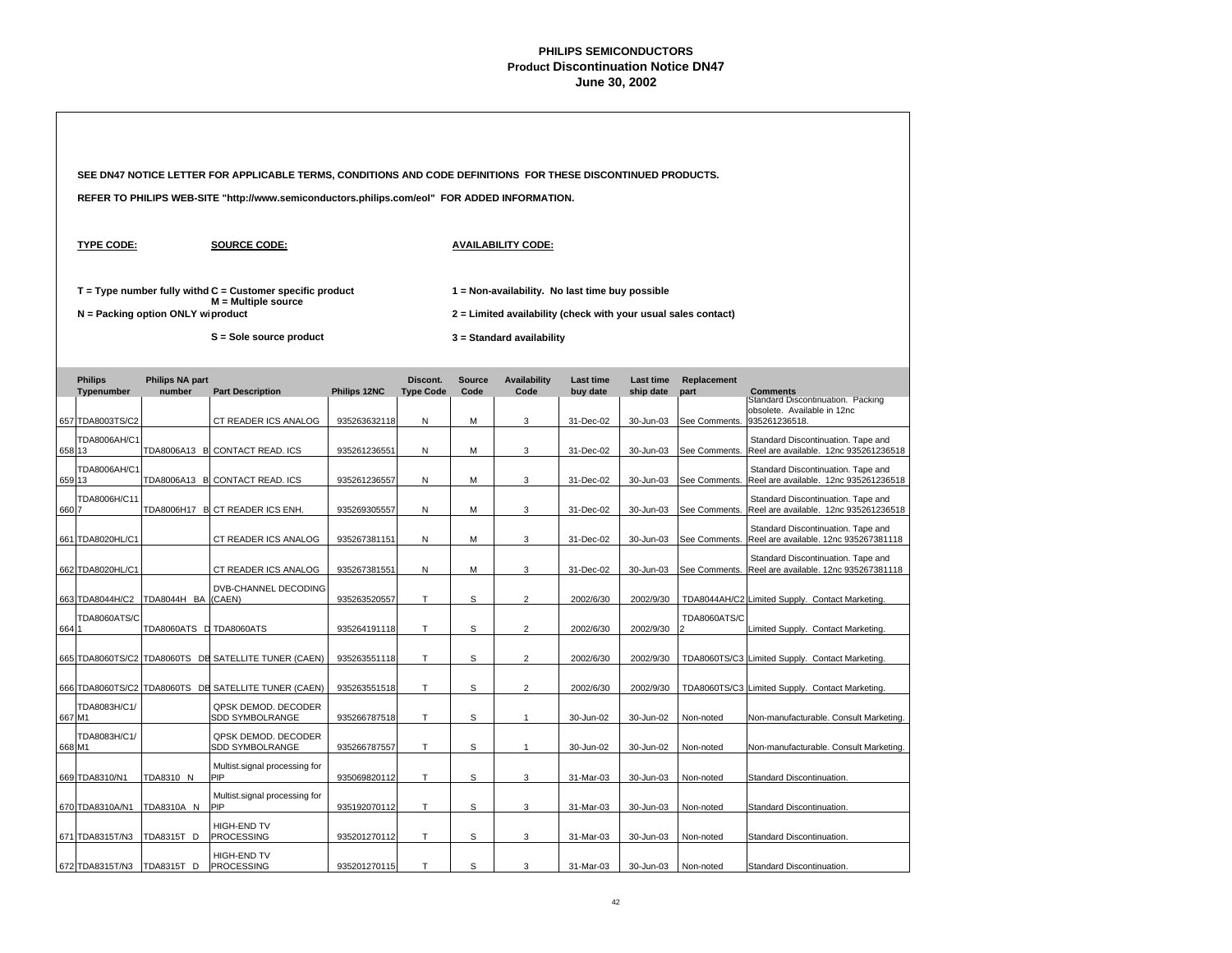# PHILIPS SEMICONDUCTORS
## Product Discontinuation Notice DN47
### June 30, 2002

**SEE DN47 NOTICE LETTER FOR APPLICABLE TERMS, CONDITIONS AND CODE DEFINITIONS FOR THESE DISCONTINUED PRODUCTS.**

**REFER TO PHILIPS WEB-SITE "http://www.semiconductors.philips.com/eol" FOR ADDED INFORMATION.**

**TYPE CODE:**

**T = Type number fully withd**
**N = Packing option ONLY wi**

**SOURCE CODE:**

**C = Customer specific product**
**M = Multiple source product**
**S = Sole source product**

**AVAILABILITY CODE:**

**1 = Non-availability. No last time buy possible**
**2 = Limited availability (check with your usual sales contact)**
**3 = Standard availability**

| | Philips Typenumber | Philips NA part number | Part Description | Philips 12NC | Discont. Type Code | Source Code | Availability Code | Last time buy date | Last time ship date | Replacement part | Comments |
|---|---|---|---|---|---|---|---|---|---|---|---|
| 657 | TDA8003TS/C2 | | CT READER ICS ANALOG | 935263632118 | N | M | 3 | 31-Dec-02 | 30-Jun-03 | See Comments. | Standard Discontinuation. Packing obsolete. Available in 12nc 935261236518. |
| 658 | TDA8006AH/C113 | TDA8006A13 B | CONTACT READ. ICS | 935261236551 | N | M | 3 | 31-Dec-02 | 30-Jun-03 | See Comments. | Standard Discontinuation. Tape and Reel are available. 12nc 935261236518 |
| 659 | TDA8006AH/C113 | TDA8006A13 B | CONTACT READ. ICS | 935261236557 | N | M | 3 | 31-Dec-02 | 30-Jun-03 | See Comments. | Standard Discontinuation. Tape and Reel are available. 12nc 935261236518 |
| 660 | TDA8006H/C117 | TDA8006H17 B | CT READER ICS ENH. | 935269305557 | N | M | 3 | 31-Dec-02 | 30-Jun-03 | See Comments. | Standard Discontinuation. Tape and Reel are available. 12nc 935261236518 |
| 661 | TDA8020HL/C1 | | CT READER ICS ANALOG | 935267381151 | N | M | 3 | 31-Dec-02 | 30-Jun-03 | See Comments. | Standard Discontinuation. Tape and Reel are available. 12nc 935267381118 |
| 662 | TDA8020HL/C1 | | CT READER ICS ANALOG | 935267381551 | N | M | 3 | 31-Dec-02 | 30-Jun-03 | See Comments. | Standard Discontinuation. Tape and Reel are available. 12nc 935267381118 |
| 663 | TDA8044H/C2 | TDA8044H BA | DVB-CHANNEL DECODING (CAEN) | 935263520557 | T | S | 2 | 2002/6/30 | 2002/9/30 | TDA8044AH/C2 | Limited Supply. Contact Marketing. |
| 664 | TDA8060ATS/C1 | TDA8060ATS D | TDA8060ATS | 935264191118 | T | S | 2 | 2002/6/30 | 2002/9/30 | TDA8060ATS/C2 | Limited Supply. Contact Marketing. |
| 665 | TDA8060TS/C2 | TDA8060TS DB | SATELLITE TUNER (CAEN) | 935263551118 | T | S | 2 | 2002/6/30 | 2002/9/30 | TDA8060TS/C3 | Limited Supply. Contact Marketing. |
| 666 | TDA8060TS/C2 | TDA8060TS DB | SATELLITE TUNER (CAEN) | 935263551518 | T | S | 2 | 2002/6/30 | 2002/9/30 | TDA8060TS/C3 | Limited Supply. Contact Marketing. |
| 667 | TDA8083H/C1/M1 | | QPSK DEMOD. DECODER SDD SYMBOLRANGE | 935266787518 | T | S | 1 | 30-Jun-02 | 30-Jun-02 | Non-noted | Non-manufacturable. Consult Marketing. |
| 668 | TDA8083H/C1/M1 | | QPSK DEMOD. DECODER SDD SYMBOLRANGE | 935266787557 | T | S | 1 | 30-Jun-02 | 30-Jun-02 | Non-noted | Non-manufacturable. Consult Marketing. |
| 669 | TDA8310/N1 | TDA8310 N | Multist.signal processing for PIP | 935069820112 | T | S | 3 | 31-Mar-03 | 30-Jun-03 | Non-noted | Standard Discontinuation. |
| 670 | TDA8310A/N1 | TDA8310A N | Multist.signal processing for PIP | 935192070112 | T | S | 3 | 31-Mar-03 | 30-Jun-03 | Non-noted | Standard Discontinuation. |
| 671 | TDA8315T/N3 | TDA8315T D | HIGH-END TV PROCESSING | 935201270112 | T | S | 3 | 31-Mar-03 | 30-Jun-03 | Non-noted | Standard Discontinuation. |
| 672 | TDA8315T/N3 | TDA8315T D | HIGH-END TV PROCESSING | 935201270115 | T | S | 3 | 31-Mar-03 | 30-Jun-03 | Non-noted | Standard Discontinuation. |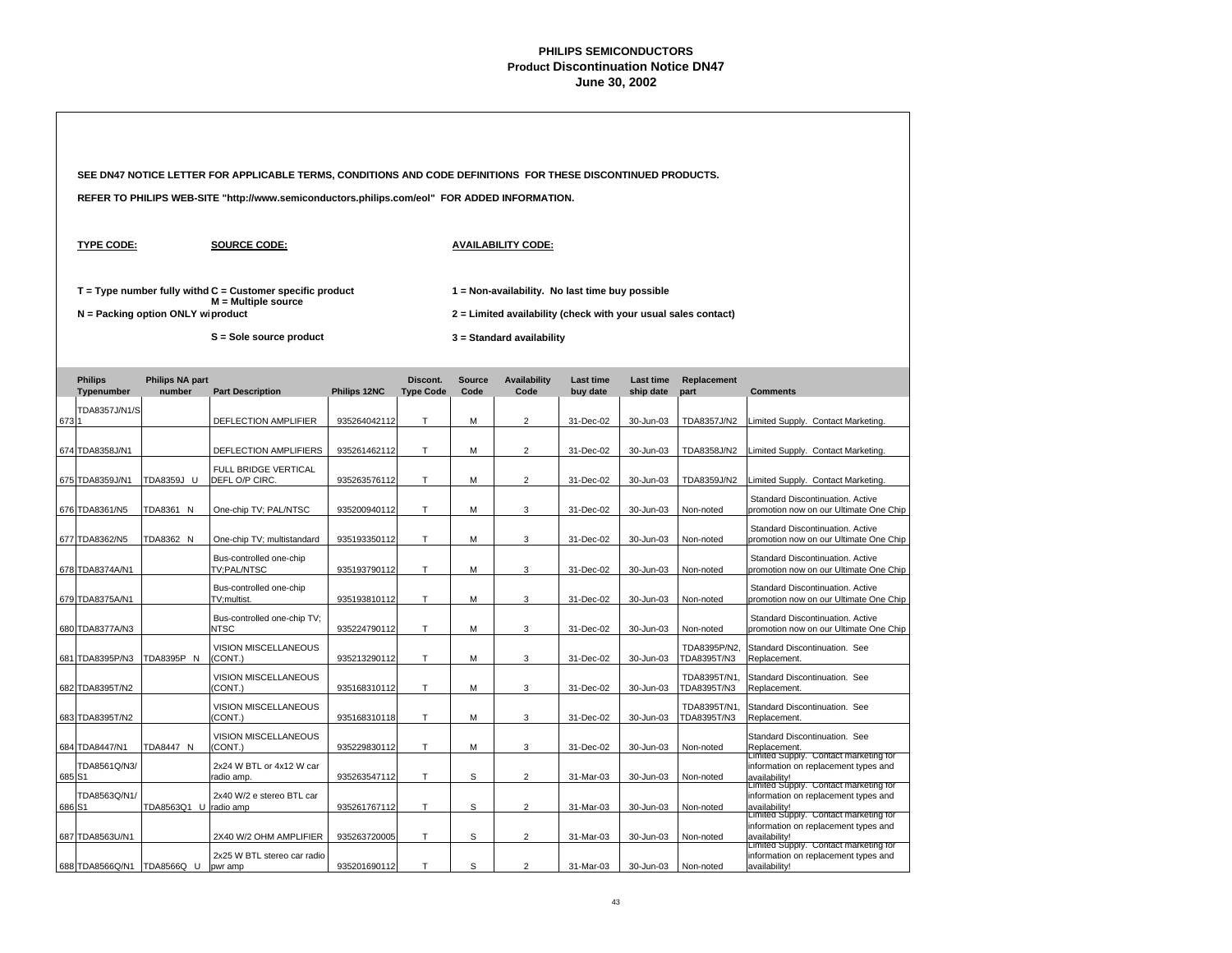# PHILIPS SEMICONDUCTORS
## Product Discontinuation Notice DN47
## June 30, 2002

**SEE DN47 NOTICE LETTER FOR APPLICABLE TERMS, CONDITIONS AND CODE DEFINITIONS FOR THESE DISCONTINUED PRODUCTS.**

**REFER TO PHILIPS WEB-SITE "http://www.semiconductors.philips.com/eol" FOR ADDED INFORMATION.**

**TYPE CODE:**

T = Type number fully withd
N = Packing option ONLY wi

**SOURCE CODE:**

C = Customer specific product
M = Multiple source product
S = Sole source product

**AVAILABILITY CODE:**

1 = Non-availability. No last time buy possible
2 = Limited availability (check with your usual sales contact)
3 = Standard availability

| | Philips Typenumber | Philips NA part number | Part Description | Philips 12NC | Discont. Type Code | Source Code | Availability Code | Last time buy date | Last time ship date | Replacement part | Comments |
|---|---|---|---|---|---|---|---|---|---|---|---|
| 673 | TDA8357J/N1/S1 | | DEFLECTION AMPLIFIER | 935264042112 | T | M | 2 | 31-Dec-02 | 30-Jun-03 | TDA8357J/N2 | Limited Supply. Contact Marketing. |
| 674 | TDA8358J/N1 | | DEFLECTION AMPLIFIERS | 935261462112 | T | M | 2 | 31-Dec-02 | 30-Jun-03 | TDA8358J/N2 | Limited Supply. Contact Marketing. |
| 675 | TDA8359J/N1 | TDA8359J U | FULL BRIDGE VERTICAL DEFL O/P CIRC. | 935263576112 | T | M | 2 | 31-Dec-02 | 30-Jun-03 | TDA8359J/N2 | Limited Supply. Contact Marketing. |
| 676 | TDA8361/N5 | TDA8361 N | One-chip TV; PAL/NTSC | 935200940112 | T | M | 3 | 31-Dec-02 | 30-Jun-03 | Non-noted | Standard Discontinuation. Active promotion now on our Ultimate One Chip |
| 677 | TDA8362/N5 | TDA8362 N | One-chip TV; multistandard | 935193350112 | T | M | 3 | 31-Dec-02 | 30-Jun-03 | Non-noted | Standard Discontinuation. Active promotion now on our Ultimate One Chip |
| 678 | TDA8374A/N1 | | Bus-controlled one-chip TV;PAL/NTSC | 935193790112 | T | M | 3 | 31-Dec-02 | 30-Jun-03 | Non-noted | Standard Discontinuation. Active promotion now on our Ultimate One Chip |
| 679 | TDA8375A/N1 | | Bus-controlled one-chip TV;multist. | 935193810112 | T | M | 3 | 31-Dec-02 | 30-Jun-03 | Non-noted | Standard Discontinuation. Active promotion now on our Ultimate One Chip |
| 680 | TDA8377A/N3 | | Bus-controlled one-chip TV; NTSC | 935224790112 | T | M | 3 | 31-Dec-02 | 30-Jun-03 | Non-noted | Standard Discontinuation. Active promotion now on our Ultimate One Chip |
| 681 | TDA8395P/N3 | TDA8395P N | VISION MISCELLANEOUS (CONT.) | 935213290112 | T | M | 3 | 31-Dec-02 | 30-Jun-03 | TDA8395P/N2, TDA8395T/N3 | Standard Discontinuation. See Replacement. |
| 682 | TDA8395T/N2 | | VISION MISCELLANEOUS (CONT.) | 935168310112 | T | M | 3 | 31-Dec-02 | 30-Jun-03 | TDA8395T/N1, TDA8395T/N3 | Standard Discontinuation. See Replacement. |
| 683 | TDA8395T/N2 | | VISION MISCELLANEOUS (CONT.) | 935168310118 | T | M | 3 | 31-Dec-02 | 30-Jun-03 | TDA8395T/N1, TDA8395T/N3 | Standard Discontinuation. See Replacement. |
| 684 | TDA8447/N1 | TDA8447 N | VISION MISCELLANEOUS (CONT.) | 935229830112 | T | M | 3 | 31-Dec-02 | 30-Jun-03 | Non-noted | Standard Discontinuation. See Replacement. |
| 685 | TDA8561Q/N3/S1 | | 2x24 W BTL or 4x12 W car radio amp. | 935263547112 | T | S | 2 | 31-Mar-03 | 30-Jun-03 | Non-noted | Limited Supply. Contact marketing for information on replacement types and availability! |
| 686 | TDA8563Q/N1/S1 | TDA8563Q1 U | 2x40 W/2 e stereo BTL car radio amp | 935261767112 | T | S | 2 | 31-Mar-03 | 30-Jun-03 | Non-noted | Limited Supply. Contact marketing for information on replacement types and availability! |
| 687 | TDA8563U/N1 | | 2X40 W/2 OHM AMPLIFIER | 935263720005 | T | S | 2 | 31-Mar-03 | 30-Jun-03 | Non-noted | Limited Supply. Contact marketing for information on replacement types and availability! |
| 688 | TDA8566Q/N1 | TDA8566Q U | 2x25 W BTL stereo car radio pwr amp | 935201690112 | T | S | 2 | 31-Mar-03 | 30-Jun-03 | Non-noted | Limited Supply. Contact marketing for information on replacement types and availability! |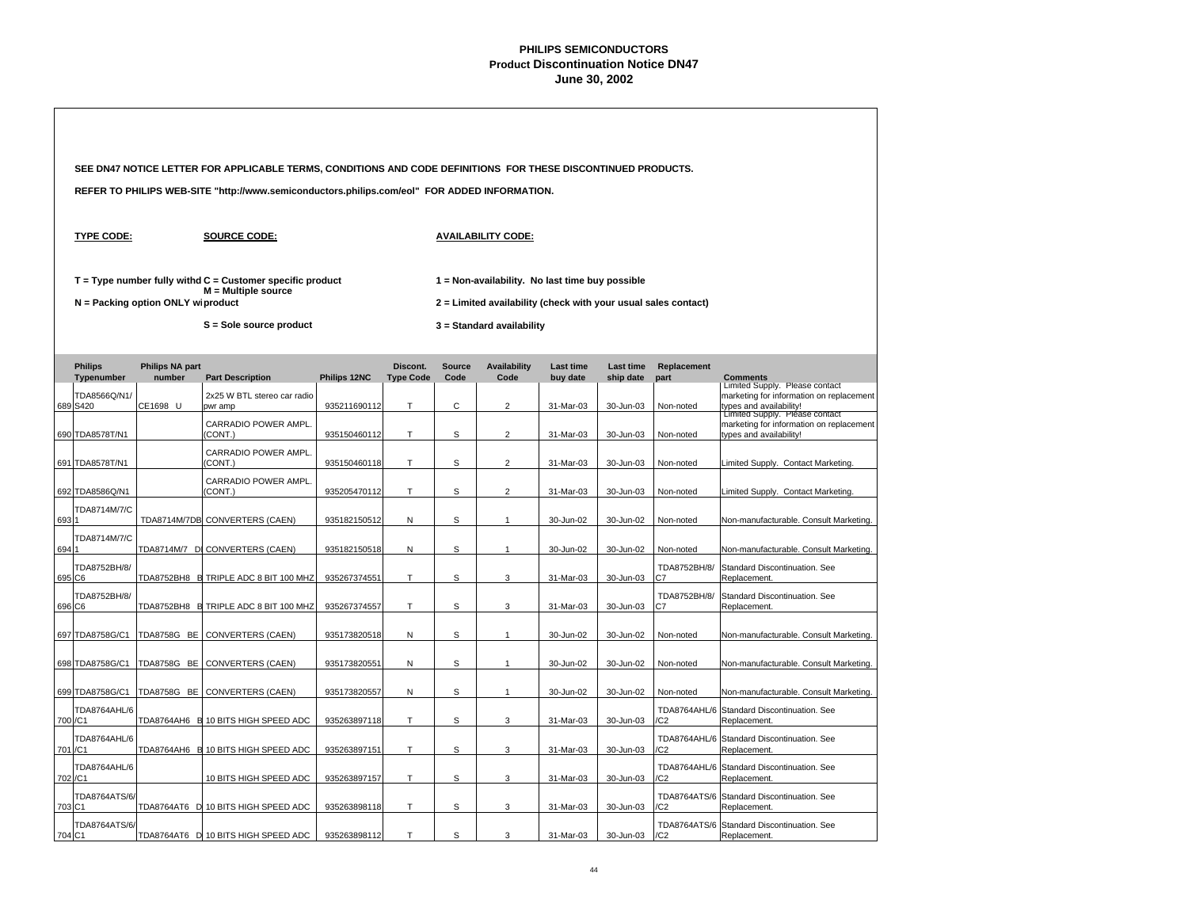# PHILIPS SEMICONDUCTORS
## Product Discontinuation Notice DN47
### June 30, 2002

**SEE DN47 NOTICE LETTER FOR APPLICABLE TERMS, CONDITIONS AND CODE DEFINITIONS FOR THESE DISCONTINUED PRODUCTS.**

**REFER TO PHILIPS WEB-SITE "http://www.semiconductors.philips.com/eol" FOR ADDED INFORMATION.**

**TYPE CODE:**

**T = Type number fully withd**

**N = Packing option ONLY wi**

**SOURCE CODE:**

**C = Customer specific product**

**M = Multiple source product**

**S = Sole source product**

**AVAILABILITY CODE:**

**1 = Non-availability. No last time buy possible**

**2 = Limited availability (check with your usual sales contact)**

**3 = Standard availability**

| | Philips Typenumber | Philips NA part number | Part Description | Philips 12NC | Discont. Type Code | Source Code | Availability Code | Last time buy date | Last time ship date | Replacement part | Comments |
|---|---|---|---|---|---|---|---|---|---|---|---|
| 689 | TDA8566Q/N1/S420 | CE1698 U | 2x25 W BTL stereo car radio pwr amp | 935211690112 | T | C | 2 | 31-Mar-03 | 30-Jun-03 | Non-noted | Limited Supply. Please contact marketing for information on replacement types and availability! |
| 690 | TDA8578T/N1 | | CARRADIO POWER AMPL. (CONT.) | 935150460112 | T | S | 2 | 31-Mar-03 | 30-Jun-03 | Non-noted | Limited Supply. Please contact marketing for information on replacement types and availability! |
| 691 | TDA8578T/N1 | | CARRADIO POWER AMPL. (CONT.) | 935150460118 | T | S | 2 | 31-Mar-03 | 30-Jun-03 | Non-noted | Limited Supply. Contact Marketing. |
| 692 | TDA8586Q/N1 | | CARRADIO POWER AMPL. (CONT.) | 935205470112 | T | S | 2 | 31-Mar-03 | 30-Jun-03 | Non-noted | Limited Supply. Contact Marketing. |
| 693 | TDA8714M/7/C1 | TDA8714M/7DB | CONVERTERS (CAEN) | 935182150512 | N | S | 1 | 30-Jun-02 | 30-Jun-02 | Non-noted | Non-manufacturable. Consult Marketing. |
| 694 | TDA8714M/7/C1 | TDA8714M/7 D | CONVERTERS (CAEN) | 935182150518 | N | S | 1 | 30-Jun-02 | 30-Jun-02 | Non-noted | Non-manufacturable. Consult Marketing. |
| 695 | TDA8752BH/8/C6 | TDA8752BH8 B | TRIPLE ADC 8 BIT 100 MHZ | 935267374551 | T | S | 3 | 31-Mar-03 | 30-Jun-03 | TDA8752BH/8/C7 | Standard Discontinuation. See Replacement. |
| 696 | TDA8752BH/8/C6 | TDA8752BH8 B | TRIPLE ADC 8 BIT 100 MHZ | 935267374557 | T | S | 3 | 31-Mar-03 | 30-Jun-03 | TDA8752BH/8/C7 | Standard Discontinuation. See Replacement. |
| 697 | TDA8758G/C1 | TDA8758G BE | CONVERTERS (CAEN) | 935173820518 | N | S | 1 | 30-Jun-02 | 30-Jun-02 | Non-noted | Non-manufacturable. Consult Marketing. |
| 698 | TDA8758G/C1 | TDA8758G BE | CONVERTERS (CAEN) | 935173820551 | N | S | 1 | 30-Jun-02 | 30-Jun-02 | Non-noted | Non-manufacturable. Consult Marketing. |
| 699 | TDA8758G/C1 | TDA8758G BE | CONVERTERS (CAEN) | 935173820557 | N | S | 1 | 30-Jun-02 | 30-Jun-02 | Non-noted | Non-manufacturable. Consult Marketing. |
| 700 | TDA8764AHL/6/C1 | TDA8764AH6 B | 10 BITS HIGH SPEED ADC | 935263897118 | T | S | 3 | 31-Mar-03 | 30-Jun-03 | TDA8764AHL/6/C2 | Standard Discontinuation. See Replacement. |
| 701 | TDA8764AHL/6/C1 | TDA8764AH6 B | 10 BITS HIGH SPEED ADC | 935263897151 | T | S | 3 | 31-Mar-03 | 30-Jun-03 | TDA8764AHL/6/C2 | Standard Discontinuation. See Replacement. |
| 702 | TDA8764AHL/6/C1 | | 10 BITS HIGH SPEED ADC | 935263897157 | T | S | 3 | 31-Mar-03 | 30-Jun-03 | TDA8764AHL/6/C2 | Standard Discontinuation. See Replacement. |
| 703 | TDA8764ATS/6/C1 | TDA8764AT6 D | 10 BITS HIGH SPEED ADC | 935263898118 | T | S | 3 | 31-Mar-03 | 30-Jun-03 | TDA8764ATS/6/C2 | Standard Discontinuation. See Replacement. |
| 704 | TDA8764ATS/6/C1 | TDA8764AT6 D | 10 BITS HIGH SPEED ADC | 935263898112 | T | S | 3 | 31-Mar-03 | 30-Jun-03 | TDA8764ATS/6/C2 | Standard Discontinuation. See Replacement. |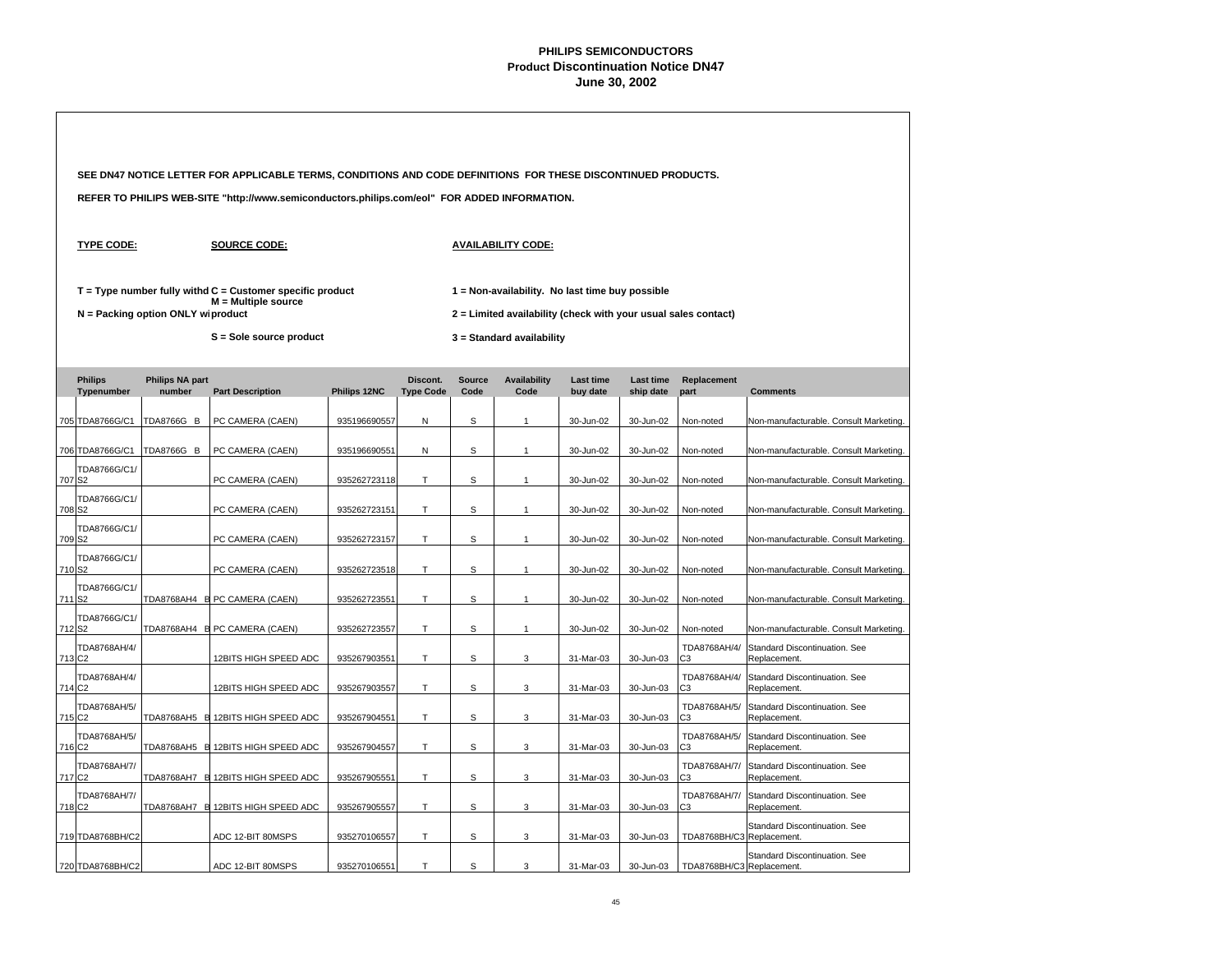# PHILIPS SEMICONDUCTORS
## Product Discontinuation Notice DN47
### June 30, 2002

**SEE DN47 NOTICE LETTER FOR APPLICABLE TERMS, CONDITIONS AND CODE DEFINITIONS FOR THESE DISCONTINUED PRODUCTS.**

**REFER TO PHILIPS WEB-SITE "http://www.semiconductors.philips.com/eol" FOR ADDED INFORMATION.**

**TYPE CODE:**

T = Type number fully withd
N = Packing option ONLY wi

**SOURCE CODE:**

C = Customer specific product
M = Multiple source product
S = Sole source product

**AVAILABILITY CODE:**

1 = Non-availability. No last time buy possible
2 = Limited availability (check with your usual sales contact)
3 = Standard availability

| | Philips Typenumber | Philips NA part number | Part Description | Philips 12NC | Discont. Type Code | Source Code | Availability Code | Last time buy date | Last time ship date | Replacement part | Comments |
|---|---|---|---|---|---|---|---|---|---|---|---|
| 705 | TDA8766G/C1 | TDA8766G B | PC CAMERA (CAEN) | 935196690557 | N | S | 1 | 30-Jun-02 | 30-Jun-02 | Non-noted | Non-manufacturable. Consult Marketing. |
| 706 | TDA8766G/C1 | TDA8766G B | PC CAMERA (CAEN) | 935196690551 | N | S | 1 | 30-Jun-02 | 30-Jun-02 | Non-noted | Non-manufacturable. Consult Marketing. |
| 707 | TDA8766G/C1/S2 | | PC CAMERA (CAEN) | 935262723118 | T | S | 1 | 30-Jun-02 | 30-Jun-02 | Non-noted | Non-manufacturable. Consult Marketing. |
| 708 | TDA8766G/C1/S2 | | PC CAMERA (CAEN) | 935262723151 | T | S | 1 | 30-Jun-02 | 30-Jun-02 | Non-noted | Non-manufacturable. Consult Marketing. |
| 709 | TDA8766G/C1/S2 | | PC CAMERA (CAEN) | 935262723157 | T | S | 1 | 30-Jun-02 | 30-Jun-02 | Non-noted | Non-manufacturable. Consult Marketing. |
| 710 | TDA8766G/C1/S2 | | PC CAMERA (CAEN) | 935262723518 | T | S | 1 | 30-Jun-02 | 30-Jun-02 | Non-noted | Non-manufacturable. Consult Marketing. |
| 711 | TDA8766G/C1/S2 | TDA8768AH4 B | PC CAMERA (CAEN) | 935262723551 | T | S | 1 | 30-Jun-02 | 30-Jun-02 | Non-noted | Non-manufacturable. Consult Marketing. |
| 712 | TDA8766G/C1/S2 | TDA8768AH4 B | PC CAMERA (CAEN) | 935262723557 | T | S | 1 | 30-Jun-02 | 30-Jun-02 | Non-noted | Non-manufacturable. Consult Marketing. |
| 713 | TDA8768AH/4/C2 | | 12BITS HIGH SPEED ADC | 935267903551 | T | S | 3 | 31-Mar-03 | 30-Jun-03 | TDA8768AH/4/C3 | Standard Discontinuation. See Replacement. |
| 714 | TDA8768AH/4/C2 | | 12BITS HIGH SPEED ADC | 935267903557 | T | S | 3 | 31-Mar-03 | 30-Jun-03 | TDA8768AH/4/C3 | Standard Discontinuation. See Replacement. |
| 715 | TDA8768AH/5/C2 | TDA8768AH5 B | 12BITS HIGH SPEED ADC | 935267904551 | T | S | 3 | 31-Mar-03 | 30-Jun-03 | TDA8768AH/5/C3 | Standard Discontinuation. See Replacement. |
| 716 | TDA8768AH/5/C2 | TDA8768AH5 B | 12BITS HIGH SPEED ADC | 935267904557 | T | S | 3 | 31-Mar-03 | 30-Jun-03 | TDA8768AH/5/C3 | Standard Discontinuation. See Replacement. |
| 717 | TDA8768AH/7/C2 | TDA8768AH7 B | 12BITS HIGH SPEED ADC | 935267905551 | T | S | 3 | 31-Mar-03 | 30-Jun-03 | TDA8768AH/7/C3 | Standard Discontinuation. See Replacement. |
| 718 | TDA8768AH/7/C2 | TDA8768AH7 B | 12BITS HIGH SPEED ADC | 935267905557 | T | S | 3 | 31-Mar-03 | 30-Jun-03 | TDA8768AH/7/C3 | Standard Discontinuation. See Replacement. |
| 719 | TDA8768BH/C2 | | ADC 12-BIT 80MSPS | 935270106557 | T | S | 3 | 31-Mar-03 | 30-Jun-03 | TDA8768BH/C3 | Standard Discontinuation. See Replacement. |
| 720 | TDA8768BH/C2 | | ADC 12-BIT 80MSPS | 935270106551 | T | S | 3 | 31-Mar-03 | 30-Jun-03 | TDA8768BH/C3 | Standard Discontinuation. See Replacement. |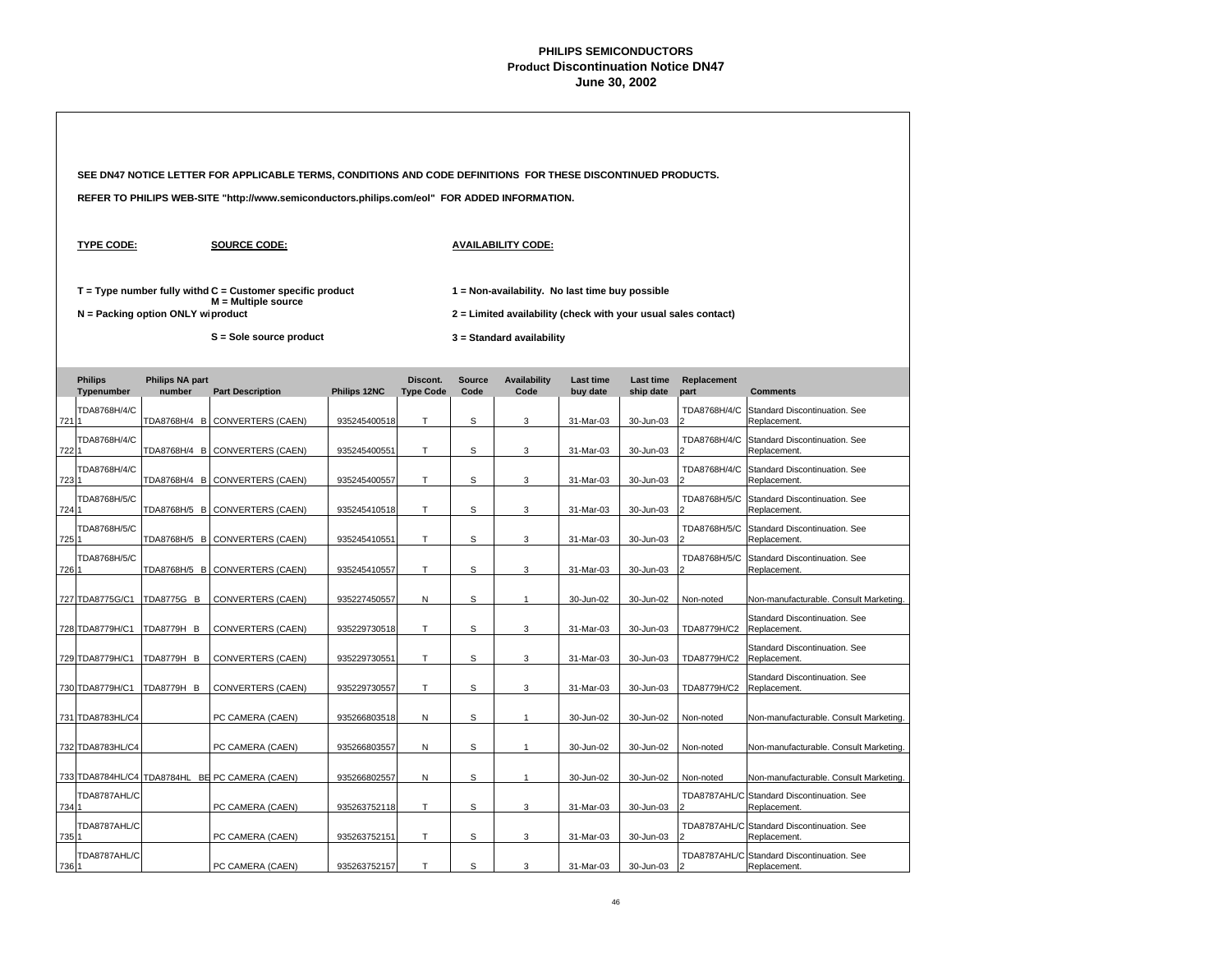# PHILIPS SEMICONDUCTORS
## Product Discontinuation Notice DN47
### June 30, 2002

**SEE DN47 NOTICE LETTER FOR APPLICABLE TERMS, CONDITIONS AND CODE DEFINITIONS FOR THESE DISCONTINUED PRODUCTS.**

**REFER TO PHILIPS WEB-SITE "http://www.semiconductors.philips.com/eol" FOR ADDED INFORMATION.**

**TYPE CODE:**

**T = Type number fully withd**
**N = Packing option ONLY wi**

**SOURCE CODE:**

**C = Customer specific product**
**M = Multiple source product**
**S = Sole source product**

**AVAILABILITY CODE:**

**1 = Non-availability. No last time buy possible**
**2 = Limited availability (check with your usual sales contact)**
**3 = Standard availability**

| | Philips Typenumber | Philips NA part number | Part Description | Philips 12NC | Discont. Type Code | Source Code | Availability Code | Last time buy date | Last time ship date | Replacement part | Comments |
|---|---|---|---|---|---|---|---|---|---|---|---|
| 721 | TDA8768H/4/C1 | TDA8768H/4 B | CONVERTERS (CAEN) | 935245400518 | T | S | 3 | 31-Mar-03 | 30-Jun-03 | TDA8768H/4/C2 | Standard Discontinuation. See Replacement. |
| 722 | TDA8768H/4/C1 | TDA8768H/4 B | CONVERTERS (CAEN) | 935245400551 | T | S | 3 | 31-Mar-03 | 30-Jun-03 | TDA8768H/4/C2 | Standard Discontinuation. See Replacement. |
| 723 | TDA8768H/4/C1 | TDA8768H/4 B | CONVERTERS (CAEN) | 935245400557 | T | S | 3 | 31-Mar-03 | 30-Jun-03 | TDA8768H/4/C2 | Standard Discontinuation. See Replacement. |
| 724 | TDA8768H/5/C1 | TDA8768H/5 B | CONVERTERS (CAEN) | 935245410518 | T | S | 3 | 31-Mar-03 | 30-Jun-03 | TDA8768H/5/C2 | Standard Discontinuation. See Replacement. |
| 725 | TDA8768H/5/C1 | TDA8768H/5 B | CONVERTERS (CAEN) | 935245410551 | T | S | 3 | 31-Mar-03 | 30-Jun-03 | TDA8768H/5/C2 | Standard Discontinuation. See Replacement. |
| 726 | TDA8768H/5/C1 | TDA8768H/5 B | CONVERTERS (CAEN) | 935245410557 | T | S | 3 | 31-Mar-03 | 30-Jun-03 | TDA8768H/5/C2 | Standard Discontinuation. See Replacement. |
| 727 | TDA8775G/C1 | TDA8775G B | CONVERTERS (CAEN) | 935227450557 | N | S | 1 | 30-Jun-02 | 30-Jun-02 | Non-noted | Non-manufacturable. Consult Marketing. |
| 728 | TDA8779H/C1 | TDA8779H B | CONVERTERS (CAEN) | 935229730518 | T | S | 3 | 31-Mar-03 | 30-Jun-03 | TDA8779H/C2 | Standard Discontinuation. See Replacement. |
| 729 | TDA8779H/C1 | TDA8779H B | CONVERTERS (CAEN) | 935229730551 | T | S | 3 | 31-Mar-03 | 30-Jun-03 | TDA8779H/C2 | Standard Discontinuation. See Replacement. |
| 730 | TDA8779H/C1 | TDA8779H B | CONVERTERS (CAEN) | 935229730557 | T | S | 3 | 31-Mar-03 | 30-Jun-03 | TDA8779H/C2 | Standard Discontinuation. See Replacement. |
| 731 | TDA8783HL/C4 | | PC CAMERA (CAEN) | 935266803518 | N | S | 1 | 30-Jun-02 | 30-Jun-02 | Non-noted | Non-manufacturable. Consult Marketing. |
| 732 | TDA8783HL/C4 | | PC CAMERA (CAEN) | 935266803557 | N | S | 1 | 30-Jun-02 | 30-Jun-02 | Non-noted | Non-manufacturable. Consult Marketing. |
| 733 | TDA8784HL/C4 | TDA8784HL BE | PC CAMERA (CAEN) | 935266802557 | N | S | 1 | 30-Jun-02 | 30-Jun-02 | Non-noted | Non-manufacturable. Consult Marketing. |
| 734 | TDA8787AHL/C1 | | PC CAMERA (CAEN) | 935263752118 | T | S | 3 | 31-Mar-03 | 30-Jun-03 | TDA8787AHL/C2 | Standard Discontinuation. See Replacement. |
| 735 | TDA8787AHL/C1 | | PC CAMERA (CAEN) | 935263752151 | T | S | 3 | 31-Mar-03 | 30-Jun-03 | TDA8787AHL/C2 | Standard Discontinuation. See Replacement. |
| 736 | TDA8787AHL/C1 | | PC CAMERA (CAEN) | 935263752157 | T | S | 3 | 31-Mar-03 | 30-Jun-03 | TDA8787AHL/C2 | Standard Discontinuation. See Replacement. |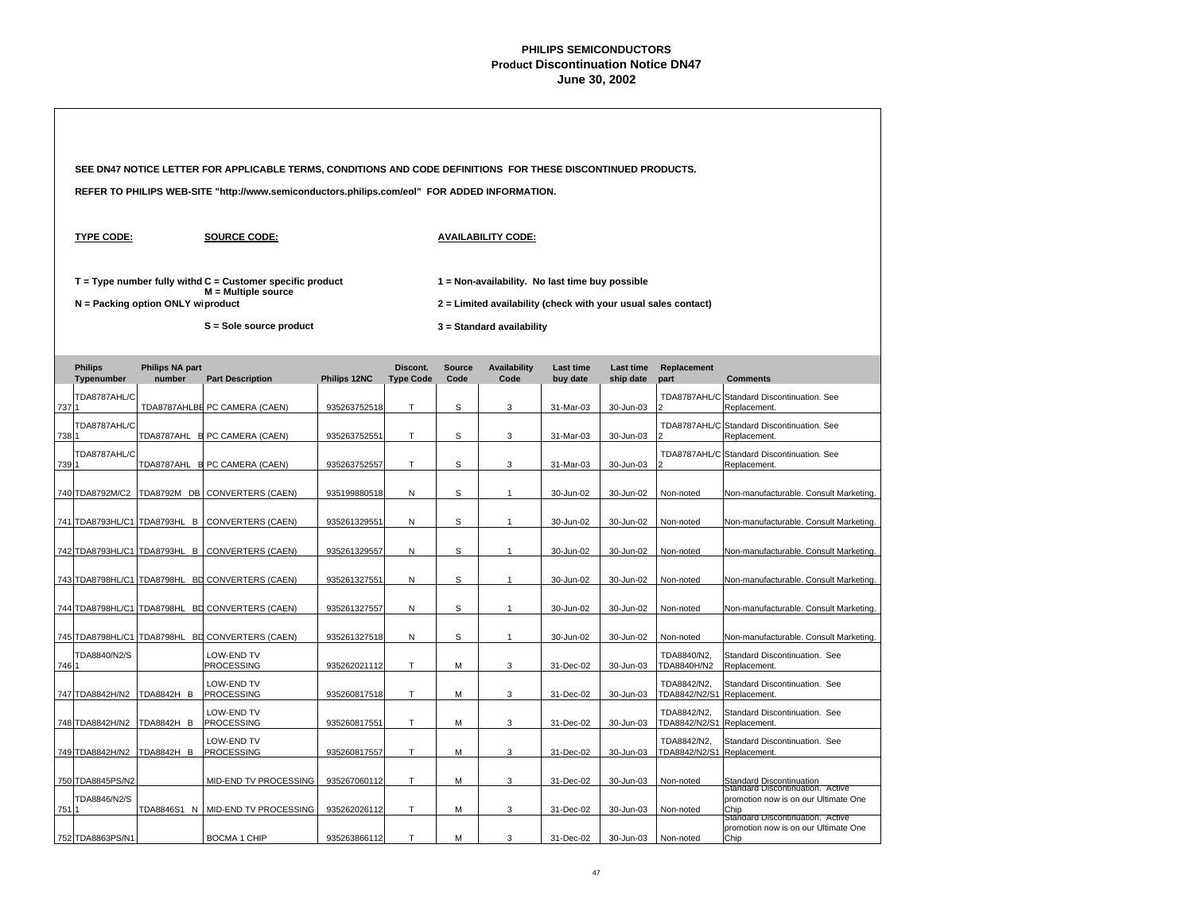# PHILIPS SEMICONDUCTORS
## Product Discontinuation Notice DN47
### June 30, 2002

**SEE DN47 NOTICE LETTER FOR APPLICABLE TERMS, CONDITIONS AND CODE DEFINITIONS FOR THESE DISCONTINUED PRODUCTS.**

**REFER TO PHILIPS WEB-SITE "http://www.semiconductors.philips.com/eol" FOR ADDED INFORMATION.**

**TYPE CODE:**

T = Type number fully withd
N = Packing option ONLY wi

**SOURCE CODE:**

C = Customer specific product
M = Multiple source product
S = Sole source product

**AVAILABILITY CODE:**

1 = Non-availability. No last time buy possible
2 = Limited availability (check with your usual sales contact)
3 = Standard availability

| | Philips Typenumber | Philips NA part number | Part Description | Philips 12NC | Discont. Type Code | Source Code | Availability Code | Last time buy date | Last time ship date | Replacement part | Comments |
|---|---|---|---|---|---|---|---|---|---|---|---|
| 737 | TDA8787AHL/C1 | TDA8787AHLBE | PC CAMERA (CAEN) | 935263752518 | T | S | 3 | 31-Mar-03 | 30-Jun-03 | TDA8787AHL/C2 | Standard Discontinuation. See Replacement. |
| 738 | TDA8787AHL/C1 | TDA8787AHL B | PC CAMERA (CAEN) | 935263752551 | T | S | 3 | 31-Mar-03 | 30-Jun-03 | TDA8787AHL/C2 | Standard Discontinuation. See Replacement. |
| 739 | TDA8787AHL/C1 | TDA8787AHL B | PC CAMERA (CAEN) | 935263752557 | T | S | 3 | 31-Mar-03 | 30-Jun-03 | TDA8787AHL/C2 | Standard Discontinuation. See Replacement. |
| 740 | TDA8792M/C2 | TDA8792M DB | CONVERTERS (CAEN) | 935199880518 | N | S | 1 | 30-Jun-02 | 30-Jun-02 | Non-noted | Non-manufacturable. Consult Marketing. |
| 741 | TDA8793HL/C1 | TDA8793HL B | CONVERTERS (CAEN) | 935261329551 | N | S | 1 | 30-Jun-02 | 30-Jun-02 | Non-noted | Non-manufacturable. Consult Marketing. |
| 742 | TDA8793HL/C1 | TDA8793HL B | CONVERTERS (CAEN) | 935261329557 | N | S | 1 | 30-Jun-02 | 30-Jun-02 | Non-noted | Non-manufacturable. Consult Marketing. |
| 743 | TDA8798HL/C1 | TDA8798HL BD | CONVERTERS (CAEN) | 935261327551 | N | S | 1 | 30-Jun-02 | 30-Jun-02 | Non-noted | Non-manufacturable. Consult Marketing. |
| 744 | TDA8798HL/C1 | TDA8798HL BD | CONVERTERS (CAEN) | 935261327557 | N | S | 1 | 30-Jun-02 | 30-Jun-02 | Non-noted | Non-manufacturable. Consult Marketing. |
| 745 | TDA8798HL/C1 | TDA8798HL BD | CONVERTERS (CAEN) | 935261327518 | N | S | 1 | 30-Jun-02 | 30-Jun-02 | Non-noted | Non-manufacturable. Consult Marketing. |
| 746 | TDA8840/N2/S1 | | LOW-END TV PROCESSING | 935262021112 | T | M | 3 | 31-Dec-02 | 30-Jun-03 | TDA8840/N2, TDA8840H/N2 | Standard Discontinuation. See Replacement. |
| 747 | TDA8842H/N2 | TDA8842H B | LOW-END TV PROCESSING | 935260817518 | T | M | 3 | 31-Dec-02 | 30-Jun-03 | TDA8842/N2, TDA8842/N2/S1 | Standard Discontinuation. See Replacement. |
| 748 | TDA8842H/N2 | TDA8842H B | LOW-END TV PROCESSING | 935260817551 | T | M | 3 | 31-Dec-02 | 30-Jun-03 | TDA8842/N2, TDA8842/N2/S1 | Standard Discontinuation. See Replacement. |
| 749 | TDA8842H/N2 | TDA8842H B | LOW-END TV PROCESSING | 935260817557 | T | M | 3 | 31-Dec-02 | 30-Jun-03 | TDA8842/N2, TDA8842/N2/S1 | Standard Discontinuation. See Replacement. |
| 750 | TDA8845PS/N2 | | MID-END TV PROCESSING | 935267060112 | T | M | 3 | 31-Dec-02 | 30-Jun-03 | Non-noted | Standard Discontinuation |
| 751 | TDA8846/N2/S1 | TDA8846S1 N | MID-END TV PROCESSING | 935262026112 | T | M | 3 | 31-Dec-02 | 30-Jun-03 | Non-noted | Standard Discontinuation. Active promotion now is on our Ultimate One Chip |
| 752 | TDA8863PS/N1 | | BOCMA 1 CHIP | 935263866112 | T | M | 3 | 31-Dec-02 | 30-Jun-03 | Non-noted | Standard Discontinuation. Active promotion now is on our Ultimate One Chip |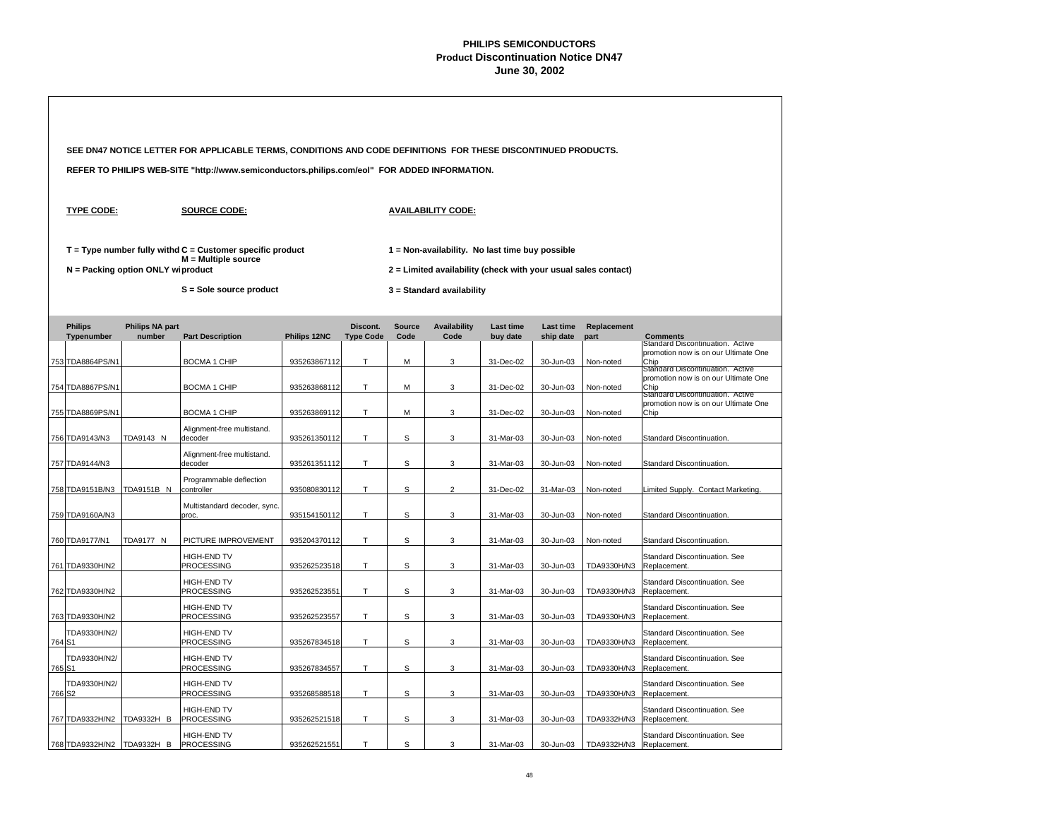# PHILIPS SEMICONDUCTORS
## Product Discontinuation Notice DN47
### June 30, 2002

**SEE DN47 NOTICE LETTER FOR APPLICABLE TERMS, CONDITIONS AND CODE DEFINITIONS FOR THESE DISCONTINUED PRODUCTS.**

**REFER TO PHILIPS WEB-SITE "http://www.semiconductors.philips.com/eol" FOR ADDED INFORMATION.**

**TYPE CODE:**

T = Type number fully withd
N = Packing option ONLY wi

**SOURCE CODE:**

C = Customer specific product
M = Multiple source product
S = Sole source product

**AVAILABILITY CODE:**

1 = Non-availability. No last time buy possible
2 = Limited availability (check with your usual sales contact)
3 = Standard availability

| | Philips Typenumber | Philips NA part number | Part Description | Philips 12NC | Discont. Type Code | Source Code | Availability Code | Last time buy date | Last time ship date | Replacement part | Comments |
|---|---|---|---|---|---|---|---|---|---|---|---|
| 753 | TDA8864PS/N1 | | BOCMA 1 CHIP | 935263867112 | T | M | 3 | 31-Dec-02 | 30-Jun-03 | Non-noted | Standard Discontinuation. Active promotion now is on our Ultimate One Chip |
| 754 | TDA8867PS/N1 | | BOCMA 1 CHIP | 935263868112 | T | M | 3 | 31-Dec-02 | 30-Jun-03 | Non-noted | Standard Discontinuation. Active promotion now is on our Ultimate One Chip |
| 755 | TDA8869PS/N1 | | BOCMA 1 CHIP | 935263869112 | T | M | 3 | 31-Dec-02 | 30-Jun-03 | Non-noted | Standard Discontinuation. Active promotion now is on our Ultimate One Chip |
| 756 | TDA9143/N3 | TDA9143 N | Alignment-free multistand. decoder | 935261350112 | T | S | 3 | 31-Mar-03 | 30-Jun-03 | Non-noted | Standard Discontinuation. |
| 757 | TDA9144/N3 | | Alignment-free multistand. decoder | 935261351112 | T | S | 3 | 31-Mar-03 | 30-Jun-03 | Non-noted | Standard Discontinuation. |
| 758 | TDA9151B/N3 | TDA9151B N | Programmable deflection controller | 935080830112 | T | S | 2 | 31-Dec-02 | 31-Mar-03 | Non-noted | Limited Supply. Contact Marketing. |
| 759 | TDA9160A/N3 | | Multistandard decoder, sync. proc. | 935154150112 | T | S | 3 | 31-Mar-03 | 30-Jun-03 | Non-noted | Standard Discontinuation. |
| 760 | TDA9177/N1 | TDA9177 N | PICTURE IMPROVEMENT | 935204370112 | T | S | 3 | 31-Mar-03 | 30-Jun-03 | Non-noted | Standard Discontinuation. |
| 761 | TDA9330H/N2 | | HIGH-END TV PROCESSING | 935262523518 | T | S | 3 | 31-Mar-03 | 30-Jun-03 | TDA9330H/N3 | Standard Discontinuation. See Replacement. |
| 762 | TDA9330H/N2 | | HIGH-END TV PROCESSING | 935262523551 | T | S | 3 | 31-Mar-03 | 30-Jun-03 | TDA9330H/N3 | Standard Discontinuation. See Replacement. |
| 763 | TDA9330H/N2 | | HIGH-END TV PROCESSING | 935262523557 | T | S | 3 | 31-Mar-03 | 30-Jun-03 | TDA9330H/N3 | Standard Discontinuation. See Replacement. |
| 764 | TDA9330H/N2/S1 | | HIGH-END TV PROCESSING | 935267834518 | T | S | 3 | 31-Mar-03 | 30-Jun-03 | TDA9330H/N3 | Standard Discontinuation. See Replacement. |
| 765 | TDA9330H/N2/S1 | | HIGH-END TV PROCESSING | 935267834557 | T | S | 3 | 31-Mar-03 | 30-Jun-03 | TDA9330H/N3 | Standard Discontinuation. See Replacement. |
| 766 | TDA9330H/N2/S2 | | HIGH-END TV PROCESSING | 935268588518 | T | S | 3 | 31-Mar-03 | 30-Jun-03 | TDA9330H/N3 | Standard Discontinuation. See Replacement. |
| 767 | TDA9332H/N2 | TDA9332H B | HIGH-END TV PROCESSING | 935262521518 | T | S | 3 | 31-Mar-03 | 30-Jun-03 | TDA9332H/N3 | Standard Discontinuation. See Replacement. |
| 768 | TDA9332H/N2 | TDA9332H B | HIGH-END TV PROCESSING | 935262521551 | T | S | 3 | 31-Mar-03 | 30-Jun-03 | TDA9332H/N3 | Standard Discontinuation. See Replacement. |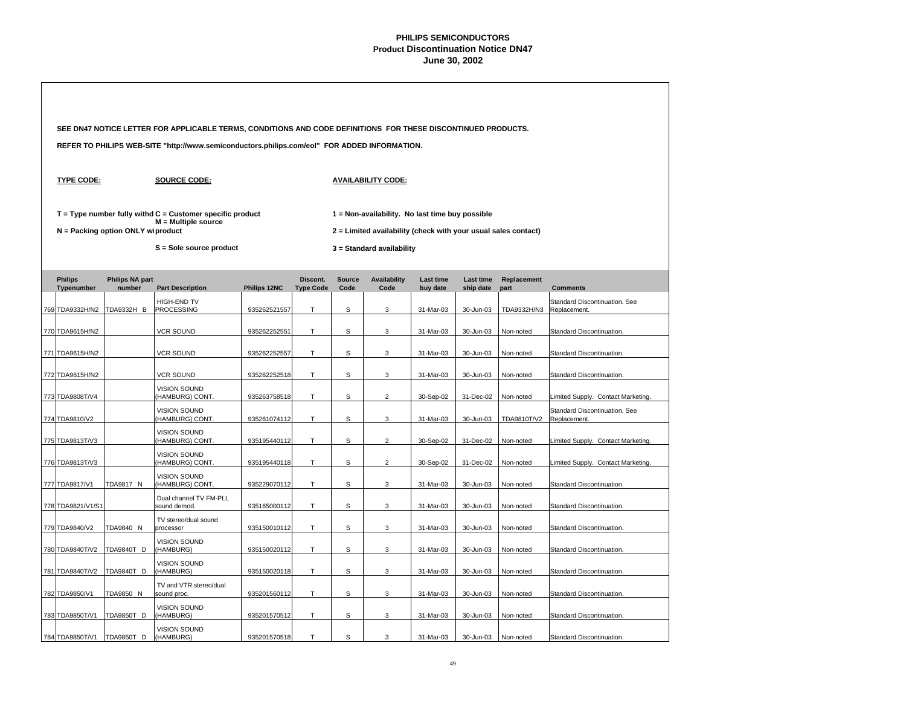**PHILIPS SEMICONDUCTORS**
**Product Discontinuation Notice DN47**
**June 30, 2002**

**SEE DN47 NOTICE LETTER FOR APPLICABLE TERMS, CONDITIONS AND CODE DEFINITIONS FOR THESE DISCONTINUED PRODUCTS.**

**REFER TO PHILIPS WEB-SITE "http://www.semiconductors.philips.com/eol" FOR ADDED INFORMATION.**

**TYPE CODE:**

**T = Type number fully withd**

**N = Packing option ONLY wi**

**SOURCE CODE:**

**C = Customer specific product**

**M = Multiple source product**

**S = Sole source product**

**AVAILABILITY CODE:**

**1 = Non-availability. No last time buy possible**

**2 = Limited availability (check with your usual sales contact)**

**3 = Standard availability**

| | Philips Typenumber | Philips NA part number | Part Description | Philips 12NC | Discont. Type Code | Source Code | Availability Code | Last time buy date | Last time ship date | Replacement part | Comments |
|---|---|---|---|---|---|---|---|---|---|---|---|
| 769 | TDA9332H/N2 | TDA9332H B | HIGH-END TV PROCESSING | 935262521557 | T | S | 3 | 31-Mar-03 | 30-Jun-03 | TDA9332H/N3 | Standard Discontinuation. See Replacement. |
| 770 | TDA9615H/N2 | | VCR SOUND | 935262252551 | T | S | 3 | 31-Mar-03 | 30-Jun-03 | Non-noted | Standard Discontinuation. |
| 771 | TDA9615H/N2 | | VCR SOUND | 935262252557 | T | S | 3 | 31-Mar-03 | 30-Jun-03 | Non-noted | Standard Discontinuation. |
| 772 | TDA9615H/N2 | | VCR SOUND | 935262252518 | T | S | 3 | 31-Mar-03 | 30-Jun-03 | Non-noted | Standard Discontinuation. |
| 773 | TDA9808T/V4 | | VISION SOUND (HAMBURG) CONT. | 935263758518 | T | S | 2 | 30-Sep-02 | 31-Dec-02 | Non-noted | Limited Supply. Contact Marketing. |
| 774 | TDA9810/V2 | | VISION SOUND (HAMBURG) CONT. | 935261074112 | T | S | 3 | 31-Mar-03 | 30-Jun-03 | TDA9810T/V2 | Standard Discontinuation. See Replacement. |
| 775 | TDA9813T/V3 | | VISION SOUND (HAMBURG) CONT. | 935195440112 | T | S | 2 | 30-Sep-02 | 31-Dec-02 | Non-noted | Limited Supply. Contact Marketing. |
| 776 | TDA9813T/V3 | | VISION SOUND (HAMBURG) CONT. | 935195440118 | T | S | 2 | 30-Sep-02 | 31-Dec-02 | Non-noted | Limited Supply. Contact Marketing. |
| 777 | TDA9817/V1 | TDA9817 N | VISION SOUND (HAMBURG) CONT. | 935229070112 | T | S | 3 | 31-Mar-03 | 30-Jun-03 | Non-noted | Standard Discontinuation. |
| 778 | TDA9821/V1/S1 | | Dual channel TV FM-PLL sound demod. | 935165000112 | T | S | 3 | 31-Mar-03 | 30-Jun-03 | Non-noted | Standard Discontinuation. |
| 779 | TDA9840/V2 | TDA9840 N | TV stereo/dual sound processor | 935150010112 | T | S | 3 | 31-Mar-03 | 30-Jun-03 | Non-noted | Standard Discontinuation. |
| 780 | TDA9840T/V2 | TDA9840T D | VISION SOUND (HAMBURG) | 935150020112 | T | S | 3 | 31-Mar-03 | 30-Jun-03 | Non-noted | Standard Discontinuation. |
| 781 | TDA9840T/V2 | TDA9840T D | VISION SOUND (HAMBURG) | 935150020118 | T | S | 3 | 31-Mar-03 | 30-Jun-03 | Non-noted | Standard Discontinuation. |
| 782 | TDA9850/V1 | TDA9850 N | TV and VTR stereo/dual sound proc. | 935201560112 | T | S | 3 | 31-Mar-03 | 30-Jun-03 | Non-noted | Standard Discontinuation. |
| 783 | TDA9850T/V1 | TDA9850T D | VISION SOUND (HAMBURG) | 935201570512 | T | S | 3 | 31-Mar-03 | 30-Jun-03 | Non-noted | Standard Discontinuation. |
| 784 | TDA9850T/V1 | TDA9850T D | VISION SOUND (HAMBURG) | 935201570518 | T | S | 3 | 31-Mar-03 | 30-Jun-03 | Non-noted | Standard Discontinuation. |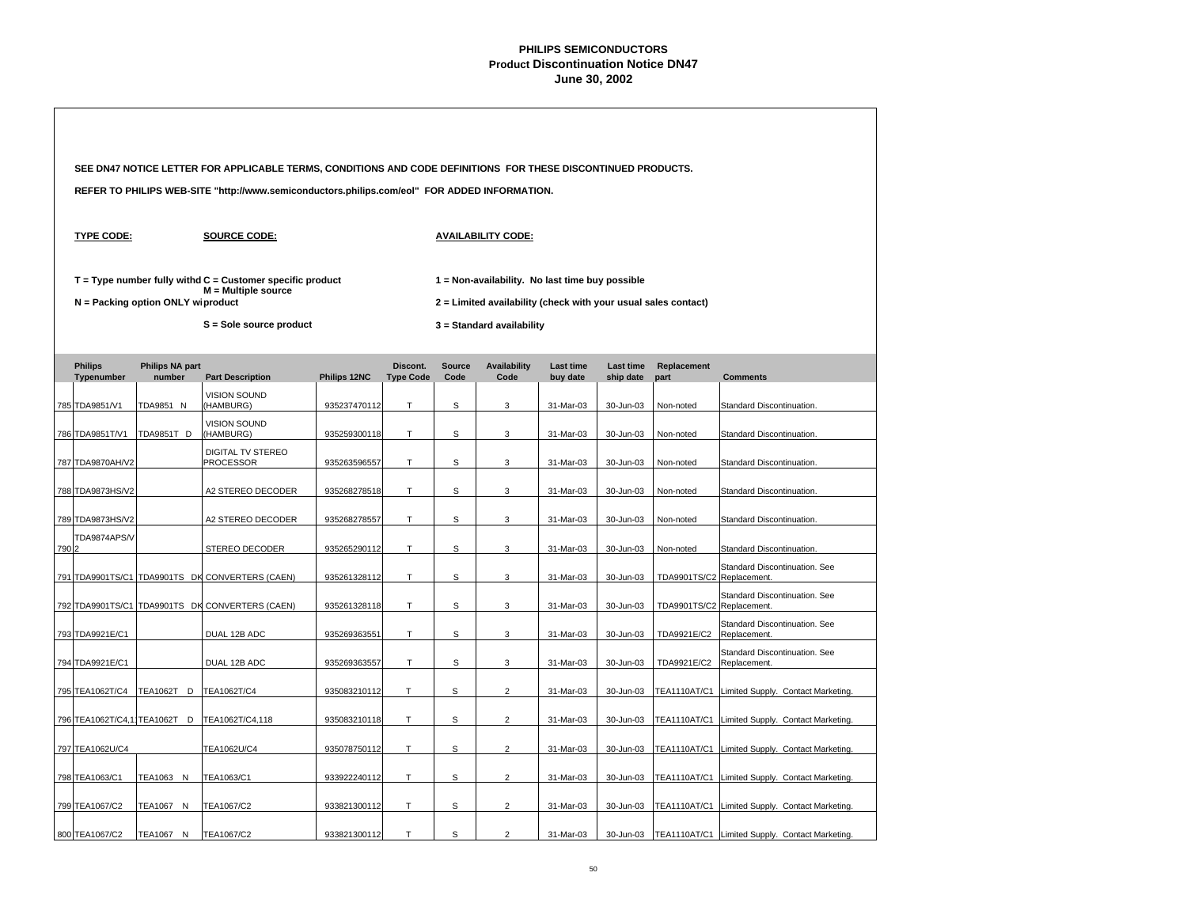# PHILIPS SEMICONDUCTORS
## Product Discontinuation Notice DN47
### June 30, 2002

**SEE DN47 NOTICE LETTER FOR APPLICABLE TERMS, CONDITIONS AND CODE DEFINITIONS FOR THESE DISCONTINUED PRODUCTS.**

**REFER TO PHILIPS WEB-SITE "http://www.semiconductors.philips.com/eol" FOR ADDED INFORMATION.**

**TYPE CODE:**

**T = Type number fully withd**

**N = Packing option ONLY wi**

**SOURCE CODE:**

**C = Customer specific product**

**M = Multiple source product**

**S = Sole source product**

**AVAILABILITY CODE:**

**1 = Non-availability. No last time buy possible**

**2 = Limited availability (check with your usual sales contact)**

**3 = Standard availability**

| | Philips Typenumber | Philips NA part number | Part Description | Philips 12NC | Discont. Type Code | Source Code | Availability Code | Last time buy date | Last time ship date | Replacement part | Comments |
|---|---|---|---|---|---|---|---|---|---|---|---|
| 785 | TDA9851/V1 | TDA9851 N | VISION SOUND (HAMBURG) | 935237470112 | T | S | 3 | 31-Mar-03 | 30-Jun-03 | Non-noted | Standard Discontinuation. |
| 786 | TDA9851T/V1 | TDA9851T D | VISION SOUND (HAMBURG) | 935259300118 | T | S | 3 | 31-Mar-03 | 30-Jun-03 | Non-noted | Standard Discontinuation. |
| 787 | TDA9870AH/V2 | | DIGITAL TV STEREO PROCESSOR | 935263596557 | T | S | 3 | 31-Mar-03 | 30-Jun-03 | Non-noted | Standard Discontinuation. |
| 788 | TDA9873HS/V2 | | A2 STEREO DECODER | 935268278518 | T | S | 3 | 31-Mar-03 | 30-Jun-03 | Non-noted | Standard Discontinuation. |
| 789 | TDA9873HS/V2 | | A2 STEREO DECODER | 935268278557 | T | S | 3 | 31-Mar-03 | 30-Jun-03 | Non-noted | Standard Discontinuation. |
| 790 | TDA9874APS/V2 | | STEREO DECODER | 935265290112 | T | S | 3 | 31-Mar-03 | 30-Jun-03 | Non-noted | Standard Discontinuation. |
| 791 | TDA9901TS/C1 | TDA9901TS DK | CONVERTERS (CAEN) | 935261328112 | T | S | 3 | 31-Mar-03 | 30-Jun-03 | TDA9901TS/C2 | Standard Discontinuation. See Replacement. |
| 792 | TDA9901TS/C1 | TDA9901TS DK | CONVERTERS (CAEN) | 935261328118 | T | S | 3 | 31-Mar-03 | 30-Jun-03 | TDA9901TS/C2 | Standard Discontinuation. See Replacement. |
| 793 | TDA9921E/C1 | | DUAL 12B ADC | 935269363551 | T | S | 3 | 31-Mar-03 | 30-Jun-03 | TDA9921E/C2 | Standard Discontinuation. See Replacement. |
| 794 | TDA9921E/C1 | | DUAL 12B ADC | 935269363557 | T | S | 3 | 31-Mar-03 | 30-Jun-03 | TDA9921E/C2 | Standard Discontinuation. See Replacement. |
| 795 | TEA1062T/C4 | TEA1062T D | TEA1062T/C4 | 935083210112 | T | S | 2 | 31-Mar-03 | 30-Jun-03 | TEA1110AT/C1 | Limited Supply. Contact Marketing. |
| 796 | TEA1062T/C4,1 | TEA1062T D | TEA1062T/C4,118 | 935083210118 | T | S | 2 | 31-Mar-03 | 30-Jun-03 | TEA1110AT/C1 | Limited Supply. Contact Marketing. |
| 797 | TEA1062U/C4 | | TEA1062U/C4 | 935078750112 | T | S | 2 | 31-Mar-03 | 30-Jun-03 | TEA1110AT/C1 | Limited Supply. Contact Marketing. |
| 798 | TEA1063/C1 | TEA1063 N | TEA1063/C1 | 933922240112 | T | S | 2 | 31-Mar-03 | 30-Jun-03 | TEA1110AT/C1 | Limited Supply. Contact Marketing. |
| 799 | TEA1067/C2 | TEA1067 N | TEA1067/C2 | 933821300112 | T | S | 2 | 31-Mar-03 | 30-Jun-03 | TEA1110AT/C1 | Limited Supply. Contact Marketing. |
| 800 | TEA1067/C2 | TEA1067 N | TEA1067/C2 | 933821300112 | T | S | 2 | 31-Mar-03 | 30-Jun-03 | TEA1110AT/C1 | Limited Supply. Contact Marketing. |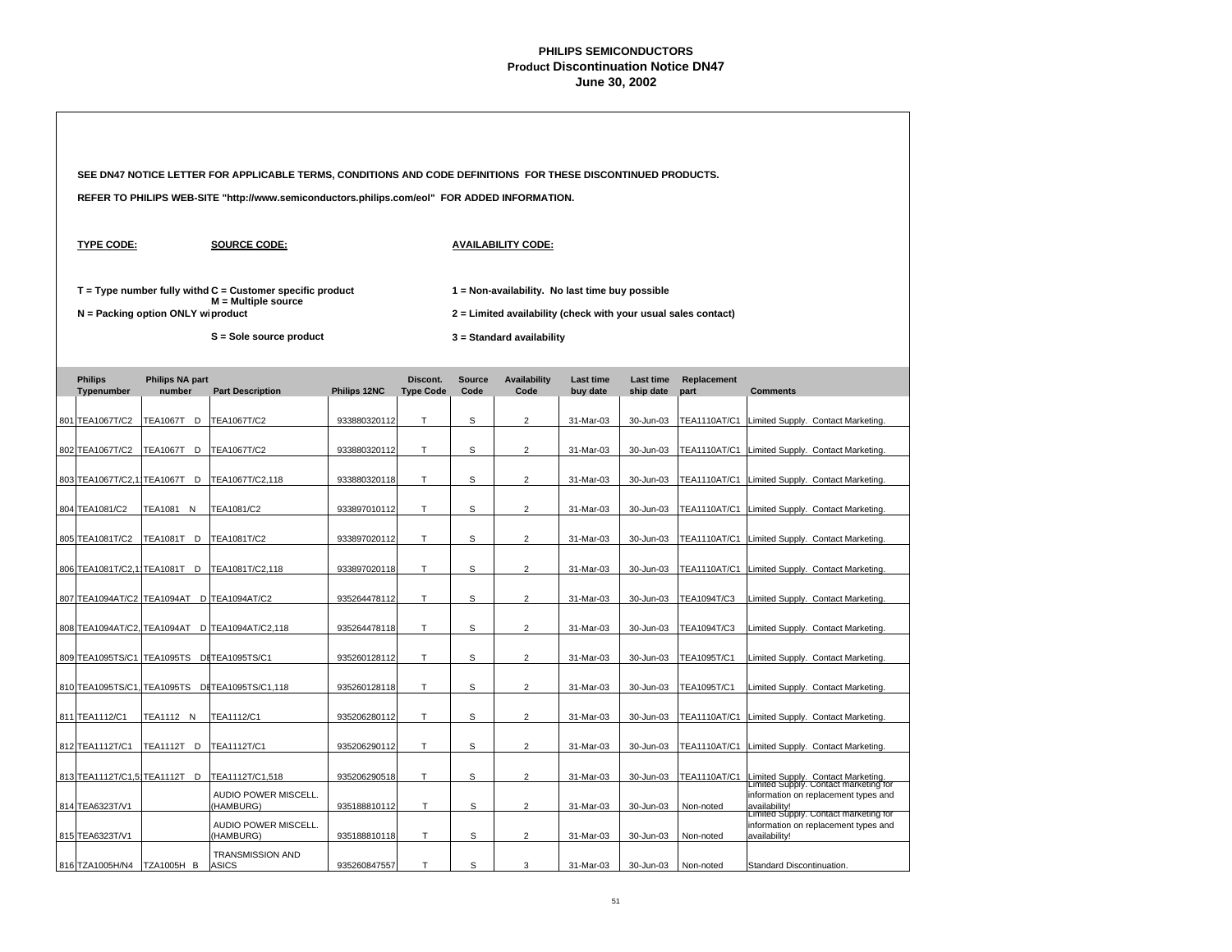# PHILIPS SEMICONDUCTORS
## Product Discontinuation Notice DN47
### June 30, 2002

**SEE DN47 NOTICE LETTER FOR APPLICABLE TERMS, CONDITIONS AND CODE DEFINITIONS FOR THESE DISCONTINUED PRODUCTS.**

**REFER TO PHILIPS WEB-SITE "http://www.semiconductors.philips.com/eol" FOR ADDED INFORMATION.**

**TYPE CODE:**

**T = Type number fully withd**

**N = Packing option ONLY wi**

**SOURCE CODE:**

**C = Customer specific product**

**M = Multiple source product**

**S = Sole source product**

**AVAILABILITY CODE:**

**1 = Non-availability. No last time buy possible**

**2 = Limited availability (check with your usual sales contact)**

**3 = Standard availability**

| | Philips Typenumber | Philips NA part number | Part Description | Philips 12NC | Discont. Type Code | Source Code | Availability Code | Last time buy date | Last time ship date | Replacement part | Comments |
|---|---|---|---|---|---|---|---|---|---|---|---|
| 801 | TEA1067T/C2 | TEA1067T D | TEA1067T/C2 | 933880320112 | T | S | 2 | 31-Mar-03 | 30-Jun-03 | TEA1110AT/C1 | Limited Supply. Contact Marketing. |
| 802 | TEA1067T/C2 | TEA1067T D | TEA1067T/C2 | 933880320112 | T | S | 2 | 31-Mar-03 | 30-Jun-03 | TEA1110AT/C1 | Limited Supply. Contact Marketing. |
| 803 | TEA1067T/C2,1 | TEA1067T D | TEA1067T/C2,118 | 933880320118 | T | S | 2 | 31-Mar-03 | 30-Jun-03 | TEA1110AT/C1 | Limited Supply. Contact Marketing. |
| 804 | TEA1081/C2 | TEA1081 N | TEA1081/C2 | 933897010112 | T | S | 2 | 31-Mar-03 | 30-Jun-03 | TEA1110AT/C1 | Limited Supply. Contact Marketing. |
| 805 | TEA1081T/C2 | TEA1081T D | TEA1081T/C2 | 933897020112 | T | S | 2 | 31-Mar-03 | 30-Jun-03 | TEA1110AT/C1 | Limited Supply. Contact Marketing. |
| 806 | TEA1081T/C2,1 | TEA1081T D | TEA1081T/C2,118 | 933897020118 | T | S | 2 | 31-Mar-03 | 30-Jun-03 | TEA1110AT/C1 | Limited Supply. Contact Marketing. |
| 807 | TEA1094AT/C2 | TEA1094AT D | TEA1094AT/C2 | 935264478112 | T | S | 2 | 31-Mar-03 | 30-Jun-03 | TEA1094T/C3 | Limited Supply. Contact Marketing. |
| 808 | TEA1094AT/C2, | TEA1094AT D | TEA1094AT/C2,118 | 935264478118 | T | S | 2 | 31-Mar-03 | 30-Jun-03 | TEA1094T/C3 | Limited Supply. Contact Marketing. |
| 809 | TEA1095TS/C1 | TEA1095TS D | TEA1095TS/C1 | 935260128112 | T | S | 2 | 31-Mar-03 | 30-Jun-03 | TEA1095T/C1 | Limited Supply. Contact Marketing. |
| 810 | TEA1095TS/C1, | TEA1095TS D | TEA1095TS/C1,118 | 935260128118 | T | S | 2 | 31-Mar-03 | 30-Jun-03 | TEA1095T/C1 | Limited Supply. Contact Marketing. |
| 811 | TEA1112/C1 | TEA1112 N | TEA1112/C1 | 935206280112 | T | S | 2 | 31-Mar-03 | 30-Jun-03 | TEA1110AT/C1 | Limited Supply. Contact Marketing. |
| 812 | TEA1112T/C1 | TEA1112T D | TEA1112T/C1 | 935206290112 | T | S | 2 | 31-Mar-03 | 30-Jun-03 | TEA1110AT/C1 | Limited Supply. Contact Marketing. |
| 813 | TEA1112T/C1,5 | TEA1112T D | TEA1112T/C1,518 | 935206290518 | T | S | 2 | 31-Mar-03 | 30-Jun-03 | TEA1110AT/C1 | Limited Supply. Contact Marketing. |
| 814 | TEA6323T/V1 | | AUDIO POWER MISCELL. (HAMBURG) | 935188810112 | T | S | 2 | 31-Mar-03 | 30-Jun-03 | Non-noted | Limited Supply. Contact marketing for information on replacement types and availability! |
| 815 | TEA6323T/V1 | | AUDIO POWER MISCELL. (HAMBURG) | 935188810118 | T | S | 2 | 31-Mar-03 | 30-Jun-03 | Non-noted | Limited Supply. Contact marketing for information on replacement types and availability! |
| 816 | TZA1005H/N4 | TZA1005H B | TRANSMISSION AND ASICS | 935260847557 | T | S | 3 | 31-Mar-03 | 30-Jun-03 | Non-noted | Standard Discontinuation. |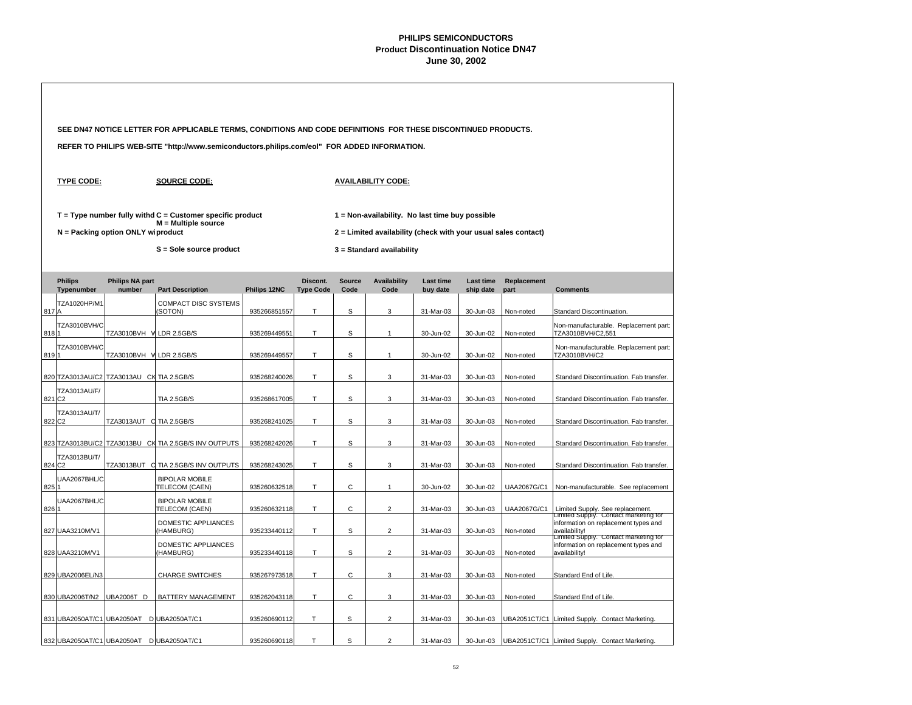# PHILIPS SEMICONDUCTORS
## Product Discontinuation Notice DN47
### June 30, 2002

**SEE DN47 NOTICE LETTER FOR APPLICABLE TERMS, CONDITIONS AND CODE DEFINITIONS FOR THESE DISCONTINUED PRODUCTS.**

**REFER TO PHILIPS WEB-SITE "http://www.semiconductors.philips.com/eol" FOR ADDED INFORMATION.**

**TYPE CODE:**

T = Type number fully withd
N = Packing option ONLY wi

**SOURCE CODE:**

C = Customer specific product
M = Multiple source product
S = Sole source product

**AVAILABILITY CODE:**

1 = Non-availability. No last time buy possible
2 = Limited availability (check with your usual sales contact)
3 = Standard availability

| | Philips Typenumber | Philips NA part number | Part Description | Philips 12NC | Discont. Type Code | Source Code | Availability Code | Last time buy date | Last time ship date | Replacement part | Comments |
|---|---|---|---|---|---|---|---|---|---|---|---|
| 817 | TZA1020HP/M1A | | COMPACT DISC SYSTEMS (SOTON) | 935266851557 | T | S | 3 | 31-Mar-03 | 30-Jun-03 | Non-noted | Standard Discontinuation. |
| 818 | TZA3010BVH/C1 | TZA3010BVH W | LDR 2.5GB/S | 935269449551 | T | S | 1 | 30-Jun-02 | 30-Jun-02 | Non-noted | Non-manufacturable. Replacement part: TZA3010BVH/C2,551 |
| 819 | TZA3010BVH/C1 | TZA3010BVH W | LDR 2.5GB/S | 935269449557 | T | S | 1 | 30-Jun-02 | 30-Jun-02 | Non-noted | Non-manufacturable. Replacement part: TZA3010BVH/C2 |
| 820 | TZA3013AU/C2 | TZA3013AU CK | TIA 2.5GB/S | 935268240026 | T | S | 3 | 31-Mar-03 | 30-Jun-03 | Non-noted | Standard Discontinuation. Fab transfer. |
| 821 | TZA3013AU/F/C2 | | TIA 2.5GB/S | 935268617005 | T | S | 3 | 31-Mar-03 | 30-Jun-03 | Non-noted | Standard Discontinuation. Fab transfer. |
| 822 | TZA3013AU/T/C2 | TZA3013AUT C | TIA 2.5GB/S | 935268241025 | T | S | 3 | 31-Mar-03 | 30-Jun-03 | Non-noted | Standard Discontinuation. Fab transfer. |
| 823 | TZA3013BU/C2 | TZA3013BU CK | TIA 2.5GB/S INV OUTPUTS | 935268242026 | T | S | 3 | 31-Mar-03 | 30-Jun-03 | Non-noted | Standard Discontinuation. Fab transfer. |
| 824 | TZA3013BU/T/C2 | TZA3013BUT C | TIA 2.5GB/S INV OUTPUTS | 935268243025 | T | S | 3 | 31-Mar-03 | 30-Jun-03 | Non-noted | Standard Discontinuation. Fab transfer. |
| 825 | UAA2067BHL/C1 | | BIPOLAR MOBILE TELECOM (CAEN) | 935260632518 | T | C | 1 | 30-Jun-02 | 30-Jun-02 | UAA2067G/C1 | Non-manufacturable. See replacement |
| 826 | UAA2067BHL/C1 | | BIPOLAR MOBILE TELECOM (CAEN) | 935260632118 | T | C | 2 | 31-Mar-03 | 30-Jun-03 | UAA2067G/C1 | Limited Supply. See replacement. |
| 827 | UAA3210M/V1 | | DOMESTIC APPLIANCES (HAMBURG) | 935233440112 | T | S | 2 | 31-Mar-03 | 30-Jun-03 | Non-noted | Limited Supply. Contact marketing for information on replacement types and availability! |
| 828 | UAA3210M/V1 | | DOMESTIC APPLIANCES (HAMBURG) | 935233440118 | T | S | 2 | 31-Mar-03 | 30-Jun-03 | Non-noted | Limited Supply. Contact marketing for information on replacement types and availability! |
| 829 | UBA2006EL/N3 | | CHARGE SWITCHES | 935267973518 | T | C | 3 | 31-Mar-03 | 30-Jun-03 | Non-noted | Standard End of Life. |
| 830 | UBA2006T/N2 | UBA2006T D | BATTERY MANAGEMENT | 935262043118 | T | C | 3 | 31-Mar-03 | 30-Jun-03 | Non-noted | Standard End of Life. |
| 831 | UBA2050AT/C1 | UBA2050AT D | UBA2050AT/C1 | 935260690112 | T | S | 2 | 31-Mar-03 | 30-Jun-03 | UBA2051CT/C1 | Limited Supply. Contact Marketing. |
| 832 | UBA2050AT/C1 | UBA2050AT D | UBA2050AT/C1 | 935260690118 | T | S | 2 | 31-Mar-03 | 30-Jun-03 | UBA2051CT/C1 | Limited Supply. Contact Marketing. |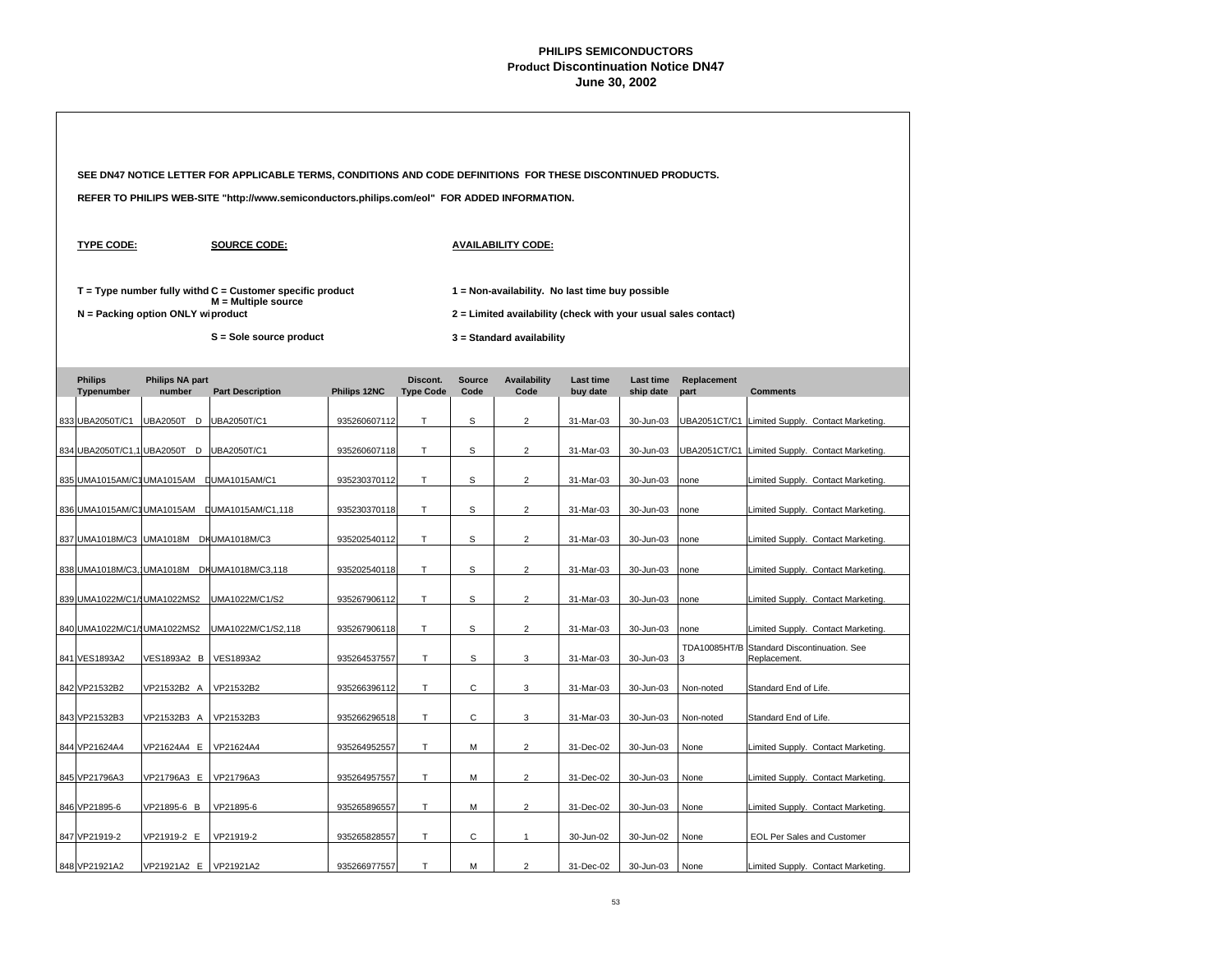# PHILIPS SEMICONDUCTORS
## Product Discontinuation Notice DN47
### June 30, 2002

**SEE DN47 NOTICE LETTER FOR APPLICABLE TERMS, CONDITIONS AND CODE DEFINITIONS FOR THESE DISCONTINUED PRODUCTS.**

**REFER TO PHILIPS WEB-SITE "http://www.semiconductors.philips.com/eol" FOR ADDED INFORMATION.**

**TYPE CODE:**

**T = Type number fully withd**

**N = Packing option ONLY wi**

**SOURCE CODE:**

**C = Customer specific product**

**M = Multiple source product**

**S = Sole source product**

**AVAILABILITY CODE:**

**1 = Non-availability. No last time buy possible**

**2 = Limited availability (check with your usual sales contact)**

**3 = Standard availability**

| | Philips Typenumber | Philips NA part number | Part Description | Philips 12NC | Discont. Type Code | Source Code | Availability Code | Last time buy date | Last time ship date | Replacement part | Comments |
|---|---|---|---|---|---|---|---|---|---|---|---|
| 833 | UBA2050T/C1 | UBA2050T D | UBA2050T/C1 | 935260607112 | T | S | 2 | 31-Mar-03 | 30-Jun-03 | UBA2051CT/C1 | Limited Supply. Contact Marketing. |
| 834 | UBA2050T/C1,1 | UBA2050T D | UBA2050T/C1 | 935260607118 | T | S | 2 | 31-Mar-03 | 30-Jun-03 | UBA2051CT/C1 | Limited Supply. Contact Marketing. |
| 835 | UMA1015AM/C1 | UMA1015AM D | UMA1015AM/C1 | 935230370112 | T | S | 2 | 31-Mar-03 | 30-Jun-03 | none | Limited Supply. Contact Marketing. |
| 836 | UMA1015AM/C1 | UMA1015AM D | UMA1015AM/C1,118 | 935230370118 | T | S | 2 | 31-Mar-03 | 30-Jun-03 | none | Limited Supply. Contact Marketing. |
| 837 | UMA1018M/C3 | UMA1018M D | UMA1018M/C3 | 935202540112 | T | S | 2 | 31-Mar-03 | 30-Jun-03 | none | Limited Supply. Contact Marketing. |
| 838 | UMA1018M/C3,1 | UMA1018M D | UMA1018M/C3,118 | 935202540118 | T | S | 2 | 31-Mar-03 | 30-Jun-03 | none | Limited Supply. Contact Marketing. |
| 839 | UMA1022M/C1/S | UMA1022MS2 | UMA1022M/C1/S2 | 935267906112 | T | S | 2 | 31-Mar-03 | 30-Jun-03 | none | Limited Supply. Contact Marketing. |
| 840 | UMA1022M/C1/S | UMA1022MS2 | UMA1022M/C1/S2,118 | 935267906118 | T | S | 2 | 31-Mar-03 | 30-Jun-03 | none | Limited Supply. Contact Marketing. |
| 841 | VES1893A2 | VES1893A2 B | VES1893A2 | 935264537557 | T | S | 3 | 31-Mar-03 | 30-Jun-03 | TDA10085HT/B3 | Standard Discontinuation. See Replacement. |
| 842 | VP21532B2 | VP21532B2 A | VP21532B2 | 935266396112 | T | C | 3 | 31-Mar-03 | 30-Jun-03 | Non-noted | Standard End of Life. |
| 843 | VP21532B3 | VP21532B3 A | VP21532B3 | 935266296518 | T | C | 3 | 31-Mar-03 | 30-Jun-03 | Non-noted | Standard End of Life. |
| 844 | VP21624A4 | VP21624A4 E | VP21624A4 | 935264952557 | T | M | 2 | 31-Dec-02 | 30-Jun-03 | None | Limited Supply. Contact Marketing. |
| 845 | VP21796A3 | VP21796A3 E | VP21796A3 | 935264957557 | T | M | 2 | 31-Dec-02 | 30-Jun-03 | None | Limited Supply. Contact Marketing. |
| 846 | VP21895-6 | VP21895-6 B | VP21895-6 | 935265896557 | T | M | 2 | 31-Dec-02 | 30-Jun-03 | None | Limited Supply. Contact Marketing. |
| 847 | VP21919-2 | VP21919-2 E | VP21919-2 | 935265828557 | T | C | 1 | 30-Jun-02 | 30-Jun-02 | None | EOL Per Sales and Customer |
| 848 | VP21921A2 | VP21921A2 E | VP21921A2 | 935266977557 | T | M | 2 | 31-Dec-02 | 30-Jun-03 | None | Limited Supply. Contact Marketing. |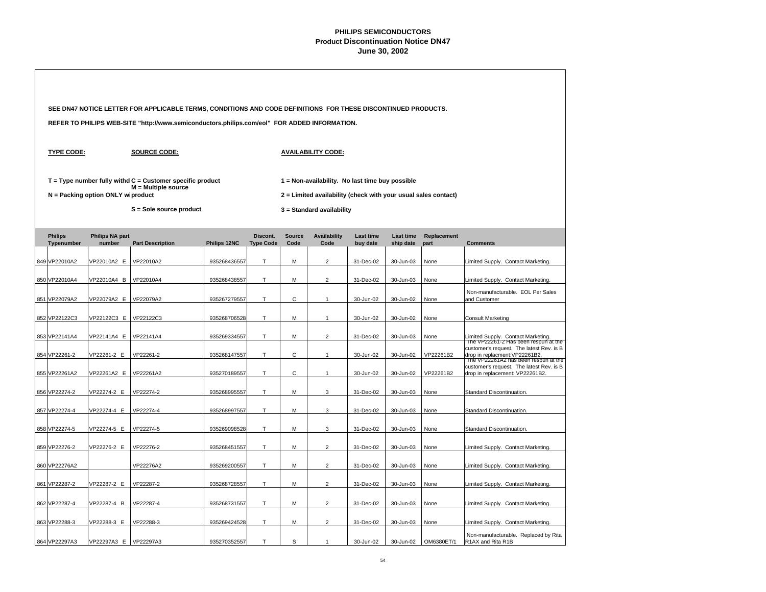**PHILIPS SEMICONDUCTORS**
**Product Discontinuation Notice DN47**
**June 30, 2002**

**SEE DN47 NOTICE LETTER FOR APPLICABLE TERMS, CONDITIONS AND CODE DEFINITIONS FOR THESE DISCONTINUED PRODUCTS.**

**REFER TO PHILIPS WEB-SITE "http://www.semiconductors.philips.com/eol" FOR ADDED INFORMATION.**

**TYPE CODE:**

**T = Type number fully withd**
**N = Packing option ONLY wi**

**SOURCE CODE:**

**C = Customer specific product**
**M = Multiple source product**
**S = Sole source product**

**AVAILABILITY CODE:**

**1 = Non-availability. No last time buy possible**
**2 = Limited availability (check with your usual sales contact)**
**3 = Standard availability**

| | Philips Typenumber | Philips NA part number | Part Description | Philips 12NC | Discont. Type Code | Source Code | Availability Code | Last time buy date | Last time ship date | Replacement part | Comments |
|---|---|---|---|---|---|---|---|---|---|---|---|
| 849 | VP22010A2 | VP22010A2 E | VP22010A2 | 935268436557 | T | M | 2 | 31-Dec-02 | 30-Jun-03 | None | Limited Supply. Contact Marketing. |
| 850 | VP22010A4 | VP22010A4 B | VP22010A4 | 935268438557 | T | M | 2 | 31-Dec-02 | 30-Jun-03 | None | Limited Supply. Contact Marketing. |
| 851 | VP22079A2 | VP22079A2 E | VP22079A2 | 935267279557 | T | C | 1 | 30-Jun-02 | 30-Jun-02 | None | Non-manufacturable. EOL Per Sales and Customer |
| 852 | VP22122C3 | VP22122C3 E | VP22122C3 | 935268706528 | T | M | 1 | 30-Jun-02 | 30-Jun-02 | None | Consult Marketing |
| 853 | VP22141A4 | VP22141A4 E | VP22141A4 | 935269334557 | T | M | 2 | 31-Dec-02 | 30-Jun-03 | None | Limited Supply. Contact Marketing. |
| 854 | VP22261-2 | VP22261-2 E | VP22261-2 | 935268147557 | T | C | 1 | 30-Jun-02 | 30-Jun-02 | VP22261B2 | The VP22261-2 Has been respun at the customer's request. The latest Rev. is B drop in replacment:VP22261B2. |
| 855 | VP22261A2 | VP22261A2 E | VP22261A2 | 935270189557 | T | C | 1 | 30-Jun-02 | 30-Jun-02 | VP22261B2 | The VP22261A2 has been respun at the customer's request. The latest Rev. is B drop in replacement: VP22261B2. |
| 856 | VP22274-2 | VP22274-2 E | VP22274-2 | 935268995557 | T | M | 3 | 31-Dec-02 | 30-Jun-03 | None | Standard Discontinuation. |
| 857 | VP22274-4 | VP22274-4 E | VP22274-4 | 935268997557 | T | M | 3 | 31-Dec-02 | 30-Jun-03 | None | Standard Discontinuation. |
| 858 | VP22274-5 | VP22274-5 E | VP22274-5 | 935269098528 | T | M | 3 | 31-Dec-02 | 30-Jun-03 | None | Standard Discontinuation. |
| 859 | VP22276-2 | VP22276-2 E | VP22276-2 | 935268451557 | T | M | 2 | 31-Dec-02 | 30-Jun-03 | None | Limited Supply. Contact Marketing. |
| 860 | VP22276A2 | | VP22276A2 | 935269200557 | T | M | 2 | 31-Dec-02 | 30-Jun-03 | None | Limited Supply. Contact Marketing. |
| 861 | VP22287-2 | VP22287-2 E | VP22287-2 | 935268728557 | T | M | 2 | 31-Dec-02 | 30-Jun-03 | None | Limited Supply. Contact Marketing. |
| 862 | VP22287-4 | VP22287-4 B | VP22287-4 | 935268731557 | T | M | 2 | 31-Dec-02 | 30-Jun-03 | None | Limited Supply. Contact Marketing. |
| 863 | VP22288-3 | VP22288-3 E | VP22288-3 | 935269424528 | T | M | 2 | 31-Dec-02 | 30-Jun-03 | None | Limited Supply. Contact Marketing. |
| 864 | VP22297A3 | VP22297A3 E | VP22297A3 | 935270352557 | T | S | 1 | 30-Jun-02 | 30-Jun-02 | OM6380ET/1 | Non-manufacturable. Replaced by Rita R1AX and Rita R1B |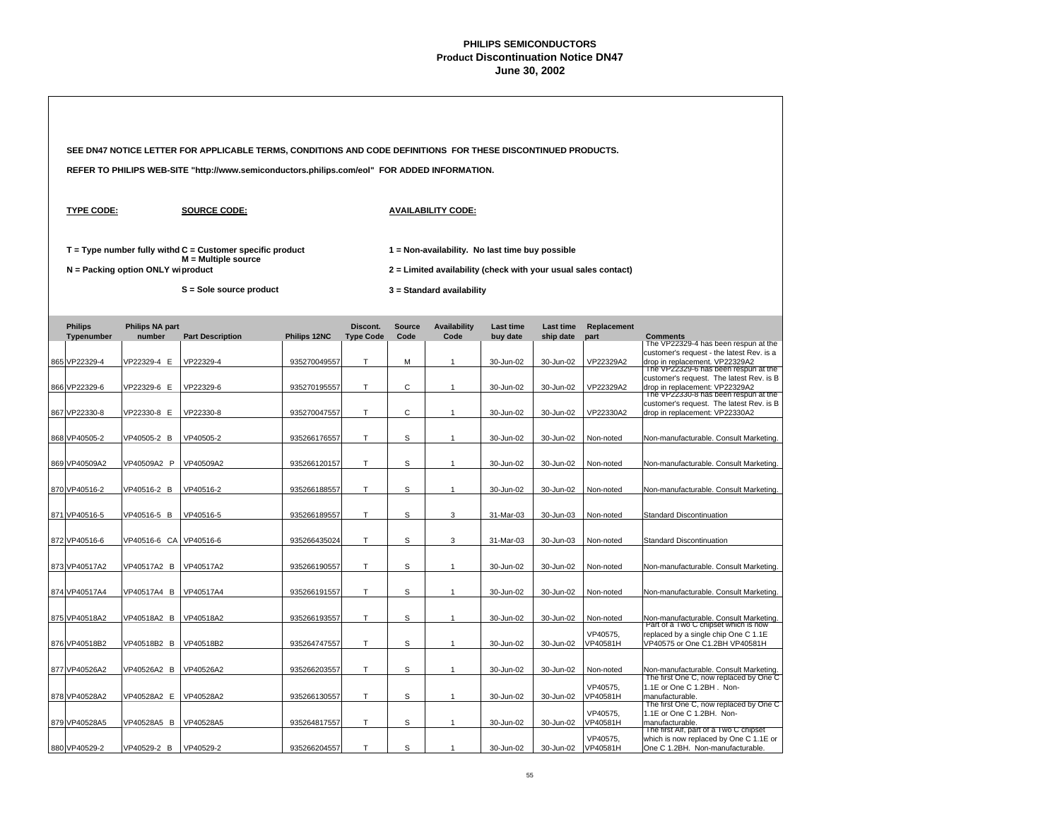# PHILIPS SEMICONDUCTORS
## Product Discontinuation Notice DN47
### June 30, 2002

**SEE DN47 NOTICE LETTER FOR APPLICABLE TERMS, CONDITIONS AND CODE DEFINITIONS FOR THESE DISCONTINUED PRODUCTS.**

**REFER TO PHILIPS WEB-SITE "http://www.semiconductors.philips.com/eol" FOR ADDED INFORMATION.**

**TYPE CODE:**

**T = Type number fully withd**

**N = Packing option ONLY wi**

**SOURCE CODE:**

**C = Customer specific product**

**M = Multiple source product**

**S = Sole source product**

**AVAILABILITY CODE:**

**1 = Non-availability. No last time buy possible**

**2 = Limited availability (check with your usual sales contact)**

**3 = Standard availability**

| | Philips Typenumber | Philips NA part number | Part Description | Philips 12NC | Discont. Type Code | Source Code | Availability Code | Last time buy date | Last time ship date | Replacement part | Comments |
|---|---|---|---|---|---|---|---|---|---|---|---|
| 865 | VP22329-4 | VP22329-4 E | VP22329-4 | 935270049557 | T | M | 1 | 30-Jun-02 | 30-Jun-02 | VP22329A2 | The VP22329-4 has been respun at the customer's request - the latest Rev. is a drop in replacement. VP22329A2 |
| 866 | VP22329-6 | VP22329-6 E | VP22329-6 | 935270195557 | T | C | 1 | 30-Jun-02 | 30-Jun-02 | VP22329A2 | The VP22329-6 has been respun at the customer's request. The latest Rev. is B drop in replacement: VP22329A2 |
| 867 | VP22330-8 | VP22330-8 E | VP22330-8 | 935270047557 | T | C | 1 | 30-Jun-02 | 30-Jun-02 | VP22330A2 | The VP22330-8 has been respun at the customer's request. The latest Rev. is B drop in replacement: VP22330A2 |
| 868 | VP40505-2 | VP40505-2 B | VP40505-2 | 935266176557 | T | S | 1 | 30-Jun-02 | 30-Jun-02 | Non-noted | Non-manufacturable. Consult Marketing. |
| 869 | VP40509A2 | VP40509A2 P | VP40509A2 | 935266120157 | T | S | 1 | 30-Jun-02 | 30-Jun-02 | Non-noted | Non-manufacturable. Consult Marketing. |
| 870 | VP40516-2 | VP40516-2 B | VP40516-2 | 935266188557 | T | S | 1 | 30-Jun-02 | 30-Jun-02 | Non-noted | Non-manufacturable. Consult Marketing. |
| 871 | VP40516-5 | VP40516-5 B | VP40516-5 | 935266189557 | T | S | 3 | 31-Mar-03 | 30-Jun-03 | Non-noted | Standard Discontinuation |
| 872 | VP40516-6 | VP40516-6 CA | VP40516-6 | 935266435024 | T | S | 3 | 31-Mar-03 | 30-Jun-03 | Non-noted | Standard Discontinuation |
| 873 | VP40517A2 | VP40517A2 B | VP40517A2 | 935266190557 | T | S | 1 | 30-Jun-02 | 30-Jun-02 | Non-noted | Non-manufacturable. Consult Marketing. |
| 874 | VP40517A4 | VP40517A4 B | VP40517A4 | 935266191557 | T | S | 1 | 30-Jun-02 | 30-Jun-02 | Non-noted | Non-manufacturable. Consult Marketing. |
| 875 | VP40518A2 | VP40518A2 B | VP40518A2 | 935266193557 | T | S | 1 | 30-Jun-02 | 30-Jun-02 | Non-noted | Non-manufacturable. Consult Marketing. |
| 876 | VP40518B2 | VP40518B2 B | VP40518B2 | 935264747557 | T | S | 1 | 30-Jun-02 | 30-Jun-02 | VP40575, VP40581H | Part of a Two C chipset which is now replaced by a single chip One C 1.1E VP40575 or One C1.2BH VP40581H |
| 877 | VP40526A2 | VP40526A2 B | VP40526A2 | 935266203557 | T | S | 1 | 30-Jun-02 | 30-Jun-02 | Non-noted | Non-manufacturable. Consult Marketing. |
| 878 | VP40528A2 | VP40528A2 E | VP40528A2 | 935266130557 | T | S | 1 | 30-Jun-02 | 30-Jun-02 | VP40575, VP40581H | The first One C, now replaced by One C 1.1E or One C 1.2BH . Non-manufacturable. |
| 879 | VP40528A5 | VP40528A5 B | VP40528A5 | 935264817557 | T | S | 1 | 30-Jun-02 | 30-Jun-02 | VP40575, VP40581H | The first One C, now replaced by One C 1.1E or One C 1.2BH. Non-manufacturable. |
| 880 | VP40529-2 | VP40529-2 B | VP40529-2 | 935266204557 | T | S | 1 | 30-Jun-02 | 30-Jun-02 | VP40575, VP40581H | The first AIf, part of a Two C chipset which is now replaced by One C 1.1E or One C 1.2BH. Non-manufacturable. |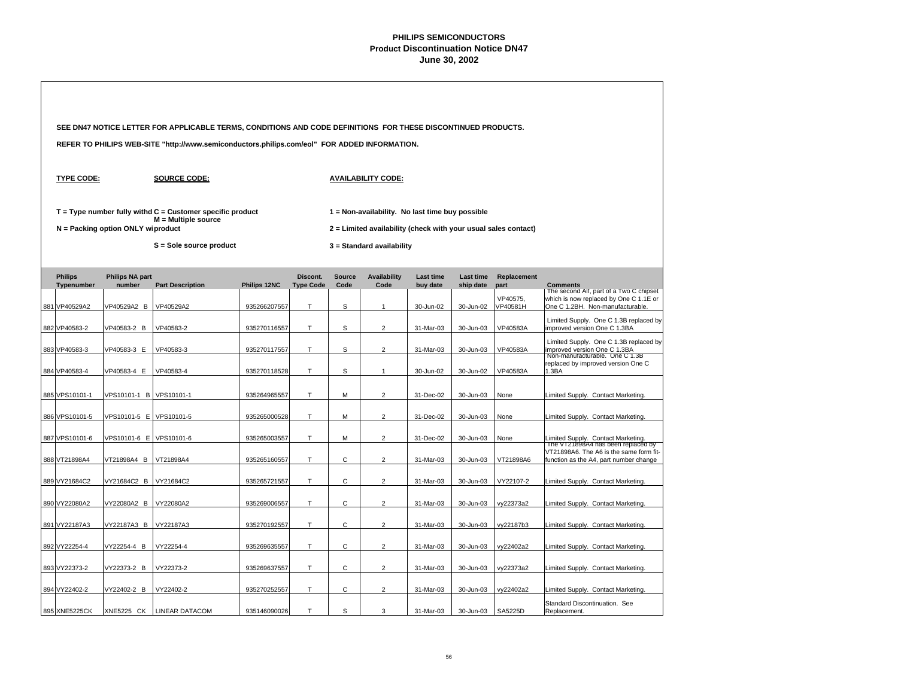# PHILIPS SEMICONDUCTORS
## Product Discontinuation Notice DN47
### June 30, 2002

**SEE DN47 NOTICE LETTER FOR APPLICABLE TERMS, CONDITIONS AND CODE DEFINITIONS FOR THESE DISCONTINUED PRODUCTS.**

**REFER TO PHILIPS WEB-SITE "http://www.semiconductors.philips.com/eol" FOR ADDED INFORMATION.**

**TYPE CODE:**

T = Type number fully withd

N = Packing option ONLY wi

**SOURCE CODE:**

C = Customer specific product

M = Multiple source product

S = Sole source product

**AVAILABILITY CODE:**

1 = Non-availability. No last time buy possible

2 = Limited availability (check with your usual sales contact)

3 = Standard availability

| | Philips Typenumber | Philips NA part number | Part Description | Philips 12NC | Discont. Type Code | Source Code | Availability Code | Last time buy date | Last time ship date | Replacement part | Comments |
|---|---|---|---|---|---|---|---|---|---|---|---|
| 881 | VP40529A2 | VP40529A2 B | VP40529A2 | 935266207557 | T | S | 1 | 30-Jun-02 | 30-Jun-02 | VP40575, VP40581H | The second Alf, part of a Two C chipset which is now replaced by One C 1.1E or One C 1.2BH. Non-manufacturable. |
| 882 | VP40583-2 | VP40583-2 B | VP40583-2 | 935270116557 | T | S | 2 | 31-Mar-03 | 30-Jun-03 | VP40583A | Limited Supply. One C 1.3B replaced by improved version One C 1.3BA |
| 883 | VP40583-3 | VP40583-3 E | VP40583-3 | 935270117557 | T | S | 2 | 31-Mar-03 | 30-Jun-03 | VP40583A | Limited Supply. One C 1.3B replaced by improved version One C 1.3BA |
| 884 | VP40583-4 | VP40583-4 E | VP40583-4 | 935270118528 | T | S | 1 | 30-Jun-02 | 30-Jun-02 | VP40583A | Non-manufacturable. One C 1.3B replaced by improved version One C 1.3BA |
| 885 | VPS10101-1 | VPS10101-1 B | VPS10101-1 | 935264965557 | T | M | 2 | 31-Dec-02 | 30-Jun-03 | None | Limited Supply. Contact Marketing. |
| 886 | VPS10101-5 | VPS10101-5 E | VPS10101-5 | 935265000528 | T | M | 2 | 31-Dec-02 | 30-Jun-03 | None | Limited Supply. Contact Marketing. |
| 887 | VPS10101-6 | VPS10101-6 E | VPS10101-6 | 935265003557 | T | M | 2 | 31-Dec-02 | 30-Jun-03 | None | Limited Supply. Contact Marketing. |
| 888 | VT21898A4 | VT21898A4 B | VT21898A4 | 935265160557 | T | C | 2 | 31-Mar-03 | 30-Jun-03 | VT21898A6 | The VT21898A4 has been replaced by VT21898A6. The A6 is the same form fit-function as the A4, part number change |
| 889 | VY21684C2 | VY21684C2 B | VY21684C2 | 935265721557 | T | C | 2 | 31-Mar-03 | 30-Jun-03 | VY22107-2 | Limited Supply. Contact Marketing. |
| 890 | VY22080A2 | VY22080A2 B | VY22080A2 | 935269006557 | T | C | 2 | 31-Mar-03 | 30-Jun-03 | vy22373a2 | Limited Supply. Contact Marketing. |
| 891 | VY22187A3 | VY22187A3 B | VY22187A3 | 935270192557 | T | C | 2 | 31-Mar-03 | 30-Jun-03 | vy22187b3 | Limited Supply. Contact Marketing. |
| 892 | VY22254-4 | VY22254-4 B | VY22254-4 | 935269635557 | T | C | 2 | 31-Mar-03 | 30-Jun-03 | vy22402a2 | Limited Supply. Contact Marketing. |
| 893 | VY22373-2 | VY22373-2 B | VY22373-2 | 935269637557 | T | C | 2 | 31-Mar-03 | 30-Jun-03 | vy22373a2 | Limited Supply. Contact Marketing. |
| 894 | VY22402-2 | VY22402-2 B | VY22402-2 | 935270252557 | T | C | 2 | 31-Mar-03 | 30-Jun-03 | vy22402a2 | Limited Supply. Contact Marketing. |
| 895 | XNE5225CK | XNE5225 CK | LINEAR DATACOM | 935146090026 | T | S | 3 | 31-Mar-03 | 30-Jun-03 | SA5225D | Standard Discontinuation. See Replacement. |